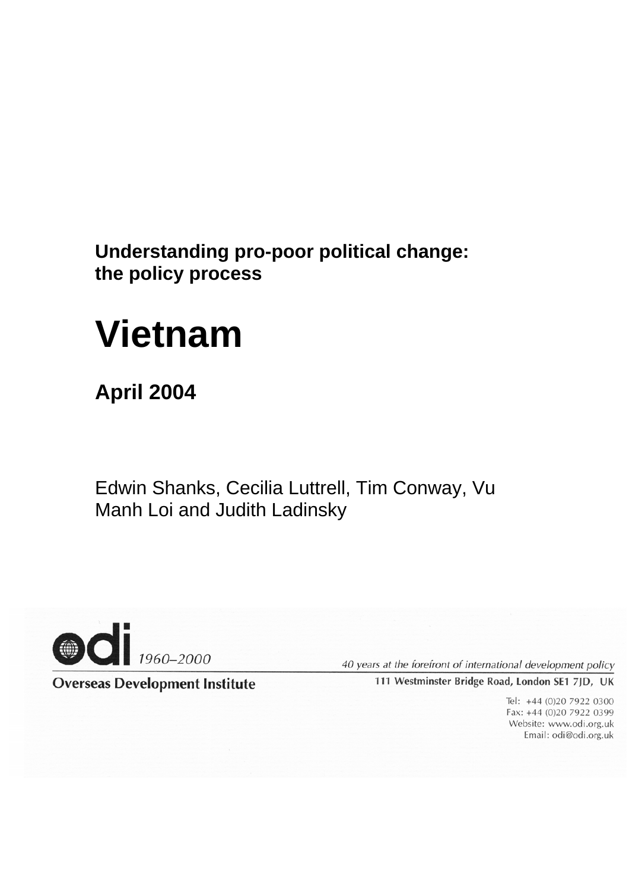**Understanding pro-poor political change: the policy process**

# Vietnam

## April 2004

Edwin Shanks, Cecilia Luttrell, Tim Conway, Vu Manh Loi and Judith Ladinsky

odi 1960–2000

*40 years at the forefront of international development policy*

**Overseas Development Institute**

111 Westminster Bridge Road, London SE1 7JD, UK

Tel: +44 (0)20 7922 0300
Fax: +44 (0)20 7922 0399
Website: www.odi.org.uk
Email: odi@odi.org.uk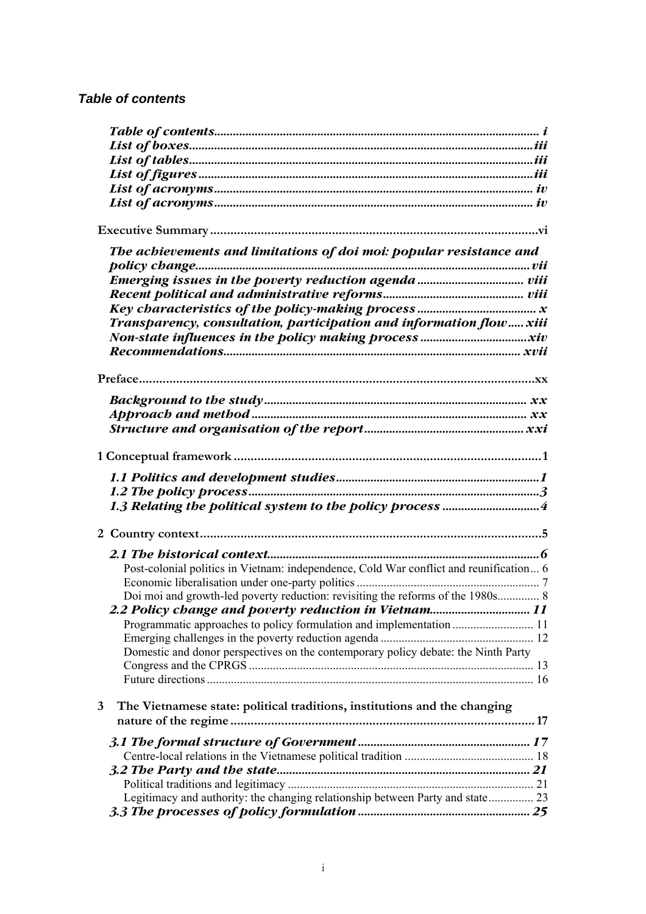### *Table of contents*

*Table of contents* ..... i
*List of boxes* ..... iii
*List of tables* ..... iii
*List of figures* ..... iii
*List of acronyms* ..... iv
*List of acronyms* ..... iv

**Executive Summary** ..... vi

*The achievements and limitations of doi moi: popular resistance and policy change* ..... vii
*Emerging issues in the poverty reduction agenda* ..... viii
*Recent political and administrative reforms* ..... viii
*Key characteristics of the policy-making process* ..... x
*Transparency, consultation, participation and information flow* ..... xiii
*Non-state influences in the policy making process* ..... xiv
*Recommendations* ..... xvii

**Preface** ..... xx

*Background to the study* ..... xx
*Approach and method* ..... xx
*Structure and organisation of the report* ..... xxi

**1 Conceptual framework** ..... 1

*1.1 Politics and development studies* ..... 1
*1.2 The policy process* ..... 3
*1.3 Relating the political system to the policy process* ..... 4

**2 Country context** ..... 5

*2.1 The historical context* ..... 6
- Post-colonial politics in Vietnam: independence, Cold War conflict and reunification ..... 6
- Economic liberalisation under one-party politics ..... 7
- Doi moi and growth-led poverty reduction: revisiting the reforms of the 1980s ..... 8

*2.2 Policy change and poverty reduction in Vietnam* ..... 11
- Programmatic approaches to policy formulation and implementation ..... 11
- Emerging challenges in the poverty reduction agenda ..... 12
- Domestic and donor perspectives on the contemporary policy debate: the Ninth Party Congress and the CPRGS ..... 13
- Future directions ..... 16

**3 The Vietnamese state: political traditions, institutions and the changing nature of the regime** ..... 17

*3.1 The formal structure of Government* ..... 17
- Centre-local relations in the Vietnamese political tradition ..... 18

*3.2 The Party and the state* ..... 21
- Political traditions and legitimacy ..... 21
- Legitimacy and authority: the changing relationship between Party and state ..... 23

*3.3 The processes of policy formulation* ..... 25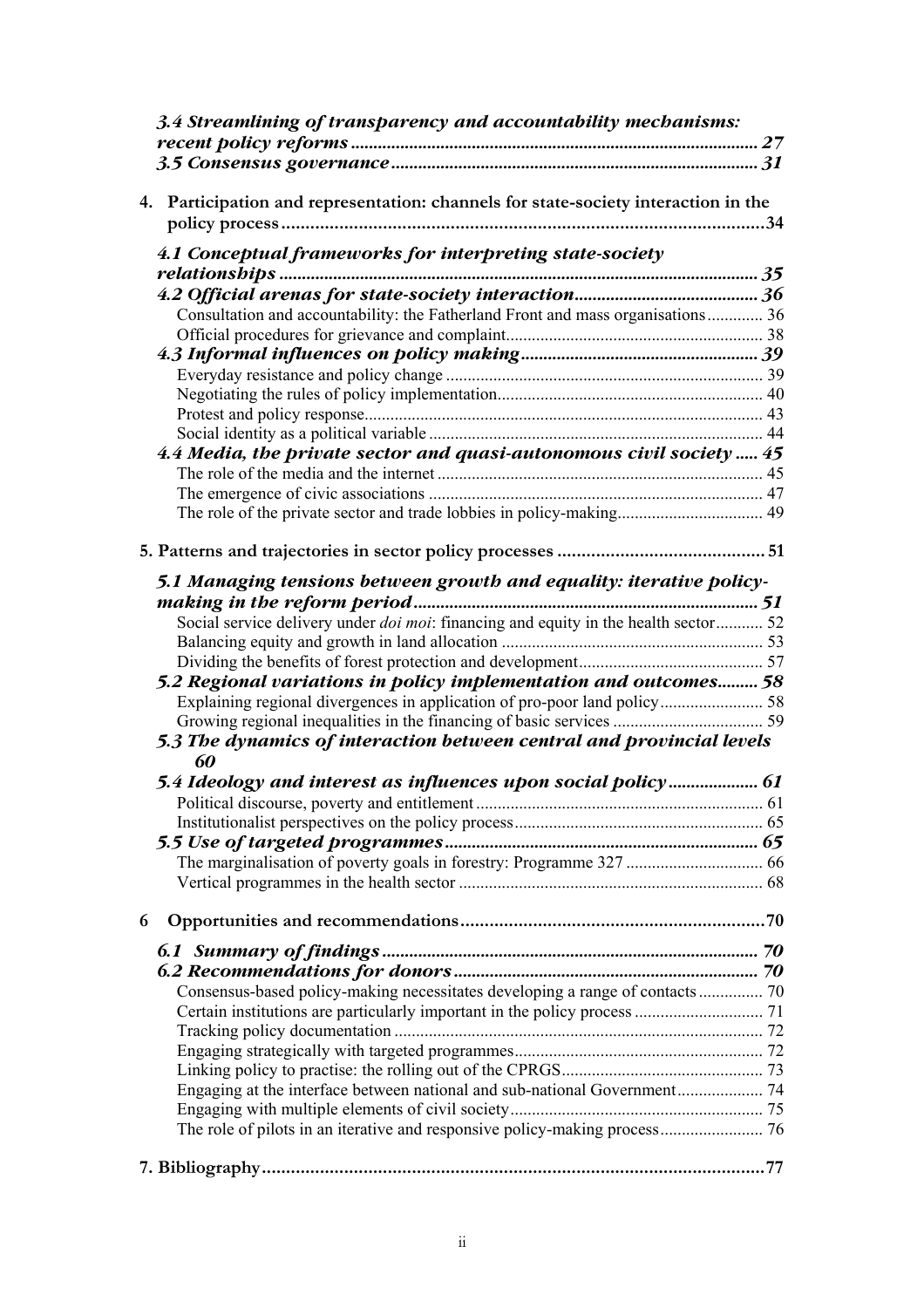*3.4 Streamlining of transparency and accountability mechanisms: recent policy reforms* ........................................................................................ 27
*3.5 Consensus governance* ................................................................................ 31

**4. Participation and representation: channels for state-society interaction in the policy process** ....................................................................................................34

*4.1 Conceptual frameworks for interpreting state-society relationships* ........................................................................................................ 35
*4.2 Official arenas for state-society interaction* ........................................ 36
Consultation and accountability: the Fatherland Front and mass organisations ............. 36
Official procedures for grievance and complaint ........................................................... 38
*4.3 Informal influences on policy making* .................................................... 39
Everyday resistance and policy change ......................................................................... 39
Negotiating the rules of policy implementation ............................................................. 40
Protest and policy response ........................................................................................... 43
Social identity as a political variable ............................................................................. 44
*4.4 Media, the private sector and quasi-autonomous civil society* ..... 45
The role of the media and the internet ........................................................................... 45
The emergence of civic associations ............................................................................. 47
The role of the private sector and trade lobbies in policy-making ................................. 49

**5. Patterns and trajectories in sector policy processes** ........................................... 51

*5.1 Managing tensions between growth and equality: iterative policy-making in the reform period* ........................................................................... 51
Social service delivery under *doi moi*: financing and equity in the health sector ........... 52
Balancing equity and growth in land allocation ............................................................ 53
Dividing the benefits of forest protection and development .......................................... 57
*5.2 Regional variations in policy implementation and outcomes* ......... 58
Explaining regional divergences in application of pro-poor land policy ....................... 58
Growing regional inequalities in the financing of basic services .................................. 59
*5.3 The dynamics of interaction between central and provincial levels* 60
*5.4 Ideology and interest as influences upon social policy* ................... 61
Political discourse, poverty and entitlement .................................................................. 61
Institutionalist perspectives on the policy process ......................................................... 65
*5.5 Use of targeted programmes* .................................................................... 65
The marginalisation of poverty goals in forestry: Programme 327 ............................... 66
Vertical programmes in the health sector ...................................................................... 68

**6 Opportunities and recommendations** ...............................................................70

*6.1 Summary of findings* .................................................................................. 70
*6.2 Recommendations for donors* .................................................................. 70
Consensus-based policy-making necessitates developing a range of contacts ............... 70
Certain institutions are particularly important in the policy process ............................. 71
Tracking policy documentation ..................................................................................... 72
Engaging strategically with targeted programmes ......................................................... 72
Linking policy to practise: the rolling out of the CPRGS .............................................. 73
Engaging at the interface between national and sub-national Government .................... 74
Engaging with multiple elements of civil society .......................................................... 75
The role of pilots in an iterative and responsive policy-making process ........................ 76

**7. Bibliography** .......................................................................................................77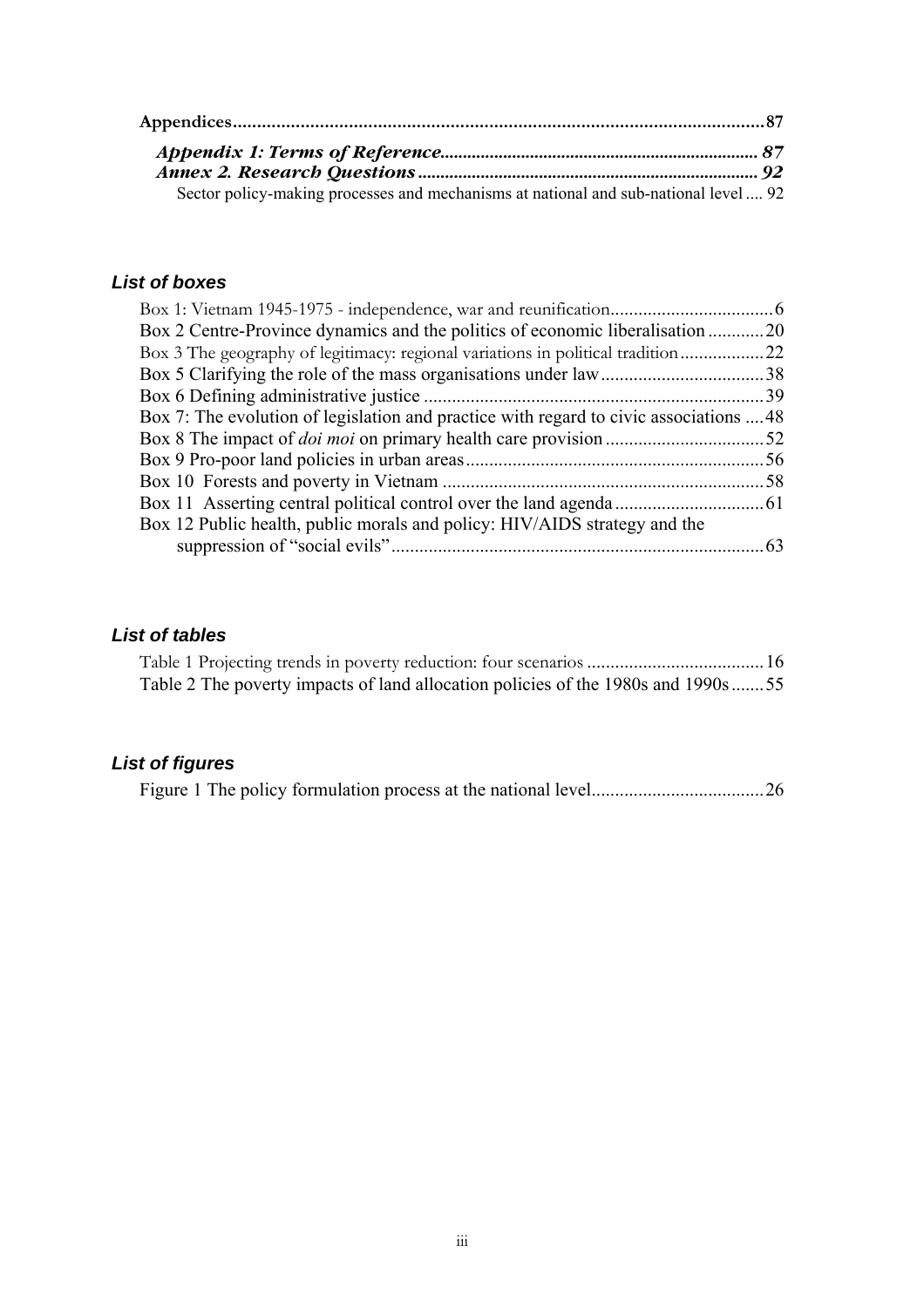**Appendices** .............................................................................................................. **87**

***Appendix 1: Terms of Reference*** ...................................................................... ***87***

***Annex 2. Research Questions*** ........................................................................... ***92***

Sector policy-making processes and mechanisms at national and sub-national level .... 92

### *List of boxes*

Box 1: Vietnam 1945-1975 - independence, war and reunification................................... 6

Box 2 Centre-Province dynamics and the politics of economic liberalisation ............ 20

Box 3 The geography of legitimacy: regional variations in political tradition .................. 22

Box 5 Clarifying the role of the mass organisations under law .................................. 38

Box 6 Defining administrative justice ......................................................................... 39

Box 7: The evolution of legislation and practice with regard to civic associations .... 48

Box 8 The impact of *doi moi* on primary health care provision ................................. 52

Box 9 Pro-poor land policies in urban areas ............................................................... 56

Box 10 Forests and poverty in Vietnam ..................................................................... 58

Box 11 Asserting central political control over the land agenda ............................... 61

Box 12 Public health, public morals and policy: HIV/AIDS strategy and the suppression of "social evils" ............................................................................... 63

### *List of tables*

Table 1 Projecting trends in poverty reduction: four scenarios ...................................... 16

Table 2 The poverty impacts of land allocation policies of the 1980s and 1990s ....... 55

### *List of figures*

Figure 1 The policy formulation process at the national level .................................... 26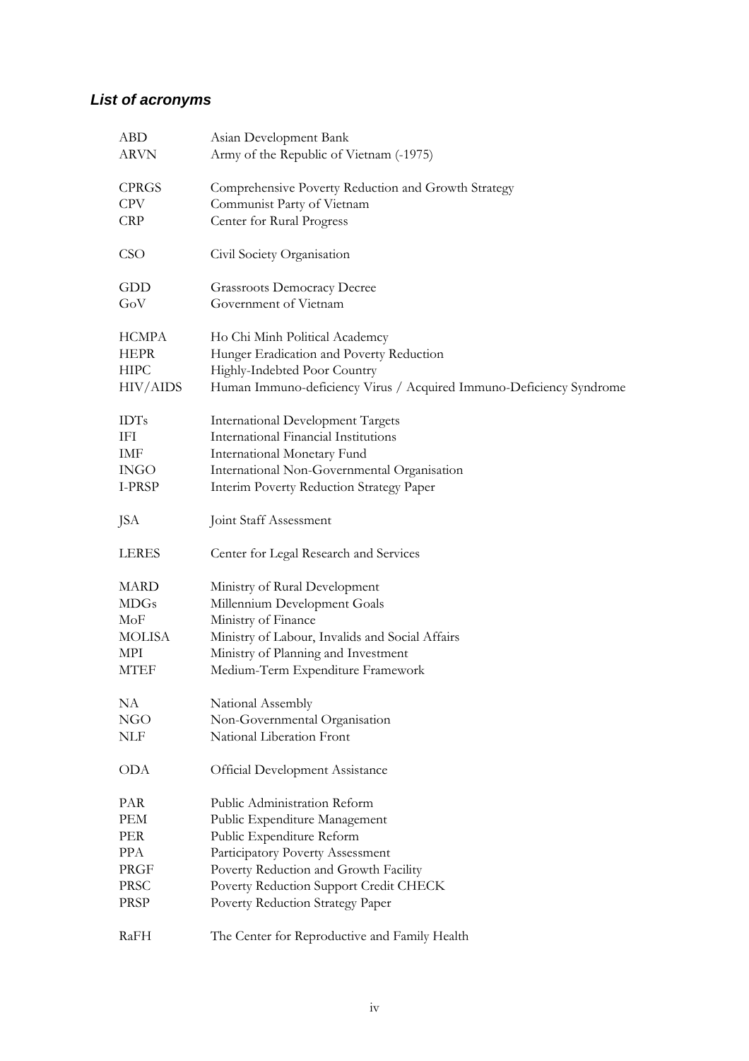### *List of acronyms*

| | |
|---|---|
| ABD | Asian Development Bank |
| ARVN | Army of the Republic of Vietnam (-1975) |
| CPRGS | Comprehensive Poverty Reduction and Growth Strategy |
| CPV | Communist Party of Vietnam |
| CRP | Center for Rural Progress |
| CSO | Civil Society Organisation |
| GDD | Grassroots Democracy Decree |
| GoV | Government of Vietnam |
| HCMPA | Ho Chi Minh Political Academcy |
| HEPR | Hunger Eradication and Poverty Reduction |
| HIPC | Highly-Indebted Poor Country |
| HIV/AIDS | Human Immuno-deficiency Virus / Acquired Immuno-Deficiency Syndrome |
| IDTs | International Development Targets |
| IFI | International Financial Institutions |
| IMF | International Monetary Fund |
| INGO | International Non-Governmental Organisation |
| I-PRSP | Interim Poverty Reduction Strategy Paper |
| JSA | Joint Staff Assessment |
| LERES | Center for Legal Research and Services |
| MARD | Ministry of Rural Development |
| MDGs | Millennium Development Goals |
| MoF | Ministry of Finance |
| MOLISA | Ministry of Labour, Invalids and Social Affairs |
| MPI | Ministry of Planning and Investment |
| MTEF | Medium-Term Expenditure Framework |
| NA | National Assembly |
| NGO | Non-Governmental Organisation |
| NLF | National Liberation Front |
| ODA | Official Development Assistance |
| PAR | Public Administration Reform |
| PEM | Public Expenditure Management |
| PER | Public Expenditure Reform |
| PPA | Participatory Poverty Assessment |
| PRGF | Poverty Reduction and Growth Facility |
| PRSC | Poverty Reduction Support Credit CHECK |
| PRSP | Poverty Reduction Strategy Paper |
| RaFH | The Center for Reproductive and Family Health |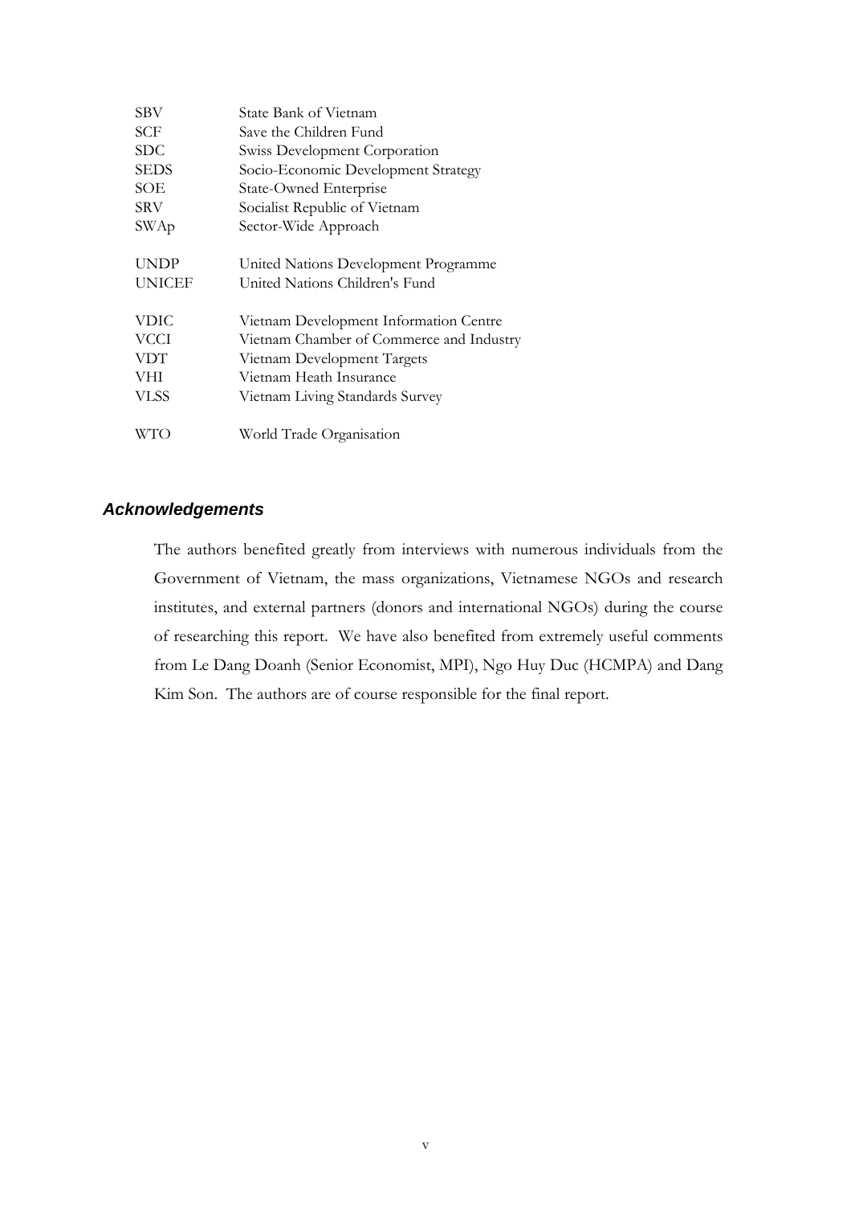| | |
|---|---|
| SBV | State Bank of Vietnam |
| SCF | Save the Children Fund |
| SDC | Swiss Development Corporation |
| SEDS | Socio-Economic Development Strategy |
| SOE | State-Owned Enterprise |
| SRV | Socialist Republic of Vietnam |
| SWAp | Sector-Wide Approach |
| UNDP | United Nations Development Programme |
| UNICEF | United Nations Children's Fund |
| VDIC | Vietnam Development Information Centre |
| VCCI | Vietnam Chamber of Commerce and Industry |
| VDT | Vietnam Development Targets |
| VHI | Vietnam Heath Insurance |
| VLSS | Vietnam Living Standards Survey |
| WTO | World Trade Organisation |

### *Acknowledgements*

The authors benefited greatly from interviews with numerous individuals from the Government of Vietnam, the mass organizations, Vietnamese NGOs and research institutes, and external partners (donors and international NGOs) during the course of researching this report. We have also benefited from extremely useful comments from Le Dang Doanh (Senior Economist, MPI), Ngo Huy Duc (HCMPA) and Dang Kim Son. The authors are of course responsible for the final report.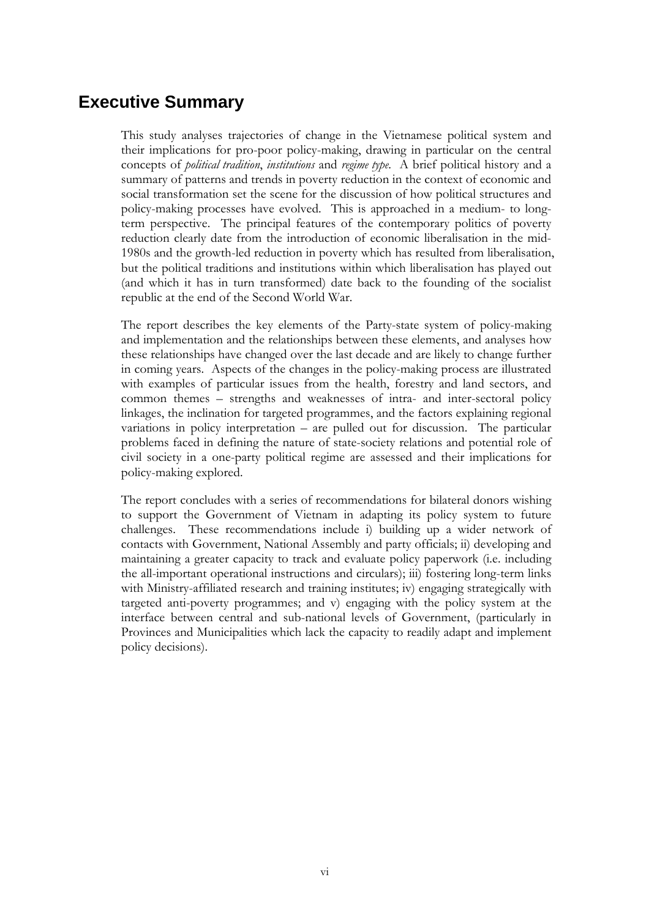## Executive Summary

This study analyses trajectories of change in the Vietnamese political system and their implications for pro-poor policy-making, drawing in particular on the central concepts of *political tradition*, *institutions* and *regime type*. A brief political history and a summary of patterns and trends in poverty reduction in the context of economic and social transformation set the scene for the discussion of how political structures and policy-making processes have evolved. This is approached in a medium- to long-term perspective. The principal features of the contemporary politics of poverty reduction clearly date from the introduction of economic liberalisation in the mid-1980s and the growth-led reduction in poverty which has resulted from liberalisation, but the political traditions and institutions within which liberalisation has played out (and which it has in turn transformed) date back to the founding of the socialist republic at the end of the Second World War.

The report describes the key elements of the Party-state system of policy-making and implementation and the relationships between these elements, and analyses how these relationships have changed over the last decade and are likely to change further in coming years. Aspects of the changes in the policy-making process are illustrated with examples of particular issues from the health, forestry and land sectors, and common themes – strengths and weaknesses of intra- and inter-sectoral policy linkages, the inclination for targeted programmes, and the factors explaining regional variations in policy interpretation – are pulled out for discussion. The particular problems faced in defining the nature of state-society relations and potential role of civil society in a one-party political regime are assessed and their implications for policy-making explored.

The report concludes with a series of recommendations for bilateral donors wishing to support the Government of Vietnam in adapting its policy system to future challenges. These recommendations include i) building up a wider network of contacts with Government, National Assembly and party officials; ii) developing and maintaining a greater capacity to track and evaluate policy paperwork (i.e. including the all-important operational instructions and circulars); iii) fostering long-term links with Ministry-affiliated research and training institutes; iv) engaging strategically with targeted anti-poverty programmes; and v) engaging with the policy system at the interface between central and sub-national levels of Government, (particularly in Provinces and Municipalities which lack the capacity to readily adapt and implement policy decisions).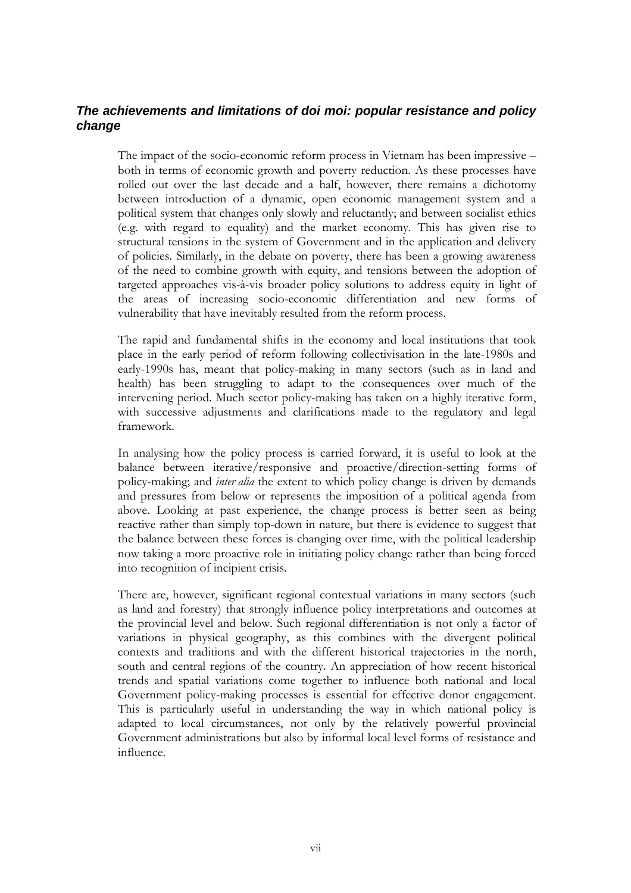### *The achievements and limitations of doi moi: popular resistance and policy change*

The impact of the socio-economic reform process in Vietnam has been impressive – both in terms of economic growth and poverty reduction. As these processes have rolled out over the last decade and a half, however, there remains a dichotomy between introduction of a dynamic, open economic management system and a political system that changes only slowly and reluctantly; and between socialist ethics (e.g. with regard to equality) and the market economy. This has given rise to structural tensions in the system of Government and in the application and delivery of policies. Similarly, in the debate on poverty, there has been a growing awareness of the need to combine growth with equity, and tensions between the adoption of targeted approaches vis-à-vis broader policy solutions to address equity in light of the areas of increasing socio-economic differentiation and new forms of vulnerability that have inevitably resulted from the reform process.

The rapid and fundamental shifts in the economy and local institutions that took place in the early period of reform following collectivisation in the late-1980s and early-1990s has, meant that policy-making in many sectors (such as in land and health) has been struggling to adapt to the consequences over much of the intervening period. Much sector policy-making has taken on a highly iterative form, with successive adjustments and clarifications made to the regulatory and legal framework.

In analysing how the policy process is carried forward, it is useful to look at the balance between iterative/responsive and proactive/direction-setting forms of policy-making; and *inter alia* the extent to which policy change is driven by demands and pressures from below or represents the imposition of a political agenda from above. Looking at past experience, the change process is better seen as being reactive rather than simply top-down in nature, but there is evidence to suggest that the balance between these forces is changing over time, with the political leadership now taking a more proactive role in initiating policy change rather than being forced into recognition of incipient crisis.

There are, however, significant regional contextual variations in many sectors (such as land and forestry) that strongly influence policy interpretations and outcomes at the provincial level and below. Such regional differentiation is not only a factor of variations in physical geography, as this combines with the divergent political contexts and traditions and with the different historical trajectories in the north, south and central regions of the country. An appreciation of how recent historical trends and spatial variations come together to influence both national and local Government policy-making processes is essential for effective donor engagement. This is particularly useful in understanding the way in which national policy is adapted to local circumstances, not only by the relatively powerful provincial Government administrations but also by informal local level forms of resistance and influence.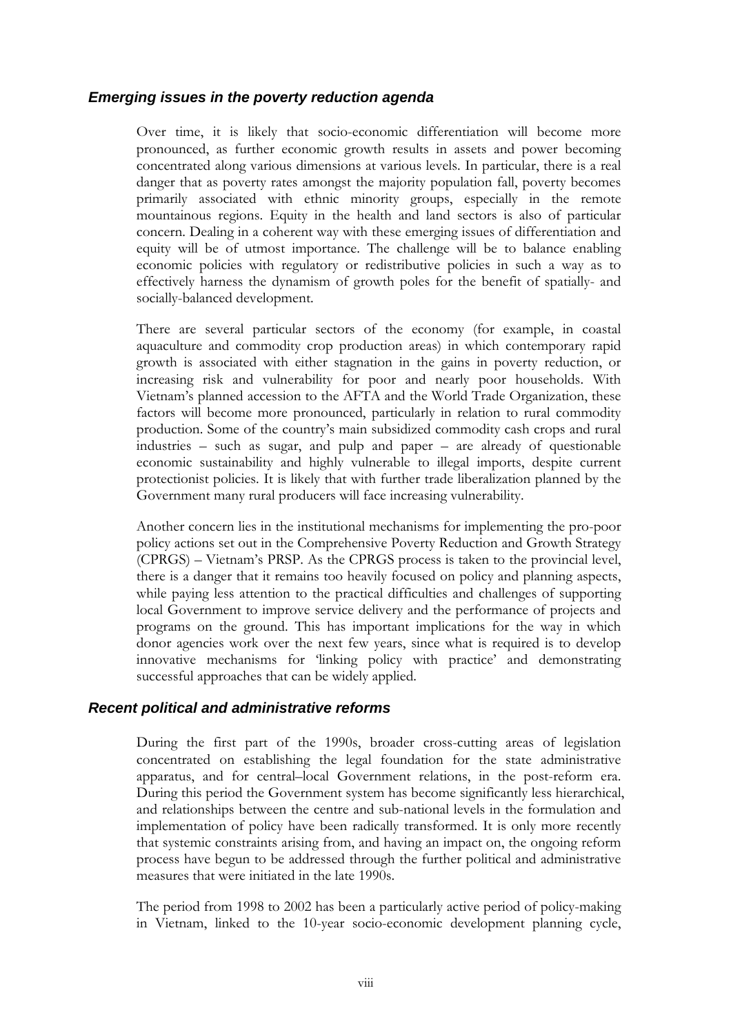### *Emerging issues in the poverty reduction agenda*

Over time, it is likely that socio-economic differentiation will become more pronounced, as further economic growth results in assets and power becoming concentrated along various dimensions at various levels. In particular, there is a real danger that as poverty rates amongst the majority population fall, poverty becomes primarily associated with ethnic minority groups, especially in the remote mountainous regions. Equity in the health and land sectors is also of particular concern. Dealing in a coherent way with these emerging issues of differentiation and equity will be of utmost importance. The challenge will be to balance enabling economic policies with regulatory or redistributive policies in such a way as to effectively harness the dynamism of growth poles for the benefit of spatially- and socially-balanced development.

There are several particular sectors of the economy (for example, in coastal aquaculture and commodity crop production areas) in which contemporary rapid growth is associated with either stagnation in the gains in poverty reduction, or increasing risk and vulnerability for poor and nearly poor households. With Vietnam's planned accession to the AFTA and the World Trade Organization, these factors will become more pronounced, particularly in relation to rural commodity production. Some of the country's main subsidized commodity cash crops and rural industries – such as sugar, and pulp and paper – are already of questionable economic sustainability and highly vulnerable to illegal imports, despite current protectionist policies. It is likely that with further trade liberalization planned by the Government many rural producers will face increasing vulnerability.

Another concern lies in the institutional mechanisms for implementing the pro-poor policy actions set out in the Comprehensive Poverty Reduction and Growth Strategy (CPRGS) – Vietnam's PRSP. As the CPRGS process is taken to the provincial level, there is a danger that it remains too heavily focused on policy and planning aspects, while paying less attention to the practical difficulties and challenges of supporting local Government to improve service delivery and the performance of projects and programs on the ground. This has important implications for the way in which donor agencies work over the next few years, since what is required is to develop innovative mechanisms for 'linking policy with practice' and demonstrating successful approaches that can be widely applied.

### *Recent political and administrative reforms*

During the first part of the 1990s, broader cross-cutting areas of legislation concentrated on establishing the legal foundation for the state administrative apparatus, and for central–local Government relations, in the post-reform era. During this period the Government system has become significantly less hierarchical, and relationships between the centre and sub-national levels in the formulation and implementation of policy have been radically transformed. It is only more recently that systemic constraints arising from, and having an impact on, the ongoing reform process have begun to be addressed through the further political and administrative measures that were initiated in the late 1990s.

The period from 1998 to 2002 has been a particularly active period of policy-making in Vietnam, linked to the 10-year socio-economic development planning cycle,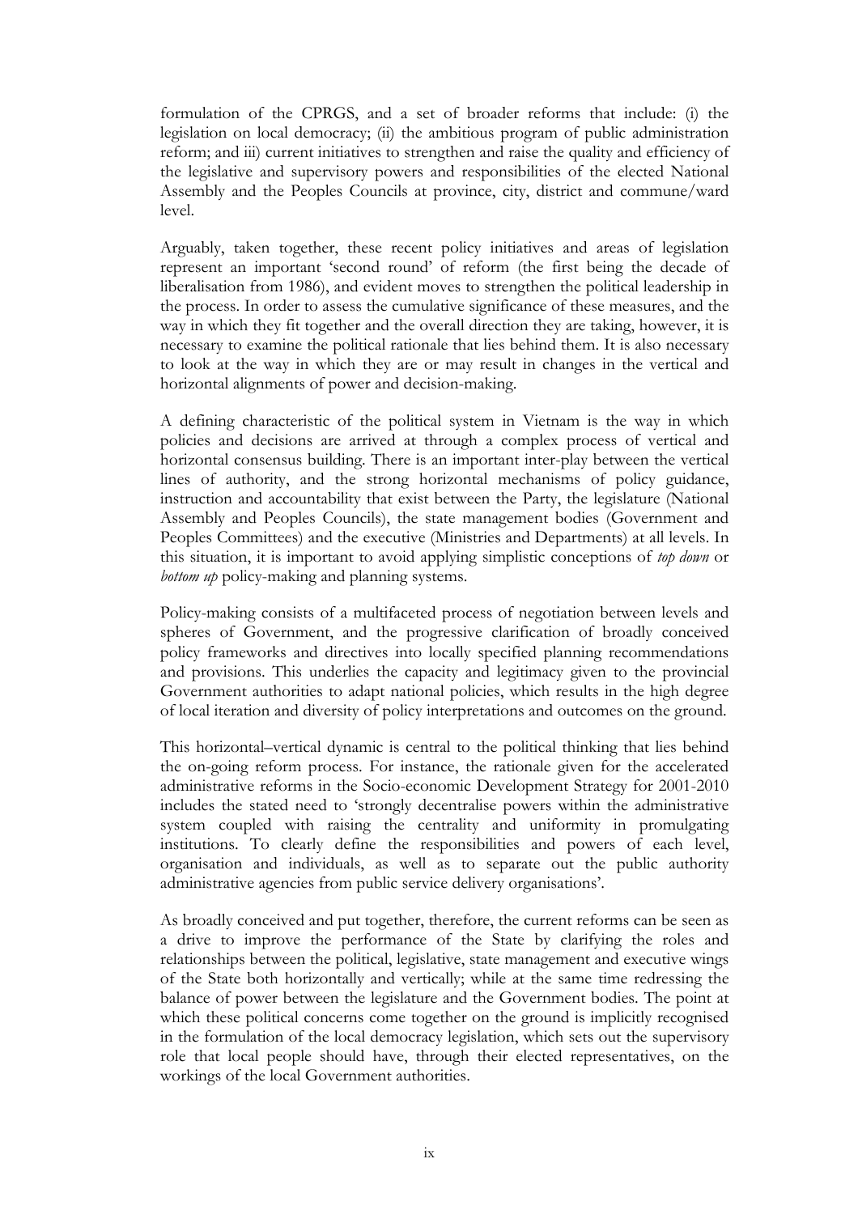formulation of the CPRGS, and a set of broader reforms that include: (i) the legislation on local democracy; (ii) the ambitious program of public administration reform; and iii) current initiatives to strengthen and raise the quality and efficiency of the legislative and supervisory powers and responsibilities of the elected National Assembly and the Peoples Councils at province, city, district and commune/ward level.

Arguably, taken together, these recent policy initiatives and areas of legislation represent an important 'second round' of reform (the first being the decade of liberalisation from 1986), and evident moves to strengthen the political leadership in the process. In order to assess the cumulative significance of these measures, and the way in which they fit together and the overall direction they are taking, however, it is necessary to examine the political rationale that lies behind them. It is also necessary to look at the way in which they are or may result in changes in the vertical and horizontal alignments of power and decision-making.

A defining characteristic of the political system in Vietnam is the way in which policies and decisions are arrived at through a complex process of vertical and horizontal consensus building. There is an important inter-play between the vertical lines of authority, and the strong horizontal mechanisms of policy guidance, instruction and accountability that exist between the Party, the legislature (National Assembly and Peoples Councils), the state management bodies (Government and Peoples Committees) and the executive (Ministries and Departments) at all levels. In this situation, it is important to avoid applying simplistic conceptions of *top down* or *bottom up* policy-making and planning systems.

Policy-making consists of a multifaceted process of negotiation between levels and spheres of Government, and the progressive clarification of broadly conceived policy frameworks and directives into locally specified planning recommendations and provisions. This underlies the capacity and legitimacy given to the provincial Government authorities to adapt national policies, which results in the high degree of local iteration and diversity of policy interpretations and outcomes on the ground.

This horizontal–vertical dynamic is central to the political thinking that lies behind the on-going reform process. For instance, the rationale given for the accelerated administrative reforms in the Socio-economic Development Strategy for 2001-2010 includes the stated need to 'strongly decentralise powers within the administrative system coupled with raising the centrality and uniformity in promulgating institutions. To clearly define the responsibilities and powers of each level, organisation and individuals, as well as to separate out the public authority administrative agencies from public service delivery organisations'.

As broadly conceived and put together, therefore, the current reforms can be seen as a drive to improve the performance of the State by clarifying the roles and relationships between the political, legislative, state management and executive wings of the State both horizontally and vertically; while at the same time redressing the balance of power between the legislature and the Government bodies. The point at which these political concerns come together on the ground is implicitly recognised in the formulation of the local democracy legislation, which sets out the supervisory role that local people should have, through their elected representatives, on the workings of the local Government authorities.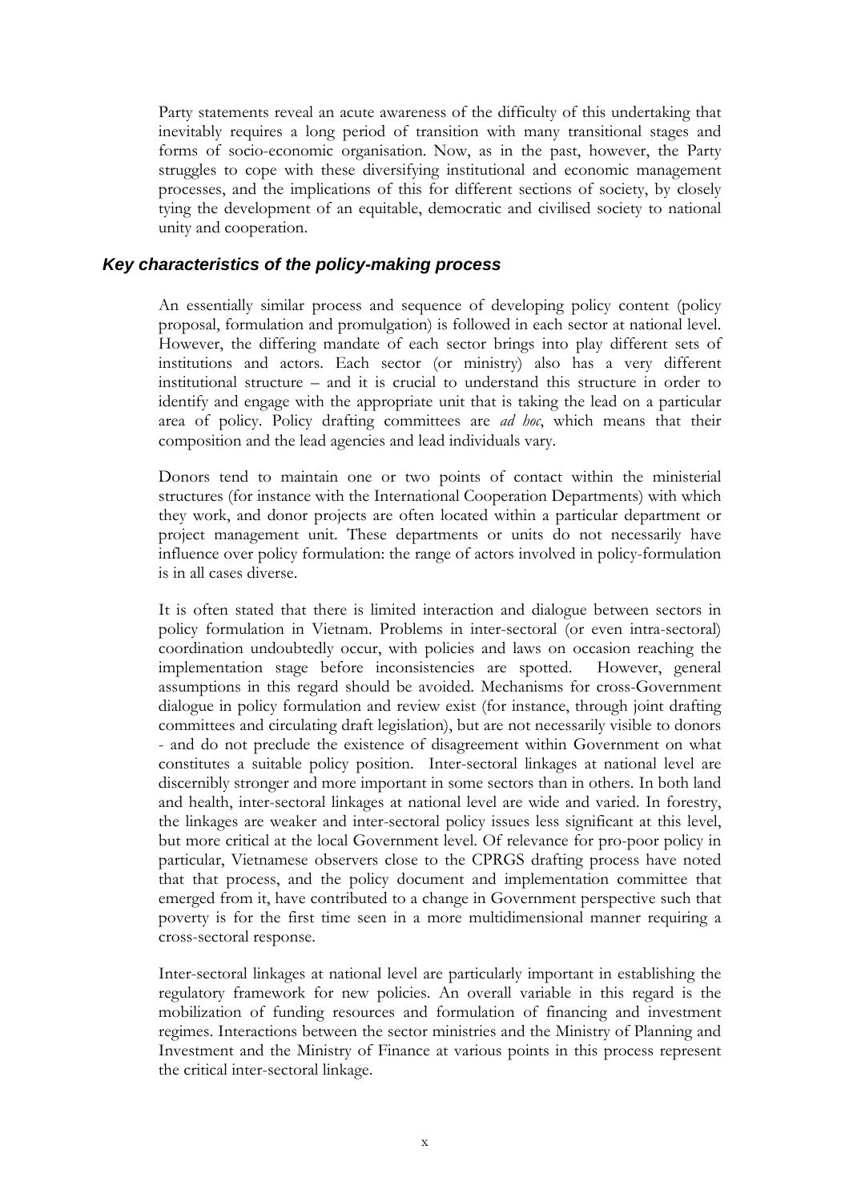Party statements reveal an acute awareness of the difficulty of this undertaking that inevitably requires a long period of transition with many transitional stages and forms of socio-economic organisation. Now, as in the past, however, the Party struggles to cope with these diversifying institutional and economic management processes, and the implications of this for different sections of society, by closely tying the development of an equitable, democratic and civilised society to national unity and cooperation.

### *Key characteristics of the policy-making process*

An essentially similar process and sequence of developing policy content (policy proposal, formulation and promulgation) is followed in each sector at national level. However, the differing mandate of each sector brings into play different sets of institutions and actors. Each sector (or ministry) also has a very different institutional structure – and it is crucial to understand this structure in order to identify and engage with the appropriate unit that is taking the lead on a particular area of policy. Policy drafting committees are *ad hoc*, which means that their composition and the lead agencies and lead individuals vary.

Donors tend to maintain one or two points of contact within the ministerial structures (for instance with the International Cooperation Departments) with which they work, and donor projects are often located within a particular department or project management unit. These departments or units do not necessarily have influence over policy formulation: the range of actors involved in policy-formulation is in all cases diverse.

It is often stated that there is limited interaction and dialogue between sectors in policy formulation in Vietnam. Problems in inter-sectoral (or even intra-sectoral) coordination undoubtedly occur, with policies and laws on occasion reaching the implementation stage before inconsistencies are spotted. However, general assumptions in this regard should be avoided. Mechanisms for cross-Government dialogue in policy formulation and review exist (for instance, through joint drafting committees and circulating draft legislation), but are not necessarily visible to donors - and do not preclude the existence of disagreement within Government on what constitutes a suitable policy position. Inter-sectoral linkages at national level are discernibly stronger and more important in some sectors than in others. In both land and health, inter-sectoral linkages at national level are wide and varied. In forestry, the linkages are weaker and inter-sectoral policy issues less significant at this level, but more critical at the local Government level. Of relevance for pro-poor policy in particular, Vietnamese observers close to the CPRGS drafting process have noted that that process, and the policy document and implementation committee that emerged from it, have contributed to a change in Government perspective such that poverty is for the first time seen in a more multidimensional manner requiring a cross-sectoral response.

Inter-sectoral linkages at national level are particularly important in establishing the regulatory framework for new policies. An overall variable in this regard is the mobilization of funding resources and formulation of financing and investment regimes. Interactions between the sector ministries and the Ministry of Planning and Investment and the Ministry of Finance at various points in this process represent the critical inter-sectoral linkage.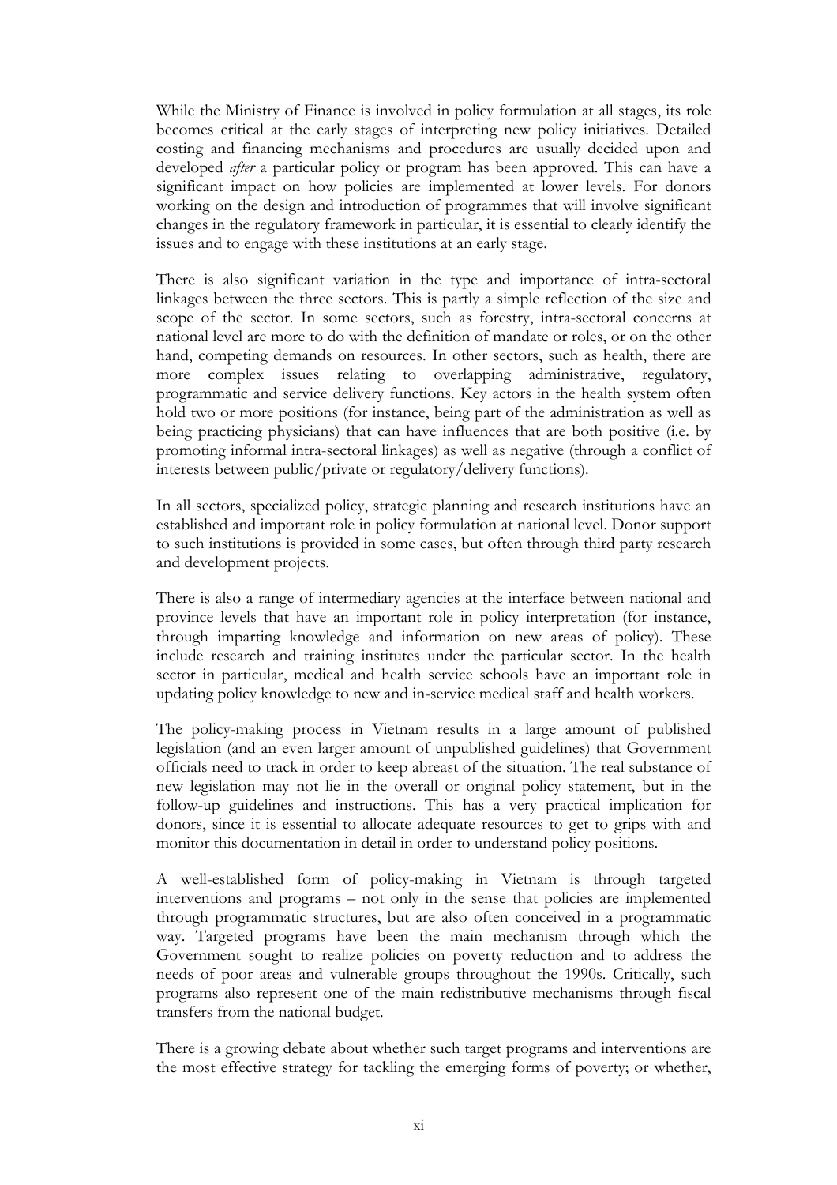While the Ministry of Finance is involved in policy formulation at all stages, its role becomes critical at the early stages of interpreting new policy initiatives. Detailed costing and financing mechanisms and procedures are usually decided upon and developed *after* a particular policy or program has been approved. This can have a significant impact on how policies are implemented at lower levels. For donors working on the design and introduction of programmes that will involve significant changes in the regulatory framework in particular, it is essential to clearly identify the issues and to engage with these institutions at an early stage.

There is also significant variation in the type and importance of intra-sectoral linkages between the three sectors. This is partly a simple reflection of the size and scope of the sector. In some sectors, such as forestry, intra-sectoral concerns at national level are more to do with the definition of mandate or roles, or on the other hand, competing demands on resources. In other sectors, such as health, there are more complex issues relating to overlapping administrative, regulatory, programmatic and service delivery functions. Key actors in the health system often hold two or more positions (for instance, being part of the administration as well as being practicing physicians) that can have influences that are both positive (i.e. by promoting informal intra-sectoral linkages) as well as negative (through a conflict of interests between public/private or regulatory/delivery functions).

In all sectors, specialized policy, strategic planning and research institutions have an established and important role in policy formulation at national level. Donor support to such institutions is provided in some cases, but often through third party research and development projects.

There is also a range of intermediary agencies at the interface between national and province levels that have an important role in policy interpretation (for instance, through imparting knowledge and information on new areas of policy). These include research and training institutes under the particular sector. In the health sector in particular, medical and health service schools have an important role in updating policy knowledge to new and in-service medical staff and health workers.

The policy-making process in Vietnam results in a large amount of published legislation (and an even larger amount of unpublished guidelines) that Government officials need to track in order to keep abreast of the situation. The real substance of new legislation may not lie in the overall or original policy statement, but in the follow-up guidelines and instructions. This has a very practical implication for donors, since it is essential to allocate adequate resources to get to grips with and monitor this documentation in detail in order to understand policy positions.

A well-established form of policy-making in Vietnam is through targeted interventions and programs – not only in the sense that policies are implemented through programmatic structures, but are also often conceived in a programmatic way. Targeted programs have been the main mechanism through which the Government sought to realize policies on poverty reduction and to address the needs of poor areas and vulnerable groups throughout the 1990s. Critically, such programs also represent one of the main redistributive mechanisms through fiscal transfers from the national budget.

There is a growing debate about whether such target programs and interventions are the most effective strategy for tackling the emerging forms of poverty; or whether,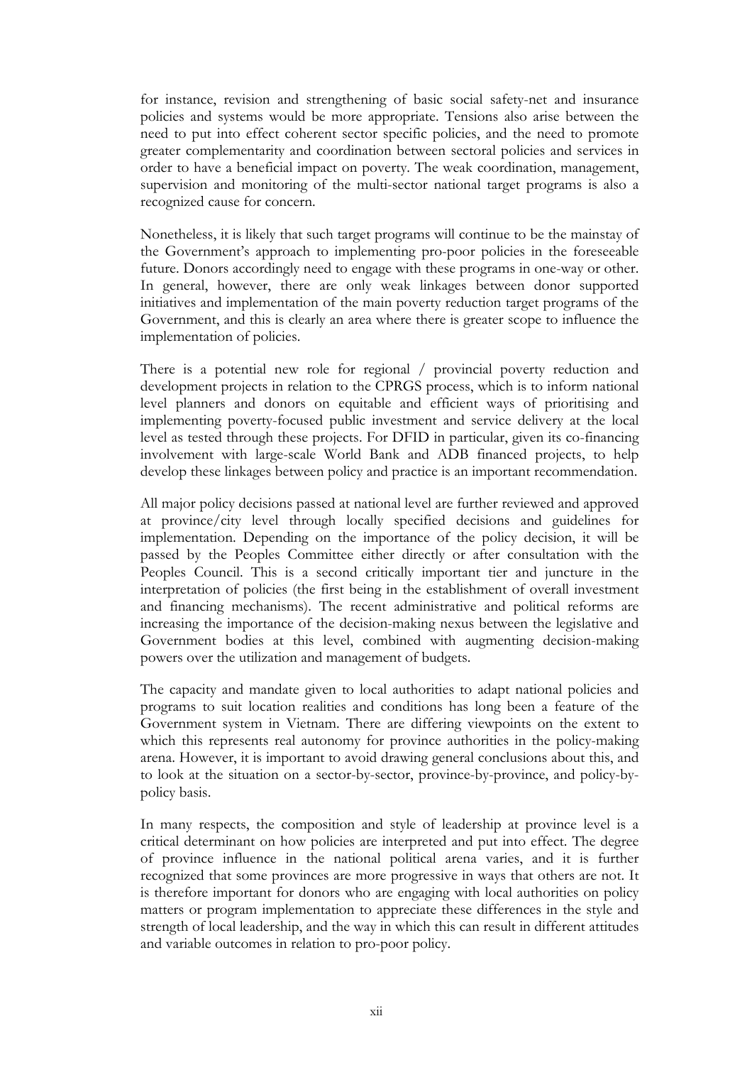for instance, revision and strengthening of basic social safety-net and insurance policies and systems would be more appropriate. Tensions also arise between the need to put into effect coherent sector specific policies, and the need to promote greater complementarity and coordination between sectoral policies and services in order to have a beneficial impact on poverty. The weak coordination, management, supervision and monitoring of the multi-sector national target programs is also a recognized cause for concern.

Nonetheless, it is likely that such target programs will continue to be the mainstay of the Government's approach to implementing pro-poor policies in the foreseeable future. Donors accordingly need to engage with these programs in one-way or other. In general, however, there are only weak linkages between donor supported initiatives and implementation of the main poverty reduction target programs of the Government, and this is clearly an area where there is greater scope to influence the implementation of policies.

There is a potential new role for regional / provincial poverty reduction and development projects in relation to the CPRGS process, which is to inform national level planners and donors on equitable and efficient ways of prioritising and implementing poverty-focused public investment and service delivery at the local level as tested through these projects. For DFID in particular, given its co-financing involvement with large-scale World Bank and ADB financed projects, to help develop these linkages between policy and practice is an important recommendation.

All major policy decisions passed at national level are further reviewed and approved at province/city level through locally specified decisions and guidelines for implementation. Depending on the importance of the policy decision, it will be passed by the Peoples Committee either directly or after consultation with the Peoples Council. This is a second critically important tier and juncture in the interpretation of policies (the first being in the establishment of overall investment and financing mechanisms). The recent administrative and political reforms are increasing the importance of the decision-making nexus between the legislative and Government bodies at this level, combined with augmenting decision-making powers over the utilization and management of budgets.

The capacity and mandate given to local authorities to adapt national policies and programs to suit location realities and conditions has long been a feature of the Government system in Vietnam. There are differing viewpoints on the extent to which this represents real autonomy for province authorities in the policy-making arena. However, it is important to avoid drawing general conclusions about this, and to look at the situation on a sector-by-sector, province-by-province, and policy-by-policy basis.

In many respects, the composition and style of leadership at province level is a critical determinant on how policies are interpreted and put into effect. The degree of province influence in the national political arena varies, and it is further recognized that some provinces are more progressive in ways that others are not. It is therefore important for donors who are engaging with local authorities on policy matters or program implementation to appreciate these differences in the style and strength of local leadership, and the way in which this can result in different attitudes and variable outcomes in relation to pro-poor policy.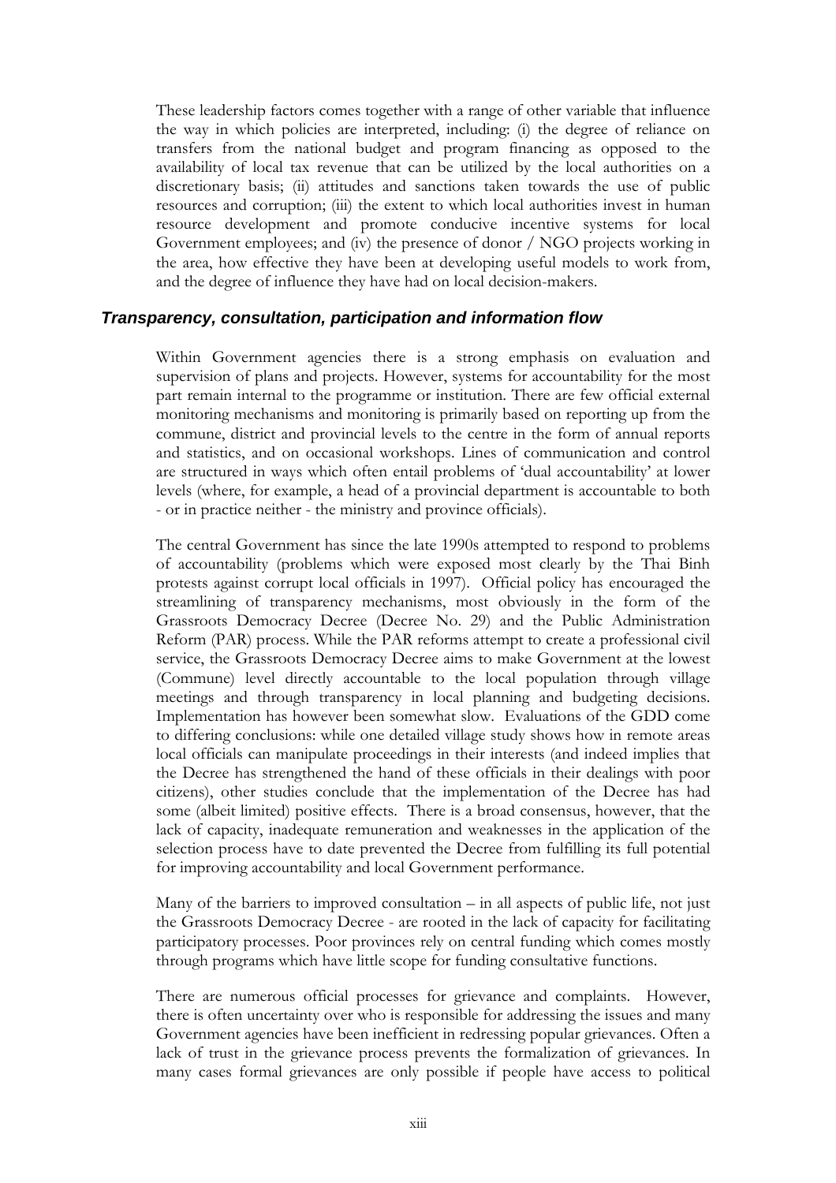These leadership factors comes together with a range of other variable that influence the way in which policies are interpreted, including: (i) the degree of reliance on transfers from the national budget and program financing as opposed to the availability of local tax revenue that can be utilized by the local authorities on a discretionary basis; (ii) attitudes and sanctions taken towards the use of public resources and corruption; (iii) the extent to which local authorities invest in human resource development and promote conducive incentive systems for local Government employees; and (iv) the presence of donor / NGO projects working in the area, how effective they have been at developing useful models to work from, and the degree of influence they have had on local decision-makers.

### *Transparency, consultation, participation and information flow*

Within Government agencies there is a strong emphasis on evaluation and supervision of plans and projects. However, systems for accountability for the most part remain internal to the programme or institution. There are few official external monitoring mechanisms and monitoring is primarily based on reporting up from the commune, district and provincial levels to the centre in the form of annual reports and statistics, and on occasional workshops. Lines of communication and control are structured in ways which often entail problems of 'dual accountability' at lower levels (where, for example, a head of a provincial department is accountable to both - or in practice neither - the ministry and province officials).

The central Government has since the late 1990s attempted to respond to problems of accountability (problems which were exposed most clearly by the Thai Binh protests against corrupt local officials in 1997). Official policy has encouraged the streamlining of transparency mechanisms, most obviously in the form of the Grassroots Democracy Decree (Decree No. 29) and the Public Administration Reform (PAR) process. While the PAR reforms attempt to create a professional civil service, the Grassroots Democracy Decree aims to make Government at the lowest (Commune) level directly accountable to the local population through village meetings and through transparency in local planning and budgeting decisions. Implementation has however been somewhat slow. Evaluations of the GDD come to differing conclusions: while one detailed village study shows how in remote areas local officials can manipulate proceedings in their interests (and indeed implies that the Decree has strengthened the hand of these officials in their dealings with poor citizens), other studies conclude that the implementation of the Decree has had some (albeit limited) positive effects. There is a broad consensus, however, that the lack of capacity, inadequate remuneration and weaknesses in the application of the selection process have to date prevented the Decree from fulfilling its full potential for improving accountability and local Government performance.

Many of the barriers to improved consultation – in all aspects of public life, not just the Grassroots Democracy Decree - are rooted in the lack of capacity for facilitating participatory processes. Poor provinces rely on central funding which comes mostly through programs which have little scope for funding consultative functions.

There are numerous official processes for grievance and complaints. However, there is often uncertainty over who is responsible for addressing the issues and many Government agencies have been inefficient in redressing popular grievances. Often a lack of trust in the grievance process prevents the formalization of grievances. In many cases formal grievances are only possible if people have access to political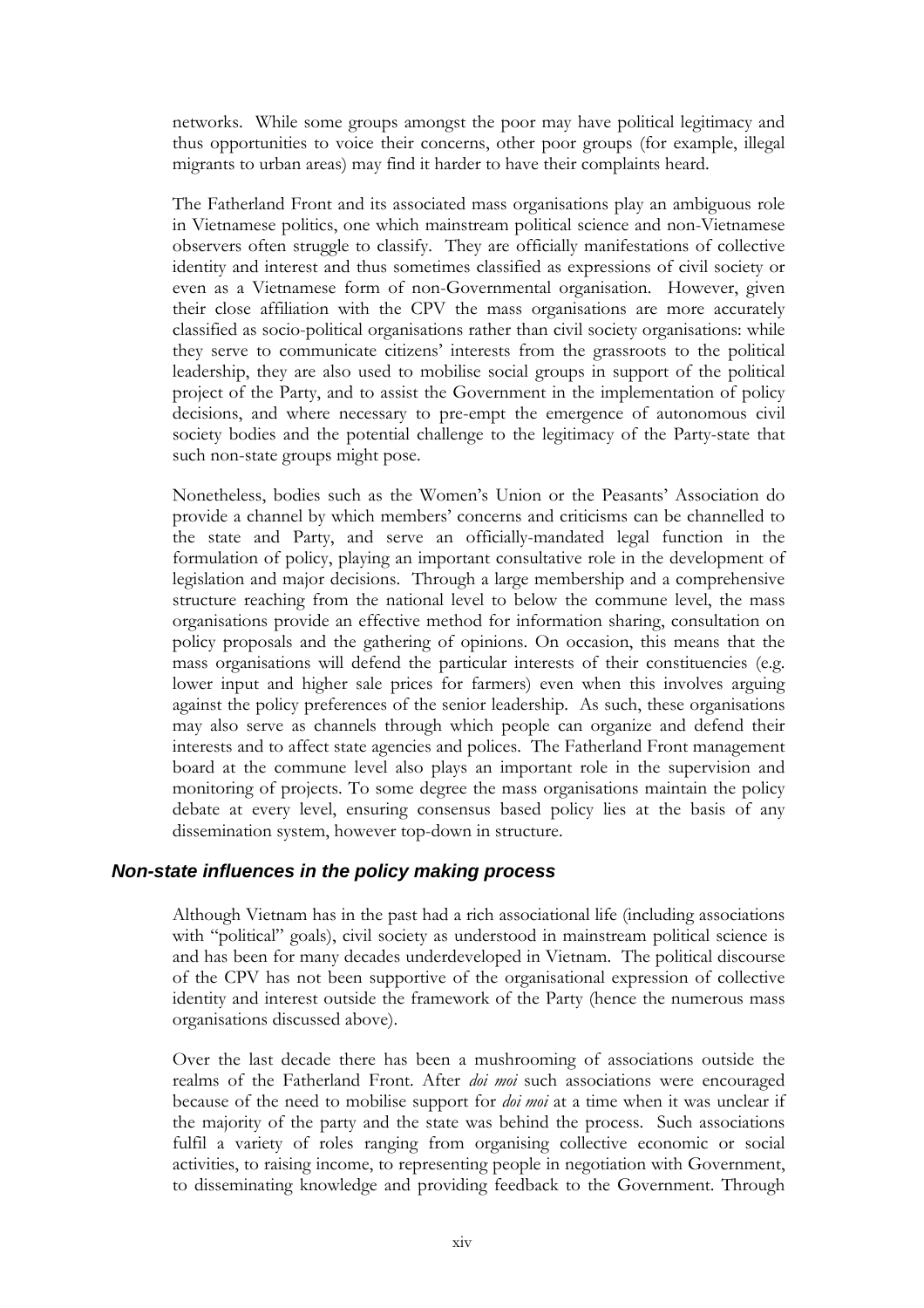networks. While some groups amongst the poor may have political legitimacy and thus opportunities to voice their concerns, other poor groups (for example, illegal migrants to urban areas) may find it harder to have their complaints heard.

The Fatherland Front and its associated mass organisations play an ambiguous role in Vietnamese politics, one which mainstream political science and non-Vietnamese observers often struggle to classify. They are officially manifestations of collective identity and interest and thus sometimes classified as expressions of civil society or even as a Vietnamese form of non-Governmental organisation. However, given their close affiliation with the CPV the mass organisations are more accurately classified as socio-political organisations rather than civil society organisations: while they serve to communicate citizens' interests from the grassroots to the political leadership, they are also used to mobilise social groups in support of the political project of the Party, and to assist the Government in the implementation of policy decisions, and where necessary to pre-empt the emergence of autonomous civil society bodies and the potential challenge to the legitimacy of the Party-state that such non-state groups might pose.

Nonetheless, bodies such as the Women's Union or the Peasants' Association do provide a channel by which members' concerns and criticisms can be channelled to the state and Party, and serve an officially-mandated legal function in the formulation of policy, playing an important consultative role in the development of legislation and major decisions. Through a large membership and a comprehensive structure reaching from the national level to below the commune level, the mass organisations provide an effective method for information sharing, consultation on policy proposals and the gathering of opinions. On occasion, this means that the mass organisations will defend the particular interests of their constituencies (e.g. lower input and higher sale prices for farmers) even when this involves arguing against the policy preferences of the senior leadership. As such, these organisations may also serve as channels through which people can organize and defend their interests and to affect state agencies and polices. The Fatherland Front management board at the commune level also plays an important role in the supervision and monitoring of projects. To some degree the mass organisations maintain the policy debate at every level, ensuring consensus based policy lies at the basis of any dissemination system, however top-down in structure.

### Non-state influences in the policy making process

Although Vietnam has in the past had a rich associational life (including associations with "political" goals), civil society as understood in mainstream political science is and has been for many decades underdeveloped in Vietnam. The political discourse of the CPV has not been supportive of the organisational expression of collective identity and interest outside the framework of the Party (hence the numerous mass organisations discussed above).

Over the last decade there has been a mushrooming of associations outside the realms of the Fatherland Front. After *doi moi* such associations were encouraged because of the need to mobilise support for *doi moi* at a time when it was unclear if the majority of the party and the state was behind the process. Such associations fulfil a variety of roles ranging from organising collective economic or social activities, to raising income, to representing people in negotiation with Government, to disseminating knowledge and providing feedback to the Government. Through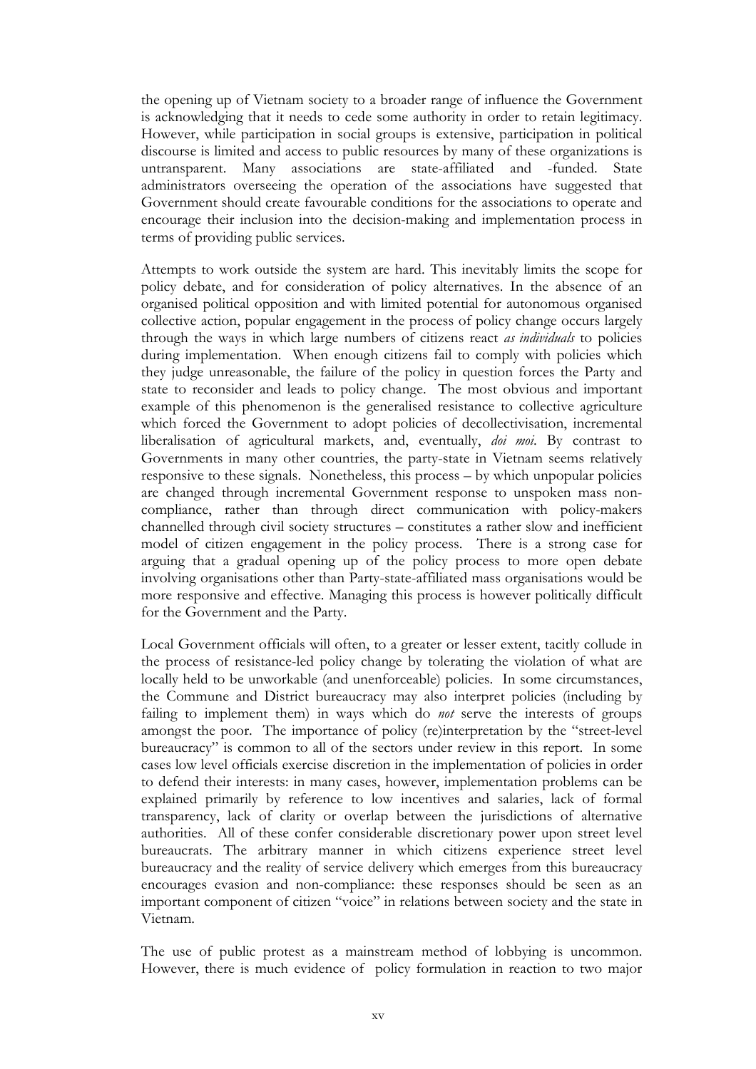the opening up of Vietnam society to a broader range of influence the Government is acknowledging that it needs to cede some authority in order to retain legitimacy. However, while participation in social groups is extensive, participation in political discourse is limited and access to public resources by many of these organizations is untransparent. Many associations are state-affiliated and -funded. State administrators overseeing the operation of the associations have suggested that Government should create favourable conditions for the associations to operate and encourage their inclusion into the decision-making and implementation process in terms of providing public services.

Attempts to work outside the system are hard. This inevitably limits the scope for policy debate, and for consideration of policy alternatives. In the absence of an organised political opposition and with limited potential for autonomous organised collective action, popular engagement in the process of policy change occurs largely through the ways in which large numbers of citizens react *as individuals* to policies during implementation. When enough citizens fail to comply with policies which they judge unreasonable, the failure of the policy in question forces the Party and state to reconsider and leads to policy change. The most obvious and important example of this phenomenon is the generalised resistance to collective agriculture which forced the Government to adopt policies of decollectivisation, incremental liberalisation of agricultural markets, and, eventually, *doi moi*. By contrast to Governments in many other countries, the party-state in Vietnam seems relatively responsive to these signals. Nonetheless, this process – by which unpopular policies are changed through incremental Government response to unspoken mass non-compliance, rather than through direct communication with policy-makers channelled through civil society structures – constitutes a rather slow and inefficient model of citizen engagement in the policy process. There is a strong case for arguing that a gradual opening up of the policy process to more open debate involving organisations other than Party-state-affiliated mass organisations would be more responsive and effective. Managing this process is however politically difficult for the Government and the Party.

Local Government officials will often, to a greater or lesser extent, tacitly collude in the process of resistance-led policy change by tolerating the violation of what are locally held to be unworkable (and unenforceable) policies. In some circumstances, the Commune and District bureaucracy may also interpret policies (including by failing to implement them) in ways which do *not* serve the interests of groups amongst the poor. The importance of policy (re)interpretation by the "street-level bureaucracy" is common to all of the sectors under review in this report. In some cases low level officials exercise discretion in the implementation of policies in order to defend their interests: in many cases, however, implementation problems can be explained primarily by reference to low incentives and salaries, lack of formal transparency, lack of clarity or overlap between the jurisdictions of alternative authorities. All of these confer considerable discretionary power upon street level bureaucrats. The arbitrary manner in which citizens experience street level bureaucracy and the reality of service delivery which emerges from this bureaucracy encourages evasion and non-compliance: these responses should be seen as an important component of citizen "voice" in relations between society and the state in Vietnam.

The use of public protest as a mainstream method of lobbying is uncommon. However, there is much evidence of policy formulation in reaction to two major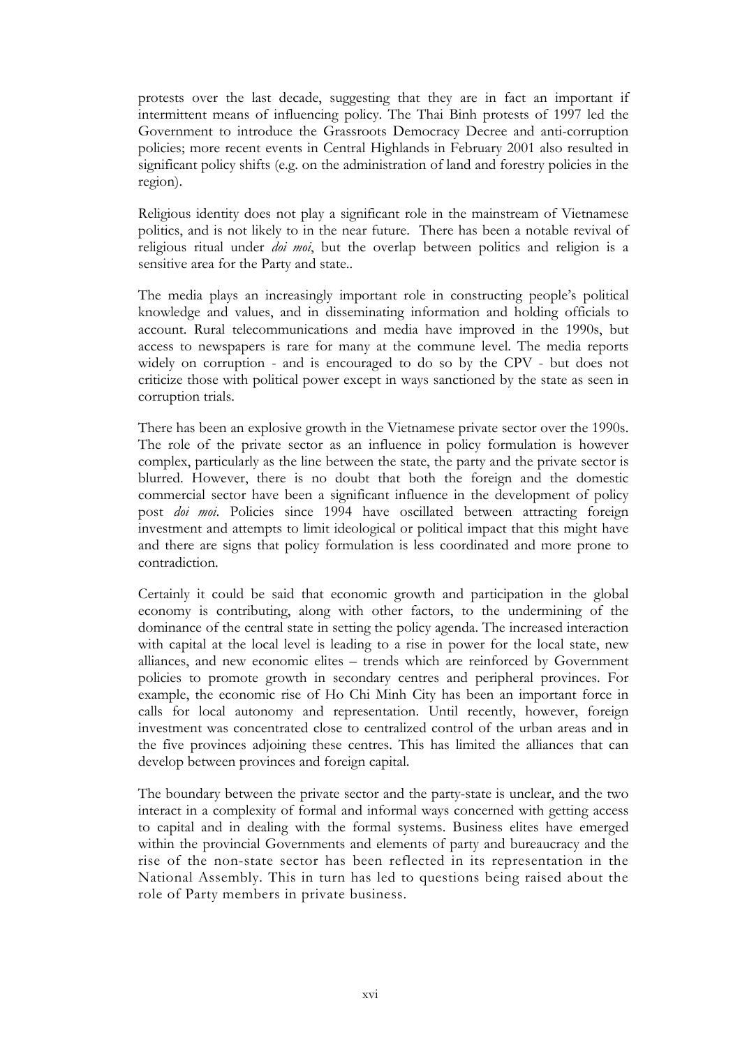protests over the last decade, suggesting that they are in fact an important if intermittent means of influencing policy. The Thai Binh protests of 1997 led the Government to introduce the Grassroots Democracy Decree and anti-corruption policies; more recent events in Central Highlands in February 2001 also resulted in significant policy shifts (e.g. on the administration of land and forestry policies in the region).

Religious identity does not play a significant role in the mainstream of Vietnamese politics, and is not likely to in the near future. There has been a notable revival of religious ritual under *doi moi*, but the overlap between politics and religion is a sensitive area for the Party and state..

The media plays an increasingly important role in constructing people's political knowledge and values, and in disseminating information and holding officials to account. Rural telecommunications and media have improved in the 1990s, but access to newspapers is rare for many at the commune level. The media reports widely on corruption - and is encouraged to do so by the CPV - but does not criticize those with political power except in ways sanctioned by the state as seen in corruption trials.

There has been an explosive growth in the Vietnamese private sector over the 1990s. The role of the private sector as an influence in policy formulation is however complex, particularly as the line between the state, the party and the private sector is blurred. However, there is no doubt that both the foreign and the domestic commercial sector have been a significant influence in the development of policy post *doi moi*. Policies since 1994 have oscillated between attracting foreign investment and attempts to limit ideological or political impact that this might have and there are signs that policy formulation is less coordinated and more prone to contradiction.

Certainly it could be said that economic growth and participation in the global economy is contributing, along with other factors, to the undermining of the dominance of the central state in setting the policy agenda. The increased interaction with capital at the local level is leading to a rise in power for the local state, new alliances, and new economic elites – trends which are reinforced by Government policies to promote growth in secondary centres and peripheral provinces. For example, the economic rise of Ho Chi Minh City has been an important force in calls for local autonomy and representation. Until recently, however, foreign investment was concentrated close to centralized control of the urban areas and in the five provinces adjoining these centres. This has limited the alliances that can develop between provinces and foreign capital.

The boundary between the private sector and the party-state is unclear, and the two interact in a complexity of formal and informal ways concerned with getting access to capital and in dealing with the formal systems. Business elites have emerged within the provincial Governments and elements of party and bureaucracy and the rise of the non-state sector has been reflected in its representation in the National Assembly. This in turn has led to questions being raised about the role of Party members in private business.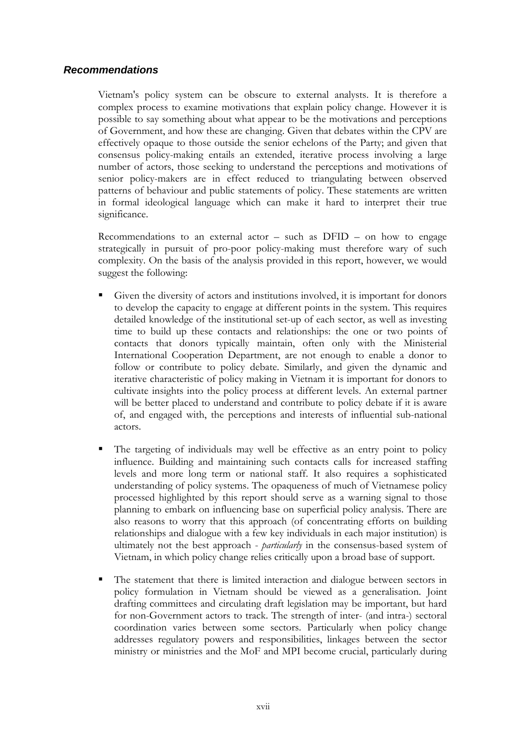### *Recommendations*

Vietnam's policy system can be obscure to external analysts. It is therefore a complex process to examine motivations that explain policy change. However it is possible to say something about what appear to be the motivations and perceptions of Government, and how these are changing. Given that debates within the CPV are effectively opaque to those outside the senior echelons of the Party; and given that consensus policy-making entails an extended, iterative process involving a large number of actors, those seeking to understand the perceptions and motivations of senior policy-makers are in effect reduced to triangulating between observed patterns of behaviour and public statements of policy. These statements are written in formal ideological language which can make it hard to interpret their true significance.

Recommendations to an external actor – such as DFID – on how to engage strategically in pursuit of pro-poor policy-making must therefore wary of such complexity. On the basis of the analysis provided in this report, however, we would suggest the following:

- Given the diversity of actors and institutions involved, it is important for donors to develop the capacity to engage at different points in the system. This requires detailed knowledge of the institutional set-up of each sector, as well as investing time to build up these contacts and relationships: the one or two points of contacts that donors typically maintain, often only with the Ministerial International Cooperation Department, are not enough to enable a donor to follow or contribute to policy debate. Similarly, and given the dynamic and iterative characteristic of policy making in Vietnam it is important for donors to cultivate insights into the policy process at different levels. An external partner will be better placed to understand and contribute to policy debate if it is aware of, and engaged with, the perceptions and interests of influential sub-national actors.

- The targeting of individuals may well be effective as an entry point to policy influence. Building and maintaining such contacts calls for increased staffing levels and more long term or national staff. It also requires a sophisticated understanding of policy systems. The opaqueness of much of Vietnamese policy processed highlighted by this report should serve as a warning signal to those planning to embark on influencing base on superficial policy analysis. There are also reasons to worry that this approach (of concentrating efforts on building relationships and dialogue with a few key individuals in each major institution) is ultimately not the best approach - *particularly* in the consensus-based system of Vietnam, in which policy change relies critically upon a broad base of support.

- The statement that there is limited interaction and dialogue between sectors in policy formulation in Vietnam should be viewed as a generalisation. Joint drafting committees and circulating draft legislation may be important, but hard for non-Government actors to track. The strength of inter- (and intra-) sectoral coordination varies between some sectors. Particularly when policy change addresses regulatory powers and responsibilities, linkages between the sector ministry or ministries and the MoF and MPI become crucial, particularly during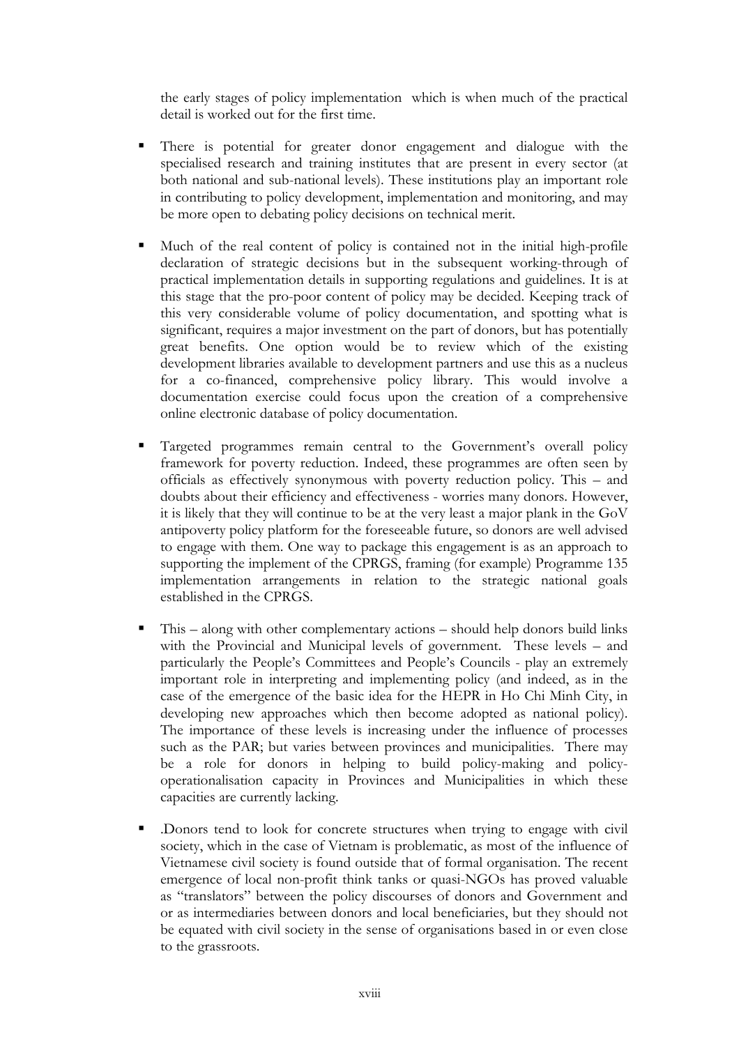the early stages of policy implementation which is when much of the practical detail is worked out for the first time.

- There is potential for greater donor engagement and dialogue with the specialised research and training institutes that are present in every sector (at both national and sub-national levels). These institutions play an important role in contributing to policy development, implementation and monitoring, and may be more open to debating policy decisions on technical merit.

- Much of the real content of policy is contained not in the initial high-profile declaration of strategic decisions but in the subsequent working-through of practical implementation details in supporting regulations and guidelines. It is at this stage that the pro-poor content of policy may be decided. Keeping track of this very considerable volume of policy documentation, and spotting what is significant, requires a major investment on the part of donors, but has potentially great benefits. One option would be to review which of the existing development libraries available to development partners and use this as a nucleus for a co-financed, comprehensive policy library. This would involve a documentation exercise could focus upon the creation of a comprehensive online electronic database of policy documentation.

- Targeted programmes remain central to the Government's overall policy framework for poverty reduction. Indeed, these programmes are often seen by officials as effectively synonymous with poverty reduction policy. This – and doubts about their efficiency and effectiveness - worries many donors. However, it is likely that they will continue to be at the very least a major plank in the GoV antipoverty policy platform for the foreseeable future, so donors are well advised to engage with them. One way to package this engagement is as an approach to supporting the implement of the CPRGS, framing (for example) Programme 135 implementation arrangements in relation to the strategic national goals established in the CPRGS.

- This – along with other complementary actions – should help donors build links with the Provincial and Municipal levels of government. These levels – and particularly the People's Committees and People's Councils - play an extremely important role in interpreting and implementing policy (and indeed, as in the case of the emergence of the basic idea for the HEPR in Ho Chi Minh City, in developing new approaches which then become adopted as national policy). The importance of these levels is increasing under the influence of processes such as the PAR; but varies between provinces and municipalities. There may be a role for donors in helping to build policy-making and policy-operationalisation capacity in Provinces and Municipalities in which these capacities are currently lacking.

- .Donors tend to look for concrete structures when trying to engage with civil society, which in the case of Vietnam is problematic, as most of the influence of Vietnamese civil society is found outside that of formal organisation. The recent emergence of local non-profit think tanks or quasi-NGOs has proved valuable as "translators" between the policy discourses of donors and Government and or as intermediaries between donors and local beneficiaries, but they should not be equated with civil society in the sense of organisations based in or even close to the grassroots.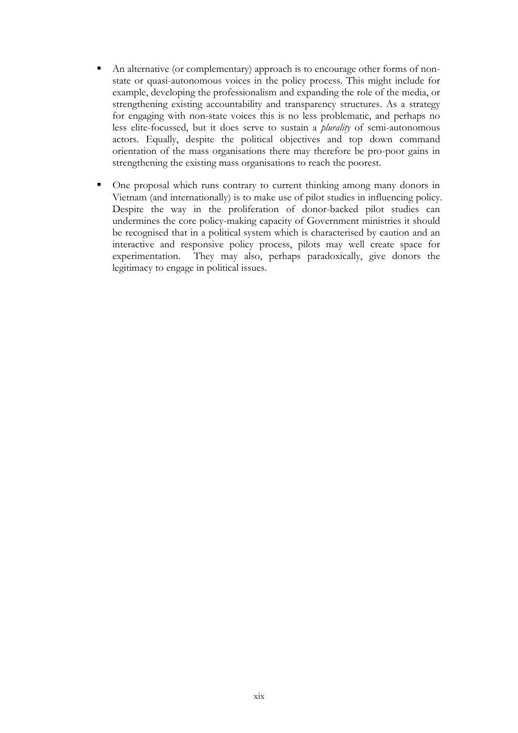- An alternative (or complementary) approach is to encourage other forms of non-state or quasi-autonomous voices in the policy process. This might include for example, developing the professionalism and expanding the role of the media, or strengthening existing accountability and transparency structures. As a strategy for engaging with non-state voices this is no less problematic, and perhaps no less elite-focussed, but it does serve to sustain a *plurality* of semi-autonomous actors. Equally, despite the political objectives and top down command orientation of the mass organisations there may therefore be pro-poor gains in strengthening the existing mass organisations to reach the poorest.

- One proposal which runs contrary to current thinking among many donors in Vietnam (and internationally) is to make use of pilot studies in influencing policy. Despite the way in the proliferation of donor-backed pilot studies can undermines the core policy-making capacity of Government ministries it should be recognised that in a political system which is characterised by caution and an interactive and responsive policy process, pilots may well create space for experimentation. They may also, perhaps paradoxically, give donors the legitimacy to engage in political issues.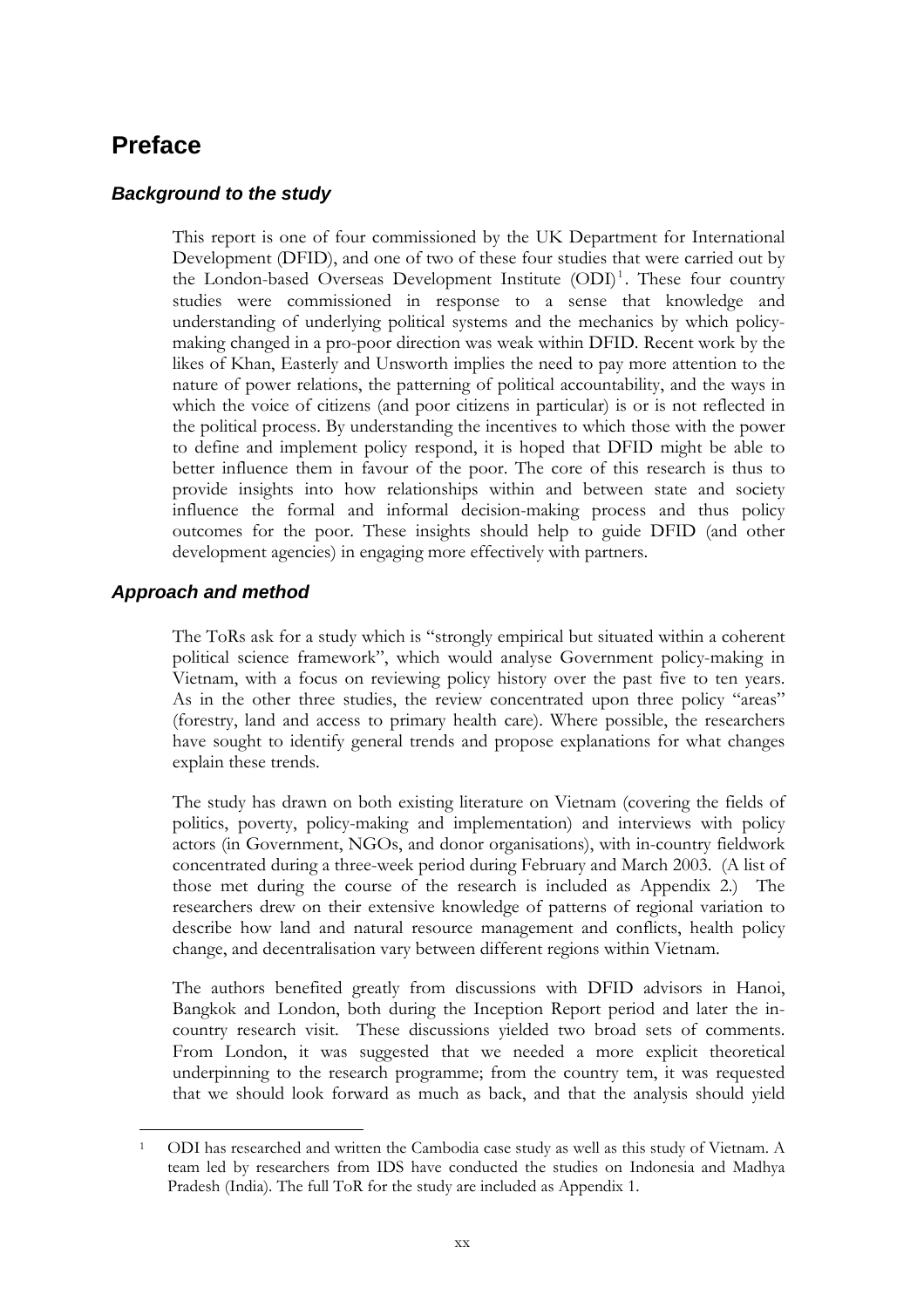# Preface

## *Background to the study*

This report is one of four commissioned by the UK Department for International Development (DFID), and one of two of these four studies that were carried out by the London-based Overseas Development Institute (ODI)[1]. These four country studies were commissioned in response to a sense that knowledge and understanding of underlying political systems and the mechanics by which policy-making changed in a pro-poor direction was weak within DFID. Recent work by the likes of Khan, Easterly and Unsworth implies the need to pay more attention to the nature of power relations, the patterning of political accountability, and the ways in which the voice of citizens (and poor citizens in particular) is or is not reflected in the political process. By understanding the incentives to which those with the power to define and implement policy respond, it is hoped that DFID might be able to better influence them in favour of the poor. The core of this research is thus to provide insights into how relationships within and between state and society influence the formal and informal decision-making process and thus policy outcomes for the poor. These insights should help to guide DFID (and other development agencies) in engaging more effectively with partners.

## *Approach and method*

The ToRs ask for a study which is "strongly empirical but situated within a coherent political science framework", which would analyse Government policy-making in Vietnam, with a focus on reviewing policy history over the past five to ten years. As in the other three studies, the review concentrated upon three policy "areas" (forestry, land and access to primary health care). Where possible, the researchers have sought to identify general trends and propose explanations for what changes explain these trends.

The study has drawn on both existing literature on Vietnam (covering the fields of politics, poverty, policy-making and implementation) and interviews with policy actors (in Government, NGOs, and donor organisations), with in-country fieldwork concentrated during a three-week period during February and March 2003. (A list of those met during the course of the research is included as Appendix 2.) The researchers drew on their extensive knowledge of patterns of regional variation to describe how land and natural resource management and conflicts, health policy change, and decentralisation vary between different regions within Vietnam.

The authors benefited greatly from discussions with DFID advisors in Hanoi, Bangkok and London, both during the Inception Report period and later the in-country research visit. These discussions yielded two broad sets of comments. From London, it was suggested that we needed a more explicit theoretical underpinning to the research programme; from the country tem, it was requested that we should look forward as much as back, and that the analysis should yield

---

[1] ODI has researched and written the Cambodia case study as well as this study of Vietnam. A team led by researchers from IDS have conducted the studies on Indonesia and Madhya Pradesh (India). The full ToR for the study are included as Appendix 1.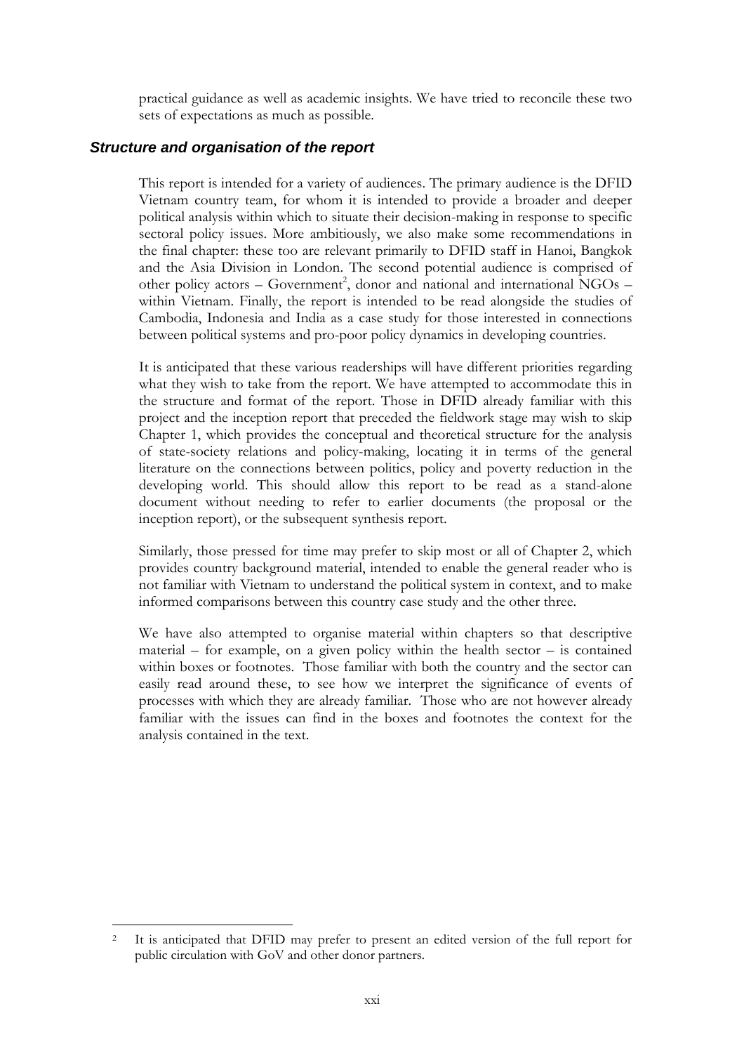practical guidance as well as academic insights. We have tried to reconcile these two sets of expectations as much as possible.

### *Structure and organisation of the report*

This report is intended for a variety of audiences. The primary audience is the DFID Vietnam country team, for whom it is intended to provide a broader and deeper political analysis within which to situate their decision-making in response to specific sectoral policy issues. More ambitiously, we also make some recommendations in the final chapter: these too are relevant primarily to DFID staff in Hanoi, Bangkok and the Asia Division in London. The second potential audience is comprised of other policy actors – Government[2], donor and national and international NGOs – within Vietnam. Finally, the report is intended to be read alongside the studies of Cambodia, Indonesia and India as a case study for those interested in connections between political systems and pro-poor policy dynamics in developing countries.

It is anticipated that these various readerships will have different priorities regarding what they wish to take from the report. We have attempted to accommodate this in the structure and format of the report. Those in DFID already familiar with this project and the inception report that preceded the fieldwork stage may wish to skip Chapter 1, which provides the conceptual and theoretical structure for the analysis of state-society relations and policy-making, locating it in terms of the general literature on the connections between politics, policy and poverty reduction in the developing world. This should allow this report to be read as a stand-alone document without needing to refer to earlier documents (the proposal or the inception report), or the subsequent synthesis report.

Similarly, those pressed for time may prefer to skip most or all of Chapter 2, which provides country background material, intended to enable the general reader who is not familiar with Vietnam to understand the political system in context, and to make informed comparisons between this country case study and the other three.

We have also attempted to organise material within chapters so that descriptive material – for example, on a given policy within the health sector – is contained within boxes or footnotes. Those familiar with both the country and the sector can easily read around these, to see how we interpret the significance of events of processes with which they are already familiar. Those who are not however already familiar with the issues can find in the boxes and footnotes the context for the analysis contained in the text.

---

[2] It is anticipated that DFID may prefer to present an edited version of the full report for public circulation with GoV and other donor partners.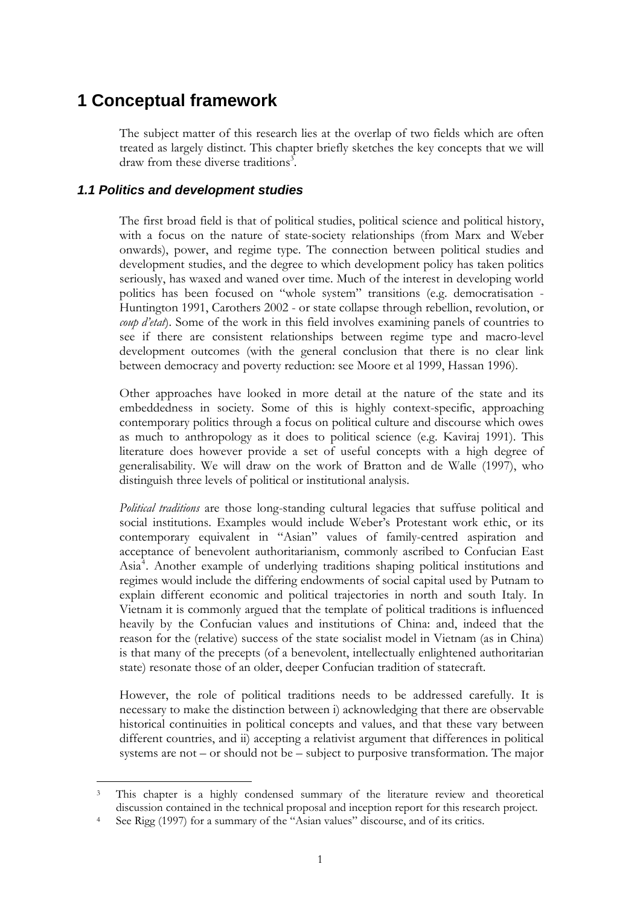# 1 Conceptual framework

The subject matter of this research lies at the overlap of two fields which are often treated as largely distinct. This chapter briefly sketches the key concepts that we will draw from these diverse traditions[3].

## 1.1 Politics and development studies

The first broad field is that of political studies, political science and political history, with a focus on the nature of state-society relationships (from Marx and Weber onwards), power, and regime type. The connection between political studies and development studies, and the degree to which development policy has taken politics seriously, has waxed and waned over time. Much of the interest in developing world politics has been focused on "whole system" transitions (e.g. democratisation - Huntington 1991, Carothers 2002 - or state collapse through rebellion, revolution, or *coup d'etat*). Some of the work in this field involves examining panels of countries to see if there are consistent relationships between regime type and macro-level development outcomes (with the general conclusion that there is no clear link between democracy and poverty reduction: see Moore et al 1999, Hassan 1996).

Other approaches have looked in more detail at the nature of the state and its embeddedness in society. Some of this is highly context-specific, approaching contemporary politics through a focus on political culture and discourse which owes as much to anthropology as it does to political science (e.g. Kaviraj 1991). This literature does however provide a set of useful concepts with a high degree of generalisability. We will draw on the work of Bratton and de Walle (1997), who distinguish three levels of political or institutional analysis.

*Political traditions* are those long-standing cultural legacies that suffuse political and social institutions. Examples would include Weber's Protestant work ethic, or its contemporary equivalent in "Asian" values of family-centred aspiration and acceptance of benevolent authoritarianism, commonly ascribed to Confucian East Asia[4]. Another example of underlying traditions shaping political institutions and regimes would include the differing endowments of social capital used by Putnam to explain different economic and political trajectories in north and south Italy. In Vietnam it is commonly argued that the template of political traditions is influenced heavily by the Confucian values and institutions of China: and, indeed that the reason for the (relative) success of the state socialist model in Vietnam (as in China) is that many of the precepts (of a benevolent, intellectually enlightened authoritarian state) resonate those of an older, deeper Confucian tradition of statecraft.

However, the role of political traditions needs to be addressed carefully. It is necessary to make the distinction between i) acknowledging that there are observable historical continuities in political concepts and values, and that these vary between different countries, and ii) accepting a relativist argument that differences in political systems are not – or should not be – subject to purposive transformation. The major

---

[3] This chapter is a highly condensed summary of the literature review and theoretical discussion contained in the technical proposal and inception report for this research project.

[4] See Rigg (1997) for a summary of the "Asian values" discourse, and of its critics.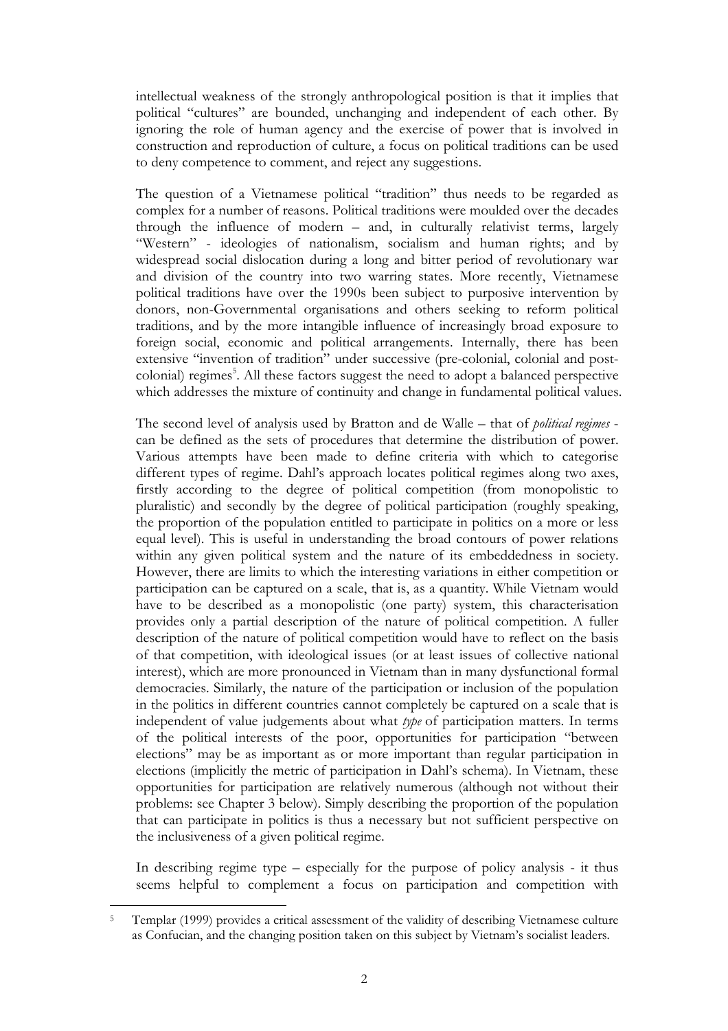intellectual weakness of the strongly anthropological position is that it implies that political "cultures" are bounded, unchanging and independent of each other. By ignoring the role of human agency and the exercise of power that is involved in construction and reproduction of culture, a focus on political traditions can be used to deny competence to comment, and reject any suggestions.

The question of a Vietnamese political "tradition" thus needs to be regarded as complex for a number of reasons. Political traditions were moulded over the decades through the influence of modern – and, in culturally relativist terms, largely "Western" - ideologies of nationalism, socialism and human rights; and by widespread social dislocation during a long and bitter period of revolutionary war and division of the country into two warring states. More recently, Vietnamese political traditions have over the 1990s been subject to purposive intervention by donors, non-Governmental organisations and others seeking to reform political traditions, and by the more intangible influence of increasingly broad exposure to foreign social, economic and political arrangements. Internally, there has been extensive "invention of tradition" under successive (pre-colonial, colonial and post-colonial) regimes[5]. All these factors suggest the need to adopt a balanced perspective which addresses the mixture of continuity and change in fundamental political values.

The second level of analysis used by Bratton and de Walle – that of *political regimes* - can be defined as the sets of procedures that determine the distribution of power. Various attempts have been made to define criteria with which to categorise different types of regime. Dahl's approach locates political regimes along two axes, firstly according to the degree of political competition (from monopolistic to pluralistic) and secondly by the degree of political participation (roughly speaking, the proportion of the population entitled to participate in politics on a more or less equal level). This is useful in understanding the broad contours of power relations within any given political system and the nature of its embeddedness in society. However, there are limits to which the interesting variations in either competition or participation can be captured on a scale, that is, as a quantity. While Vietnam would have to be described as a monopolistic (one party) system, this characterisation provides only a partial description of the nature of political competition. A fuller description of the nature of political competition would have to reflect on the basis of that competition, with ideological issues (or at least issues of collective national interest), which are more pronounced in Vietnam than in many dysfunctional formal democracies. Similarly, the nature of the participation or inclusion of the population in the politics in different countries cannot completely be captured on a scale that is independent of value judgements about what *type* of participation matters. In terms of the political interests of the poor, opportunities for participation "between elections" may be as important as or more important than regular participation in elections (implicitly the metric of participation in Dahl's schema). In Vietnam, these opportunities for participation are relatively numerous (although not without their problems: see Chapter 3 below). Simply describing the proportion of the population that can participate in politics is thus a necessary but not sufficient perspective on the inclusiveness of a given political regime.

In describing regime type – especially for the purpose of policy analysis - it thus seems helpful to complement a focus on participation and competition with

---

[5] Templar (1999) provides a critical assessment of the validity of describing Vietnamese culture as Confucian, and the changing position taken on this subject by Vietnam's socialist leaders.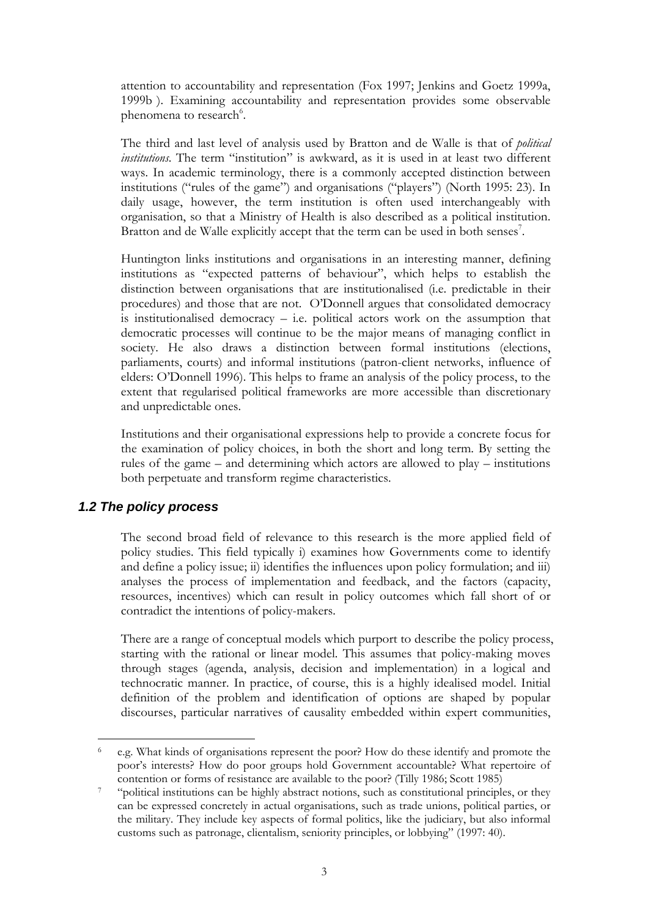attention to accountability and representation (Fox 1997; Jenkins and Goetz 1999a, 1999b ). Examining accountability and representation provides some observable phenomena to research[6].

The third and last level of analysis used by Bratton and de Walle is that of *political institutions*. The term "institution" is awkward, as it is used in at least two different ways. In academic terminology, there is a commonly accepted distinction between institutions ("rules of the game") and organisations ("players") (North 1995: 23). In daily usage, however, the term institution is often used interchangeably with organisation, so that a Ministry of Health is also described as a political institution. Bratton and de Walle explicitly accept that the term can be used in both senses[7].

Huntington links institutions and organisations in an interesting manner, defining institutions as "expected patterns of behaviour", which helps to establish the distinction between organisations that are institutionalised (i.e. predictable in their procedures) and those that are not. O'Donnell argues that consolidated democracy is institutionalised democracy – i.e. political actors work on the assumption that democratic processes will continue to be the major means of managing conflict in society. He also draws a distinction between formal institutions (elections, parliaments, courts) and informal institutions (patron-client networks, influence of elders: O'Donnell 1996). This helps to frame an analysis of the policy process, to the extent that regularised political frameworks are more accessible than discretionary and unpredictable ones.

Institutions and their organisational expressions help to provide a concrete focus for the examination of policy choices, in both the short and long term. By setting the rules of the game – and determining which actors are allowed to play – institutions both perpetuate and transform regime characteristics.

### *1.2 The policy process*

The second broad field of relevance to this research is the more applied field of policy studies. This field typically i) examines how Governments come to identify and define a policy issue; ii) identifies the influences upon policy formulation; and iii) analyses the process of implementation and feedback, and the factors (capacity, resources, incentives) which can result in policy outcomes which fall short of or contradict the intentions of policy-makers.

There are a range of conceptual models which purport to describe the policy process, starting with the rational or linear model. This assumes that policy-making moves through stages (agenda, analysis, decision and implementation) in a logical and technocratic manner. In practice, of course, this is a highly idealised model. Initial definition of the problem and identification of options are shaped by popular discourses, particular narratives of causality embedded within expert communities,

---

[6] e.g. What kinds of organisations represent the poor? How do these identify and promote the poor's interests? How do poor groups hold Government accountable? What repertoire of contention or forms of resistance are available to the poor? (Tilly 1986; Scott 1985)

[7] "political institutions can be highly abstract notions, such as constitutional principles, or they can be expressed concretely in actual organisations, such as trade unions, political parties, or the military. They include key aspects of formal politics, like the judiciary, but also informal customs such as patronage, clientalism, seniority principles, or lobbying" (1997: 40).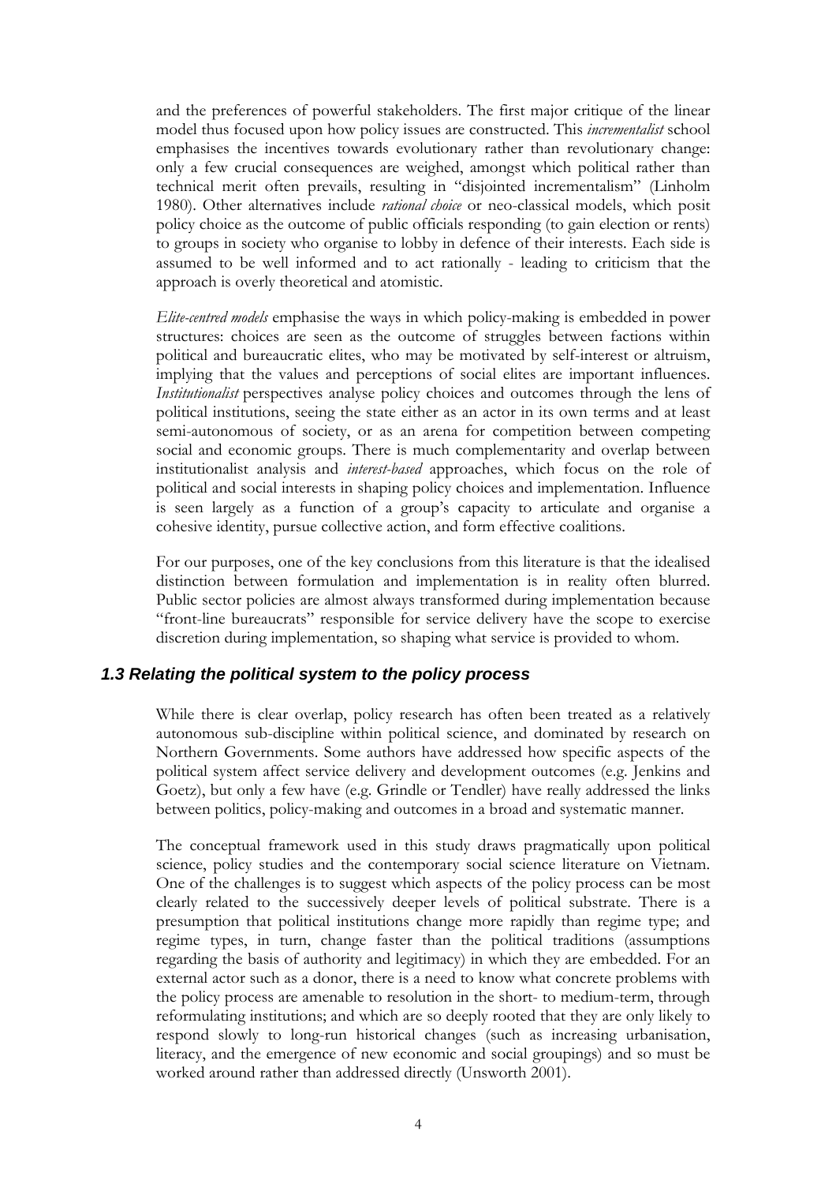and the preferences of powerful stakeholders. The first major critique of the linear model thus focused upon how policy issues are constructed. This *incrementalist* school emphasises the incentives towards evolutionary rather than revolutionary change: only a few crucial consequences are weighed, amongst which political rather than technical merit often prevails, resulting in "disjointed incrementalism" (Linholm 1980). Other alternatives include *rational choice* or neo-classical models, which posit policy choice as the outcome of public officials responding (to gain election or rents) to groups in society who organise to lobby in defence of their interests. Each side is assumed to be well informed and to act rationally - leading to criticism that the approach is overly theoretical and atomistic.

*Elite-centred models* emphasise the ways in which policy-making is embedded in power structures: choices are seen as the outcome of struggles between factions within political and bureaucratic elites, who may be motivated by self-interest or altruism, implying that the values and perceptions of social elites are important influences. *Institutionalist* perspectives analyse policy choices and outcomes through the lens of political institutions, seeing the state either as an actor in its own terms and at least semi-autonomous of society, or as an arena for competition between competing social and economic groups. There is much complementarity and overlap between institutionalist analysis and *interest-based* approaches, which focus on the role of political and social interests in shaping policy choices and implementation. Influence is seen largely as a function of a group's capacity to articulate and organise a cohesive identity, pursue collective action, and form effective coalitions.

For our purposes, one of the key conclusions from this literature is that the idealised distinction between formulation and implementation is in reality often blurred. Public sector policies are almost always transformed during implementation because "front-line bureaucrats" responsible for service delivery have the scope to exercise discretion during implementation, so shaping what service is provided to whom.

### 1.3 Relating the political system to the policy process

While there is clear overlap, policy research has often been treated as a relatively autonomous sub-discipline within political science, and dominated by research on Northern Governments. Some authors have addressed how specific aspects of the political system affect service delivery and development outcomes (e.g. Jenkins and Goetz), but only a few have (e.g. Grindle or Tendler) have really addressed the links between politics, policy-making and outcomes in a broad and systematic manner.

The conceptual framework used in this study draws pragmatically upon political science, policy studies and the contemporary social science literature on Vietnam. One of the challenges is to suggest which aspects of the policy process can be most clearly related to the successively deeper levels of political substrate. There is a presumption that political institutions change more rapidly than regime type; and regime types, in turn, change faster than the political traditions (assumptions regarding the basis of authority and legitimacy) in which they are embedded. For an external actor such as a donor, there is a need to know what concrete problems with the policy process are amenable to resolution in the short- to medium-term, through reformulating institutions; and which are so deeply rooted that they are only likely to respond slowly to long-run historical changes (such as increasing urbanisation, literacy, and the emergence of new economic and social groupings) and so must be worked around rather than addressed directly (Unsworth 2001).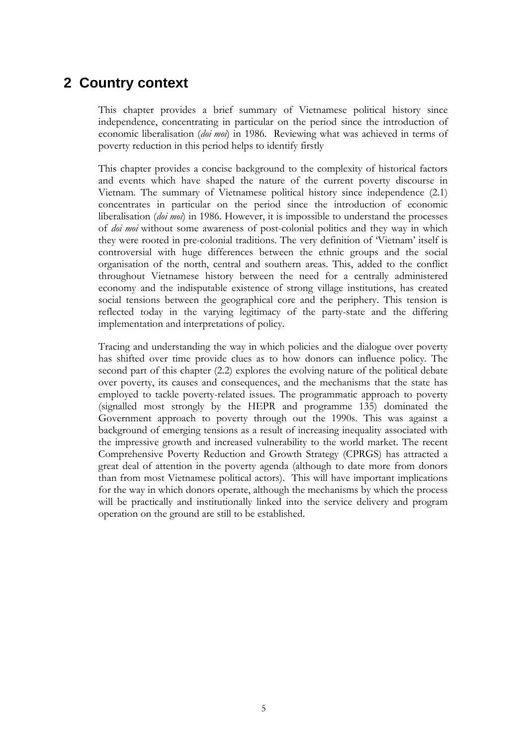# 2 Country context

This chapter provides a brief summary of Vietnamese political history since independence, concentrating in particular on the period since the introduction of economic liberalisation (*doi moi*) in 1986. Reviewing what was achieved in terms of poverty reduction in this period helps to identify firstly

This chapter provides a concise background to the complexity of historical factors and events which have shaped the nature of the current poverty discourse in Vietnam. The summary of Vietnamese political history since independence (2.1) concentrates in particular on the period since the introduction of economic liberalisation (*doi moi*) in 1986. However, it is impossible to understand the processes of *doi moi* without some awareness of post-colonial politics and they way in which they were rooted in pre-colonial traditions. The very definition of 'Vietnam' itself is controversial with huge differences between the ethnic groups and the social organisation of the north, central and southern areas. This, added to the conflict throughout Vietnamese history between the need for a centrally administered economy and the indisputable existence of strong village institutions, has created social tensions between the geographical core and the periphery. This tension is reflected today in the varying legitimacy of the party-state and the differing implementation and interpretations of policy.

Tracing and understanding the way in which policies and the dialogue over poverty has shifted over time provide clues as to how donors can influence policy. The second part of this chapter (2.2) explores the evolving nature of the political debate over poverty, its causes and consequences, and the mechanisms that the state has employed to tackle poverty-related issues. The programmatic approach to poverty (signalled most strongly by the HEPR and programme 135) dominated the Government approach to poverty through out the 1990s. This was against a background of emerging tensions as a result of increasing inequality associated with the impressive growth and increased vulnerability to the world market. The recent Comprehensive Poverty Reduction and Growth Strategy (CPRGS) has attracted a great deal of attention in the poverty agenda (although to date more from donors than from most Vietnamese political actors). This will have important implications for the way in which donors operate, although the mechanisms by which the process will be practically and institutionally linked into the service delivery and program operation on the ground are still to be established.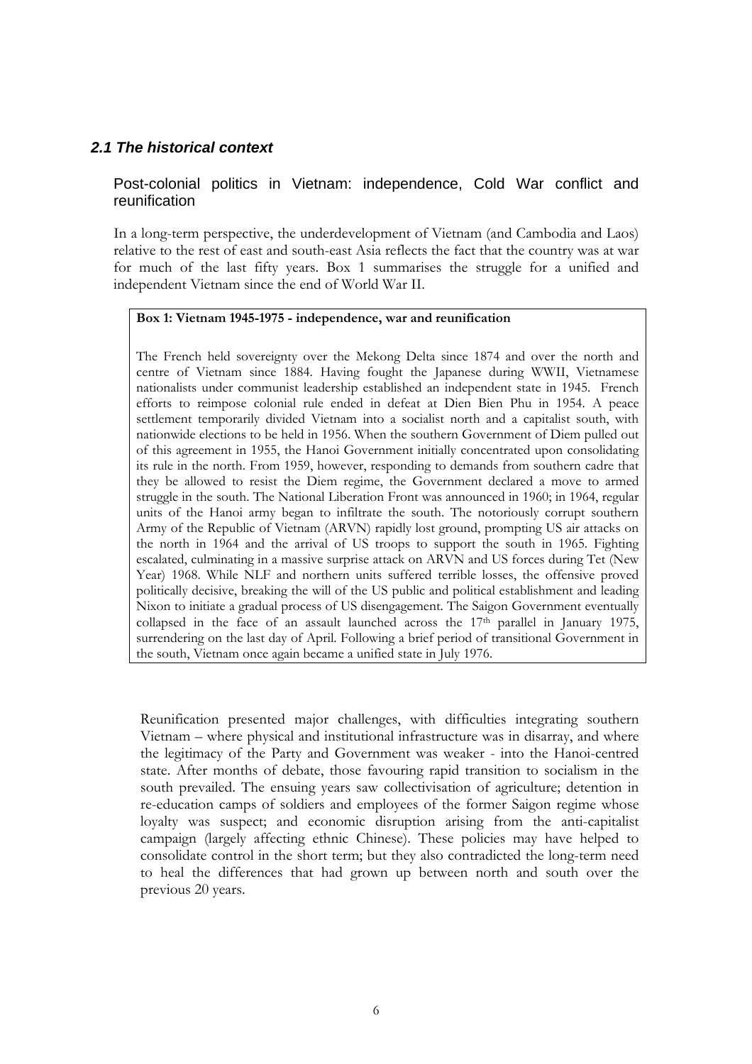## *2.1 The historical context*

### Post-colonial politics in Vietnam: independence, Cold War conflict and reunification

In a long-term perspective, the underdevelopment of Vietnam (and Cambodia and Laos) relative to the rest of east and south-east Asia reflects the fact that the country was at war for much of the last fifty years. Box 1 summarises the struggle for a unified and independent Vietnam since the end of World War II.

**Box 1: Vietnam 1945-1975 - independence, war and reunification**

The French held sovereignty over the Mekong Delta since 1874 and over the north and centre of Vietnam since 1884. Having fought the Japanese during WWII, Vietnamese nationalists under communist leadership established an independent state in 1945. French efforts to reimpose colonial rule ended in defeat at Dien Bien Phu in 1954. A peace settlement temporarily divided Vietnam into a socialist north and a capitalist south, with nationwide elections to be held in 1956. When the southern Government of Diem pulled out of this agreement in 1955, the Hanoi Government initially concentrated upon consolidating its rule in the north. From 1959, however, responding to demands from southern cadre that they be allowed to resist the Diem regime, the Government declared a move to armed struggle in the south. The National Liberation Front was announced in 1960; in 1964, regular units of the Hanoi army began to infiltrate the south. The notoriously corrupt southern Army of the Republic of Vietnam (ARVN) rapidly lost ground, prompting US air attacks on the north in 1964 and the arrival of US troops to support the south in 1965. Fighting escalated, culminating in a massive surprise attack on ARVN and US forces during Tet (New Year) 1968. While NLF and northern units suffered terrible losses, the offensive proved politically decisive, breaking the will of the US public and political establishment and leading Nixon to initiate a gradual process of US disengagement. The Saigon Government eventually collapsed in the face of an assault launched across the 17th parallel in January 1975, surrendering on the last day of April. Following a brief period of transitional Government in the south, Vietnam once again became a unified state in July 1976.

Reunification presented major challenges, with difficulties integrating southern Vietnam – where physical and institutional infrastructure was in disarray, and where the legitimacy of the Party and Government was weaker - into the Hanoi-centred state. After months of debate, those favouring rapid transition to socialism in the south prevailed. The ensuing years saw collectivisation of agriculture; detention in re-education camps of soldiers and employees of the former Saigon regime whose loyalty was suspect; and economic disruption arising from the anti-capitalist campaign (largely affecting ethnic Chinese). These policies may have helped to consolidate control in the short term; but they also contradicted the long-term need to heal the differences that had grown up between north and south over the previous 20 years.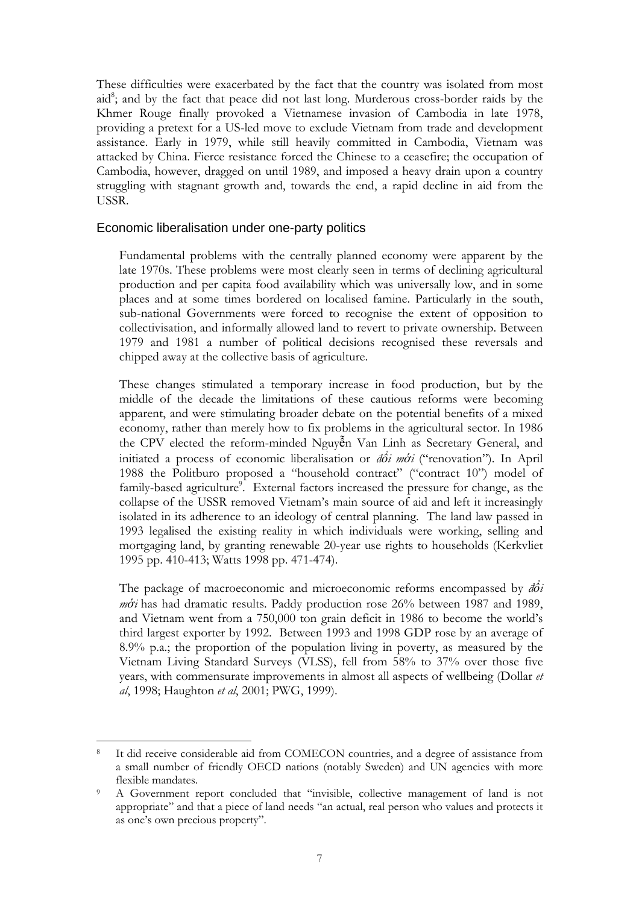These difficulties were exacerbated by the fact that the country was isolated from most aid[8]; and by the fact that peace did not last long. Murderous cross-border raids by the Khmer Rouge finally provoked a Vietnamese invasion of Cambodia in late 1978, providing a pretext for a US-led move to exclude Vietnam from trade and development assistance. Early in 1979, while still heavily committed in Cambodia, Vietnam was attacked by China. Fierce resistance forced the Chinese to a ceasefire; the occupation of Cambodia, however, dragged on until 1989, and imposed a heavy drain upon a country struggling with stagnant growth and, towards the end, a rapid decline in aid from the USSR.

## Economic liberalisation under one-party politics

Fundamental problems with the centrally planned economy were apparent by the late 1970s. These problems were most clearly seen in terms of declining agricultural production and per capita food availability which was universally low, and in some places and at some times bordered on localised famine. Particularly in the south, sub-national Governments were forced to recognise the extent of opposition to collectivisation, and informally allowed land to revert to private ownership. Between 1979 and 1981 a number of political decisions recognised these reversals and chipped away at the collective basis of agriculture.

These changes stimulated a temporary increase in food production, but by the middle of the decade the limitations of these cautious reforms were becoming apparent, and were stimulating broader debate on the potential benefits of a mixed economy, rather than merely how to fix problems in the agricultural sector. In 1986 the CPV elected the reform-minded Nguyễn Van Linh as Secretary General, and initiated a process of economic liberalisation or *đổi mới* ("renovation"). In April 1988 the Politburo proposed a "household contract" ("contract 10") model of family-based agriculture[9]. External factors increased the pressure for change, as the collapse of the USSR removed Vietnam's main source of aid and left it increasingly isolated in its adherence to an ideology of central planning. The land law passed in 1993 legalised the existing reality in which individuals were working, selling and mortgaging land, by granting renewable 20-year use rights to households (Kerkvliet 1995 pp. 410-413; Watts 1998 pp. 471-474).

The package of macroeconomic and microeconomic reforms encompassed by *đổi mới* has had dramatic results. Paddy production rose 26% between 1987 and 1989, and Vietnam went from a 750,000 ton grain deficit in 1986 to become the world's third largest exporter by 1992. Between 1993 and 1998 GDP rose by an average of 8.9% p.a.; the proportion of the population living in poverty, as measured by the Vietnam Living Standard Surveys (VLSS), fell from 58% to 37% over those five years, with commensurate improvements in almost all aspects of wellbeing (Dollar *et al*, 1998; Haughton *et al*, 2001; PWG, 1999).

---

[8] It did receive considerable aid from COMECON countries, and a degree of assistance from a small number of friendly OECD nations (notably Sweden) and UN agencies with more flexible mandates.

[9] A Government report concluded that "invisible, collective management of land is not appropriate" and that a piece of land needs "an actual, real person who values and protects it as one's own precious property".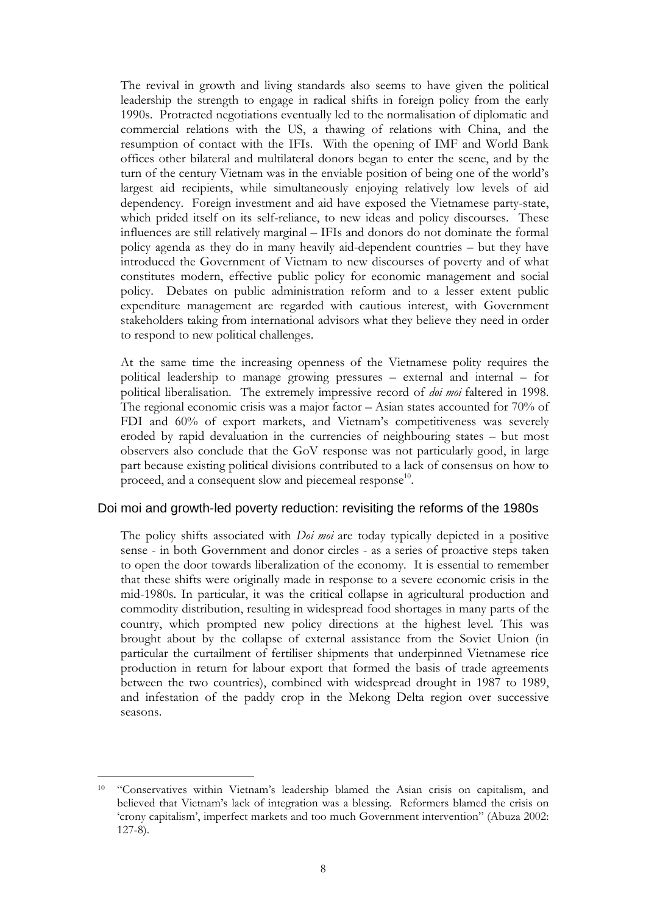The revival in growth and living standards also seems to have given the political leadership the strength to engage in radical shifts in foreign policy from the early 1990s. Protracted negotiations eventually led to the normalisation of diplomatic and commercial relations with the US, a thawing of relations with China, and the resumption of contact with the IFIs. With the opening of IMF and World Bank offices other bilateral and multilateral donors began to enter the scene, and by the turn of the century Vietnam was in the enviable position of being one of the world's largest aid recipients, while simultaneously enjoying relatively low levels of aid dependency. Foreign investment and aid have exposed the Vietnamese party-state, which prided itself on its self-reliance, to new ideas and policy discourses. These influences are still relatively marginal – IFIs and donors do not dominate the formal policy agenda as they do in many heavily aid-dependent countries – but they have introduced the Government of Vietnam to new discourses of poverty and of what constitutes modern, effective public policy for economic management and social policy. Debates on public administration reform and to a lesser extent public expenditure management are regarded with cautious interest, with Government stakeholders taking from international advisors what they believe they need in order to respond to new political challenges.

At the same time the increasing openness of the Vietnamese polity requires the political leadership to manage growing pressures – external and internal – for political liberalisation. The extremely impressive record of *doi moi* faltered in 1998. The regional economic crisis was a major factor – Asian states accounted for 70% of FDI and 60% of export markets, and Vietnam's competitiveness was severely eroded by rapid devaluation in the currencies of neighbouring states – but most observers also conclude that the GoV response was not particularly good, in large part because existing political divisions contributed to a lack of consensus on how to proceed, and a consequent slow and piecemeal response[10].

## Doi moi and growth-led poverty reduction: revisiting the reforms of the 1980s

The policy shifts associated with *Doi moi* are today typically depicted in a positive sense - in both Government and donor circles - as a series of proactive steps taken to open the door towards liberalization of the economy. It is essential to remember that these shifts were originally made in response to a severe economic crisis in the mid-1980s. In particular, it was the critical collapse in agricultural production and commodity distribution, resulting in widespread food shortages in many parts of the country, which prompted new policy directions at the highest level. This was brought about by the collapse of external assistance from the Soviet Union (in particular the curtailment of fertiliser shipments that underpinned Vietnamese rice production in return for labour export that formed the basis of trade agreements between the two countries), combined with widespread drought in 1987 to 1989, and infestation of the paddy crop in the Mekong Delta region over successive seasons.

[10] "Conservatives within Vietnam's leadership blamed the Asian crisis on capitalism, and believed that Vietnam's lack of integration was a blessing. Reformers blamed the crisis on 'crony capitalism', imperfect markets and too much Government intervention" (Abuza 2002: 127-8).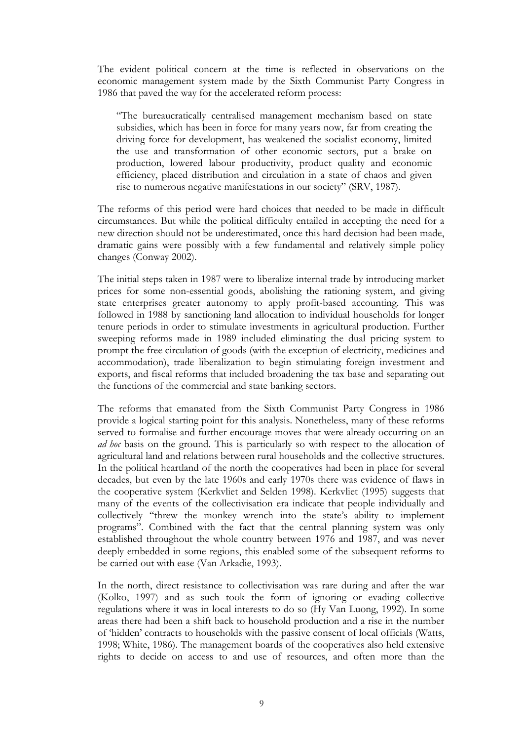The evident political concern at the time is reflected in observations on the economic management system made by the Sixth Communist Party Congress in 1986 that paved the way for the accelerated reform process:

> "The bureaucratically centralised management mechanism based on state subsidies, which has been in force for many years now, far from creating the driving force for development, has weakened the socialist economy, limited the use and transformation of other economic sectors, put a brake on production, lowered labour productivity, product quality and economic efficiency, placed distribution and circulation in a state of chaos and given rise to numerous negative manifestations in our society" (SRV, 1987).

The reforms of this period were hard choices that needed to be made in difficult circumstances. But while the political difficulty entailed in accepting the need for a new direction should not be underestimated, once this hard decision had been made, dramatic gains were possibly with a few fundamental and relatively simple policy changes (Conway 2002).

The initial steps taken in 1987 were to liberalize internal trade by introducing market prices for some non-essential goods, abolishing the rationing system, and giving state enterprises greater autonomy to apply profit-based accounting. This was followed in 1988 by sanctioning land allocation to individual households for longer tenure periods in order to stimulate investments in agricultural production. Further sweeping reforms made in 1989 included eliminating the dual pricing system to prompt the free circulation of goods (with the exception of electricity, medicines and accommodation), trade liberalization to begin stimulating foreign investment and exports, and fiscal reforms that included broadening the tax base and separating out the functions of the commercial and state banking sectors.

The reforms that emanated from the Sixth Communist Party Congress in 1986 provide a logical starting point for this analysis. Nonetheless, many of these reforms served to formalise and further encourage moves that were already occurring on an *ad hoc* basis on the ground. This is particularly so with respect to the allocation of agricultural land and relations between rural households and the collective structures. In the political heartland of the north the cooperatives had been in place for several decades, but even by the late 1960s and early 1970s there was evidence of flaws in the cooperative system (Kerkvliet and Selden 1998). Kerkvliet (1995) suggests that many of the events of the collectivisation era indicate that people individually and collectively "threw the monkey wrench into the state's ability to implement programs". Combined with the fact that the central planning system was only established throughout the whole country between 1976 and 1987, and was never deeply embedded in some regions, this enabled some of the subsequent reforms to be carried out with ease (Van Arkadie, 1993).

In the north, direct resistance to collectivisation was rare during and after the war (Kolko, 1997) and as such took the form of ignoring or evading collective regulations where it was in local interests to do so (Hy Van Luong, 1992). In some areas there had been a shift back to household production and a rise in the number of 'hidden' contracts to households with the passive consent of local officials (Watts, 1998; White, 1986). The management boards of the cooperatives also held extensive rights to decide on access to and use of resources, and often more than the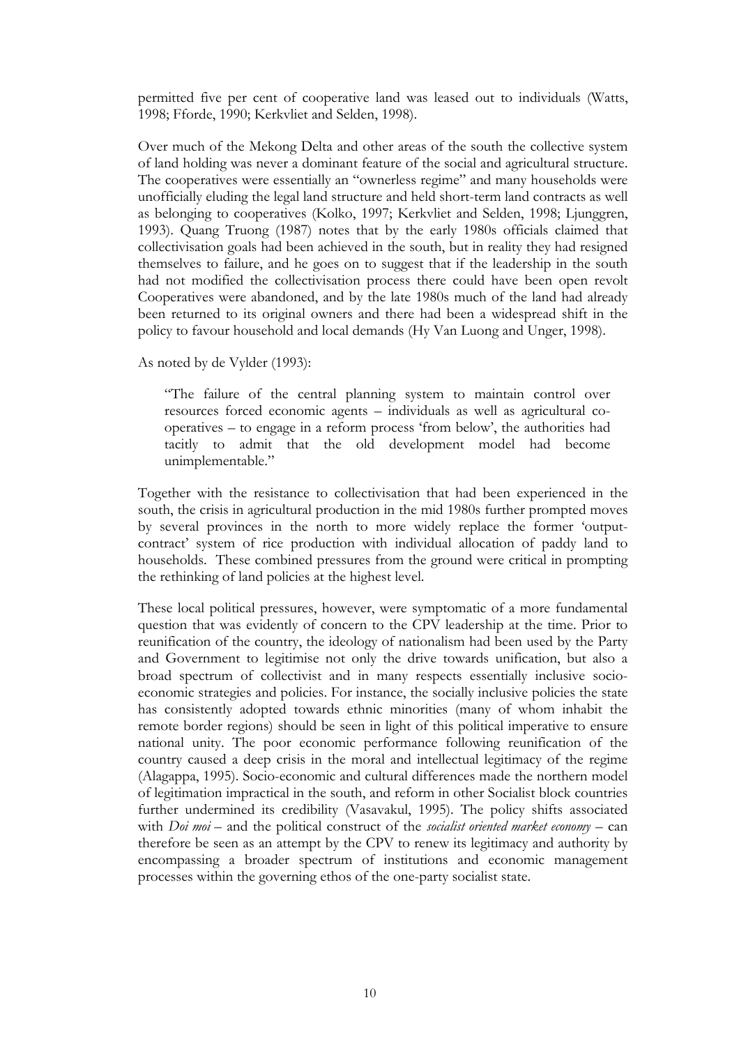permitted five per cent of cooperative land was leased out to individuals (Watts, 1998; Fforde, 1990; Kerkvliet and Selden, 1998).

Over much of the Mekong Delta and other areas of the south the collective system of land holding was never a dominant feature of the social and agricultural structure. The cooperatives were essentially an "ownerless regime" and many households were unofficially eluding the legal land structure and held short-term land contracts as well as belonging to cooperatives (Kolko, 1997; Kerkvliet and Selden, 1998; Ljunggren, 1993). Quang Truong (1987) notes that by the early 1980s officials claimed that collectivisation goals had been achieved in the south, but in reality they had resigned themselves to failure, and he goes on to suggest that if the leadership in the south had not modified the collectivisation process there could have been open revolt Cooperatives were abandoned, and by the late 1980s much of the land had already been returned to its original owners and there had been a widespread shift in the policy to favour household and local demands (Hy Van Luong and Unger, 1998).

As noted by de Vylder (1993):

> "The failure of the central planning system to maintain control over resources forced economic agents – individuals as well as agricultural co-operatives – to engage in a reform process 'from below', the authorities had tacitly to admit that the old development model had become unimplementable."

Together with the resistance to collectivisation that had been experienced in the south, the crisis in agricultural production in the mid 1980s further prompted moves by several provinces in the north to more widely replace the former 'output-contract' system of rice production with individual allocation of paddy land to households. These combined pressures from the ground were critical in prompting the rethinking of land policies at the highest level.

These local political pressures, however, were symptomatic of a more fundamental question that was evidently of concern to the CPV leadership at the time. Prior to reunification of the country, the ideology of nationalism had been used by the Party and Government to legitimise not only the drive towards unification, but also a broad spectrum of collectivist and in many respects essentially inclusive socio-economic strategies and policies. For instance, the socially inclusive policies the state has consistently adopted towards ethnic minorities (many of whom inhabit the remote border regions) should be seen in light of this political imperative to ensure national unity. The poor economic performance following reunification of the country caused a deep crisis in the moral and intellectual legitimacy of the regime (Alagappa, 1995). Socio-economic and cultural differences made the northern model of legitimation impractical in the south, and reform in other Socialist block countries further undermined its credibility (Vasavakul, 1995). The policy shifts associated with *Doi moi* – and the political construct of the *socialist oriented market economy* – can therefore be seen as an attempt by the CPV to renew its legitimacy and authority by encompassing a broader spectrum of institutions and economic management processes within the governing ethos of the one-party socialist state.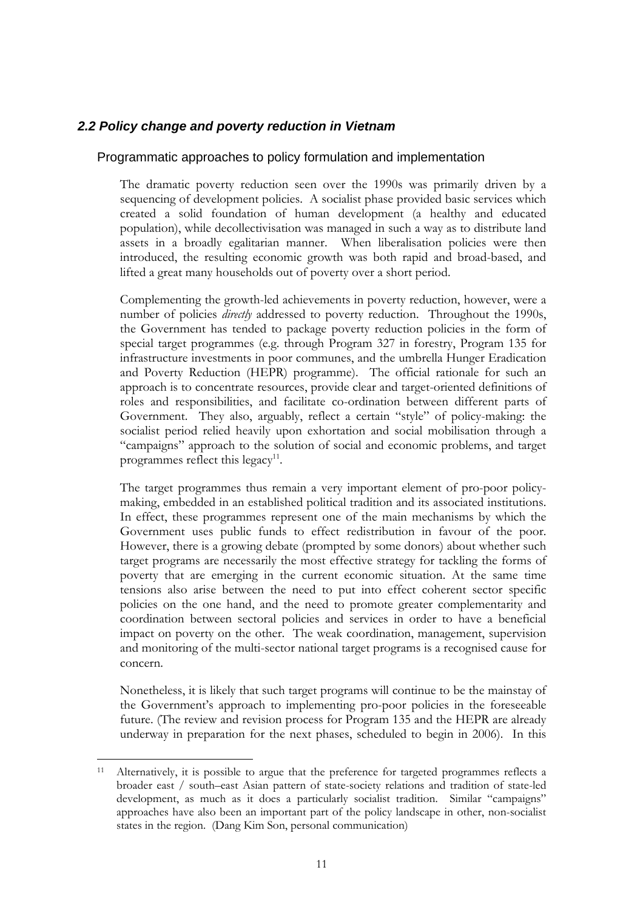## *2.2 Policy change and poverty reduction in Vietnam*

### Programmatic approaches to policy formulation and implementation

The dramatic poverty reduction seen over the 1990s was primarily driven by a sequencing of development policies. A socialist phase provided basic services which created a solid foundation of human development (a healthy and educated population), while decollectivisation was managed in such a way as to distribute land assets in a broadly egalitarian manner. When liberalisation policies were then introduced, the resulting economic growth was both rapid and broad-based, and lifted a great many households out of poverty over a short period.

Complementing the growth-led achievements in poverty reduction, however, were a number of policies *directly* addressed to poverty reduction. Throughout the 1990s, the Government has tended to package poverty reduction policies in the form of special target programmes (e.g. through Program 327 in forestry, Program 135 for infrastructure investments in poor communes, and the umbrella Hunger Eradication and Poverty Reduction (HEPR) programme). The official rationale for such an approach is to concentrate resources, provide clear and target-oriented definitions of roles and responsibilities, and facilitate co-ordination between different parts of Government. They also, arguably, reflect a certain "style" of policy-making: the socialist period relied heavily upon exhortation and social mobilisation through a "campaigns" approach to the solution of social and economic problems, and target programmes reflect this legacy[11].

The target programmes thus remain a very important element of pro-poor policy-making, embedded in an established political tradition and its associated institutions. In effect, these programmes represent one of the main mechanisms by which the Government uses public funds to effect redistribution in favour of the poor. However, there is a growing debate (prompted by some donors) about whether such target programs are necessarily the most effective strategy for tackling the forms of poverty that are emerging in the current economic situation. At the same time tensions also arise between the need to put into effect coherent sector specific policies on the one hand, and the need to promote greater complementarity and coordination between sectoral policies and services in order to have a beneficial impact on poverty on the other. The weak coordination, management, supervision and monitoring of the multi-sector national target programs is a recognised cause for concern.

Nonetheless, it is likely that such target programs will continue to be the mainstay of the Government's approach to implementing pro-poor policies in the foreseeable future. (The review and revision process for Program 135 and the HEPR are already underway in preparation for the next phases, scheduled to begin in 2006). In this

---

[11] Alternatively, it is possible to argue that the preference for targeted programmes reflects a broader east / south–east Asian pattern of state-society relations and tradition of state-led development, as much as it does a particularly socialist tradition. Similar "campaigns" approaches have also been an important part of the policy landscape in other, non-socialist states in the region. (Dang Kim Son, personal communication)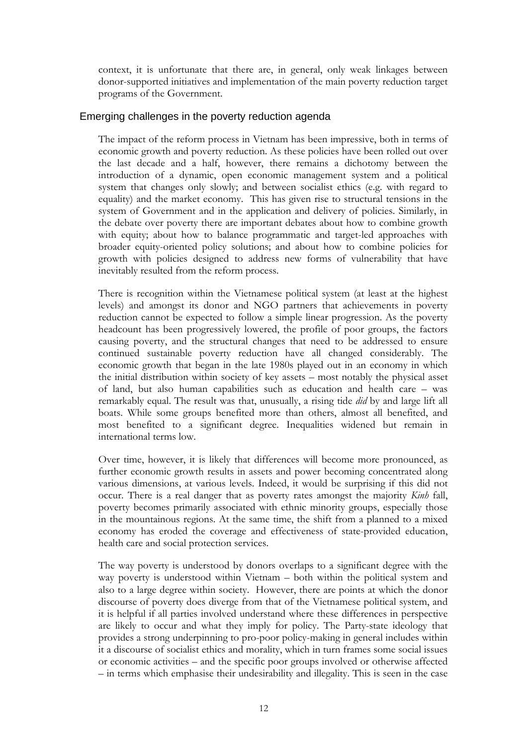context, it is unfortunate that there are, in general, only weak linkages between donor-supported initiatives and implementation of the main poverty reduction target programs of the Government.

## Emerging challenges in the poverty reduction agenda

The impact of the reform process in Vietnam has been impressive, both in terms of economic growth and poverty reduction. As these policies have been rolled out over the last decade and a half, however, there remains a dichotomy between the introduction of a dynamic, open economic management system and a political system that changes only slowly; and between socialist ethics (e.g. with regard to equality) and the market economy. This has given rise to structural tensions in the system of Government and in the application and delivery of policies. Similarly, in the debate over poverty there are important debates about how to combine growth with equity; about how to balance programmatic and target-led approaches with broader equity-oriented policy solutions; and about how to combine policies for growth with policies designed to address new forms of vulnerability that have inevitably resulted from the reform process.

There is recognition within the Vietnamese political system (at least at the highest levels) and amongst its donor and NGO partners that achievements in poverty reduction cannot be expected to follow a simple linear progression. As the poverty headcount has been progressively lowered, the profile of poor groups, the factors causing poverty, and the structural changes that need to be addressed to ensure continued sustainable poverty reduction have all changed considerably. The economic growth that began in the late 1980s played out in an economy in which the initial distribution within society of key assets – most notably the physical asset of land, but also human capabilities such as education and health care – was remarkably equal. The result was that, unusually, a rising tide *did* by and large lift all boats. While some groups benefited more than others, almost all benefited, and most benefited to a significant degree. Inequalities widened but remain in international terms low.

Over time, however, it is likely that differences will become more pronounced, as further economic growth results in assets and power becoming concentrated along various dimensions, at various levels. Indeed, it would be surprising if this did not occur. There is a real danger that as poverty rates amongst the majority *Kinh* fall, poverty becomes primarily associated with ethnic minority groups, especially those in the mountainous regions. At the same time, the shift from a planned to a mixed economy has eroded the coverage and effectiveness of state-provided education, health care and social protection services.

The way poverty is understood by donors overlaps to a significant degree with the way poverty is understood within Vietnam – both within the political system and also to a large degree within society. However, there are points at which the donor discourse of poverty does diverge from that of the Vietnamese political system, and it is helpful if all parties involved understand where these differences in perspective are likely to occur and what they imply for policy. The Party-state ideology that provides a strong underpinning to pro-poor policy-making in general includes within it a discourse of socialist ethics and morality, which in turn frames some social issues or economic activities – and the specific poor groups involved or otherwise affected – in terms which emphasise their undesirability and illegality. This is seen in the case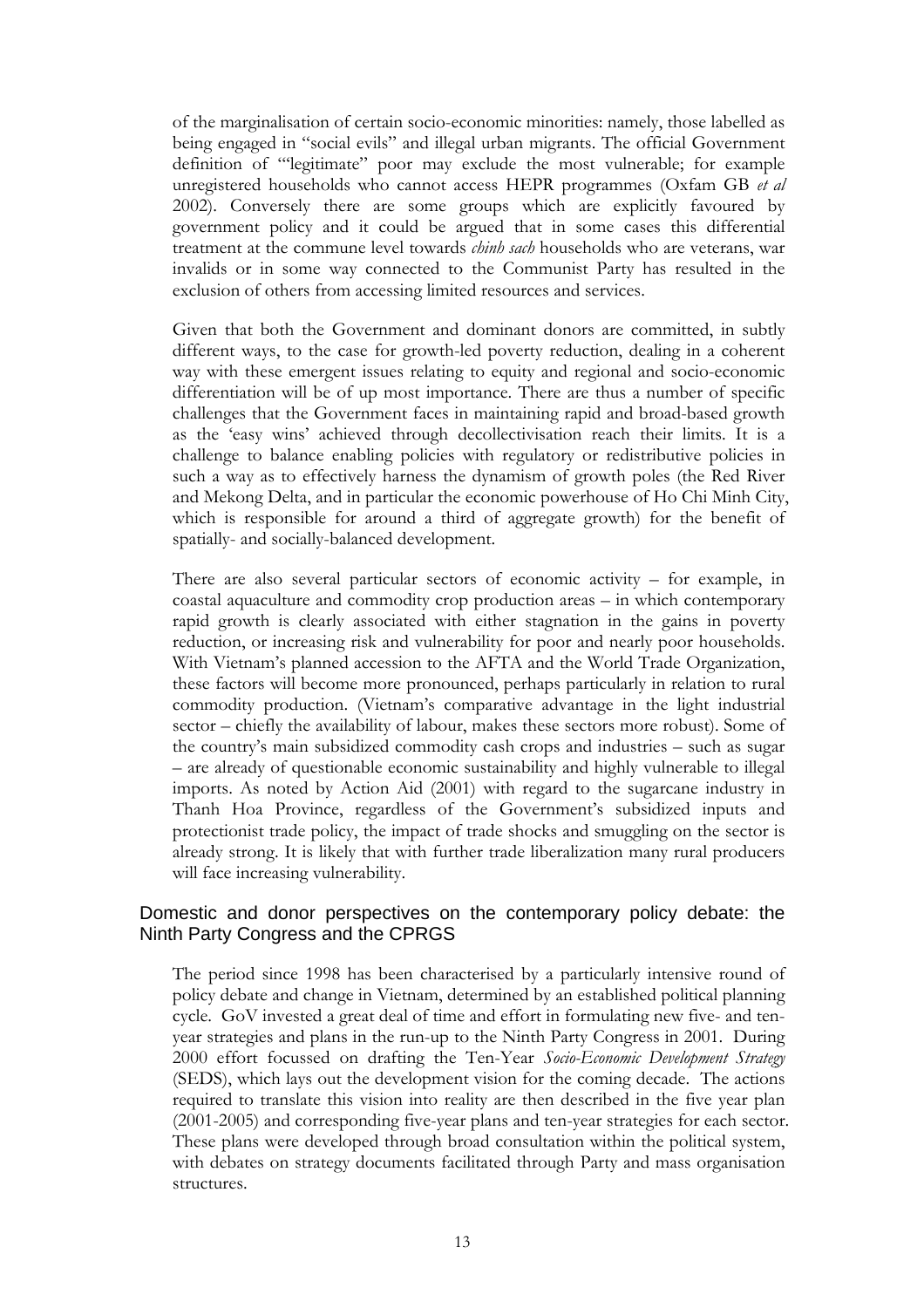of the marginalisation of certain socio-economic minorities: namely, those labelled as being engaged in "social evils" and illegal urban migrants. The official Government definition of "'legitimate" poor may exclude the most vulnerable; for example unregistered households who cannot access HEPR programmes (Oxfam GB *et al* 2002). Conversely there are some groups which are explicitly favoured by government policy and it could be argued that in some cases this differential treatment at the commune level towards *chinh sach* households who are veterans, war invalids or in some way connected to the Communist Party has resulted in the exclusion of others from accessing limited resources and services.

Given that both the Government and dominant donors are committed, in subtly different ways, to the case for growth-led poverty reduction, dealing in a coherent way with these emergent issues relating to equity and regional and socio-economic differentiation will be of up most importance. There are thus a number of specific challenges that the Government faces in maintaining rapid and broad-based growth as the 'easy wins' achieved through decollectivisation reach their limits. It is a challenge to balance enabling policies with regulatory or redistributive policies in such a way as to effectively harness the dynamism of growth poles (the Red River and Mekong Delta, and in particular the economic powerhouse of Ho Chi Minh City, which is responsible for around a third of aggregate growth) for the benefit of spatially- and socially-balanced development.

There are also several particular sectors of economic activity – for example, in coastal aquaculture and commodity crop production areas – in which contemporary rapid growth is clearly associated with either stagnation in the gains in poverty reduction, or increasing risk and vulnerability for poor and nearly poor households. With Vietnam's planned accession to the AFTA and the World Trade Organization, these factors will become more pronounced, perhaps particularly in relation to rural commodity production. (Vietnam's comparative advantage in the light industrial sector – chiefly the availability of labour, makes these sectors more robust). Some of the country's main subsidized commodity cash crops and industries – such as sugar – are already of questionable economic sustainability and highly vulnerable to illegal imports. As noted by Action Aid (2001) with regard to the sugarcane industry in Thanh Hoa Province, regardless of the Government's subsidized inputs and protectionist trade policy, the impact of trade shocks and smuggling on the sector is already strong. It is likely that with further trade liberalization many rural producers will face increasing vulnerability.

## Domestic and donor perspectives on the contemporary policy debate: the Ninth Party Congress and the CPRGS

The period since 1998 has been characterised by a particularly intensive round of policy debate and change in Vietnam, determined by an established political planning cycle. GoV invested a great deal of time and effort in formulating new five- and ten-year strategies and plans in the run-up to the Ninth Party Congress in 2001. During 2000 effort focussed on drafting the Ten-Year *Socio-Economic Development Strategy* (SEDS), which lays out the development vision for the coming decade. The actions required to translate this vision into reality are then described in the five year plan (2001-2005) and corresponding five-year plans and ten-year strategies for each sector. These plans were developed through broad consultation within the political system, with debates on strategy documents facilitated through Party and mass organisation structures.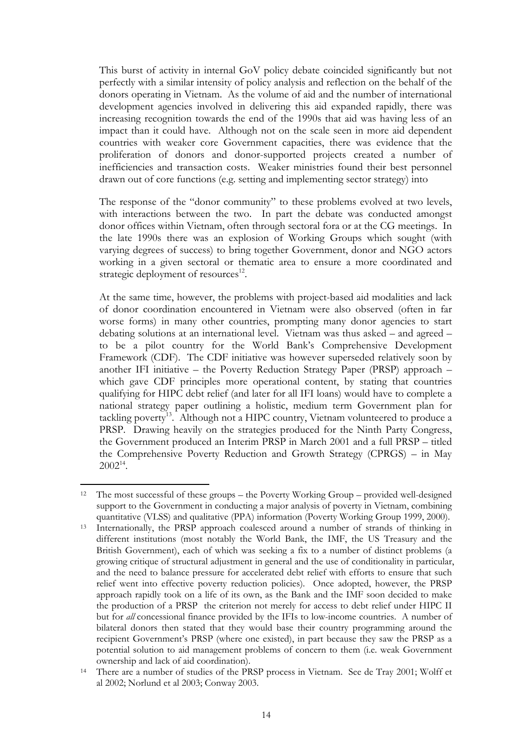This burst of activity in internal GoV policy debate coincided significantly but not perfectly with a similar intensity of policy analysis and reflection on the behalf of the donors operating in Vietnam. As the volume of aid and the number of international development agencies involved in delivering this aid expanded rapidly, there was increasing recognition towards the end of the 1990s that aid was having less of an impact than it could have. Although not on the scale seen in more aid dependent countries with weaker core Government capacities, there was evidence that the proliferation of donors and donor-supported projects created a number of inefficiencies and transaction costs. Weaker ministries found their best personnel drawn out of core functions (e.g. setting and implementing sector strategy) into

The response of the "donor community" to these problems evolved at two levels, with interactions between the two. In part the debate was conducted amongst donor offices within Vietnam, often through sectoral fora or at the CG meetings. In the late 1990s there was an explosion of Working Groups which sought (with varying degrees of success) to bring together Government, donor and NGO actors working in a given sectoral or thematic area to ensure a more coordinated and strategic deployment of resources[12].

At the same time, however, the problems with project-based aid modalities and lack of donor coordination encountered in Vietnam were also observed (often in far worse forms) in many other countries, prompting many donor agencies to start debating solutions at an international level. Vietnam was thus asked – and agreed – to be a pilot country for the World Bank's Comprehensive Development Framework (CDF). The CDF initiative was however superseded relatively soon by another IFI initiative – the Poverty Reduction Strategy Paper (PRSP) approach – which gave CDF principles more operational content, by stating that countries qualifying for HIPC debt relief (and later for all IFI loans) would have to complete a national strategy paper outlining a holistic, medium term Government plan for tackling poverty[13]. Although not a HIPC country, Vietnam volunteered to produce a PRSP. Drawing heavily on the strategies produced for the Ninth Party Congress, the Government produced an Interim PRSP in March 2001 and a full PRSP – titled the Comprehensive Poverty Reduction and Growth Strategy (CPRGS) – in May 2002[14].

---

[12] The most successful of these groups – the Poverty Working Group – provided well-designed support to the Government in conducting a major analysis of poverty in Vietnam, combining quantitative (VLSS) and qualitative (PPA) information (Poverty Working Group 1999, 2000).

[13] Internationally, the PRSP approach coalesced around a number of strands of thinking in different institutions (most notably the World Bank, the IMF, the US Treasury and the British Government), each of which was seeking a fix to a number of distinct problems (a growing critique of structural adjustment in general and the use of conditionality in particular, and the need to balance pressure for accelerated debt relief with efforts to ensure that such relief went into effective poverty reduction policies). Once adopted, however, the PRSP approach rapidly took on a life of its own, as the Bank and the IMF soon decided to make the production of a PRSP the criterion not merely for access to debt relief under HIPC II but for *all* concessional finance provided by the IFIs to low-income countries. A number of bilateral donors then stated that they would base their country programming around the recipient Government's PRSP (where one existed), in part because they saw the PRSP as a potential solution to aid management problems of concern to them (i.e. weak Government ownership and lack of aid coordination).

[14] There are a number of studies of the PRSP process in Vietnam. See de Tray 2001; Wolff et al 2002; Norlund et al 2003; Conway 2003.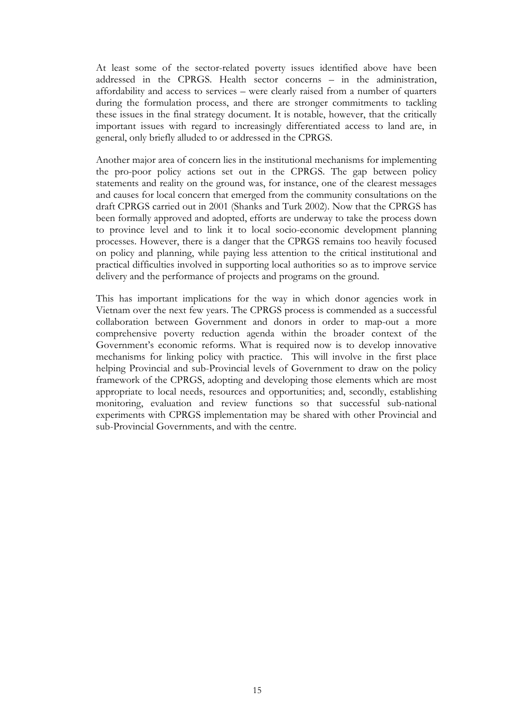At least some of the sector-related poverty issues identified above have been addressed in the CPRGS. Health sector concerns – in the administration, affordability and access to services – were clearly raised from a number of quarters during the formulation process, and there are stronger commitments to tackling these issues in the final strategy document. It is notable, however, that the critically important issues with regard to increasingly differentiated access to land are, in general, only briefly alluded to or addressed in the CPRGS.

Another major area of concern lies in the institutional mechanisms for implementing the pro-poor policy actions set out in the CPRGS. The gap between policy statements and reality on the ground was, for instance, one of the clearest messages and causes for local concern that emerged from the community consultations on the draft CPRGS carried out in 2001 (Shanks and Turk 2002). Now that the CPRGS has been formally approved and adopted, efforts are underway to take the process down to province level and to link it to local socio-economic development planning processes. However, there is a danger that the CPRGS remains too heavily focused on policy and planning, while paying less attention to the critical institutional and practical difficulties involved in supporting local authorities so as to improve service delivery and the performance of projects and programs on the ground.

This has important implications for the way in which donor agencies work in Vietnam over the next few years. The CPRGS process is commended as a successful collaboration between Government and donors in order to map-out a more comprehensive poverty reduction agenda within the broader context of the Government's economic reforms. What is required now is to develop innovative mechanisms for linking policy with practice. This will involve in the first place helping Provincial and sub-Provincial levels of Government to draw on the policy framework of the CPRGS, adopting and developing those elements which are most appropriate to local needs, resources and opportunities; and, secondly, establishing monitoring, evaluation and review functions so that successful sub-national experiments with CPRGS implementation may be shared with other Provincial and sub-Provincial Governments, and with the centre.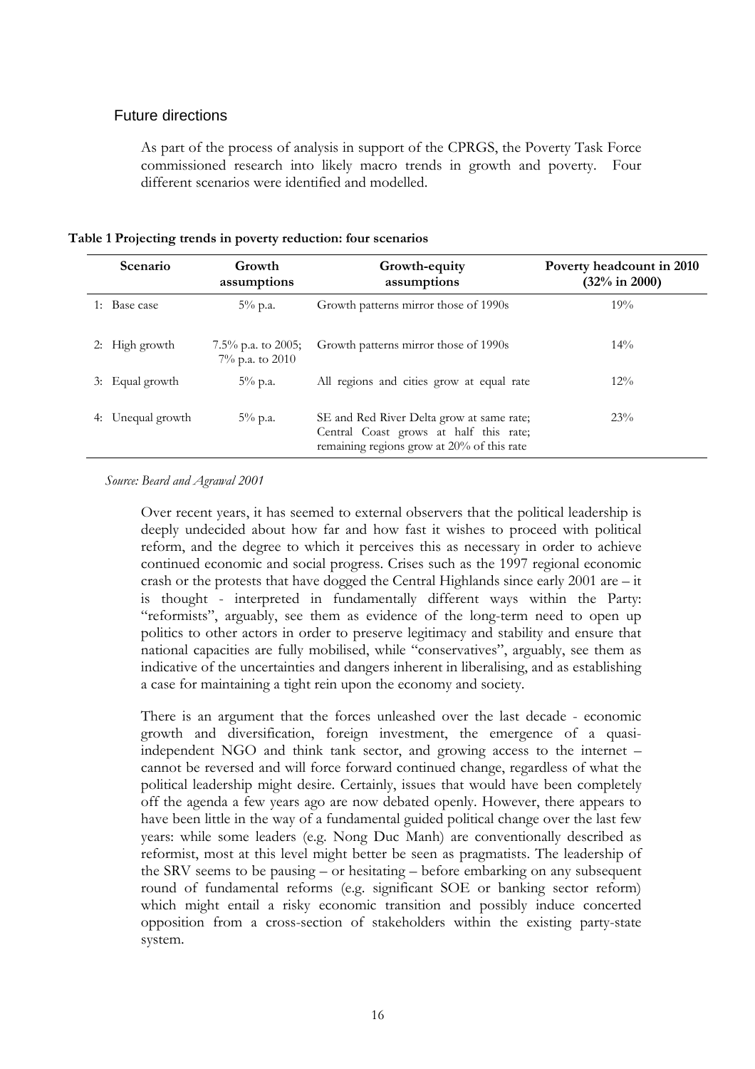## Future directions

As part of the process of analysis in support of the CPRGS, the Poverty Task Force commissioned research into likely macro trends in growth and poverty. Four different scenarios were identified and modelled.

**Table 1 Projecting trends in poverty reduction: four scenarios**

| Scenario | Growth assumptions | Growth-equity assumptions | Poverty headcount in 2010 (32% in 2000) |
|---|---|---|---|
| 1: Base case | 5% p.a. | Growth patterns mirror those of 1990s | 19% |
| 2: High growth | 7.5% p.a. to 2005; 7% p.a. to 2010 | Growth patterns mirror those of 1990s | 14% |
| 3: Equal growth | 5% p.a. | All regions and cities grow at equal rate | 12% |
| 4: Unequal growth | 5% p.a. | SE and Red River Delta grow at same rate; Central Coast grows at half this rate; remaining regions grow at 20% of this rate | 23% |

*Source: Beard and Agrawal 2001*

Over recent years, it has seemed to external observers that the political leadership is deeply undecided about how far and how fast it wishes to proceed with political reform, and the degree to which it perceives this as necessary in order to achieve continued economic and social progress. Crises such as the 1997 regional economic crash or the protests that have dogged the Central Highlands since early 2001 are – it is thought - interpreted in fundamentally different ways within the Party: "reformists", arguably, see them as evidence of the long-term need to open up politics to other actors in order to preserve legitimacy and stability and ensure that national capacities are fully mobilised, while "conservatives", arguably, see them as indicative of the uncertainties and dangers inherent in liberalising, and as establishing a case for maintaining a tight rein upon the economy and society.

There is an argument that the forces unleashed over the last decade - economic growth and diversification, foreign investment, the emergence of a quasi-independent NGO and think tank sector, and growing access to the internet – cannot be reversed and will force forward continued change, regardless of what the political leadership might desire. Certainly, issues that would have been completely off the agenda a few years ago are now debated openly. However, there appears to have been little in the way of a fundamental guided political change over the last few years: while some leaders (e.g. Nong Duc Manh) are conventionally described as reformist, most at this level might better be seen as pragmatists. The leadership of the SRV seems to be pausing – or hesitating – before embarking on any subsequent round of fundamental reforms (e.g. significant SOE or banking sector reform) which might entail a risky economic transition and possibly induce concerted opposition from a cross-section of stakeholders within the existing party-state system.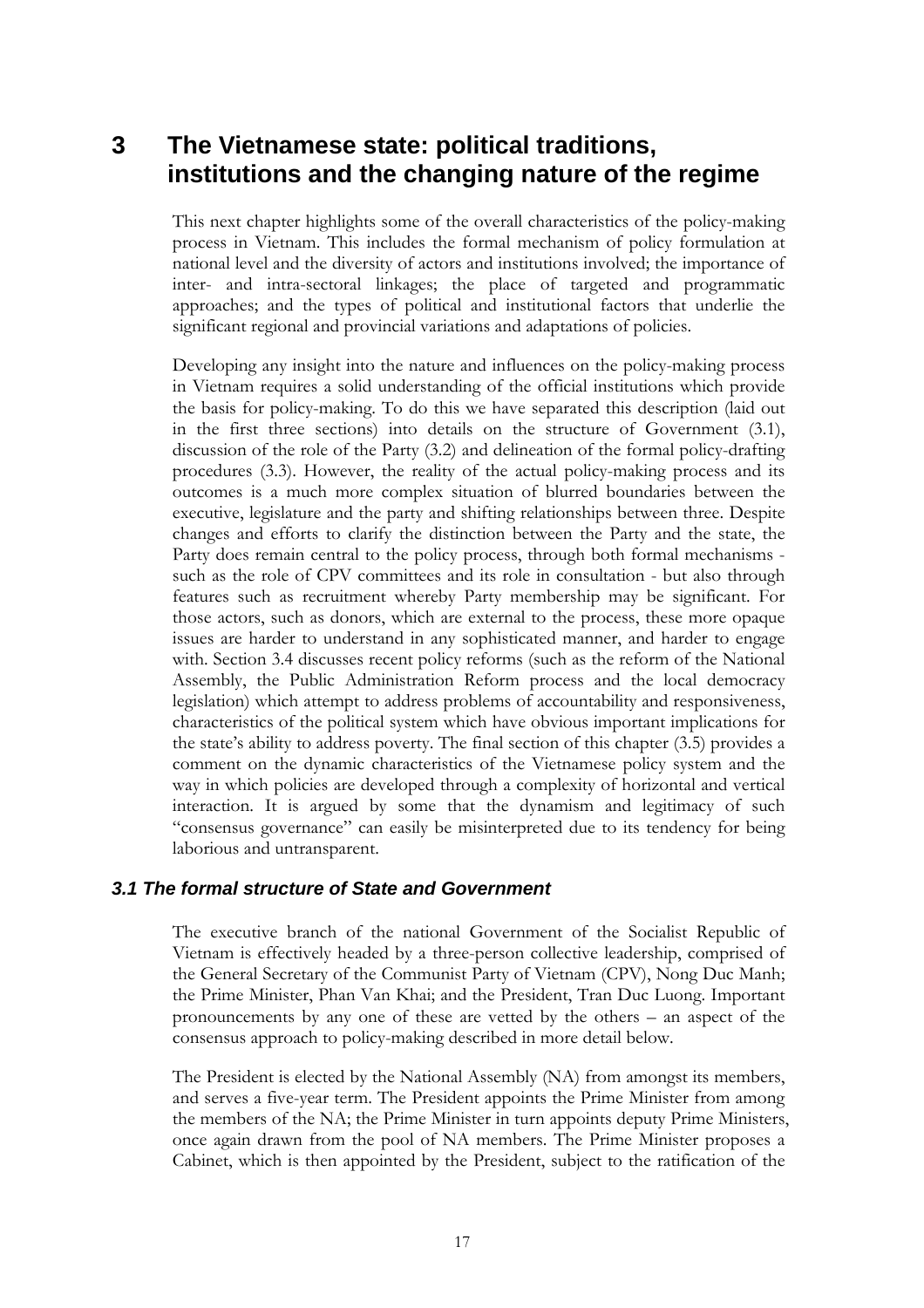# 3 The Vietnamese state: political traditions, institutions and the changing nature of the regime

This next chapter highlights some of the overall characteristics of the policy-making process in Vietnam. This includes the formal mechanism of policy formulation at national level and the diversity of actors and institutions involved; the importance of inter- and intra-sectoral linkages; the place of targeted and programmatic approaches; and the types of political and institutional factors that underlie the significant regional and provincial variations and adaptations of policies.

Developing any insight into the nature and influences on the policy-making process in Vietnam requires a solid understanding of the official institutions which provide the basis for policy-making. To do this we have separated this description (laid out in the first three sections) into details on the structure of Government (3.1), discussion of the role of the Party (3.2) and delineation of the formal policy-drafting procedures (3.3). However, the reality of the actual policy-making process and its outcomes is a much more complex situation of blurred boundaries between the executive, legislature and the party and shifting relationships between three. Despite changes and efforts to clarify the distinction between the Party and the state, the Party does remain central to the policy process, through both formal mechanisms - such as the role of CPV committees and its role in consultation - but also through features such as recruitment whereby Party membership may be significant. For those actors, such as donors, which are external to the process, these more opaque issues are harder to understand in any sophisticated manner, and harder to engage with. Section 3.4 discusses recent policy reforms (such as the reform of the National Assembly, the Public Administration Reform process and the local democracy legislation) which attempt to address problems of accountability and responsiveness, characteristics of the political system which have obvious important implications for the state's ability to address poverty. The final section of this chapter (3.5) provides a comment on the dynamic characteristics of the Vietnamese policy system and the way in which policies are developed through a complexity of horizontal and vertical interaction. It is argued by some that the dynamism and legitimacy of such "consensus governance" can easily be misinterpreted due to its tendency for being laborious and untransparent.

### *3.1 The formal structure of State and Government*

The executive branch of the national Government of the Socialist Republic of Vietnam is effectively headed by a three-person collective leadership, comprised of the General Secretary of the Communist Party of Vietnam (CPV), Nong Duc Manh; the Prime Minister, Phan Van Khai; and the President, Tran Duc Luong. Important pronouncements by any one of these are vetted by the others – an aspect of the consensus approach to policy-making described in more detail below.

The President is elected by the National Assembly (NA) from amongst its members, and serves a five-year term. The President appoints the Prime Minister from among the members of the NA; the Prime Minister in turn appoints deputy Prime Ministers, once again drawn from the pool of NA members. The Prime Minister proposes a Cabinet, which is then appointed by the President, subject to the ratification of the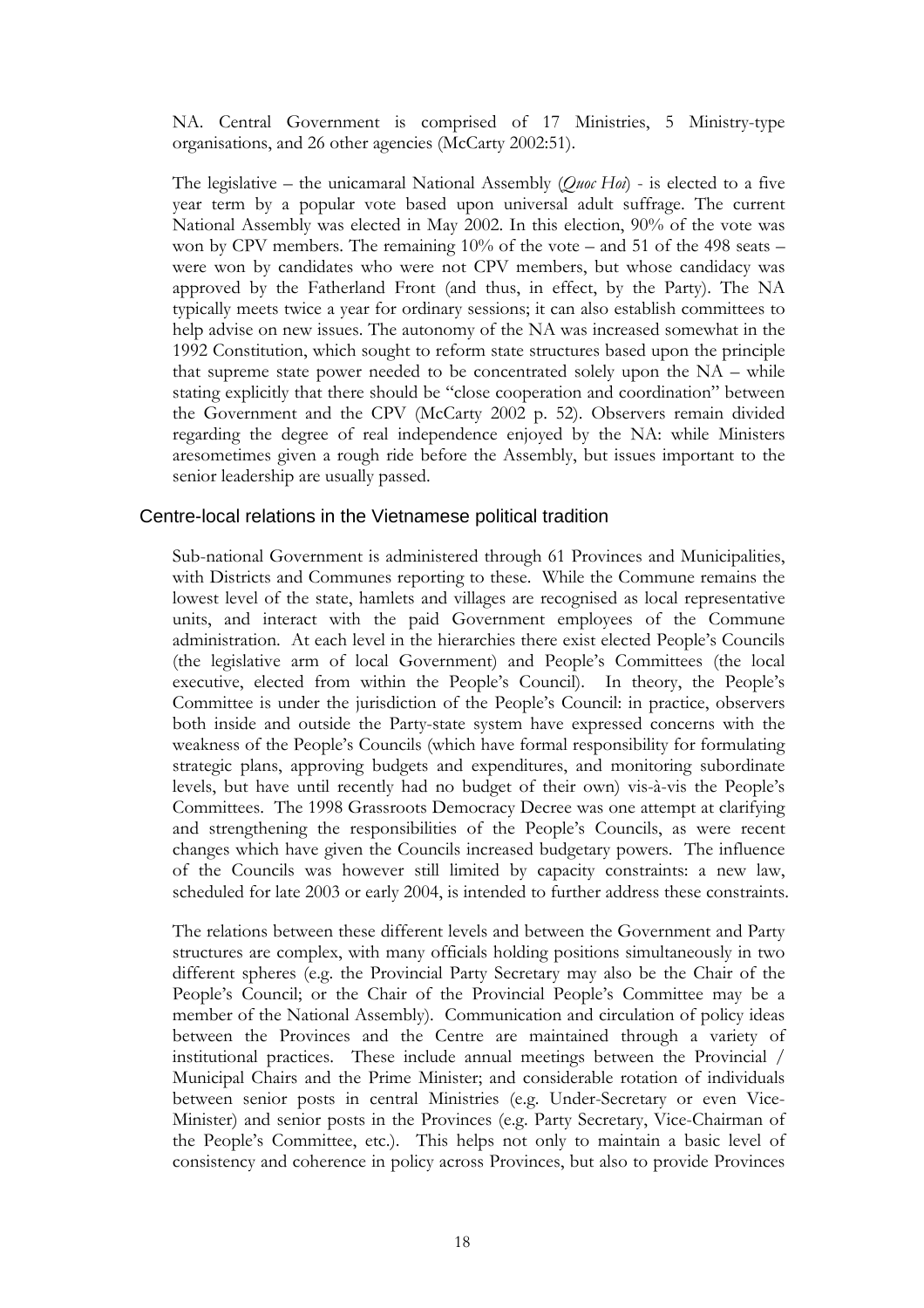NA. Central Government is comprised of 17 Ministries, 5 Ministry-type organisations, and 26 other agencies (McCarty 2002:51).

The legislative – the unicamaral National Assembly (*Quoc Hoi*) - is elected to a five year term by a popular vote based upon universal adult suffrage. The current National Assembly was elected in May 2002. In this election, 90% of the vote was won by CPV members. The remaining 10% of the vote – and 51 of the 498 seats – were won by candidates who were not CPV members, but whose candidacy was approved by the Fatherland Front (and thus, in effect, by the Party). The NA typically meets twice a year for ordinary sessions; it can also establish committees to help advise on new issues. The autonomy of the NA was increased somewhat in the 1992 Constitution, which sought to reform state structures based upon the principle that supreme state power needed to be concentrated solely upon the NA – while stating explicitly that there should be "close cooperation and coordination" between the Government and the CPV (McCarty 2002 p. 52). Observers remain divided regarding the degree of real independence enjoyed by the NA: while Ministers aresometimes given a rough ride before the Assembly, but issues important to the senior leadership are usually passed.

## Centre-local relations in the Vietnamese political tradition

Sub-national Government is administered through 61 Provinces and Municipalities, with Districts and Communes reporting to these. While the Commune remains the lowest level of the state, hamlets and villages are recognised as local representative units, and interact with the paid Government employees of the Commune administration. At each level in the hierarchies there exist elected People's Councils (the legislative arm of local Government) and People's Committees (the local executive, elected from within the People's Council). In theory, the People's Committee is under the jurisdiction of the People's Council: in practice, observers both inside and outside the Party-state system have expressed concerns with the weakness of the People's Councils (which have formal responsibility for formulating strategic plans, approving budgets and expenditures, and monitoring subordinate levels, but have until recently had no budget of their own) vis-à-vis the People's Committees. The 1998 Grassroots Democracy Decree was one attempt at clarifying and strengthening the responsibilities of the People's Councils, as were recent changes which have given the Councils increased budgetary powers. The influence of the Councils was however still limited by capacity constraints: a new law, scheduled for late 2003 or early 2004, is intended to further address these constraints.

The relations between these different levels and between the Government and Party structures are complex, with many officials holding positions simultaneously in two different spheres (e.g. the Provincial Party Secretary may also be the Chair of the People's Council; or the Chair of the Provincial People's Committee may be a member of the National Assembly). Communication and circulation of policy ideas between the Provinces and the Centre are maintained through a variety of institutional practices. These include annual meetings between the Provincial / Municipal Chairs and the Prime Minister; and considerable rotation of individuals between senior posts in central Ministries (e.g. Under-Secretary or even Vice-Minister) and senior posts in the Provinces (e.g. Party Secretary, Vice-Chairman of the People's Committee, etc.). This helps not only to maintain a basic level of consistency and coherence in policy across Provinces, but also to provide Provinces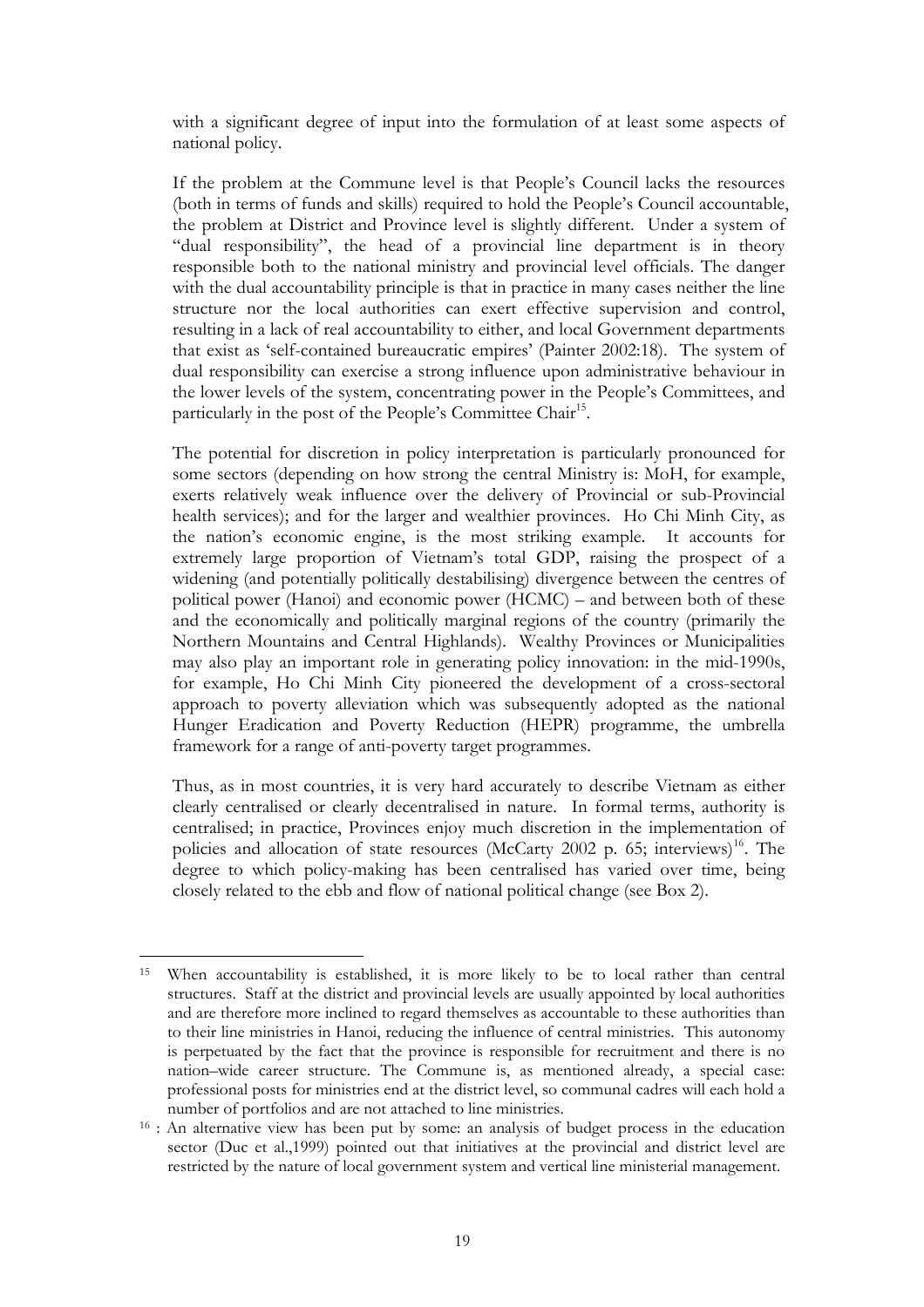with a significant degree of input into the formulation of at least some aspects of national policy.

If the problem at the Commune level is that People's Council lacks the resources (both in terms of funds and skills) required to hold the People's Council accountable, the problem at District and Province level is slightly different. Under a system of "dual responsibility", the head of a provincial line department is in theory responsible both to the national ministry and provincial level officials. The danger with the dual accountability principle is that in practice in many cases neither the line structure nor the local authorities can exert effective supervision and control, resulting in a lack of real accountability to either, and local Government departments that exist as 'self-contained bureaucratic empires' (Painter 2002:18). The system of dual responsibility can exercise a strong influence upon administrative behaviour in the lower levels of the system, concentrating power in the People's Committees, and particularly in the post of the People's Committee Chair[15].

The potential for discretion in policy interpretation is particularly pronounced for some sectors (depending on how strong the central Ministry is: MoH, for example, exerts relatively weak influence over the delivery of Provincial or sub-Provincial health services); and for the larger and wealthier provinces. Ho Chi Minh City, as the nation's economic engine, is the most striking example. It accounts for extremely large proportion of Vietnam's total GDP, raising the prospect of a widening (and potentially politically destabilising) divergence between the centres of political power (Hanoi) and economic power (HCMC) – and between both of these and the economically and politically marginal regions of the country (primarily the Northern Mountains and Central Highlands). Wealthy Provinces or Municipalities may also play an important role in generating policy innovation: in the mid-1990s, for example, Ho Chi Minh City pioneered the development of a cross-sectoral approach to poverty alleviation which was subsequently adopted as the national Hunger Eradication and Poverty Reduction (HEPR) programme, the umbrella framework for a range of anti-poverty target programmes.

Thus, as in most countries, it is very hard accurately to describe Vietnam as either clearly centralised or clearly decentralised in nature. In formal terms, authority is centralised; in practice, Provinces enjoy much discretion in the implementation of policies and allocation of state resources (McCarty 2002 p. 65; interviews)[16]. The degree to which policy-making has been centralised has varied over time, being closely related to the ebb and flow of national political change (see Box 2).

---

[15] When accountability is established, it is more likely to be to local rather than central structures. Staff at the district and provincial levels are usually appointed by local authorities and are therefore more inclined to regard themselves as accountable to these authorities than to their line ministries in Hanoi, reducing the influence of central ministries. This autonomy is perpetuated by the fact that the province is responsible for recruitment and there is no nation–wide career structure. The Commune is, as mentioned already, a special case: professional posts for ministries end at the district level, so communal cadres will each hold a number of portfolios and are not attached to line ministries.

[16] : An alternative view has been put by some: an analysis of budget process in the education sector (Duc et al.,1999) pointed out that initiatives at the provincial and district level are restricted by the nature of local government system and vertical line ministerial management.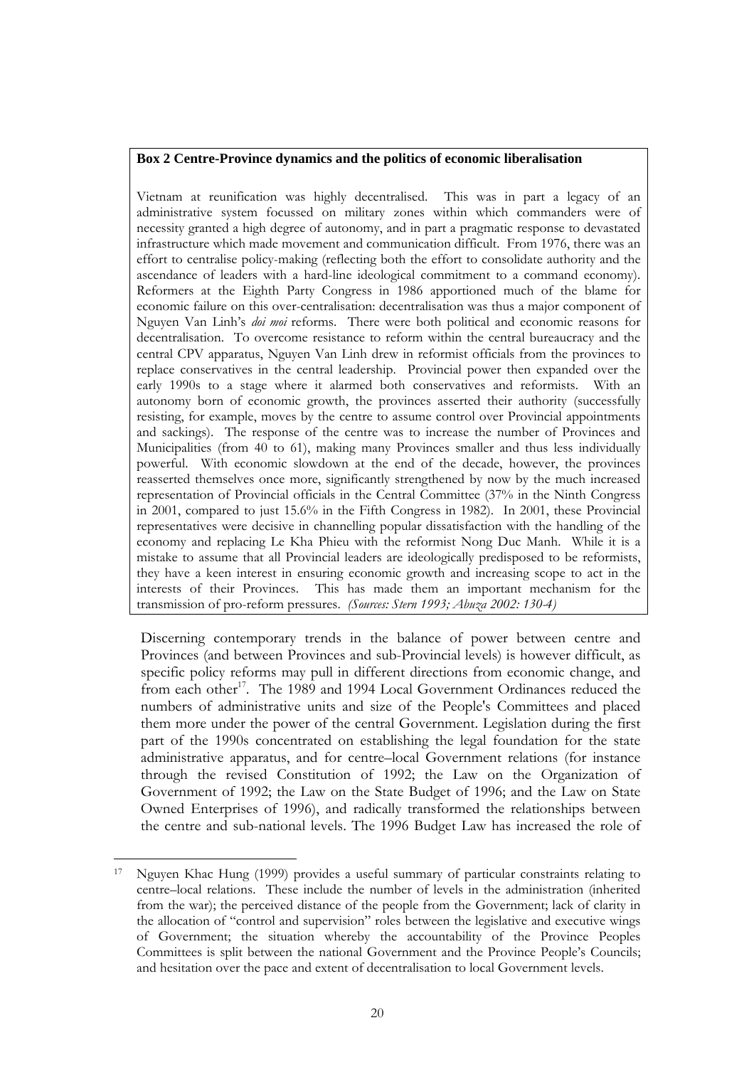**Box 2 Centre-Province dynamics and the politics of economic liberalisation**

Vietnam at reunification was highly decentralised. This was in part a legacy of an administrative system focussed on military zones within which commanders were of necessity granted a high degree of autonomy, and in part a pragmatic response to devastated infrastructure which made movement and communication difficult. From 1976, there was an effort to centralise policy-making (reflecting both the effort to consolidate authority and the ascendance of leaders with a hard-line ideological commitment to a command economy). Reformers at the Eighth Party Congress in 1986 apportioned much of the blame for economic failure on this over-centralisation: decentralisation was thus a major component of Nguyen Van Linh's *doi moi* reforms. There were both political and economic reasons for decentralisation. To overcome resistance to reform within the central bureaucracy and the central CPV apparatus, Nguyen Van Linh drew in reformist officials from the provinces to replace conservatives in the central leadership. Provincial power then expanded over the early 1990s to a stage where it alarmed both conservatives and reformists. With an autonomy born of economic growth, the provinces asserted their authority (successfully resisting, for example, moves by the centre to assume control over Provincial appointments and sackings). The response of the centre was to increase the number of Provinces and Municipalities (from 40 to 61), making many Provinces smaller and thus less individually powerful. With economic slowdown at the end of the decade, however, the provinces reasserted themselves once more, significantly strengthened by now by the much increased representation of Provincial officials in the Central Committee (37% in the Ninth Congress in 2001, compared to just 15.6% in the Fifth Congress in 1982). In 2001, these Provincial representatives were decisive in channelling popular dissatisfaction with the handling of the economy and replacing Le Kha Phieu with the reformist Nong Duc Manh. While it is a mistake to assume that all Provincial leaders are ideologically predisposed to be reformists, they have a keen interest in ensuring economic growth and increasing scope to act in the interests of their Provinces. This has made them an important mechanism for the transmission of pro-reform pressures. *(Sources: Stern 1993; Abuza 2002: 130-4)*

Discerning contemporary trends in the balance of power between centre and Provinces (and between Provinces and sub-Provincial levels) is however difficult, as specific policy reforms may pull in different directions from economic change, and from each other[17]. The 1989 and 1994 Local Government Ordinances reduced the numbers of administrative units and size of the People's Committees and placed them more under the power of the central Government. Legislation during the first part of the 1990s concentrated on establishing the legal foundation for the state administrative apparatus, and for centre–local Government relations (for instance through the revised Constitution of 1992; the Law on the Organization of Government of 1992; the Law on the State Budget of 1996; and the Law on State Owned Enterprises of 1996), and radically transformed the relationships between the centre and sub-national levels. The 1996 Budget Law has increased the role of

[17] Nguyen Khac Hung (1999) provides a useful summary of particular constraints relating to centre–local relations. These include the number of levels in the administration (inherited from the war); the perceived distance of the people from the Government; lack of clarity in the allocation of "control and supervision" roles between the legislative and executive wings of Government; the situation whereby the accountability of the Province Peoples Committees is split between the national Government and the Province People's Councils; and hesitation over the pace and extent of decentralisation to local Government levels.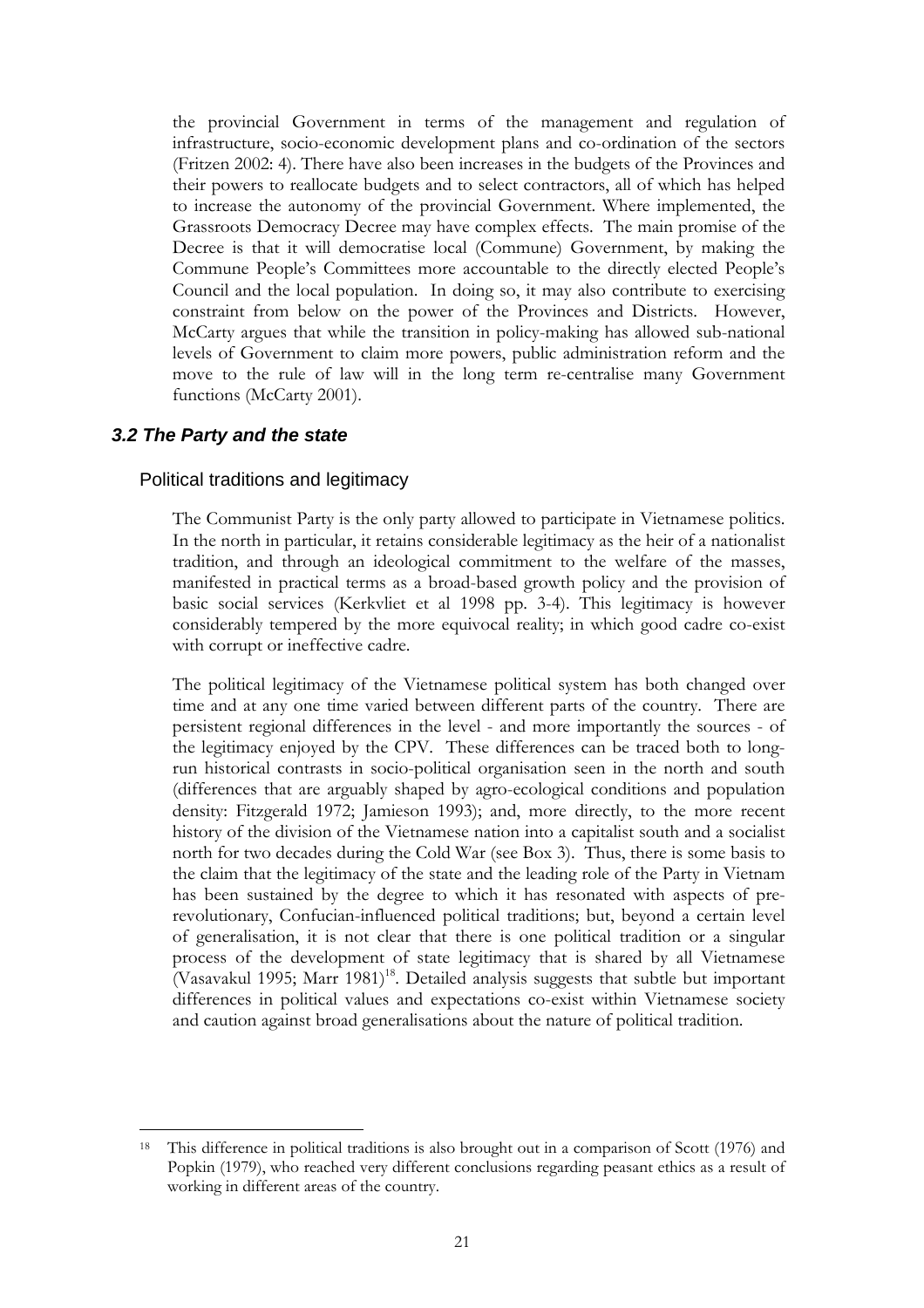the provincial Government in terms of the management and regulation of infrastructure, socio-economic development plans and co-ordination of the sectors (Fritzen 2002: 4). There have also been increases in the budgets of the Provinces and their powers to reallocate budgets and to select contractors, all of which has helped to increase the autonomy of the provincial Government. Where implemented, the Grassroots Democracy Decree may have complex effects. The main promise of the Decree is that it will democratise local (Commune) Government, by making the Commune People's Committees more accountable to the directly elected People's Council and the local population. In doing so, it may also contribute to exercising constraint from below on the power of the Provinces and Districts. However, McCarty argues that while the transition in policy-making has allowed sub-national levels of Government to claim more powers, public administration reform and the move to the rule of law will in the long term re-centralise many Government functions (McCarty 2001).

### *3.2 The Party and the state*

#### Political traditions and legitimacy

The Communist Party is the only party allowed to participate in Vietnamese politics. In the north in particular, it retains considerable legitimacy as the heir of a nationalist tradition, and through an ideological commitment to the welfare of the masses, manifested in practical terms as a broad-based growth policy and the provision of basic social services (Kerkvliet et al 1998 pp. 3-4). This legitimacy is however considerably tempered by the more equivocal reality; in which good cadre co-exist with corrupt or ineffective cadre.

The political legitimacy of the Vietnamese political system has both changed over time and at any one time varied between different parts of the country. There are persistent regional differences in the level - and more importantly the sources - of the legitimacy enjoyed by the CPV. These differences can be traced both to long-run historical contrasts in socio-political organisation seen in the north and south (differences that are arguably shaped by agro-ecological conditions and population density: Fitzgerald 1972; Jamieson 1993); and, more directly, to the more recent history of the division of the Vietnamese nation into a capitalist south and a socialist north for two decades during the Cold War (see Box 3). Thus, there is some basis to the claim that the legitimacy of the state and the leading role of the Party in Vietnam has been sustained by the degree to which it has resonated with aspects of pre-revolutionary, Confucian-influenced political traditions; but, beyond a certain level of generalisation, it is not clear that there is one political tradition or a singular process of the development of state legitimacy that is shared by all Vietnamese (Vasavakul 1995; Marr 1981)[18]. Detailed analysis suggests that subtle but important differences in political values and expectations co-exist within Vietnamese society and caution against broad generalisations about the nature of political tradition.

---

[18] This difference in political traditions is also brought out in a comparison of Scott (1976) and Popkin (1979), who reached very different conclusions regarding peasant ethics as a result of working in different areas of the country.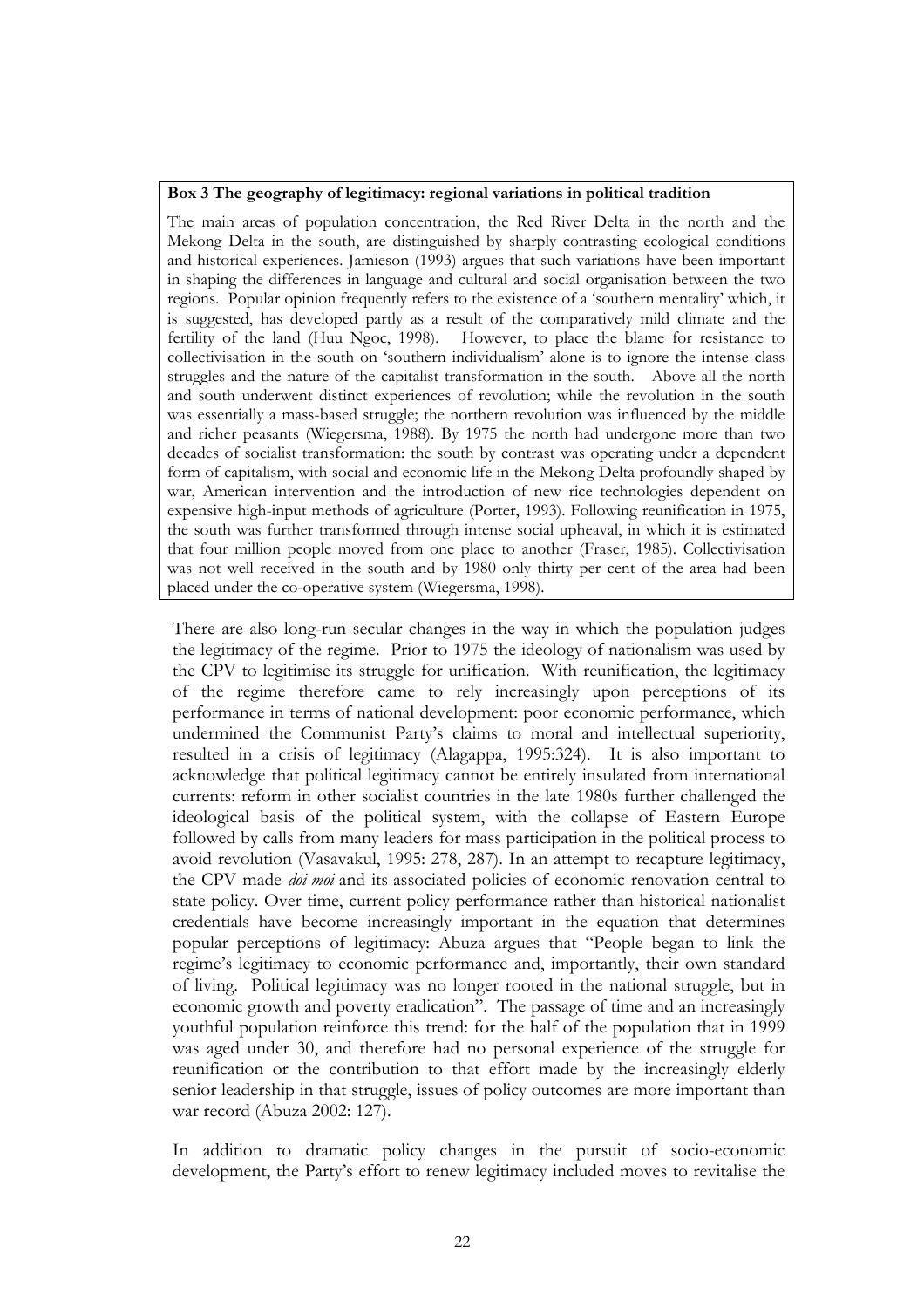**Box 3 The geography of legitimacy: regional variations in political tradition**

The main areas of population concentration, the Red River Delta in the north and the Mekong Delta in the south, are distinguished by sharply contrasting ecological conditions and historical experiences. Jamieson (1993) argues that such variations have been important in shaping the differences in language and cultural and social organisation between the two regions. Popular opinion frequently refers to the existence of a 'southern mentality' which, it is suggested, has developed partly as a result of the comparatively mild climate and the fertility of the land (Huu Ngoc, 1998). However, to place the blame for resistance to collectivisation in the south on 'southern individualism' alone is to ignore the intense class struggles and the nature of the capitalist transformation in the south. Above all the north and south underwent distinct experiences of revolution; while the revolution in the south was essentially a mass-based struggle; the northern revolution was influenced by the middle and richer peasants (Wiegersma, 1988). By 1975 the north had undergone more than two decades of socialist transformation: the south by contrast was operating under a dependent form of capitalism, with social and economic life in the Mekong Delta profoundly shaped by war, American intervention and the introduction of new rice technologies dependent on expensive high-input methods of agriculture (Porter, 1993). Following reunification in 1975, the south was further transformed through intense social upheaval, in which it is estimated that four million people moved from one place to another (Fraser, 1985). Collectivisation was not well received in the south and by 1980 only thirty per cent of the area had been placed under the co-operative system (Wiegersma, 1998).

There are also long-run secular changes in the way in which the population judges the legitimacy of the regime. Prior to 1975 the ideology of nationalism was used by the CPV to legitimise its struggle for unification. With reunification, the legitimacy of the regime therefore came to rely increasingly upon perceptions of its performance in terms of national development: poor economic performance, which undermined the Communist Party's claims to moral and intellectual superiority, resulted in a crisis of legitimacy (Alagappa, 1995:324). It is also important to acknowledge that political legitimacy cannot be entirely insulated from international currents: reform in other socialist countries in the late 1980s further challenged the ideological basis of the political system, with the collapse of Eastern Europe followed by calls from many leaders for mass participation in the political process to avoid revolution (Vasavakul, 1995: 278, 287). In an attempt to recapture legitimacy, the CPV made *doi moi* and its associated policies of economic renovation central to state policy. Over time, current policy performance rather than historical nationalist credentials have become increasingly important in the equation that determines popular perceptions of legitimacy: Abuza argues that "People began to link the regime's legitimacy to economic performance and, importantly, their own standard of living. Political legitimacy was no longer rooted in the national struggle, but in economic growth and poverty eradication". The passage of time and an increasingly youthful population reinforce this trend: for the half of the population that in 1999 was aged under 30, and therefore had no personal experience of the struggle for reunification or the contribution to that effort made by the increasingly elderly senior leadership in that struggle, issues of policy outcomes are more important than war record (Abuza 2002: 127).

In addition to dramatic policy changes in the pursuit of socio-economic development, the Party's effort to renew legitimacy included moves to revitalise the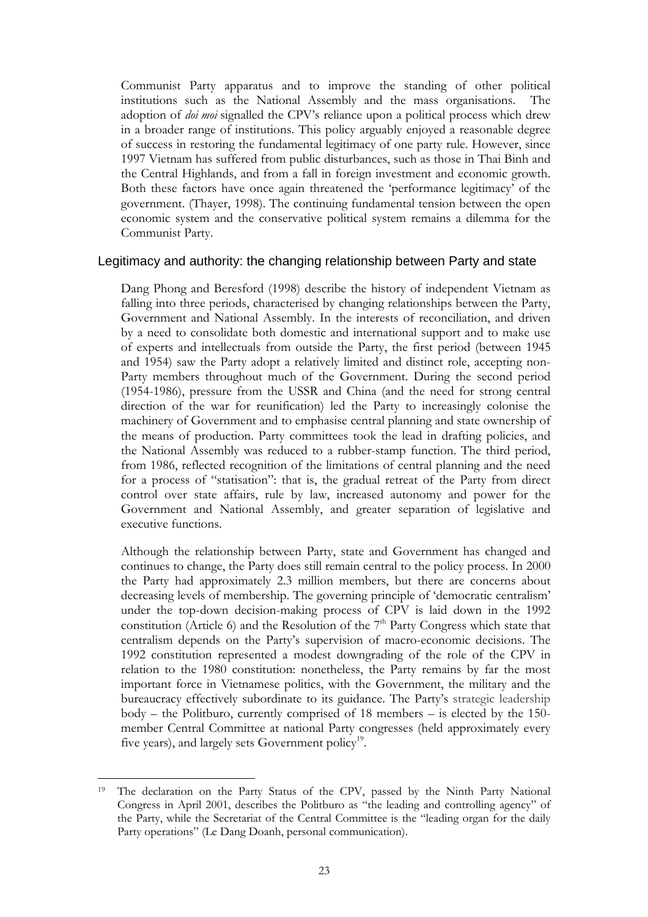Communist Party apparatus and to improve the standing of other political institutions such as the National Assembly and the mass organisations. The adoption of *doi moi* signalled the CPV's reliance upon a political process which drew in a broader range of institutions. This policy arguably enjoyed a reasonable degree of success in restoring the fundamental legitimacy of one party rule. However, since 1997 Vietnam has suffered from public disturbances, such as those in Thai Binh and the Central Highlands, and from a fall in foreign investment and economic growth. Both these factors have once again threatened the 'performance legitimacy' of the government. (Thayer, 1998). The continuing fundamental tension between the open economic system and the conservative political system remains a dilemma for the Communist Party.

## Legitimacy and authority: the changing relationship between Party and state

Dang Phong and Beresford (1998) describe the history of independent Vietnam as falling into three periods, characterised by changing relationships between the Party, Government and National Assembly. In the interests of reconciliation, and driven by a need to consolidate both domestic and international support and to make use of experts and intellectuals from outside the Party, the first period (between 1945 and 1954) saw the Party adopt a relatively limited and distinct role, accepting non-Party members throughout much of the Government. During the second period (1954-1986), pressure from the USSR and China (and the need for strong central direction of the war for reunification) led the Party to increasingly colonise the machinery of Government and to emphasise central planning and state ownership of the means of production. Party committees took the lead in drafting policies, and the National Assembly was reduced to a rubber-stamp function. The third period, from 1986, reflected recognition of the limitations of central planning and the need for a process of "statisation": that is, the gradual retreat of the Party from direct control over state affairs, rule by law, increased autonomy and power for the Government and National Assembly, and greater separation of legislative and executive functions.

Although the relationship between Party, state and Government has changed and continues to change, the Party does still remain central to the policy process. In 2000 the Party had approximately 2.3 million members, but there are concerns about decreasing levels of membership. The governing principle of 'democratic centralism' under the top-down decision-making process of CPV is laid down in the 1992 constitution (Article 6) and the Resolution of the 7th Party Congress which state that centralism depends on the Party's supervision of macro-economic decisions. The 1992 constitution represented a modest downgrading of the role of the CPV in relation to the 1980 constitution: nonetheless, the Party remains by far the most important force in Vietnamese politics, with the Government, the military and the bureaucracy effectively subordinate to its guidance. The Party's strategic leadership body – the Politburo, currently comprised of 18 members – is elected by the 150-member Central Committee at national Party congresses (held approximately every five years), and largely sets Government policy[19].

[19] The declaration on the Party Status of the CPV, passed by the Ninth Party National Congress in April 2001, describes the Politburo as "the leading and controlling agency" of the Party, while the Secretariat of the Central Committee is the "leading organ for the daily Party operations" (Le Dang Doanh, personal communication).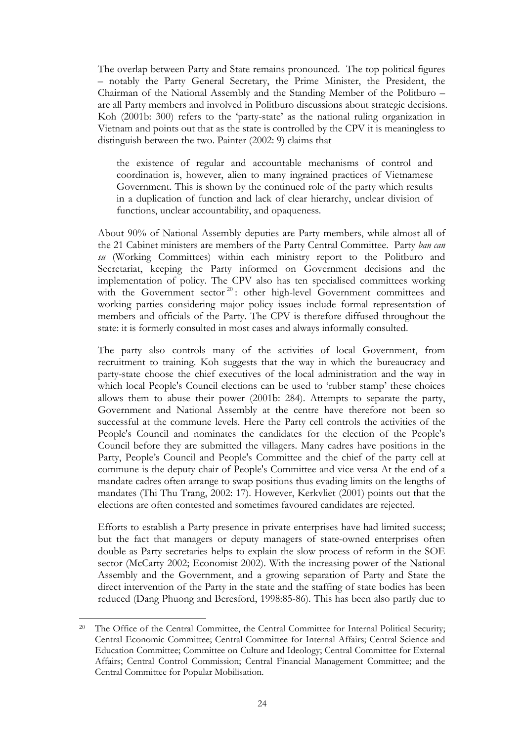The overlap between Party and State remains pronounced. The top political figures – notably the Party General Secretary, the Prime Minister, the President, the Chairman of the National Assembly and the Standing Member of the Politburo – are all Party members and involved in Politburo discussions about strategic decisions. Koh (2001b: 300) refers to the 'party-state' as the national ruling organization in Vietnam and points out that as the state is controlled by the CPV it is meaningless to distinguish between the two. Painter (2002: 9) claims that

> the existence of regular and accountable mechanisms of control and coordination is, however, alien to many ingrained practices of Vietnamese Government. This is shown by the continued role of the party which results in a duplication of function and lack of clear hierarchy, unclear division of functions, unclear accountability, and opaqueness.

About 90% of National Assembly deputies are Party members, while almost all of the 21 Cabinet ministers are members of the Party Central Committee. Party *ban can su* (Working Committees) within each ministry report to the Politburo and Secretariat, keeping the Party informed on Government decisions and the implementation of policy. The CPV also has ten specialised committees working with the Government sector[20]: other high-level Government committees and working parties considering major policy issues include formal representation of members and officials of the Party. The CPV is therefore diffused throughout the state: it is formerly consulted in most cases and always informally consulted.

The party also controls many of the activities of local Government, from recruitment to training. Koh suggests that the way in which the bureaucracy and party-state choose the chief executives of the local administration and the way in which local People's Council elections can be used to 'rubber stamp' these choices allows them to abuse their power (2001b: 284). Attempts to separate the party, Government and National Assembly at the centre have therefore not been so successful at the commune levels. Here the Party cell controls the activities of the People's Council and nominates the candidates for the election of the People's Council before they are submitted the villagers. Many cadres have positions in the Party, People's Council and People's Committee and the chief of the party cell at commune is the deputy chair of People's Committee and vice versa At the end of a mandate cadres often arrange to swap positions thus evading limits on the lengths of mandates (Thi Thu Trang, 2002: 17). However, Kerkvliet (2001) points out that the elections are often contested and sometimes favoured candidates are rejected.

Efforts to establish a Party presence in private enterprises have had limited success; but the fact that managers or deputy managers of state-owned enterprises often double as Party secretaries helps to explain the slow process of reform in the SOE sector (McCarty 2002; Economist 2002). With the increasing power of the National Assembly and the Government, and a growing separation of Party and State the direct intervention of the Party in the state and the staffing of state bodies has been reduced (Dang Phuong and Beresford, 1998:85-86). This has been also partly due to

[20] The Office of the Central Committee, the Central Committee for Internal Political Security; Central Economic Committee; Central Committee for Internal Affairs; Central Science and Education Committee; Committee on Culture and Ideology; Central Committee for External Affairs; Central Control Commission; Central Financial Management Committee; and the Central Committee for Popular Mobilisation.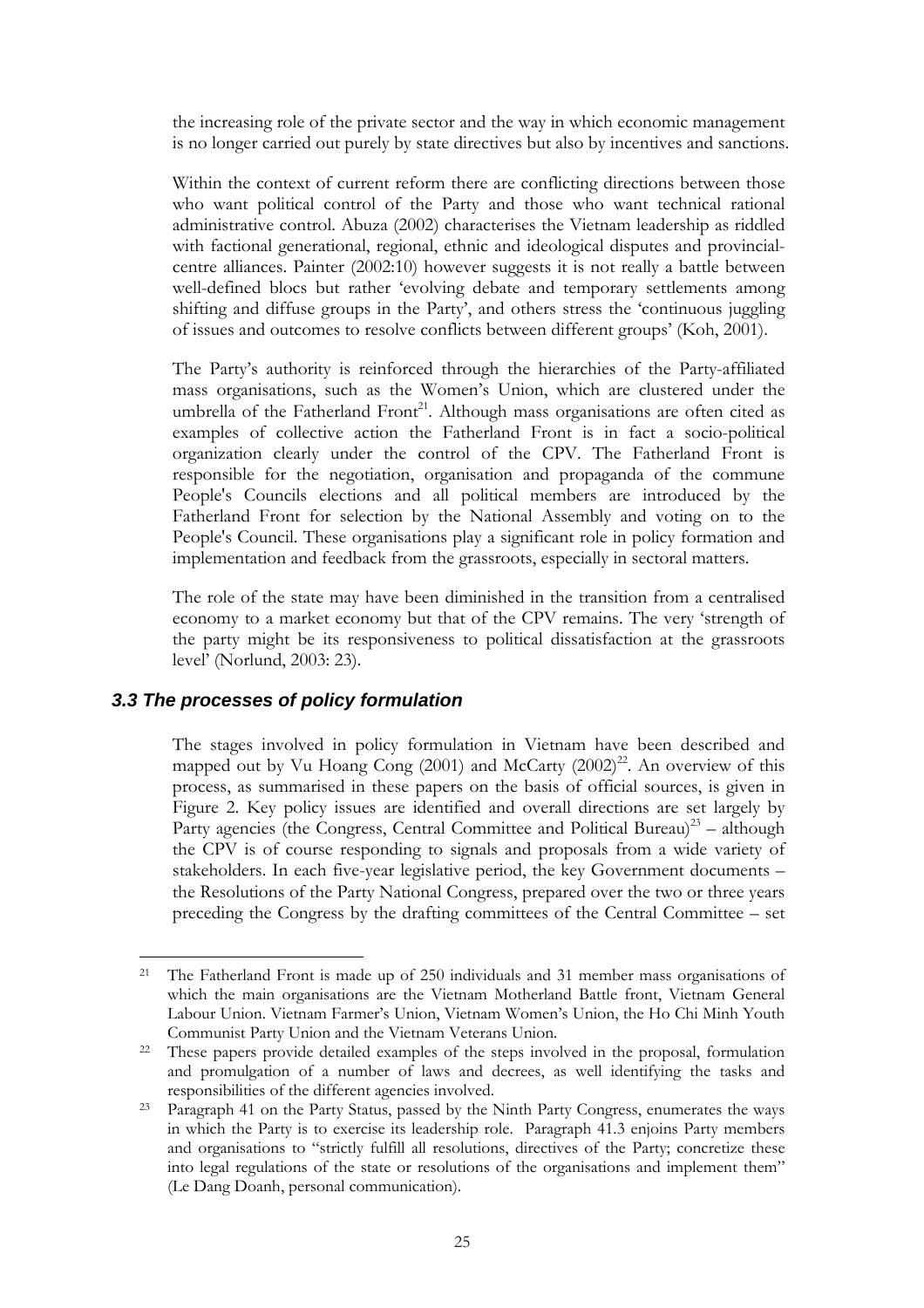the increasing role of the private sector and the way in which economic management is no longer carried out purely by state directives but also by incentives and sanctions.

Within the context of current reform there are conflicting directions between those who want political control of the Party and those who want technical rational administrative control. Abuza (2002) characterises the Vietnam leadership as riddled with factional generational, regional, ethnic and ideological disputes and provincial-centre alliances. Painter (2002:10) however suggests it is not really a battle between well-defined blocs but rather 'evolving debate and temporary settlements among shifting and diffuse groups in the Party', and others stress the 'continuous juggling of issues and outcomes to resolve conflicts between different groups' (Koh, 2001).

The Party's authority is reinforced through the hierarchies of the Party-affiliated mass organisations, such as the Women's Union, which are clustered under the umbrella of the Fatherland Front[21]. Although mass organisations are often cited as examples of collective action the Fatherland Front is in fact a socio-political organization clearly under the control of the CPV. The Fatherland Front is responsible for the negotiation, organisation and propaganda of the commune People's Councils elections and all political members are introduced by the Fatherland Front for selection by the National Assembly and voting on to the People's Council. These organisations play a significant role in policy formation and implementation and feedback from the grassroots, especially in sectoral matters.

The role of the state may have been diminished in the transition from a centralised economy to a market economy but that of the CPV remains. The very 'strength of the party might be its responsiveness to political dissatisfaction at the grassroots level' (Norlund, 2003: 23).

### *3.3 The processes of policy formulation*

The stages involved in policy formulation in Vietnam have been described and mapped out by Vu Hoang Cong (2001) and McCarty (2002)[22]. An overview of this process, as summarised in these papers on the basis of official sources, is given in Figure 2. Key policy issues are identified and overall directions are set largely by Party agencies (the Congress, Central Committee and Political Bureau)[23] – although the CPV is of course responding to signals and proposals from a wide variety of stakeholders. In each five-year legislative period, the key Government documents – the Resolutions of the Party National Congress, prepared over the two or three years preceding the Congress by the drafting committees of the Central Committee – set

---

[21] The Fatherland Front is made up of 250 individuals and 31 member mass organisations of which the main organisations are the Vietnam Motherland Battle front, Vietnam General Labour Union. Vietnam Farmer's Union, Vietnam Women's Union, the Ho Chi Minh Youth Communist Party Union and the Vietnam Veterans Union.

[22] These papers provide detailed examples of the steps involved in the proposal, formulation and promulgation of a number of laws and decrees, as well identifying the tasks and responsibilities of the different agencies involved.

[23] Paragraph 41 on the Party Status, passed by the Ninth Party Congress, enumerates the ways in which the Party is to exercise its leadership role. Paragraph 41.3 enjoins Party members and organisations to "strictly fulfill all resolutions, directives of the Party; concretize these into legal regulations of the state or resolutions of the organisations and implement them" (Le Dang Doanh, personal communication).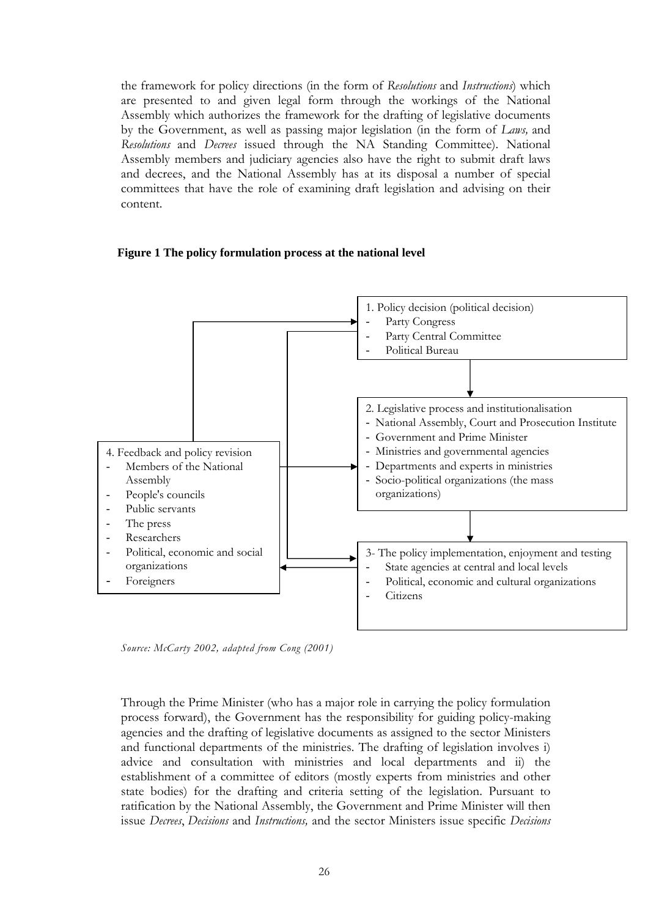the framework for policy directions (in the form of *Resolutions* and *Instructions*) which are presented to and given legal form through the workings of the National Assembly which authorizes the framework for the drafting of legislative documents by the Government, as well as passing major legislation (in the form of *Laws,* and *Resolutions* and *Decrees* issued through the NA Standing Committee). National Assembly members and judiciary agencies also have the right to submit draft laws and decrees, and the National Assembly has at its disposal a number of special committees that have the role of examining draft legislation and advising on their content.

**Figure 1 The policy formulation process at the national level**

1. Policy decision (political decision)
   - Party Congress
   - Party Central Committee
   - Political Bureau

2. Legislative process and institutionalisation
   - National Assembly, Court and Prosecution Institute
   - Government and Prime Minister
   - Ministries and governmental agencies
   - Departments and experts in ministries
   - Socio-political organizations (the mass organizations)

3- The policy implementation, enjoyment and testing
   - State agencies at central and local levels
   - Political, economic and cultural organizations
   - Citizens

4. Feedback and policy revision
   - Members of the National Assembly
   - People's councils
   - Public servants
   - The press
   - Researchers
   - Political, economic and social organizations
   - Foreigners

*Source: McCarty 2002, adapted from Cong (2001)*

Through the Prime Minister (who has a major role in carrying the policy formulation process forward), the Government has the responsibility for guiding policy-making agencies and the drafting of legislative documents as assigned to the sector Ministers and functional departments of the ministries. The drafting of legislation involves i) advice and consultation with ministries and local departments and ii) the establishment of a committee of editors (mostly experts from ministries and other state bodies) for the drafting and criteria setting of the legislation. Pursuant to ratification by the National Assembly, the Government and Prime Minister will then issue *Decrees*, *Decisions* and *Instructions,* and the sector Ministers issue specific *Decisions*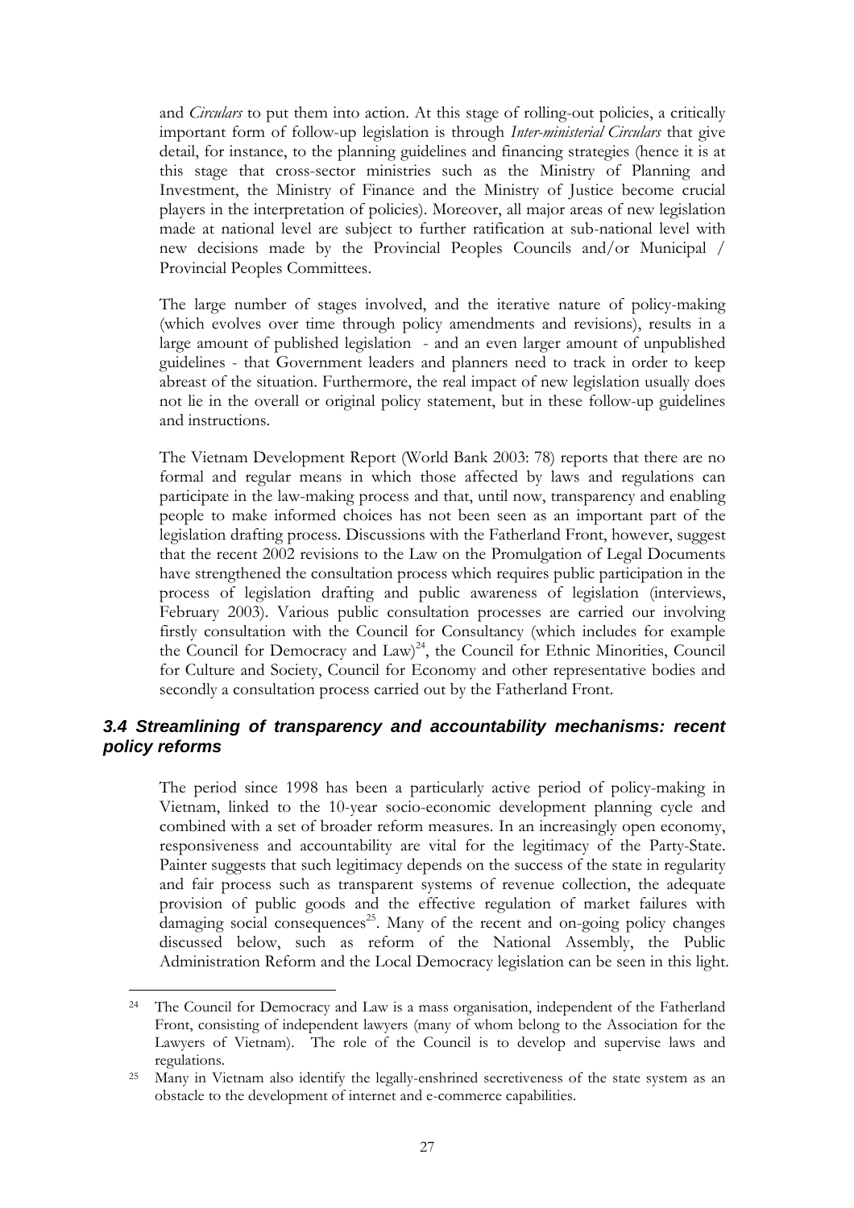and *Circulars* to put them into action. At this stage of rolling-out policies, a critically important form of follow-up legislation is through *Inter-ministerial Circulars* that give detail, for instance, to the planning guidelines and financing strategies (hence it is at this stage that cross-sector ministries such as the Ministry of Planning and Investment, the Ministry of Finance and the Ministry of Justice become crucial players in the interpretation of policies). Moreover, all major areas of new legislation made at national level are subject to further ratification at sub-national level with new decisions made by the Provincial Peoples Councils and/or Municipal / Provincial Peoples Committees.

The large number of stages involved, and the iterative nature of policy-making (which evolves over time through policy amendments and revisions), results in a large amount of published legislation - and an even larger amount of unpublished guidelines - that Government leaders and planners need to track in order to keep abreast of the situation. Furthermore, the real impact of new legislation usually does not lie in the overall or original policy statement, but in these follow-up guidelines and instructions.

The Vietnam Development Report (World Bank 2003: 78) reports that there are no formal and regular means in which those affected by laws and regulations can participate in the law-making process and that, until now, transparency and enabling people to make informed choices has not been seen as an important part of the legislation drafting process. Discussions with the Fatherland Front, however, suggest that the recent 2002 revisions to the Law on the Promulgation of Legal Documents have strengthened the consultation process which requires public participation in the process of legislation drafting and public awareness of legislation (interviews, February 2003). Various public consultation processes are carried our involving firstly consultation with the Council for Consultancy (which includes for example the Council for Democracy and Law)[24], the Council for Ethnic Minorities, Council for Culture and Society, Council for Economy and other representative bodies and secondly a consultation process carried out by the Fatherland Front.

### *3.4 Streamlining of transparency and accountability mechanisms: recent policy reforms*

The period since 1998 has been a particularly active period of policy-making in Vietnam, linked to the 10-year socio-economic development planning cycle and combined with a set of broader reform measures. In an increasingly open economy, responsiveness and accountability are vital for the legitimacy of the Party-State. Painter suggests that such legitimacy depends on the success of the state in regularity and fair process such as transparent systems of revenue collection, the adequate provision of public goods and the effective regulation of market failures with damaging social consequences[25]. Many of the recent and on-going policy changes discussed below, such as reform of the National Assembly, the Public Administration Reform and the Local Democracy legislation can be seen in this light.

---

[24] The Council for Democracy and Law is a mass organisation, independent of the Fatherland Front, consisting of independent lawyers (many of whom belong to the Association for the Lawyers of Vietnam). The role of the Council is to develop and supervise laws and regulations.

[25] Many in Vietnam also identify the legally-enshrined secretiveness of the state system as an obstacle to the development of internet and e-commerce capabilities.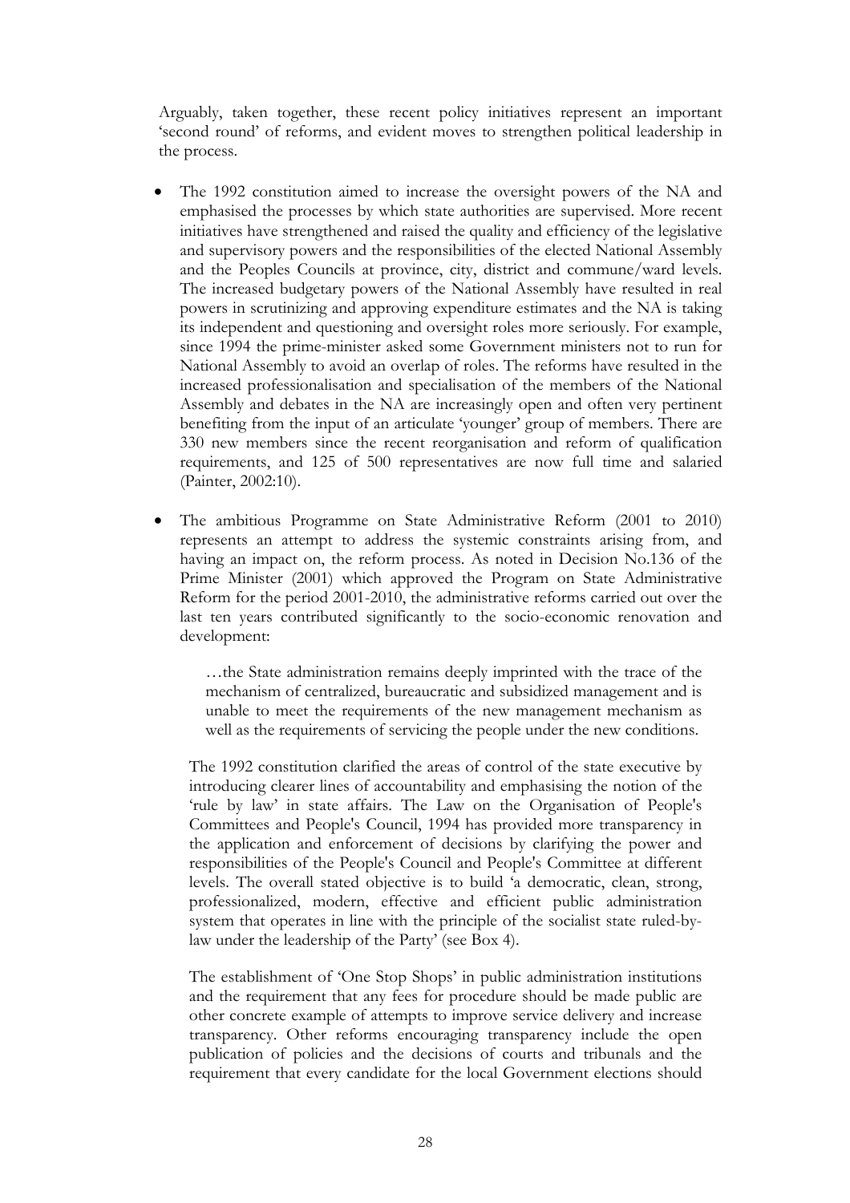Arguably, taken together, these recent policy initiatives represent an important 'second round' of reforms, and evident moves to strengthen political leadership in the process.

- The 1992 constitution aimed to increase the oversight powers of the NA and emphasised the processes by which state authorities are supervised. More recent initiatives have strengthened and raised the quality and efficiency of the legislative and supervisory powers and the responsibilities of the elected National Assembly and the Peoples Councils at province, city, district and commune/ward levels. The increased budgetary powers of the National Assembly have resulted in real powers in scrutinizing and approving expenditure estimates and the NA is taking its independent and questioning and oversight roles more seriously. For example, since 1994 the prime-minister asked some Government ministers not to run for National Assembly to avoid an overlap of roles. The reforms have resulted in the increased professionalisation and specialisation of the members of the National Assembly and debates in the NA are increasingly open and often very pertinent benefiting from the input of an articulate 'younger' group of members. There are 330 new members since the recent reorganisation and reform of qualification requirements, and 125 of 500 representatives are now full time and salaried (Painter, 2002:10).

- The ambitious Programme on State Administrative Reform (2001 to 2010) represents an attempt to address the systemic constraints arising from, and having an impact on, the reform process. As noted in Decision No.136 of the Prime Minister (2001) which approved the Program on State Administrative Reform for the period 2001-2010, the administrative reforms carried out over the last ten years contributed significantly to the socio-economic renovation and development:

  > …the State administration remains deeply imprinted with the trace of the mechanism of centralized, bureaucratic and subsidized management and is unable to meet the requirements of the new management mechanism as well as the requirements of servicing the people under the new conditions.

  The 1992 constitution clarified the areas of control of the state executive by introducing clearer lines of accountability and emphasising the notion of the 'rule by law' in state affairs. The Law on the Organisation of People's Committees and People's Council, 1994 has provided more transparency in the application and enforcement of decisions by clarifying the power and responsibilities of the People's Council and People's Committee at different levels. The overall stated objective is to build 'a democratic, clean, strong, professionalized, modern, effective and efficient public administration system that operates in line with the principle of the socialist state ruled-by-law under the leadership of the Party' (see Box 4).

  The establishment of 'One Stop Shops' in public administration institutions and the requirement that any fees for procedure should be made public are other concrete example of attempts to improve service delivery and increase transparency. Other reforms encouraging transparency include the open publication of policies and the decisions of courts and tribunals and the requirement that every candidate for the local Government elections should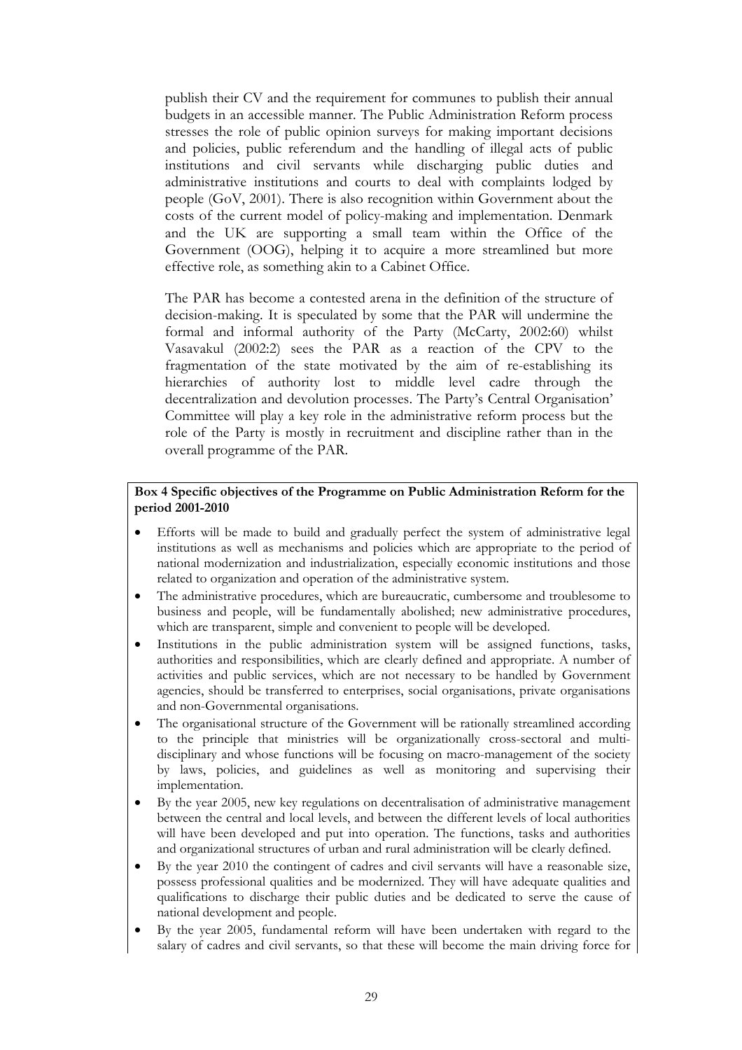publish their CV and the requirement for communes to publish their annual budgets in an accessible manner. The Public Administration Reform process stresses the role of public opinion surveys for making important decisions and policies, public referendum and the handling of illegal acts of public institutions and civil servants while discharging public duties and administrative institutions and courts to deal with complaints lodged by people (GoV, 2001). There is also recognition within Government about the costs of the current model of policy-making and implementation. Denmark and the UK are supporting a small team within the Office of the Government (OOG), helping it to acquire a more streamlined but more effective role, as something akin to a Cabinet Office.

The PAR has become a contested arena in the definition of the structure of decision-making. It is speculated by some that the PAR will undermine the formal and informal authority of the Party (McCarty, 2002:60) whilst Vasavakul (2002:2) sees the PAR as a reaction of the CPV to the fragmentation of the state motivated by the aim of re-establishing its hierarchies of authority lost to middle level cadre through the decentralization and devolution processes. The Party's Central Organisation' Committee will play a key role in the administrative reform process but the role of the Party is mostly in recruitment and discipline rather than in the overall programme of the PAR.

**Box 4 Specific objectives of the Programme on Public Administration Reform for the period 2001-2010**

- Efforts will be made to build and gradually perfect the system of administrative legal institutions as well as mechanisms and policies which are appropriate to the period of national modernization and industrialization, especially economic institutions and those related to organization and operation of the administrative system.
- The administrative procedures, which are bureaucratic, cumbersome and troublesome to business and people, will be fundamentally abolished; new administrative procedures, which are transparent, simple and convenient to people will be developed.
- Institutions in the public administration system will be assigned functions, tasks, authorities and responsibilities, which are clearly defined and appropriate. A number of activities and public services, which are not necessary to be handled by Government agencies, should be transferred to enterprises, social organisations, private organisations and non-Governmental organisations.
- The organisational structure of the Government will be rationally streamlined according to the principle that ministries will be organizationally cross-sectoral and multi-disciplinary and whose functions will be focusing on macro-management of the society by laws, policies, and guidelines as well as monitoring and supervising their implementation.
- By the year 2005, new key regulations on decentralisation of administrative management between the central and local levels, and between the different levels of local authorities will have been developed and put into operation. The functions, tasks and authorities and organizational structures of urban and rural administration will be clearly defined.
- By the year 2010 the contingent of cadres and civil servants will have a reasonable size, possess professional qualities and be modernized. They will have adequate qualities and qualifications to discharge their public duties and be dedicated to serve the cause of national development and people.
- By the year 2005, fundamental reform will have been undertaken with regard to the salary of cadres and civil servants, so that these will become the main driving force for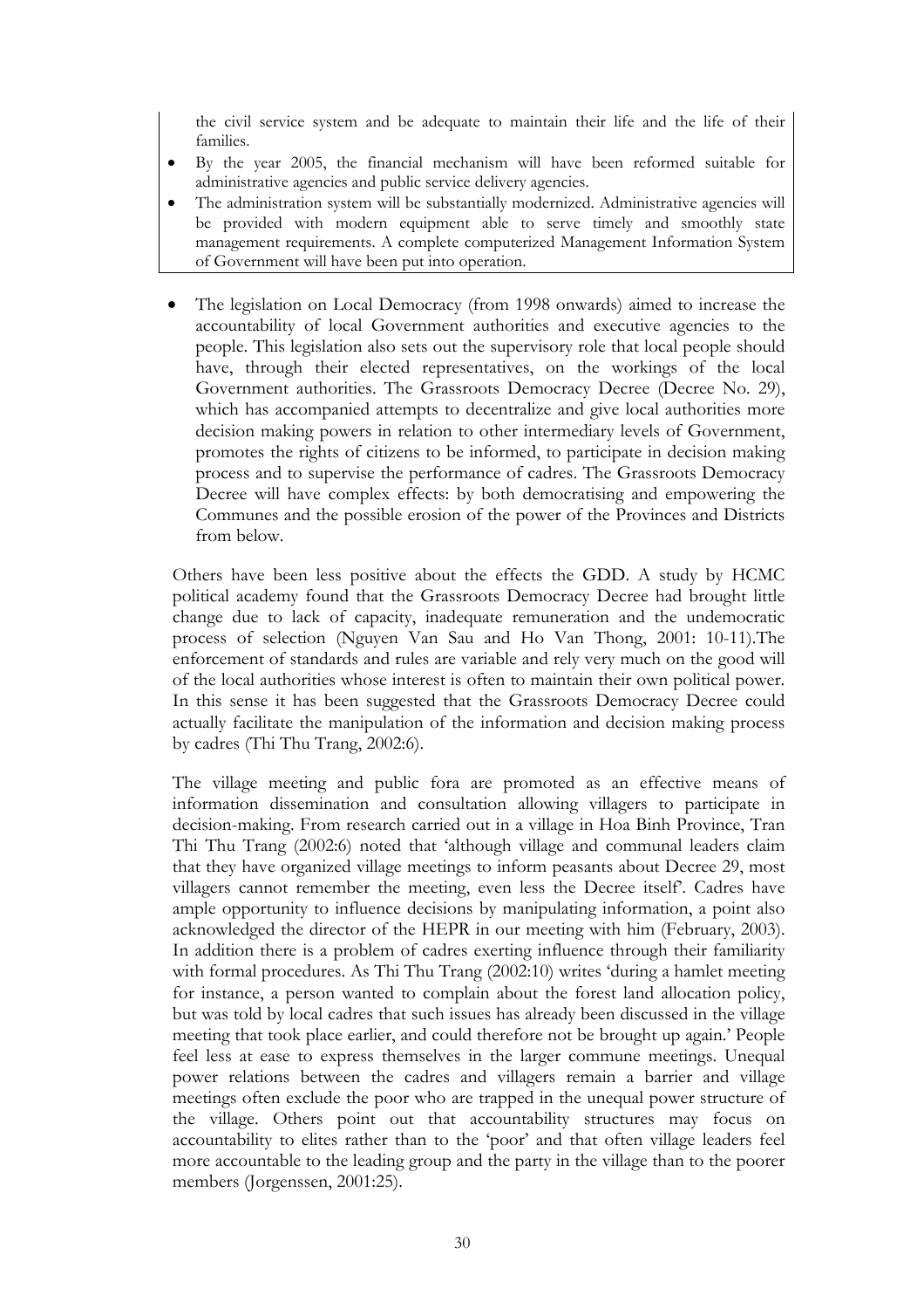the civil service system and be adequate to maintain their life and the life of their families.

- By the year 2005, the financial mechanism will have been reformed suitable for administrative agencies and public service delivery agencies.
- The administration system will be substantially modernized. Administrative agencies will be provided with modern equipment able to serve timely and smoothly state management requirements. A complete computerized Management Information System of Government will have been put into operation.

- The legislation on Local Democracy (from 1998 onwards) aimed to increase the accountability of local Government authorities and executive agencies to the people. This legislation also sets out the supervisory role that local people should have, through their elected representatives, on the workings of the local Government authorities. The Grassroots Democracy Decree (Decree No. 29), which has accompanied attempts to decentralize and give local authorities more decision making powers in relation to other intermediary levels of Government, promotes the rights of citizens to be informed, to participate in decision making process and to supervise the performance of cadres. The Grassroots Democracy Decree will have complex effects: by both democratising and empowering the Communes and the possible erosion of the power of the Provinces and Districts from below.

Others have been less positive about the effects the GDD. A study by HCMC political academy found that the Grassroots Democracy Decree had brought little change due to lack of capacity, inadequate remuneration and the undemocratic process of selection (Nguyen Van Sau and Ho Van Thong, 2001: 10-11).The enforcement of standards and rules are variable and rely very much on the good will of the local authorities whose interest is often to maintain their own political power. In this sense it has been suggested that the Grassroots Democracy Decree could actually facilitate the manipulation of the information and decision making process by cadres (Thi Thu Trang, 2002:6).

The village meeting and public fora are promoted as an effective means of information dissemination and consultation allowing villagers to participate in decision-making. From research carried out in a village in Hoa Binh Province, Tran Thi Thu Trang (2002:6) noted that 'although village and communal leaders claim that they have organized village meetings to inform peasants about Decree 29, most villagers cannot remember the meeting, even less the Decree itself'. Cadres have ample opportunity to influence decisions by manipulating information, a point also acknowledged the director of the HEPR in our meeting with him (February, 2003). In addition there is a problem of cadres exerting influence through their familiarity with formal procedures. As Thi Thu Trang (2002:10) writes 'during a hamlet meeting for instance, a person wanted to complain about the forest land allocation policy, but was told by local cadres that such issues has already been discussed in the village meeting that took place earlier, and could therefore not be brought up again.' People feel less at ease to express themselves in the larger commune meetings. Unequal power relations between the cadres and villagers remain a barrier and village meetings often exclude the poor who are trapped in the unequal power structure of the village. Others point out that accountability structures may focus on accountability to elites rather than to the 'poor' and that often village leaders feel more accountable to the leading group and the party in the village than to the poorer members (Jorgenssen, 2001:25).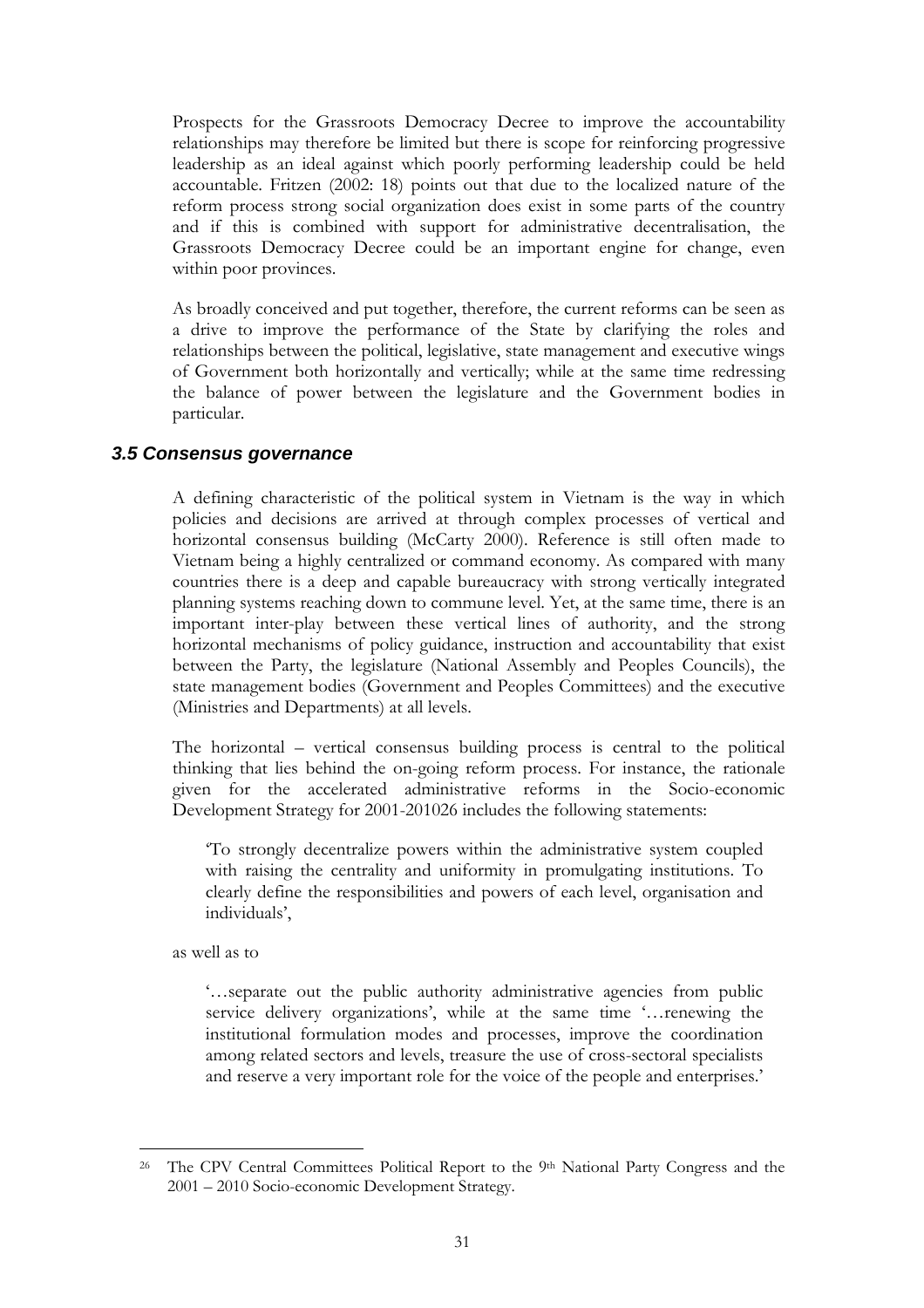Prospects for the Grassroots Democracy Decree to improve the accountability relationships may therefore be limited but there is scope for reinforcing progressive leadership as an ideal against which poorly performing leadership could be held accountable. Fritzen (2002: 18) points out that due to the localized nature of the reform process strong social organization does exist in some parts of the country and if this is combined with support for administrative decentralisation, the Grassroots Democracy Decree could be an important engine for change, even within poor provinces.

As broadly conceived and put together, therefore, the current reforms can be seen as a drive to improve the performance of the State by clarifying the roles and relationships between the political, legislative, state management and executive wings of Government both horizontally and vertically; while at the same time redressing the balance of power between the legislature and the Government bodies in particular.

### *3.5 Consensus governance*

A defining characteristic of the political system in Vietnam is the way in which policies and decisions are arrived at through complex processes of vertical and horizontal consensus building (McCarty 2000). Reference is still often made to Vietnam being a highly centralized or command economy. As compared with many countries there is a deep and capable bureaucracy with strong vertically integrated planning systems reaching down to commune level. Yet, at the same time, there is an important inter-play between these vertical lines of authority, and the strong horizontal mechanisms of policy guidance, instruction and accountability that exist between the Party, the legislature (National Assembly and Peoples Councils), the state management bodies (Government and Peoples Committees) and the executive (Ministries and Departments) at all levels.

The horizontal – vertical consensus building process is central to the political thinking that lies behind the on-going reform process. For instance, the rationale given for the accelerated administrative reforms in the Socio-economic Development Strategy for 2001-2010[26] includes the following statements:

> 'To strongly decentralize powers within the administrative system coupled with raising the centrality and uniformity in promulgating institutions. To clearly define the responsibilities and powers of each level, organisation and individuals',

as well as to

> '…separate out the public authority administrative agencies from public service delivery organizations', while at the same time '…renewing the institutional formulation modes and processes, improve the coordination among related sectors and levels, treasure the use of cross-sectoral specialists and reserve a very important role for the voice of the people and enterprises.'

---

[26] The CPV Central Committees Political Report to the 9th National Party Congress and the 2001 – 2010 Socio-economic Development Strategy.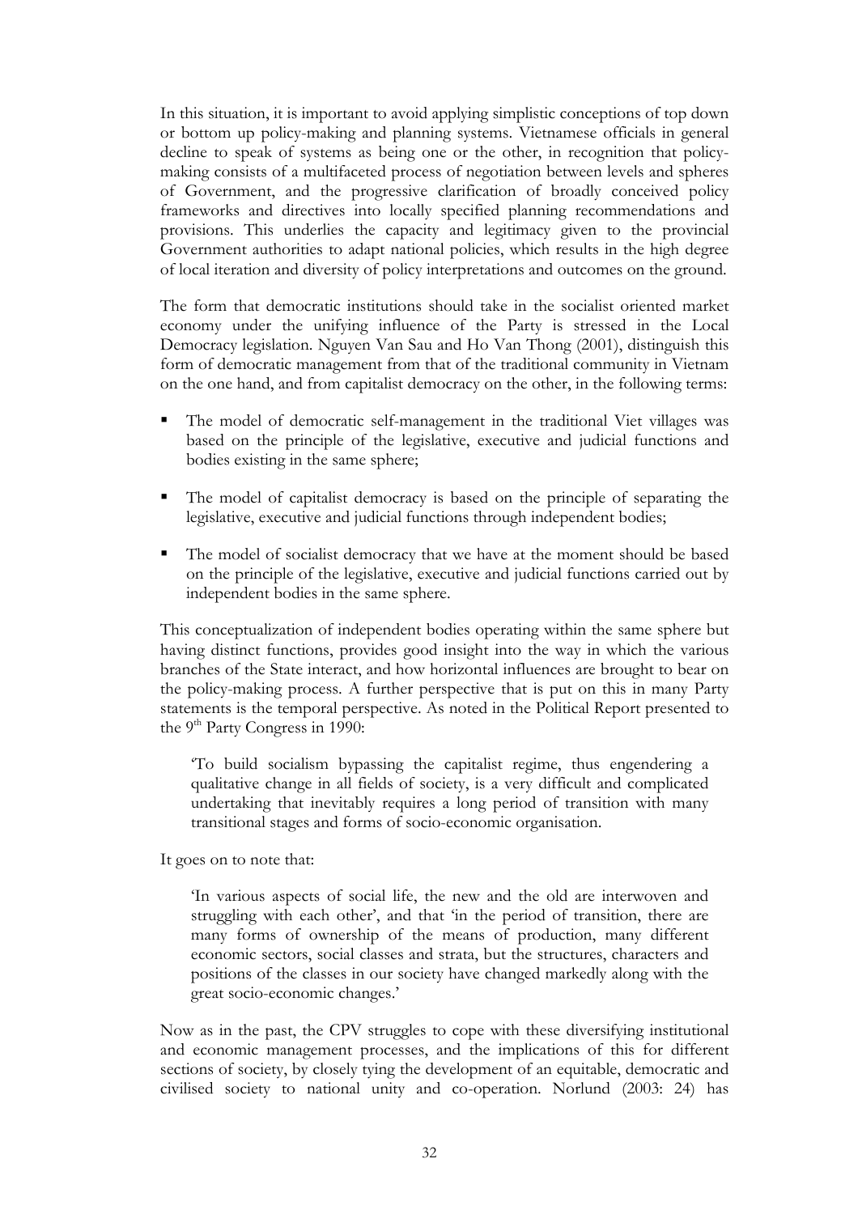In this situation, it is important to avoid applying simplistic conceptions of top down or bottom up policy-making and planning systems. Vietnamese officials in general decline to speak of systems as being one or the other, in recognition that policy-making consists of a multifaceted process of negotiation between levels and spheres of Government, and the progressive clarification of broadly conceived policy frameworks and directives into locally specified planning recommendations and provisions. This underlies the capacity and legitimacy given to the provincial Government authorities to adapt national policies, which results in the high degree of local iteration and diversity of policy interpretations and outcomes on the ground.

The form that democratic institutions should take in the socialist oriented market economy under the unifying influence of the Party is stressed in the Local Democracy legislation. Nguyen Van Sau and Ho Van Thong (2001), distinguish this form of democratic management from that of the traditional community in Vietnam on the one hand, and from capitalist democracy on the other, in the following terms:

- The model of democratic self-management in the traditional Viet villages was based on the principle of the legislative, executive and judicial functions and bodies existing in the same sphere;
- The model of capitalist democracy is based on the principle of separating the legislative, executive and judicial functions through independent bodies;
- The model of socialist democracy that we have at the moment should be based on the principle of the legislative, executive and judicial functions carried out by independent bodies in the same sphere.

This conceptualization of independent bodies operating within the same sphere but having distinct functions, provides good insight into the way in which the various branches of the State interact, and how horizontal influences are brought to bear on the policy-making process. A further perspective that is put on this in many Party statements is the temporal perspective. As noted in the Political Report presented to the 9th Party Congress in 1990:

> 'To build socialism bypassing the capitalist regime, thus engendering a qualitative change in all fields of society, is a very difficult and complicated undertaking that inevitably requires a long period of transition with many transitional stages and forms of socio-economic organisation.

It goes on to note that:

> 'In various aspects of social life, the new and the old are interwoven and struggling with each other', and that 'in the period of transition, there are many forms of ownership of the means of production, many different economic sectors, social classes and strata, but the structures, characters and positions of the classes in our society have changed markedly along with the great socio-economic changes.'

Now as in the past, the CPV struggles to cope with these diversifying institutional and economic management processes, and the implications of this for different sections of society, by closely tying the development of an equitable, democratic and civilised society to national unity and co-operation. Norlund (2003: 24) has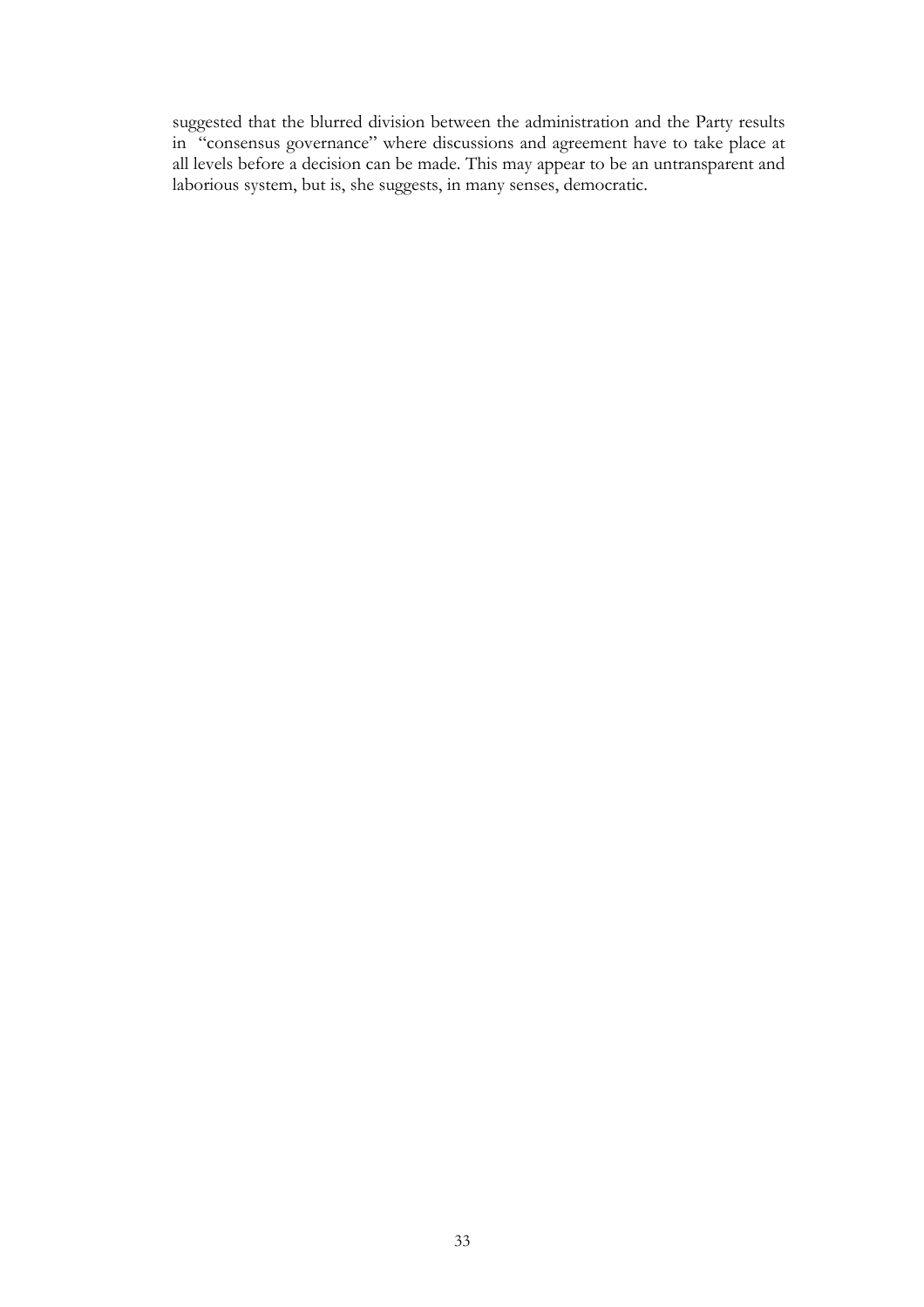suggested that the blurred division between the administration and the Party results in "consensus governance" where discussions and agreement have to take place at all levels before a decision can be made. This may appear to be an untransparent and laborious system, but is, she suggests, in many senses, democratic.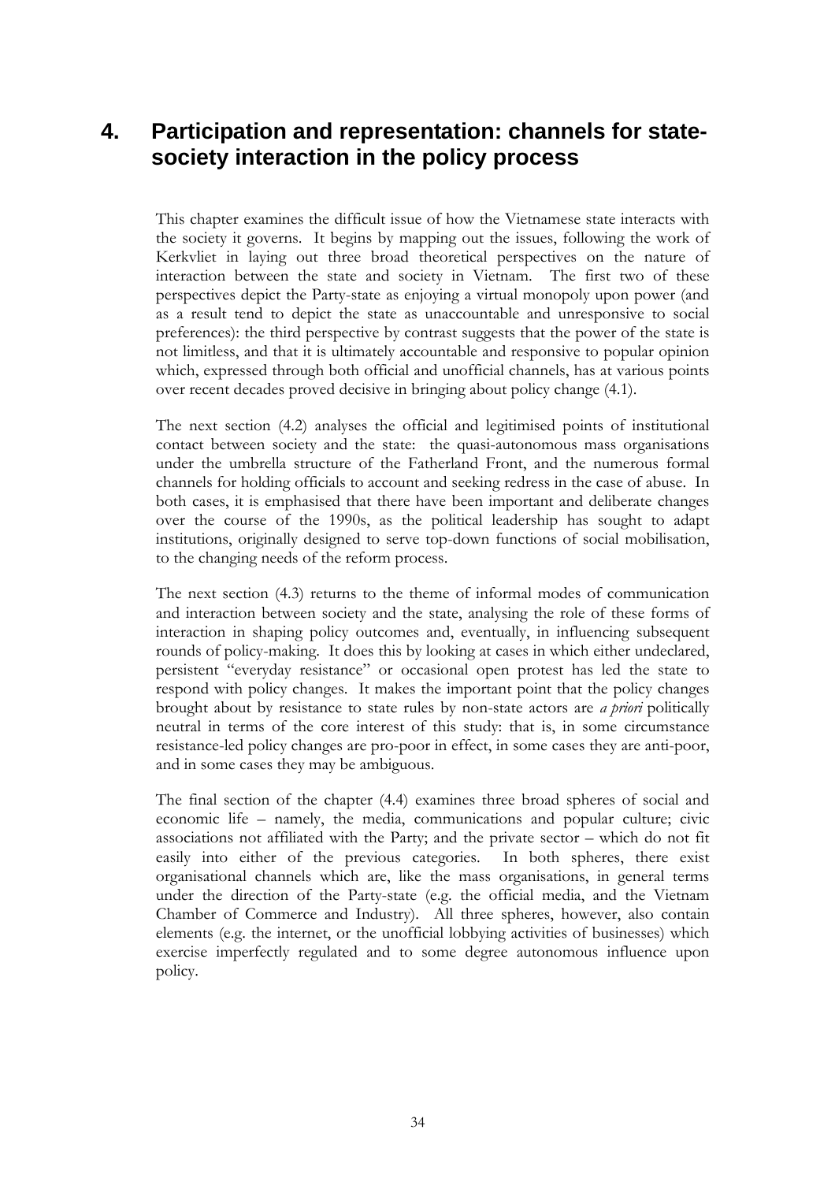# 4. Participation and representation: channels for state-society interaction in the policy process

This chapter examines the difficult issue of how the Vietnamese state interacts with the society it governs. It begins by mapping out the issues, following the work of Kerkvliet in laying out three broad theoretical perspectives on the nature of interaction between the state and society in Vietnam. The first two of these perspectives depict the Party-state as enjoying a virtual monopoly upon power (and as a result tend to depict the state as unaccountable and unresponsive to social preferences): the third perspective by contrast suggests that the power of the state is not limitless, and that it is ultimately accountable and responsive to popular opinion which, expressed through both official and unofficial channels, has at various points over recent decades proved decisive in bringing about policy change (4.1).

The next section (4.2) analyses the official and legitimised points of institutional contact between society and the state: the quasi-autonomous mass organisations under the umbrella structure of the Fatherland Front, and the numerous formal channels for holding officials to account and seeking redress in the case of abuse. In both cases, it is emphasised that there have been important and deliberate changes over the course of the 1990s, as the political leadership has sought to adapt institutions, originally designed to serve top-down functions of social mobilisation, to the changing needs of the reform process.

The next section (4.3) returns to the theme of informal modes of communication and interaction between society and the state, analysing the role of these forms of interaction in shaping policy outcomes and, eventually, in influencing subsequent rounds of policy-making. It does this by looking at cases in which either undeclared, persistent "everyday resistance" or occasional open protest has led the state to respond with policy changes. It makes the important point that the policy changes brought about by resistance to state rules by non-state actors are *a priori* politically neutral in terms of the core interest of this study: that is, in some circumstance resistance-led policy changes are pro-poor in effect, in some cases they are anti-poor, and in some cases they may be ambiguous.

The final section of the chapter (4.4) examines three broad spheres of social and economic life – namely, the media, communications and popular culture; civic associations not affiliated with the Party; and the private sector – which do not fit easily into either of the previous categories. In both spheres, there exist organisational channels which are, like the mass organisations, in general terms under the direction of the Party-state (e.g. the official media, and the Vietnam Chamber of Commerce and Industry). All three spheres, however, also contain elements (e.g. the internet, or the unofficial lobbying activities of businesses) which exercise imperfectly regulated and to some degree autonomous influence upon policy.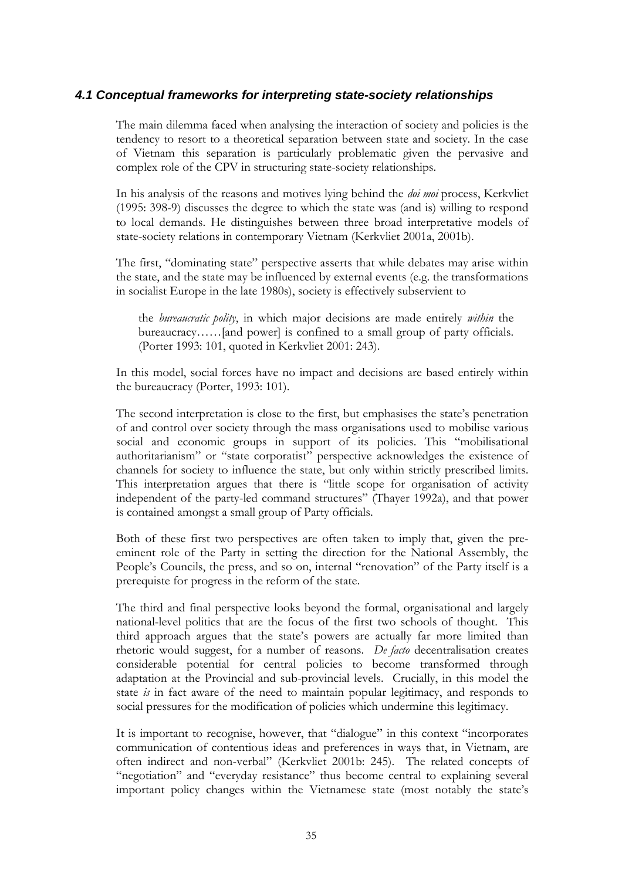### *4.1 Conceptual frameworks for interpreting state-society relationships*

The main dilemma faced when analysing the interaction of society and policies is the tendency to resort to a theoretical separation between state and society. In the case of Vietnam this separation is particularly problematic given the pervasive and complex role of the CPV in structuring state-society relationships.

In his analysis of the reasons and motives lying behind the *doi moi* process, Kerkvliet (1995: 398-9) discusses the degree to which the state was (and is) willing to respond to local demands. He distinguishes between three broad interpretative models of state-society relations in contemporary Vietnam (Kerkvliet 2001a, 2001b).

The first, "dominating state" perspective asserts that while debates may arise within the state, and the state may be influenced by external events (e.g. the transformations in socialist Europe in the late 1980s), society is effectively subservient to

> the *bureaucratic polity*, in which major decisions are made entirely *within* the bureaucracy……[and power] is confined to a small group of party officials. (Porter 1993: 101, quoted in Kerkvliet 2001: 243).

In this model, social forces have no impact and decisions are based entirely within the bureaucracy (Porter, 1993: 101).

The second interpretation is close to the first, but emphasises the state's penetration of and control over society through the mass organisations used to mobilise various social and economic groups in support of its policies. This "mobilisational authoritarianism" or "state corporatist" perspective acknowledges the existence of channels for society to influence the state, but only within strictly prescribed limits. This interpretation argues that there is "little scope for organisation of activity independent of the party-led command structures" (Thayer 1992a), and that power is contained amongst a small group of Party officials.

Both of these first two perspectives are often taken to imply that, given the pre-eminent role of the Party in setting the direction for the National Assembly, the People's Councils, the press, and so on, internal "renovation" of the Party itself is a prerequiste for progress in the reform of the state.

The third and final perspective looks beyond the formal, organisational and largely national-level politics that are the focus of the first two schools of thought. This third approach argues that the state's powers are actually far more limited than rhetoric would suggest, for a number of reasons. *De facto* decentralisation creates considerable potential for central policies to become transformed through adaptation at the Provincial and sub-provincial levels. Crucially, in this model the state *is* in fact aware of the need to maintain popular legitimacy, and responds to social pressures for the modification of policies which undermine this legitimacy.

It is important to recognise, however, that "dialogue" in this context "incorporates communication of contentious ideas and preferences in ways that, in Vietnam, are often indirect and non-verbal" (Kerkvliet 2001b: 245). The related concepts of "negotiation" and "everyday resistance" thus become central to explaining several important policy changes within the Vietnamese state (most notably the state's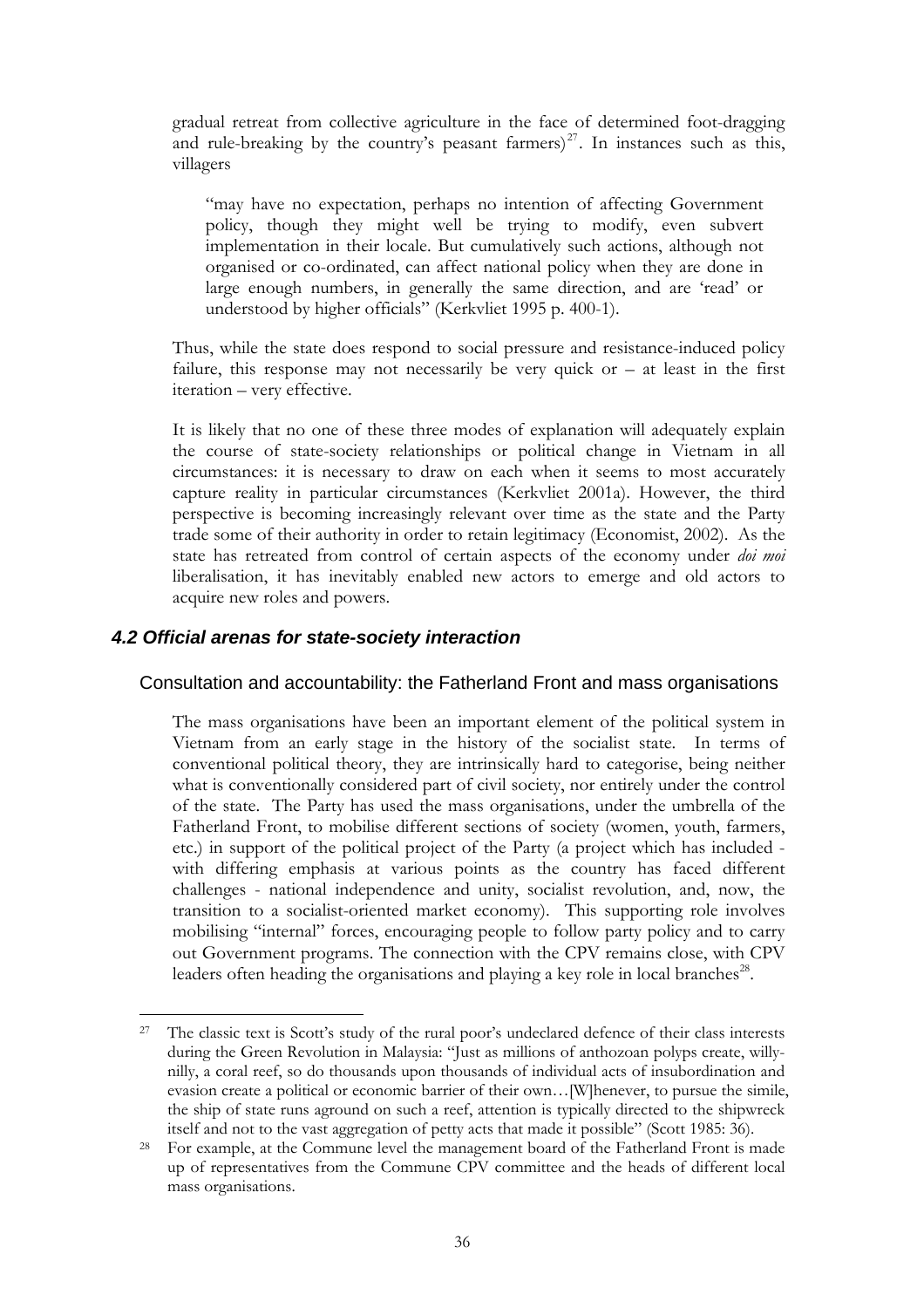gradual retreat from collective agriculture in the face of determined foot-dragging and rule-breaking by the country's peasant farmers)[27]. In instances such as this, villagers

> "may have no expectation, perhaps no intention of affecting Government policy, though they might well be trying to modify, even subvert implementation in their locale. But cumulatively such actions, although not organised or co-ordinated, can affect national policy when they are done in large enough numbers, in generally the same direction, and are 'read' or understood by higher officials" (Kerkvliet 1995 p. 400-1).

Thus, while the state does respond to social pressure and resistance-induced policy failure, this response may not necessarily be very quick or – at least in the first iteration – very effective.

It is likely that no one of these three modes of explanation will adequately explain the course of state-society relationships or political change in Vietnam in all circumstances: it is necessary to draw on each when it seems to most accurately capture reality in particular circumstances (Kerkvliet 2001a). However, the third perspective is becoming increasingly relevant over time as the state and the Party trade some of their authority in order to retain legitimacy (Economist, 2002). As the state has retreated from control of certain aspects of the economy under *doi moi* liberalisation, it has inevitably enabled new actors to emerge and old actors to acquire new roles and powers.

## *4.2 Official arenas for state-society interaction*

### Consultation and accountability: the Fatherland Front and mass organisations

The mass organisations have been an important element of the political system in Vietnam from an early stage in the history of the socialist state. In terms of conventional political theory, they are intrinsically hard to categorise, being neither what is conventionally considered part of civil society, nor entirely under the control of the state. The Party has used the mass organisations, under the umbrella of the Fatherland Front, to mobilise different sections of society (women, youth, farmers, etc.) in support of the political project of the Party (a project which has included - with differing emphasis at various points as the country has faced different challenges - national independence and unity, socialist revolution, and, now, the transition to a socialist-oriented market economy). This supporting role involves mobilising "internal" forces, encouraging people to follow party policy and to carry out Government programs. The connection with the CPV remains close, with CPV leaders often heading the organisations and playing a key role in local branches[28].

---

[27] The classic text is Scott's study of the rural poor's undeclared defence of their class interests during the Green Revolution in Malaysia: "Just as millions of anthozoan polyps create, willy-nilly, a coral reef, so do thousands upon thousands of individual acts of insubordination and evasion create a political or economic barrier of their own…[W]henever, to pursue the simile, the ship of state runs aground on such a reef, attention is typically directed to the shipwreck itself and not to the vast aggregation of petty acts that made it possible" (Scott 1985: 36).

[28] For example, at the Commune level the management board of the Fatherland Front is made up of representatives from the Commune CPV committee and the heads of different local mass organisations.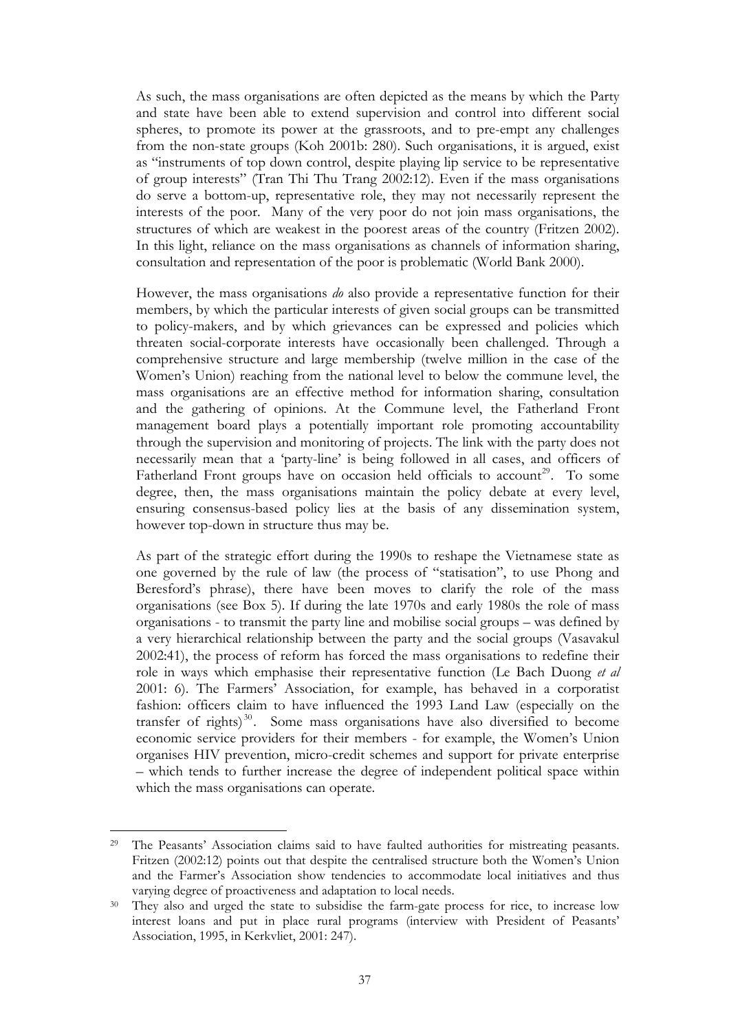As such, the mass organisations are often depicted as the means by which the Party and state have been able to extend supervision and control into different social spheres, to promote its power at the grassroots, and to pre-empt any challenges from the non-state groups (Koh 2001b: 280). Such organisations, it is argued, exist as "instruments of top down control, despite playing lip service to be representative of group interests" (Tran Thi Thu Trang 2002:12). Even if the mass organisations do serve a bottom-up, representative role, they may not necessarily represent the interests of the poor. Many of the very poor do not join mass organisations, the structures of which are weakest in the poorest areas of the country (Fritzen 2002). In this light, reliance on the mass organisations as channels of information sharing, consultation and representation of the poor is problematic (World Bank 2000).

However, the mass organisations *do* also provide a representative function for their members, by which the particular interests of given social groups can be transmitted to policy-makers, and by which grievances can be expressed and policies which threaten social-corporate interests have occasionally been challenged. Through a comprehensive structure and large membership (twelve million in the case of the Women's Union) reaching from the national level to below the commune level, the mass organisations are an effective method for information sharing, consultation and the gathering of opinions. At the Commune level, the Fatherland Front management board plays a potentially important role promoting accountability through the supervision and monitoring of projects. The link with the party does not necessarily mean that a 'party-line' is being followed in all cases, and officers of Fatherland Front groups have on occasion held officials to account[29]. To some degree, then, the mass organisations maintain the policy debate at every level, ensuring consensus-based policy lies at the basis of any dissemination system, however top-down in structure thus may be.

As part of the strategic effort during the 1990s to reshape the Vietnamese state as one governed by the rule of law (the process of "statisation", to use Phong and Beresford's phrase), there have been moves to clarify the role of the mass organisations (see Box 5). If during the late 1970s and early 1980s the role of mass organisations - to transmit the party line and mobilise social groups – was defined by a very hierarchical relationship between the party and the social groups (Vasavakul 2002:41), the process of reform has forced the mass organisations to redefine their role in ways which emphasise their representative function (Le Bach Duong *et al* 2001: 6). The Farmers' Association, for example, has behaved in a corporatist fashion: officers claim to have influenced the 1993 Land Law (especially on the transfer of rights)[30]. Some mass organisations have also diversified to become economic service providers for their members - for example, the Women's Union organises HIV prevention, micro-credit schemes and support for private enterprise – which tends to further increase the degree of independent political space within which the mass organisations can operate.

---

[29] The Peasants' Association claims said to have faulted authorities for mistreating peasants. Fritzen (2002:12) points out that despite the centralised structure both the Women's Union and the Farmer's Association show tendencies to accommodate local initiatives and thus varying degree of proactiveness and adaptation to local needs.

[30] They also and urged the state to subsidise the farm-gate process for rice, to increase low interest loans and put in place rural programs (interview with President of Peasants' Association, 1995, in Kerkvliet, 2001: 247).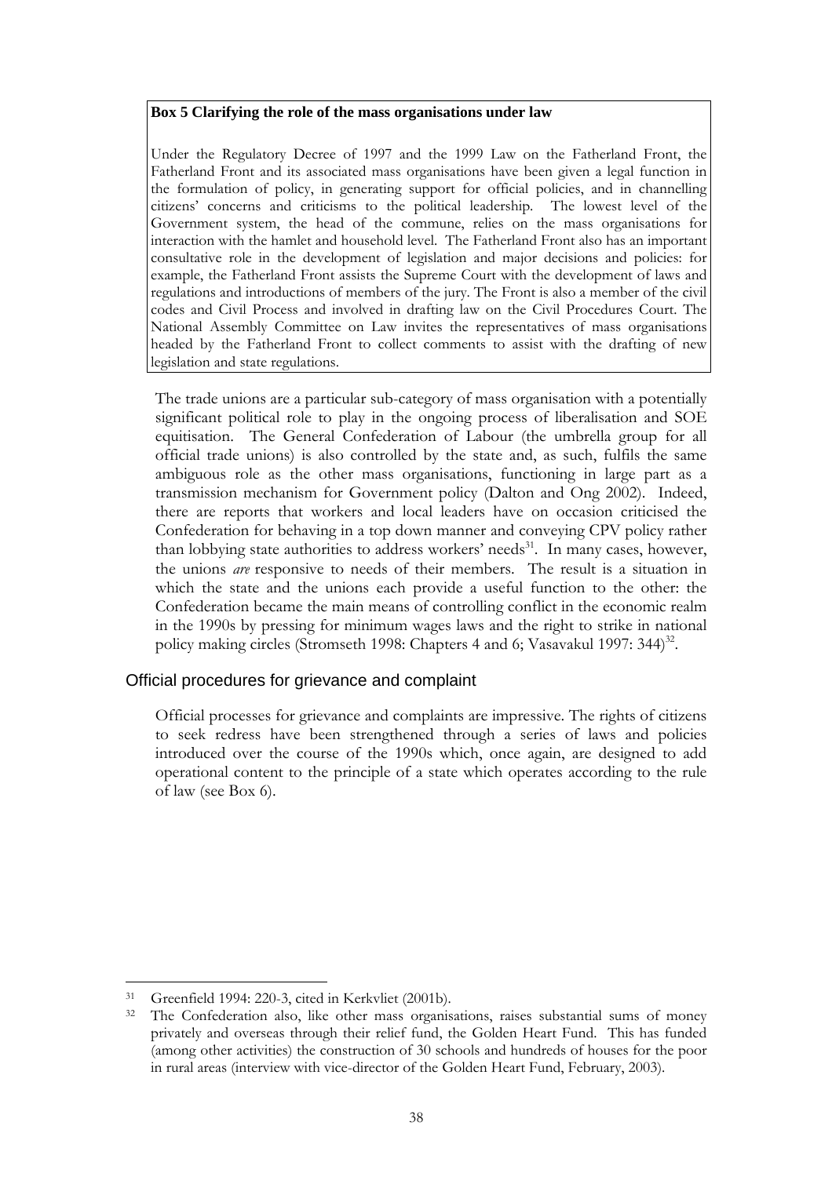**Box 5 Clarifying the role of the mass organisations under law**

Under the Regulatory Decree of 1997 and the 1999 Law on the Fatherland Front, the Fatherland Front and its associated mass organisations have been given a legal function in the formulation of policy, in generating support for official policies, and in channelling citizens' concerns and criticisms to the political leadership. The lowest level of the Government system, the head of the commune, relies on the mass organisations for interaction with the hamlet and household level. The Fatherland Front also has an important consultative role in the development of legislation and major decisions and policies: for example, the Fatherland Front assists the Supreme Court with the development of laws and regulations and introductions of members of the jury. The Front is also a member of the civil codes and Civil Process and involved in drafting law on the Civil Procedures Court. The National Assembly Committee on Law invites the representatives of mass organisations headed by the Fatherland Front to collect comments to assist with the drafting of new legislation and state regulations.

The trade unions are a particular sub-category of mass organisation with a potentially significant political role to play in the ongoing process of liberalisation and SOE equitisation. The General Confederation of Labour (the umbrella group for all official trade unions) is also controlled by the state and, as such, fulfils the same ambiguous role as the other mass organisations, functioning in large part as a transmission mechanism for Government policy (Dalton and Ong 2002). Indeed, there are reports that workers and local leaders have on occasion criticised the Confederation for behaving in a top down manner and conveying CPV policy rather than lobbying state authorities to address workers' needs[31]. In many cases, however, the unions *are* responsive to needs of their members. The result is a situation in which the state and the unions each provide a useful function to the other: the Confederation became the main means of controlling conflict in the economic realm in the 1990s by pressing for minimum wages laws and the right to strike in national policy making circles (Stromseth 1998: Chapters 4 and 6; Vasavakul 1997: 344)[32].

## Official procedures for grievance and complaint

Official processes for grievance and complaints are impressive. The rights of citizens to seek redress have been strengthened through a series of laws and policies introduced over the course of the 1990s which, once again, are designed to add operational content to the principle of a state which operates according to the rule of law (see Box 6).

---

[31] Greenfield 1994: 220-3, cited in Kerkvliet (2001b).

[32] The Confederation also, like other mass organisations, raises substantial sums of money privately and overseas through their relief fund, the Golden Heart Fund. This has funded (among other activities) the construction of 30 schools and hundreds of houses for the poor in rural areas (interview with vice-director of the Golden Heart Fund, February, 2003).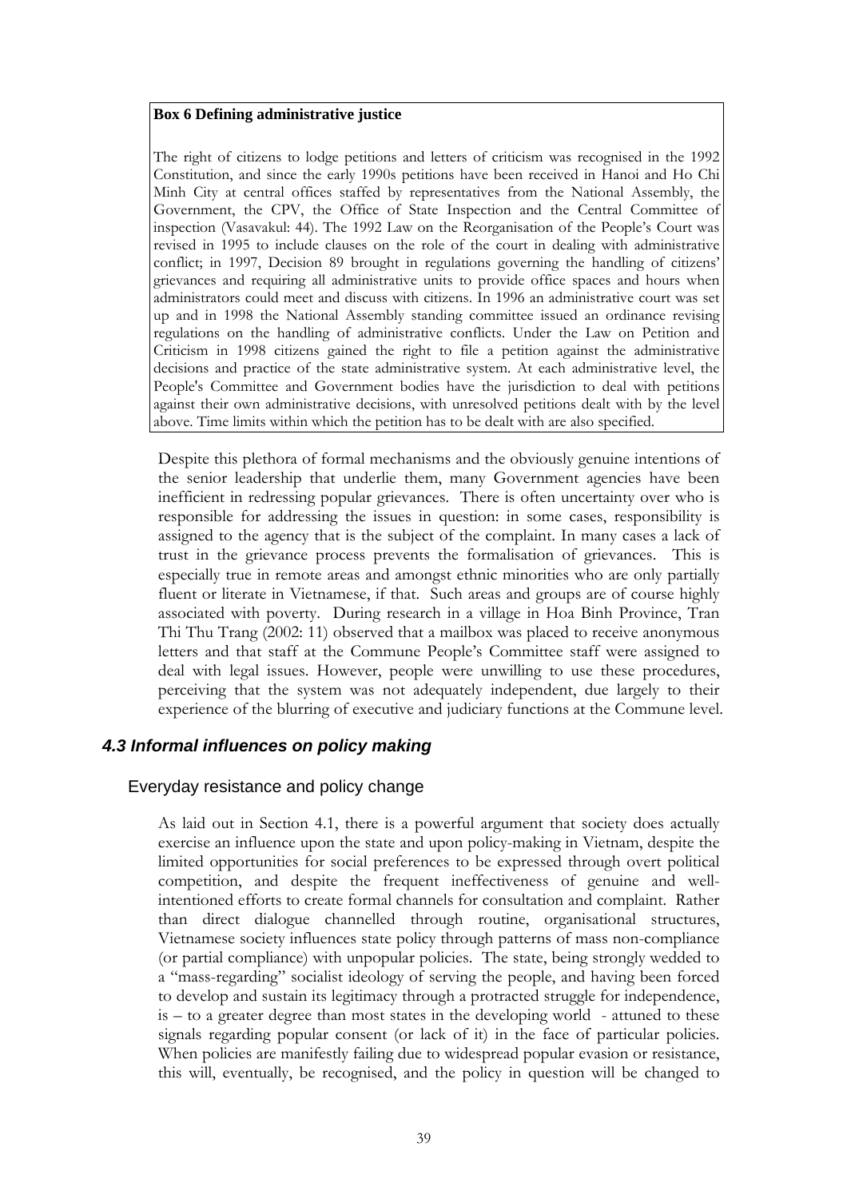**Box 6 Defining administrative justice**

The right of citizens to lodge petitions and letters of criticism was recognised in the 1992 Constitution, and since the early 1990s petitions have been received in Hanoi and Ho Chi Minh City at central offices staffed by representatives from the National Assembly, the Government, the CPV, the Office of State Inspection and the Central Committee of inspection (Vasavakul: 44). The 1992 Law on the Reorganisation of the People's Court was revised in 1995 to include clauses on the role of the court in dealing with administrative conflict; in 1997, Decision 89 brought in regulations governing the handling of citizens' grievances and requiring all administrative units to provide office spaces and hours when administrators could meet and discuss with citizens. In 1996 an administrative court was set up and in 1998 the National Assembly standing committee issued an ordinance revising regulations on the handling of administrative conflicts. Under the Law on Petition and Criticism in 1998 citizens gained the right to file a petition against the administrative decisions and practice of the state administrative system. At each administrative level, the People's Committee and Government bodies have the jurisdiction to deal with petitions against their own administrative decisions, with unresolved petitions dealt with by the level above. Time limits within which the petition has to be dealt with are also specified.

Despite this plethora of formal mechanisms and the obviously genuine intentions of the senior leadership that underlie them, many Government agencies have been inefficient in redressing popular grievances. There is often uncertainty over who is responsible for addressing the issues in question: in some cases, responsibility is assigned to the agency that is the subject of the complaint. In many cases a lack of trust in the grievance process prevents the formalisation of grievances. This is especially true in remote areas and amongst ethnic minorities who are only partially fluent or literate in Vietnamese, if that. Such areas and groups are of course highly associated with poverty. During research in a village in Hoa Binh Province, Tran Thi Thu Trang (2002: 11) observed that a mailbox was placed to receive anonymous letters and that staff at the Commune People's Committee staff were assigned to deal with legal issues. However, people were unwilling to use these procedures, perceiving that the system was not adequately independent, due largely to their experience of the blurring of executive and judiciary functions at the Commune level.

### *4.3 Informal influences on policy making*

#### Everyday resistance and policy change

As laid out in Section 4.1, there is a powerful argument that society does actually exercise an influence upon the state and upon policy-making in Vietnam, despite the limited opportunities for social preferences to be expressed through overt political competition, and despite the frequent ineffectiveness of genuine and well-intentioned efforts to create formal channels for consultation and complaint. Rather than direct dialogue channelled through routine, organisational structures, Vietnamese society influences state policy through patterns of mass non-compliance (or partial compliance) with unpopular policies. The state, being strongly wedded to a "mass-regarding" socialist ideology of serving the people, and having been forced to develop and sustain its legitimacy through a protracted struggle for independence, is – to a greater degree than most states in the developing world - attuned to these signals regarding popular consent (or lack of it) in the face of particular policies. When policies are manifestly failing due to widespread popular evasion or resistance, this will, eventually, be recognised, and the policy in question will be changed to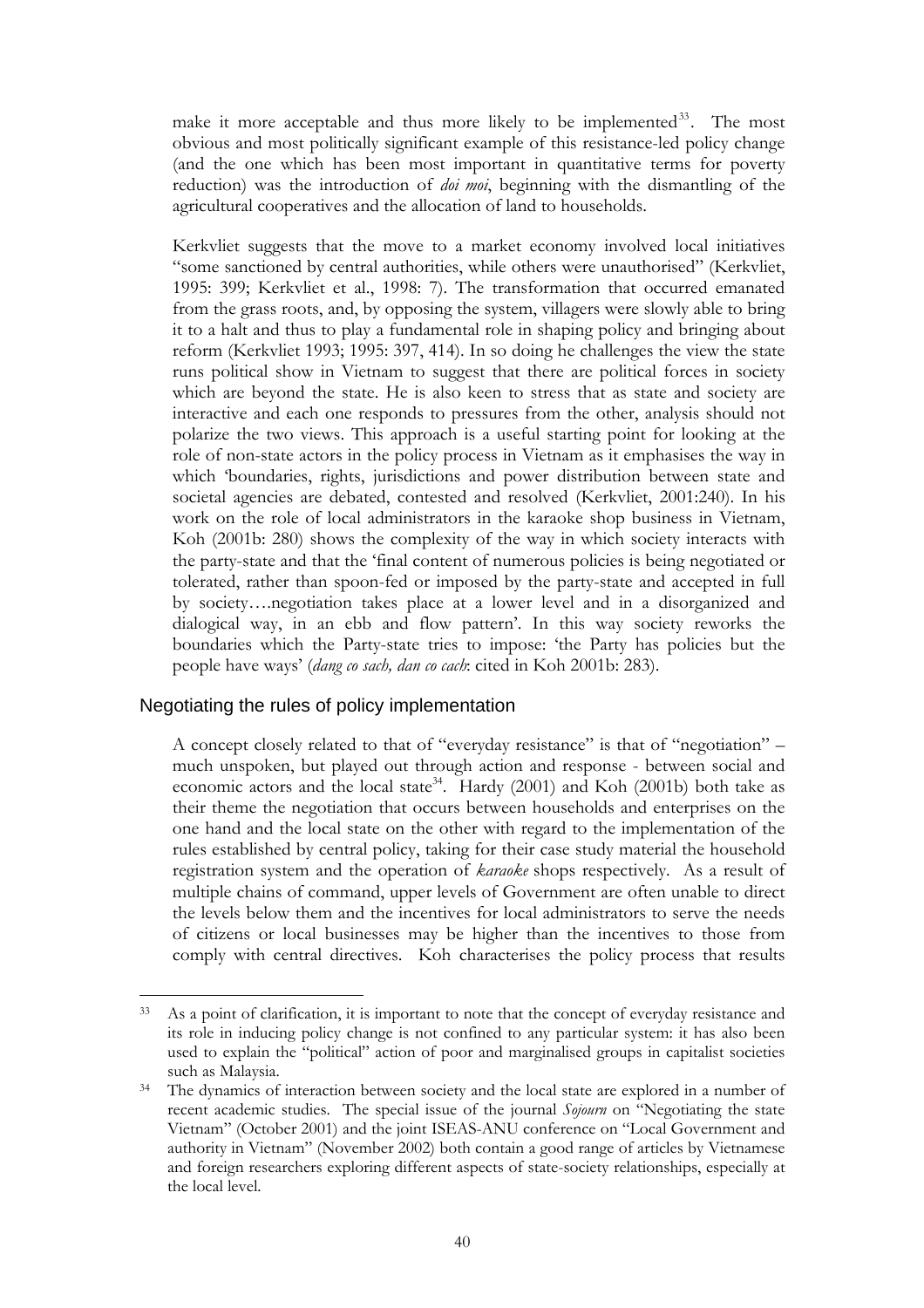make it more acceptable and thus more likely to be implemented[33]. The most obvious and most politically significant example of this resistance-led policy change (and the one which has been most important in quantitative terms for poverty reduction) was the introduction of *doi moi*, beginning with the dismantling of the agricultural cooperatives and the allocation of land to households.

Kerkvliet suggests that the move to a market economy involved local initiatives "some sanctioned by central authorities, while others were unauthorised" (Kerkvliet, 1995: 399; Kerkvliet et al., 1998: 7). The transformation that occurred emanated from the grass roots, and, by opposing the system, villagers were slowly able to bring it to a halt and thus to play a fundamental role in shaping policy and bringing about reform (Kerkvliet 1993; 1995: 397, 414). In so doing he challenges the view the state runs political show in Vietnam to suggest that there are political forces in society which are beyond the state. He is also keen to stress that as state and society are interactive and each one responds to pressures from the other, analysis should not polarize the two views. This approach is a useful starting point for looking at the role of non-state actors in the policy process in Vietnam as it emphasises the way in which 'boundaries, rights, jurisdictions and power distribution between state and societal agencies are debated, contested and resolved (Kerkvliet, 2001:240). In his work on the role of local administrators in the karaoke shop business in Vietnam, Koh (2001b: 280) shows the complexity of the way in which society interacts with the party-state and that the 'final content of numerous policies is being negotiated or tolerated, rather than spoon-fed or imposed by the party-state and accepted in full by society….negotiation takes place at a lower level and in a disorganized and dialogical way, in an ebb and flow pattern'. In this way society reworks the boundaries which the Party-state tries to impose: 'the Party has policies but the people have ways' (*dang co sach, dan co cach*: cited in Koh 2001b: 283).

## Negotiating the rules of policy implementation

A concept closely related to that of "everyday resistance" is that of "negotiation" – much unspoken, but played out through action and response - between social and economic actors and the local state[34]. Hardy (2001) and Koh (2001b) both take as their theme the negotiation that occurs between households and enterprises on the one hand and the local state on the other with regard to the implementation of the rules established by central policy, taking for their case study material the household registration system and the operation of *karaoke* shops respectively. As a result of multiple chains of command, upper levels of Government are often unable to direct the levels below them and the incentives for local administrators to serve the needs of citizens or local businesses may be higher than the incentives to those from comply with central directives. Koh characterises the policy process that results

---

[33] As a point of clarification, it is important to note that the concept of everyday resistance and its role in inducing policy change is not confined to any particular system: it has also been used to explain the "political" action of poor and marginalised groups in capitalist societies such as Malaysia.

[34] The dynamics of interaction between society and the local state are explored in a number of recent academic studies. The special issue of the journal *Sojourn* on "Negotiating the state Vietnam" (October 2001) and the joint ISEAS-ANU conference on "Local Government and authority in Vietnam" (November 2002) both contain a good range of articles by Vietnamese and foreign researchers exploring different aspects of state-society relationships, especially at the local level.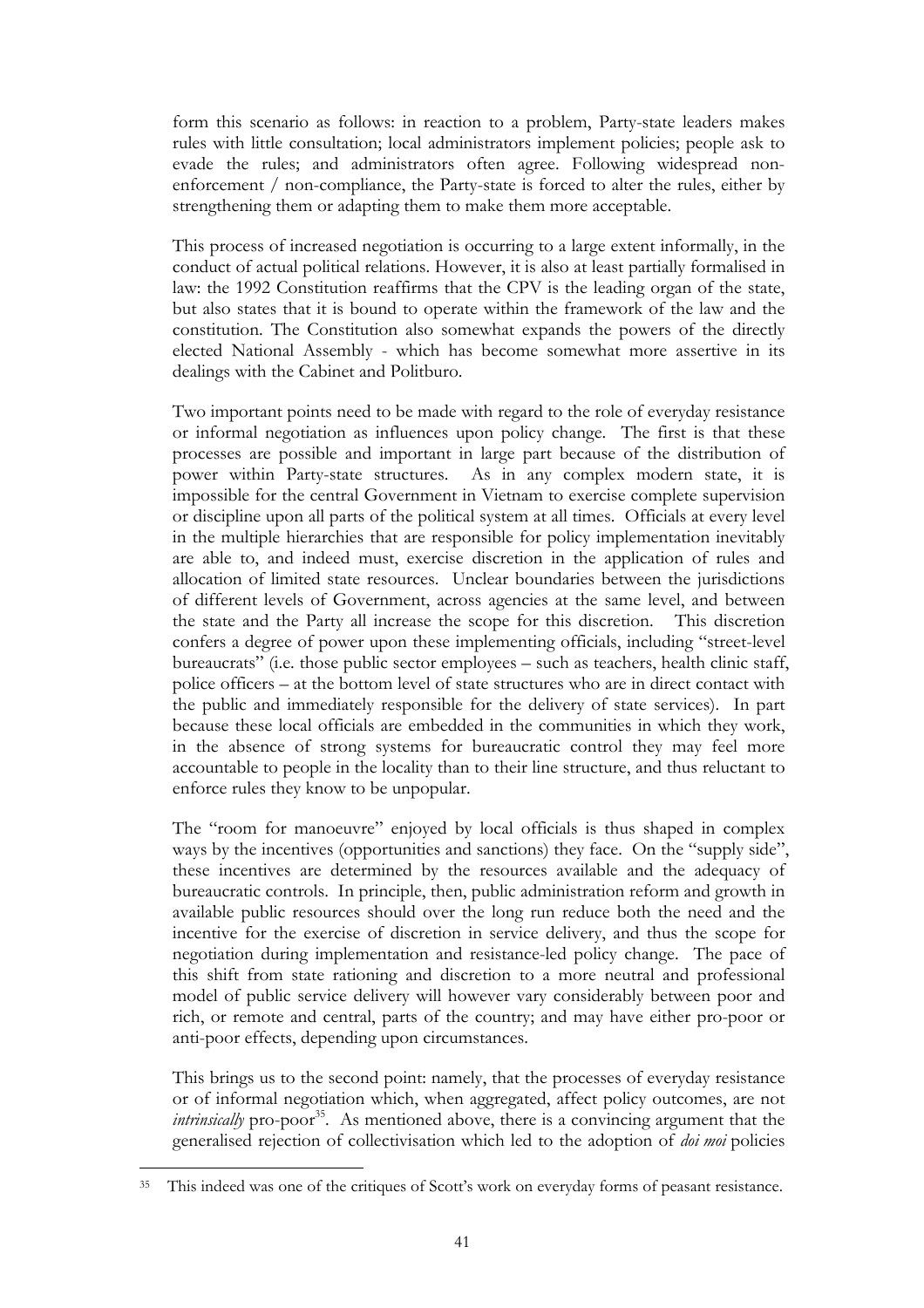form this scenario as follows: in reaction to a problem, Party-state leaders makes rules with little consultation; local administrators implement policies; people ask to evade the rules; and administrators often agree. Following widespread non-enforcement / non-compliance, the Party-state is forced to alter the rules, either by strengthening them or adapting them to make them more acceptable.

This process of increased negotiation is occurring to a large extent informally, in the conduct of actual political relations. However, it is also at least partially formalised in law: the 1992 Constitution reaffirms that the CPV is the leading organ of the state, but also states that it is bound to operate within the framework of the law and the constitution. The Constitution also somewhat expands the powers of the directly elected National Assembly - which has become somewhat more assertive in its dealings with the Cabinet and Politburo.

Two important points need to be made with regard to the role of everyday resistance or informal negotiation as influences upon policy change. The first is that these processes are possible and important in large part because of the distribution of power within Party-state structures. As in any complex modern state, it is impossible for the central Government in Vietnam to exercise complete supervision or discipline upon all parts of the political system at all times. Officials at every level in the multiple hierarchies that are responsible for policy implementation inevitably are able to, and indeed must, exercise discretion in the application of rules and allocation of limited state resources. Unclear boundaries between the jurisdictions of different levels of Government, across agencies at the same level, and between the state and the Party all increase the scope for this discretion. This discretion confers a degree of power upon these implementing officials, including "street-level bureaucrats" (i.e. those public sector employees – such as teachers, health clinic staff, police officers – at the bottom level of state structures who are in direct contact with the public and immediately responsible for the delivery of state services). In part because these local officials are embedded in the communities in which they work, in the absence of strong systems for bureaucratic control they may feel more accountable to people in the locality than to their line structure, and thus reluctant to enforce rules they know to be unpopular.

The "room for manoeuvre" enjoyed by local officials is thus shaped in complex ways by the incentives (opportunities and sanctions) they face. On the "supply side", these incentives are determined by the resources available and the adequacy of bureaucratic controls. In principle, then, public administration reform and growth in available public resources should over the long run reduce both the need and the incentive for the exercise of discretion in service delivery, and thus the scope for negotiation during implementation and resistance-led policy change. The pace of this shift from state rationing and discretion to a more neutral and professional model of public service delivery will however vary considerably between poor and rich, or remote and central, parts of the country; and may have either pro-poor or anti-poor effects, depending upon circumstances.

This brings us to the second point: namely, that the processes of everyday resistance or of informal negotiation which, when aggregated, affect policy outcomes, are not *intrinsically* pro-poor[35]. As mentioned above, there is a convincing argument that the generalised rejection of collectivisation which led to the adoption of *doi moi* policies

[35] This indeed was one of the critiques of Scott's work on everyday forms of peasant resistance.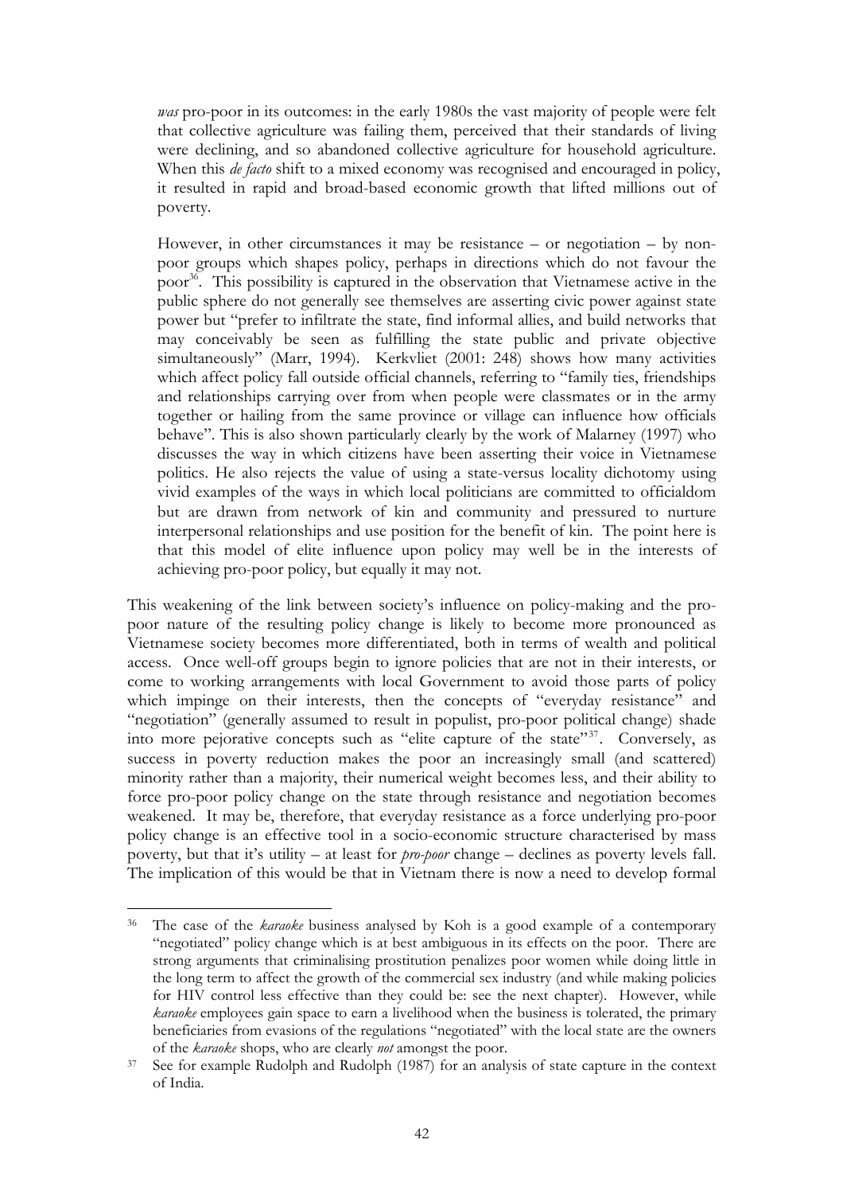*was* pro-poor in its outcomes: in the early 1980s the vast majority of people were felt that collective agriculture was failing them, perceived that their standards of living were declining, and so abandoned collective agriculture for household agriculture. When this *de facto* shift to a mixed economy was recognised and encouraged in policy, it resulted in rapid and broad-based economic growth that lifted millions out of poverty.

> However, in other circumstances it may be resistance – or negotiation – by non-poor groups which shapes policy, perhaps in directions which do not favour the poor[36]. This possibility is captured in the observation that Vietnamese active in the public sphere do not generally see themselves are asserting civic power against state power but "prefer to infiltrate the state, find informal allies, and build networks that may conceivably be seen as fulfilling the state public and private objective simultaneously" (Marr, 1994). Kerkvliet (2001: 248) shows how many activities which affect policy fall outside official channels, referring to "family ties, friendships and relationships carrying over from when people were classmates or in the army together or hailing from the same province or village can influence how officials behave". This is also shown particularly clearly by the work of Malarney (1997) who discusses the way in which citizens have been asserting their voice in Vietnamese politics. He also rejects the value of using a state-versus locality dichotomy using vivid examples of the ways in which local politicians are committed to officialdom but are drawn from network of kin and community and pressured to nurture interpersonal relationships and use position for the benefit of kin. The point here is that this model of elite influence upon policy may well be in the interests of achieving pro-poor policy, but equally it may not.

This weakening of the link between society's influence on policy-making and the pro-poor nature of the resulting policy change is likely to become more pronounced as Vietnamese society becomes more differentiated, both in terms of wealth and political access. Once well-off groups begin to ignore policies that are not in their interests, or come to working arrangements with local Government to avoid those parts of policy which impinge on their interests, then the concepts of "everyday resistance" and "negotiation" (generally assumed to result in populist, pro-poor political change) shade into more pejorative concepts such as "elite capture of the state"[37]. Conversely, as success in poverty reduction makes the poor an increasingly small (and scattered) minority rather than a majority, their numerical weight becomes less, and their ability to force pro-poor policy change on the state through resistance and negotiation becomes weakened. It may be, therefore, that everyday resistance as a force underlying pro-poor policy change is an effective tool in a socio-economic structure characterised by mass poverty, but that it's utility – at least for *pro-poor* change – declines as poverty levels fall. The implication of this would be that in Vietnam there is now a need to develop formal

---

[36] The case of the *karaoke* business analysed by Koh is a good example of a contemporary "negotiated" policy change which is at best ambiguous in its effects on the poor. There are strong arguments that criminalising prostitution penalizes poor women while doing little in the long term to affect the growth of the commercial sex industry (and while making policies for HIV control less effective than they could be: see the next chapter). However, while *karaoke* employees gain space to earn a livelihood when the business is tolerated, the primary beneficiaries from evasions of the regulations "negotiated" with the local state are the owners of the *karaoke* shops, who are clearly *not* amongst the poor.

[37] See for example Rudolph and Rudolph (1987) for an analysis of state capture in the context of India.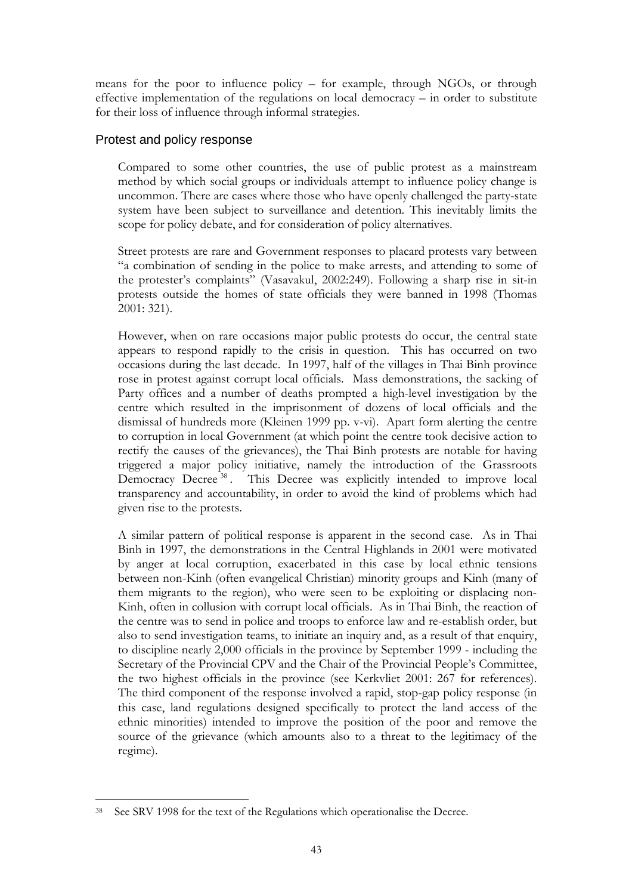means for the poor to influence policy – for example, through NGOs, or through effective implementation of the regulations on local democracy – in order to substitute for their loss of influence through informal strategies.

## Protest and policy response

Compared to some other countries, the use of public protest as a mainstream method by which social groups or individuals attempt to influence policy change is uncommon. There are cases where those who have openly challenged the party-state system have been subject to surveillance and detention. This inevitably limits the scope for policy debate, and for consideration of policy alternatives.

Street protests are rare and Government responses to placard protests vary between "a combination of sending in the police to make arrests, and attending to some of the protester's complaints" (Vasavakul, 2002:249). Following a sharp rise in sit-in protests outside the homes of state officials they were banned in 1998 (Thomas 2001: 321).

However, when on rare occasions major public protests do occur, the central state appears to respond rapidly to the crisis in question. This has occurred on two occasions during the last decade. In 1997, half of the villages in Thai Binh province rose in protest against corrupt local officials. Mass demonstrations, the sacking of Party offices and a number of deaths prompted a high-level investigation by the centre which resulted in the imprisonment of dozens of local officials and the dismissal of hundreds more (Kleinen 1999 pp. v-vi). Apart form alerting the centre to corruption in local Government (at which point the centre took decisive action to rectify the causes of the grievances), the Thai Binh protests are notable for having triggered a major policy initiative, namely the introduction of the Grassroots Democracy Decree [38]. This Decree was explicitly intended to improve local transparency and accountability, in order to avoid the kind of problems which had given rise to the protests.

A similar pattern of political response is apparent in the second case. As in Thai Binh in 1997, the demonstrations in the Central Highlands in 2001 were motivated by anger at local corruption, exacerbated in this case by local ethnic tensions between non-Kinh (often evangelical Christian) minority groups and Kinh (many of them migrants to the region), who were seen to be exploiting or displacing non-Kinh, often in collusion with corrupt local officials. As in Thai Binh, the reaction of the centre was to send in police and troops to enforce law and re-establish order, but also to send investigation teams, to initiate an inquiry and, as a result of that enquiry, to discipline nearly 2,000 officials in the province by September 1999 - including the Secretary of the Provincial CPV and the Chair of the Provincial People's Committee, the two highest officials in the province (see Kerkvliet 2001: 267 for references). The third component of the response involved a rapid, stop-gap policy response (in this case, land regulations designed specifically to protect the land access of the ethnic minorities) intended to improve the position of the poor and remove the source of the grievance (which amounts also to a threat to the legitimacy of the regime).

---

[38] See SRV 1998 for the text of the Regulations which operationalise the Decree.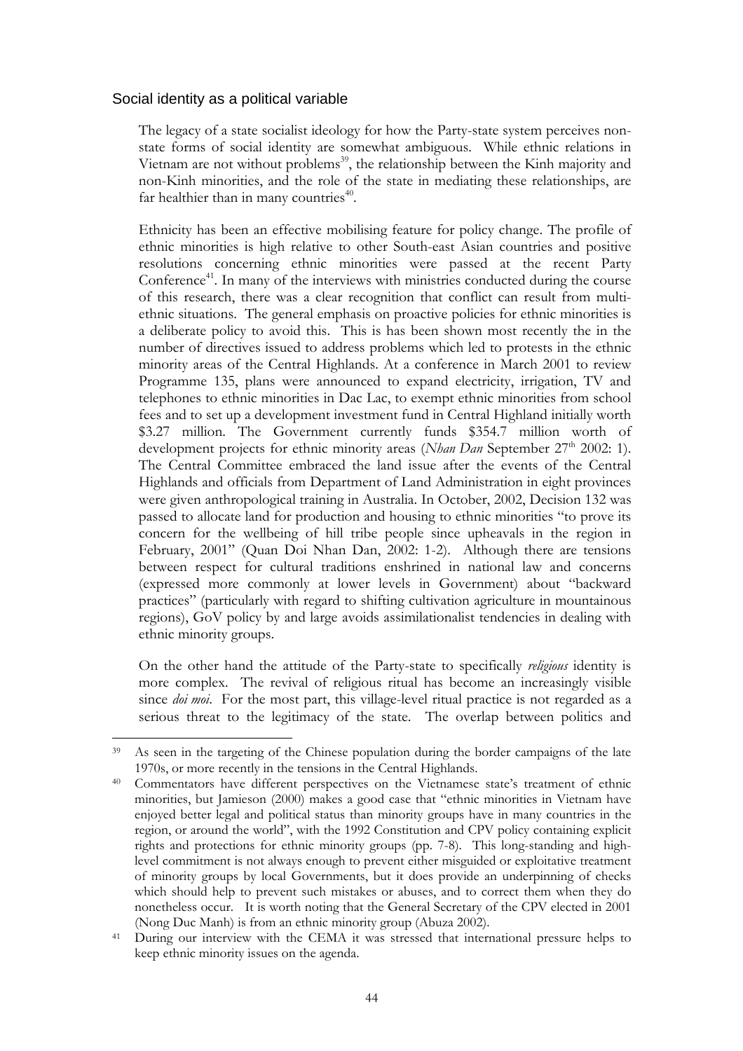## Social identity as a political variable

The legacy of a state socialist ideology for how the Party-state system perceives non-state forms of social identity are somewhat ambiguous. While ethnic relations in Vietnam are not without problems[39], the relationship between the Kinh majority and non-Kinh minorities, and the role of the state in mediating these relationships, are far healthier than in many countries[40].

Ethnicity has been an effective mobilising feature for policy change. The profile of ethnic minorities is high relative to other South-east Asian countries and positive resolutions concerning ethnic minorities were passed at the recent Party Conference[41]. In many of the interviews with ministries conducted during the course of this research, there was a clear recognition that conflict can result from multi-ethnic situations. The general emphasis on proactive policies for ethnic minorities is a deliberate policy to avoid this. This is has been shown most recently the in the number of directives issued to address problems which led to protests in the ethnic minority areas of the Central Highlands. At a conference in March 2001 to review Programme 135, plans were announced to expand electricity, irrigation, TV and telephones to ethnic minorities in Dac Lac, to exempt ethnic minorities from school fees and to set up a development investment fund in Central Highland initially worth \$3.27 million. The Government currently funds \$354.7 million worth of development projects for ethnic minority areas (*Nhan Dan* September 27th 2002: 1). The Central Committee embraced the land issue after the events of the Central Highlands and officials from Department of Land Administration in eight provinces were given anthropological training in Australia. In October, 2002, Decision 132 was passed to allocate land for production and housing to ethnic minorities "to prove its concern for the wellbeing of hill tribe people since upheavals in the region in February, 2001" (Quan Doi Nhan Dan, 2002: 1-2). Although there are tensions between respect for cultural traditions enshrined in national law and concerns (expressed more commonly at lower levels in Government) about "backward practices" (particularly with regard to shifting cultivation agriculture in mountainous regions), GoV policy by and large avoids assimilationalist tendencies in dealing with ethnic minority groups.

On the other hand the attitude of the Party-state to specifically *religious* identity is more complex. The revival of religious ritual has become an increasingly visible since *doi moi*. For the most part, this village-level ritual practice is not regarded as a serious threat to the legitimacy of the state. The overlap between politics and

---

39 As seen in the targeting of the Chinese population during the border campaigns of the late 1970s, or more recently in the tensions in the Central Highlands.

40 Commentators have different perspectives on the Vietnamese state's treatment of ethnic minorities, but Jamieson (2000) makes a good case that "ethnic minorities in Vietnam have enjoyed better legal and political status than minority groups have in many countries in the region, or around the world", with the 1992 Constitution and CPV policy containing explicit rights and protections for ethnic minority groups (pp. 7-8). This long-standing and high-level commitment is not always enough to prevent either misguided or exploitative treatment of minority groups by local Governments, but it does provide an underpinning of checks which should help to prevent such mistakes or abuses, and to correct them when they do nonetheless occur. It is worth noting that the General Secretary of the CPV elected in 2001 (Nong Duc Manh) is from an ethnic minority group (Abuza 2002).

41 During our interview with the CEMA it was stressed that international pressure helps to keep ethnic minority issues on the agenda.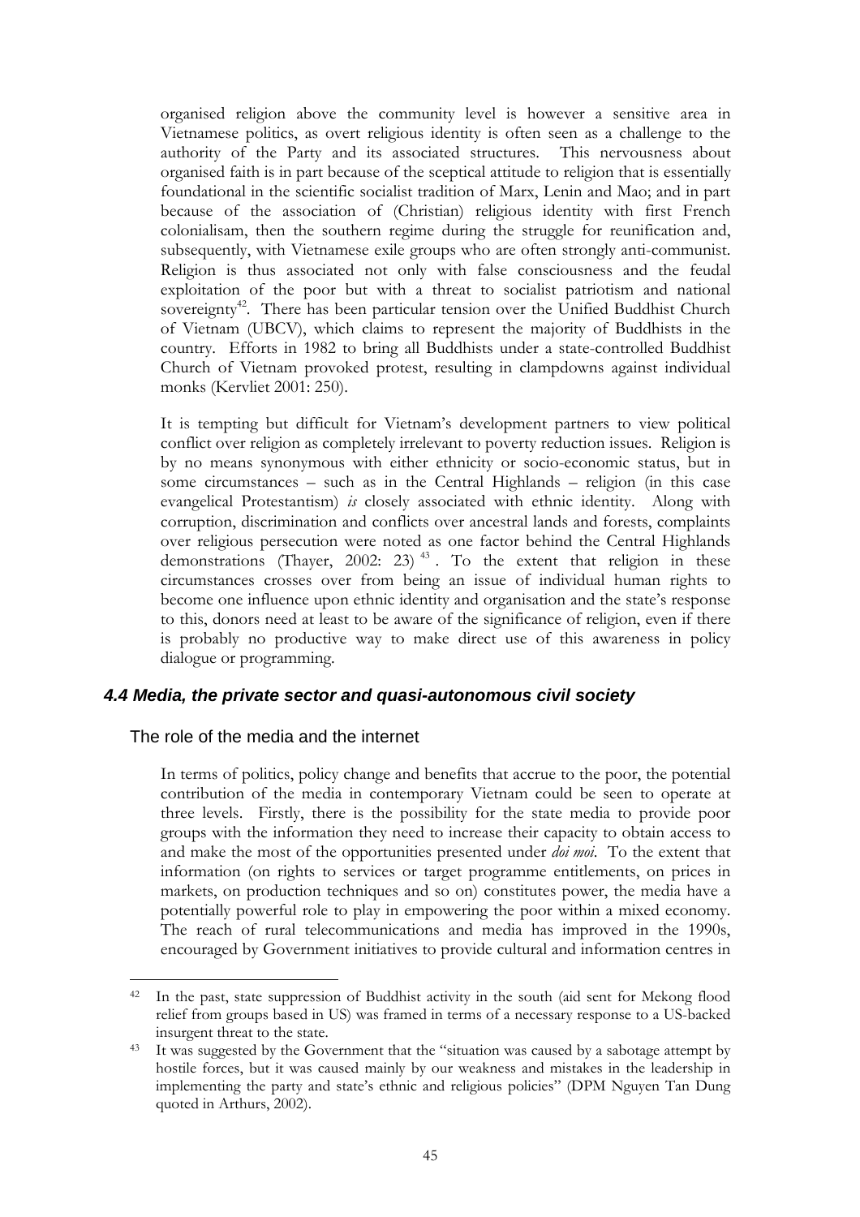organised religion above the community level is however a sensitive area in Vietnamese politics, as overt religious identity is often seen as a challenge to the authority of the Party and its associated structures. This nervousness about organised faith is in part because of the sceptical attitude to religion that is essentially foundational in the scientific socialist tradition of Marx, Lenin and Mao; and in part because of the association of (Christian) religious identity with first French colonialisam, then the southern regime during the struggle for reunification and, subsequently, with Vietnamese exile groups who are often strongly anti-communist. Religion is thus associated not only with false consciousness and the feudal exploitation of the poor but with a threat to socialist patriotism and national sovereignty[42]. There has been particular tension over the Unified Buddhist Church of Vietnam (UBCV), which claims to represent the majority of Buddhists in the country. Efforts in 1982 to bring all Buddhists under a state-controlled Buddhist Church of Vietnam provoked protest, resulting in clampdowns against individual monks (Kervliet 2001: 250).

It is tempting but difficult for Vietnam's development partners to view political conflict over religion as completely irrelevant to poverty reduction issues. Religion is by no means synonymous with either ethnicity or socio-economic status, but in some circumstances – such as in the Central Highlands – religion (in this case evangelical Protestantism) *is* closely associated with ethnic identity. Along with corruption, discrimination and conflicts over ancestral lands and forests, complaints over religious persecution were noted as one factor behind the Central Highlands demonstrations (Thayer, 2002: 23)[43]. To the extent that religion in these circumstances crosses over from being an issue of individual human rights to become one influence upon ethnic identity and organisation and the state's response to this, donors need at least to be aware of the significance of religion, even if there is probably no productive way to make direct use of this awareness in policy dialogue or programming.

### *4.4 Media, the private sector and quasi-autonomous civil society*

#### The role of the media and the internet

In terms of politics, policy change and benefits that accrue to the poor, the potential contribution of the media in contemporary Vietnam could be seen to operate at three levels. Firstly, there is the possibility for the state media to provide poor groups with the information they need to increase their capacity to obtain access to and make the most of the opportunities presented under *doi moi*. To the extent that information (on rights to services or target programme entitlements, on prices in markets, on production techniques and so on) constitutes power, the media have a potentially powerful role to play in empowering the poor within a mixed economy. The reach of rural telecommunications and media has improved in the 1990s, encouraged by Government initiatives to provide cultural and information centres in

---

[42] In the past, state suppression of Buddhist activity in the south (aid sent for Mekong flood relief from groups based in US) was framed in terms of a necessary response to a US-backed insurgent threat to the state.

[43] It was suggested by the Government that the "situation was caused by a sabotage attempt by hostile forces, but it was caused mainly by our weakness and mistakes in the leadership in implementing the party and state's ethnic and religious policies" (DPM Nguyen Tan Dung quoted in Arthurs, 2002).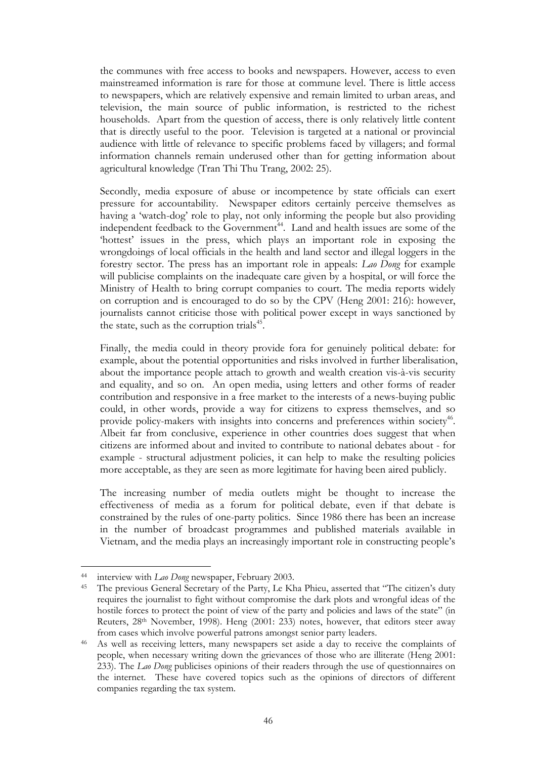the communes with free access to books and newspapers. However, access to even mainstreamed information is rare for those at commune level. There is little access to newspapers, which are relatively expensive and remain limited to urban areas, and television, the main source of public information, is restricted to the richest households. Apart from the question of access, there is only relatively little content that is directly useful to the poor. Television is targeted at a national or provincial audience with little of relevance to specific problems faced by villagers; and formal information channels remain underused other than for getting information about agricultural knowledge (Tran Thi Thu Trang, 2002: 25).

Secondly, media exposure of abuse or incompetence by state officials can exert pressure for accountability. Newspaper editors certainly perceive themselves as having a 'watch-dog' role to play, not only informing the people but also providing independent feedback to the Government[44]. Land and health issues are some of the 'hottest' issues in the press, which plays an important role in exposing the wrongdoings of local officials in the health and land sector and illegal loggers in the forestry sector. The press has an important role in appeals: *Lao Dong* for example will publicise complaints on the inadequate care given by a hospital, or will force the Ministry of Health to bring corrupt companies to court. The media reports widely on corruption and is encouraged to do so by the CPV (Heng 2001: 216): however, journalists cannot criticise those with political power except in ways sanctioned by the state, such as the corruption trials[45].

Finally, the media could in theory provide fora for genuinely political debate: for example, about the potential opportunities and risks involved in further liberalisation, about the importance people attach to growth and wealth creation vis-à-vis security and equality, and so on. An open media, using letters and other forms of reader contribution and responsive in a free market to the interests of a news-buying public could, in other words, provide a way for citizens to express themselves, and so provide policy-makers with insights into concerns and preferences within society[46]. Albeit far from conclusive, experience in other countries does suggest that when citizens are informed about and invited to contribute to national debates about - for example - structural adjustment policies, it can help to make the resulting policies more acceptable, as they are seen as more legitimate for having been aired publicly.

The increasing number of media outlets might be thought to increase the effectiveness of media as a forum for political debate, even if that debate is constrained by the rules of one-party politics. Since 1986 there has been an increase in the number of broadcast programmes and published materials available in Vietnam, and the media plays an increasingly important role in constructing people's

---

[44] interview with *Lao Dong* newspaper, February 2003.

[45] The previous General Secretary of the Party, Le Kha Phieu, asserted that "The citizen's duty requires the journalist to fight without compromise the dark plots and wrongful ideas of the hostile forces to protect the point of view of the party and policies and laws of the state" (in Reuters, 28th November, 1998). Heng (2001: 233) notes, however, that editors steer away from cases which involve powerful patrons amongst senior party leaders.

[46] As well as receiving letters, many newspapers set aside a day to receive the complaints of people, when necessary writing down the grievances of those who are illiterate (Heng 2001: 233). The *Lao Dong* publicises opinions of their readers through the use of questionnaires on the internet. These have covered topics such as the opinions of directors of different companies regarding the tax system.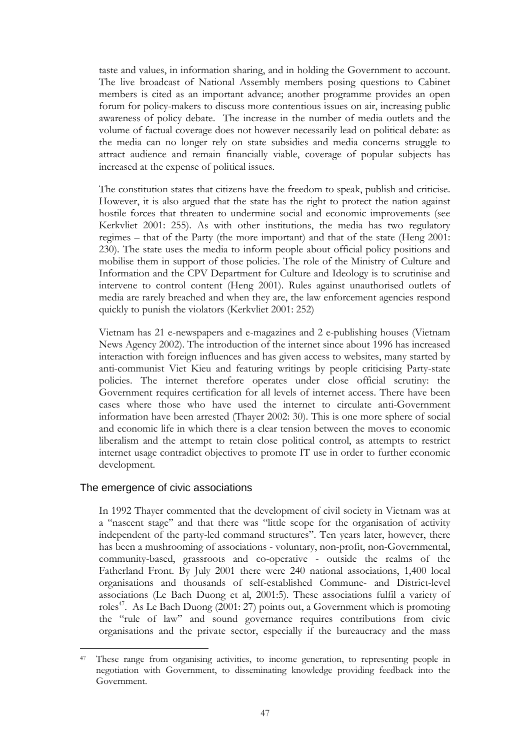taste and values, in information sharing, and in holding the Government to account. The live broadcast of National Assembly members posing questions to Cabinet members is cited as an important advance; another programme provides an open forum for policy-makers to discuss more contentious issues on air, increasing public awareness of policy debate. The increase in the number of media outlets and the volume of factual coverage does not however necessarily lead on political debate: as the media can no longer rely on state subsidies and media concerns struggle to attract audience and remain financially viable, coverage of popular subjects has increased at the expense of political issues.

The constitution states that citizens have the freedom to speak, publish and criticise. However, it is also argued that the state has the right to protect the nation against hostile forces that threaten to undermine social and economic improvements (see Kerkvliet 2001: 255). As with other institutions, the media has two regulatory regimes – that of the Party (the more important) and that of the state (Heng 2001: 230). The state uses the media to inform people about official policy positions and mobilise them in support of those policies. The role of the Ministry of Culture and Information and the CPV Department for Culture and Ideology is to scrutinise and intervene to control content (Heng 2001). Rules against unauthorised outlets of media are rarely breached and when they are, the law enforcement agencies respond quickly to punish the violators (Kerkvliet 2001: 252)

Vietnam has 21 e-newspapers and e-magazines and 2 e-publishing houses (Vietnam News Agency 2002). The introduction of the internet since about 1996 has increased interaction with foreign influences and has given access to websites, many started by anti-communist Viet Kieu and featuring writings by people criticising Party-state policies. The internet therefore operates under close official scrutiny: the Government requires certification for all levels of internet access. There have been cases where those who have used the internet to circulate anti-Government information have been arrested (Thayer 2002: 30). This is one more sphere of social and economic life in which there is a clear tension between the moves to economic liberalism and the attempt to retain close political control, as attempts to restrict internet usage contradict objectives to promote IT use in order to further economic development.

## The emergence of civic associations

In 1992 Thayer commented that the development of civil society in Vietnam was at a "nascent stage" and that there was "little scope for the organisation of activity independent of the party-led command structures". Ten years later, however, there has been a mushrooming of associations - voluntary, non-profit, non-Governmental, community-based, grassroots and co-operative - outside the realms of the Fatherland Front. By July 2001 there were 240 national associations, 1,400 local organisations and thousands of self-established Commune- and District-level associations (Le Bach Duong et al, 2001:5). These associations fulfil a variety of roles[47]. As Le Bach Duong (2001: 27) points out, a Government which is promoting the "rule of law" and sound governance requires contributions from civic organisations and the private sector, especially if the bureaucracy and the mass

[47] These range from organising activities, to income generation, to representing people in negotiation with Government, to disseminating knowledge providing feedback into the Government.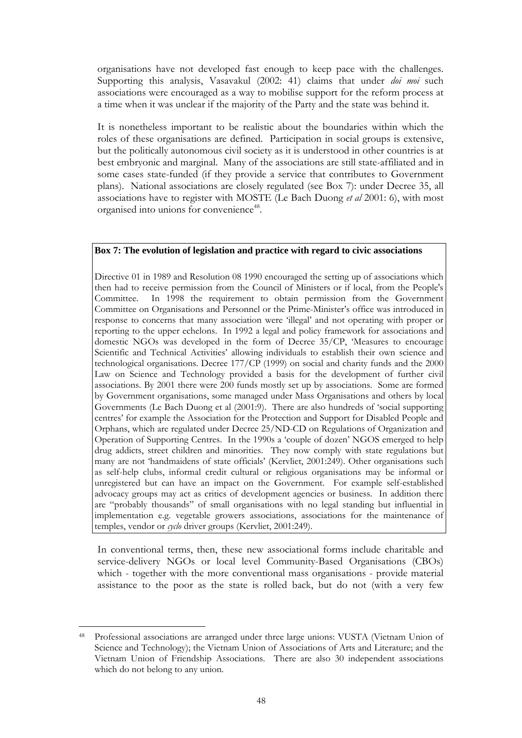organisations have not developed fast enough to keep pace with the challenges. Supporting this analysis, Vasavakul (2002: 41) claims that under *doi moi* such associations were encouraged as a way to mobilise support for the reform process at a time when it was unclear if the majority of the Party and the state was behind it.

It is nonetheless important to be realistic about the boundaries within which the roles of these organisations are defined. Participation in social groups is extensive, but the politically autonomous civil society as it is understood in other countries is at best embryonic and marginal. Many of the associations are still state-affiliated and in some cases state-funded (if they provide a service that contributes to Government plans). National associations are closely regulated (see Box 7): under Decree 35, all associations have to register with MOSTE (Le Bach Duong *et al* 2001: 6), with most organised into unions for convenience[48].

**Box 7: The evolution of legislation and practice with regard to civic associations**

Directive 01 in 1989 and Resolution 08 1990 encouraged the setting up of associations which then had to receive permission from the Council of Ministers or if local, from the People's Committee. In 1998 the requirement to obtain permission from the Government Committee on Organisations and Personnel or the Prime-Minister's office was introduced in response to concerns that many association were 'illegal' and not operating with proper or reporting to the upper echelons. In 1992 a legal and policy framework for associations and domestic NGOs was developed in the form of Decree 35/CP, 'Measures to encourage Scientific and Technical Activities' allowing individuals to establish their own science and technological organisations. Decree 177/CP (1999) on social and charity funds and the 2000 Law on Science and Technology provided a basis for the development of further civil associations. By 2001 there were 200 funds mostly set up by associations. Some are formed by Government organisations, some managed under Mass Organisations and others by local Governments (Le Bach Duong et al (2001:9). There are also hundreds of 'social supporting centres' for example the Association for the Protection and Support for Disabled People and Orphans, which are regulated under Decree 25/ND-CD on Regulations of Organization and Operation of Supporting Centres. In the 1990s a 'couple of dozen' NGOS emerged to help drug addicts, street children and minorities. They now comply with state regulations but many are not 'handmaidens of state officials' (Kervliet, 2001:249). Other organisations such as self-help clubs, informal credit cultural or religious organisations may be informal or unregistered but can have an impact on the Government. For example self-established advocacy groups may act as critics of development agencies or business. In addition there are "probably thousands" of small organisations with no legal standing but influential in implementation e.g. vegetable growers associations, associations for the maintenance of temples, vendor or *cyclo* driver groups (Kervliet, 2001:249).

In conventional terms, then, these new associational forms include charitable and service-delivery NGOs or local level Community-Based Organisations (CBOs) which - together with the more conventional mass organisations - provide material assistance to the poor as the state is rolled back, but do not (with a very few

[48] Professional associations are arranged under three large unions: VUSTA (Vietnam Union of Science and Technology); the Vietnam Union of Associations of Arts and Literature; and the Vietnam Union of Friendship Associations. There are also 30 independent associations which do not belong to any union.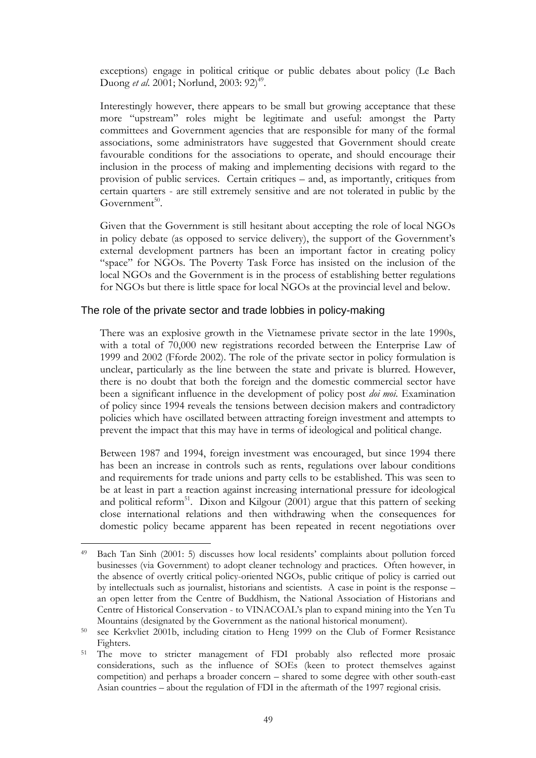exceptions) engage in political critique or public debates about policy (Le Bach Duong *et al*. 2001; Norlund, 2003: 92)[49].

Interestingly however, there appears to be small but growing acceptance that these more "upstream" roles might be legitimate and useful: amongst the Party committees and Government agencies that are responsible for many of the formal associations, some administrators have suggested that Government should create favourable conditions for the associations to operate, and should encourage their inclusion in the process of making and implementing decisions with regard to the provision of public services. Certain critiques – and, as importantly, critiques from certain quarters - are still extremely sensitive and are not tolerated in public by the Government[50].

Given that the Government is still hesitant about accepting the role of local NGOs in policy debate (as opposed to service delivery), the support of the Government's external development partners has been an important factor in creating policy "space" for NGOs. The Poverty Task Force has insisted on the inclusion of the local NGOs and the Government is in the process of establishing better regulations for NGOs but there is little space for local NGOs at the provincial level and below.

## The role of the private sector and trade lobbies in policy-making

There was an explosive growth in the Vietnamese private sector in the late 1990s, with a total of 70,000 new registrations recorded between the Enterprise Law of 1999 and 2002 (Fforde 2002). The role of the private sector in policy formulation is unclear, particularly as the line between the state and private is blurred. However, there is no doubt that both the foreign and the domestic commercial sector have been a significant influence in the development of policy post *doi moi*. Examination of policy since 1994 reveals the tensions between decision makers and contradictory policies which have oscillated between attracting foreign investment and attempts to prevent the impact that this may have in terms of ideological and political change.

Between 1987 and 1994, foreign investment was encouraged, but since 1994 there has been an increase in controls such as rents, regulations over labour conditions and requirements for trade unions and party cells to be established. This was seen to be at least in part a reaction against increasing international pressure for ideological and political reform[51]. Dixon and Kilgour (2001) argue that this pattern of seeking close international relations and then withdrawing when the consequences for domestic policy became apparent has been repeated in recent negotiations over

---

[49] Bach Tan Sinh (2001: 5) discusses how local residents' complaints about pollution forced businesses (via Government) to adopt cleaner technology and practices. Often however, in the absence of overtly critical policy-oriented NGOs, public critique of policy is carried out by intellectuals such as journalist, historians and scientists. A case in point is the response – an open letter from the Centre of Buddhism, the National Association of Historians and Centre of Historical Conservation - to VINACOAL's plan to expand mining into the Yen Tu Mountains (designated by the Government as the national historical monument).

[50] see Kerkvliet 2001b, including citation to Heng 1999 on the Club of Former Resistance Fighters.

[51] The move to stricter management of FDI probably also reflected more prosaic considerations, such as the influence of SOEs (keen to protect themselves against competition) and perhaps a broader concern – shared to some degree with other south-east Asian countries – about the regulation of FDI in the aftermath of the 1997 regional crisis.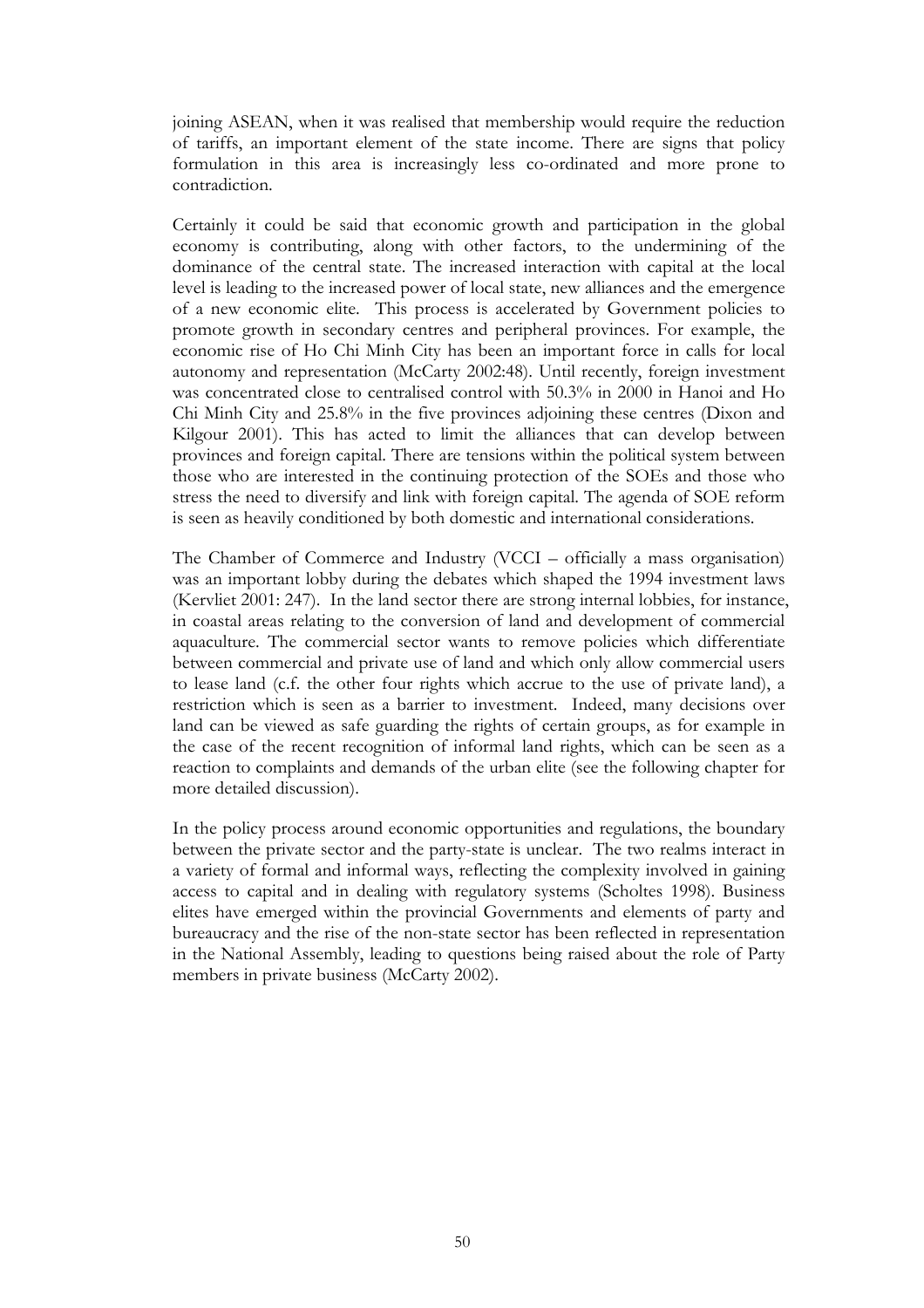joining ASEAN, when it was realised that membership would require the reduction of tariffs, an important element of the state income. There are signs that policy formulation in this area is increasingly less co-ordinated and more prone to contradiction.

Certainly it could be said that economic growth and participation in the global economy is contributing, along with other factors, to the undermining of the dominance of the central state. The increased interaction with capital at the local level is leading to the increased power of local state, new alliances and the emergence of a new economic elite. This process is accelerated by Government policies to promote growth in secondary centres and peripheral provinces. For example, the economic rise of Ho Chi Minh City has been an important force in calls for local autonomy and representation (McCarty 2002:48). Until recently, foreign investment was concentrated close to centralised control with 50.3% in 2000 in Hanoi and Ho Chi Minh City and 25.8% in the five provinces adjoining these centres (Dixon and Kilgour 2001). This has acted to limit the alliances that can develop between provinces and foreign capital. There are tensions within the political system between those who are interested in the continuing protection of the SOEs and those who stress the need to diversify and link with foreign capital. The agenda of SOE reform is seen as heavily conditioned by both domestic and international considerations.

The Chamber of Commerce and Industry (VCCI – officially a mass organisation) was an important lobby during the debates which shaped the 1994 investment laws (Kervliet 2001: 247). In the land sector there are strong internal lobbies, for instance, in coastal areas relating to the conversion of land and development of commercial aquaculture. The commercial sector wants to remove policies which differentiate between commercial and private use of land and which only allow commercial users to lease land (c.f. the other four rights which accrue to the use of private land), a restriction which is seen as a barrier to investment. Indeed, many decisions over land can be viewed as safe guarding the rights of certain groups, as for example in the case of the recent recognition of informal land rights, which can be seen as a reaction to complaints and demands of the urban elite (see the following chapter for more detailed discussion).

In the policy process around economic opportunities and regulations, the boundary between the private sector and the party-state is unclear. The two realms interact in a variety of formal and informal ways, reflecting the complexity involved in gaining access to capital and in dealing with regulatory systems (Scholtes 1998). Business elites have emerged within the provincial Governments and elements of party and bureaucracy and the rise of the non-state sector has been reflected in representation in the National Assembly, leading to questions being raised about the role of Party members in private business (McCarty 2002).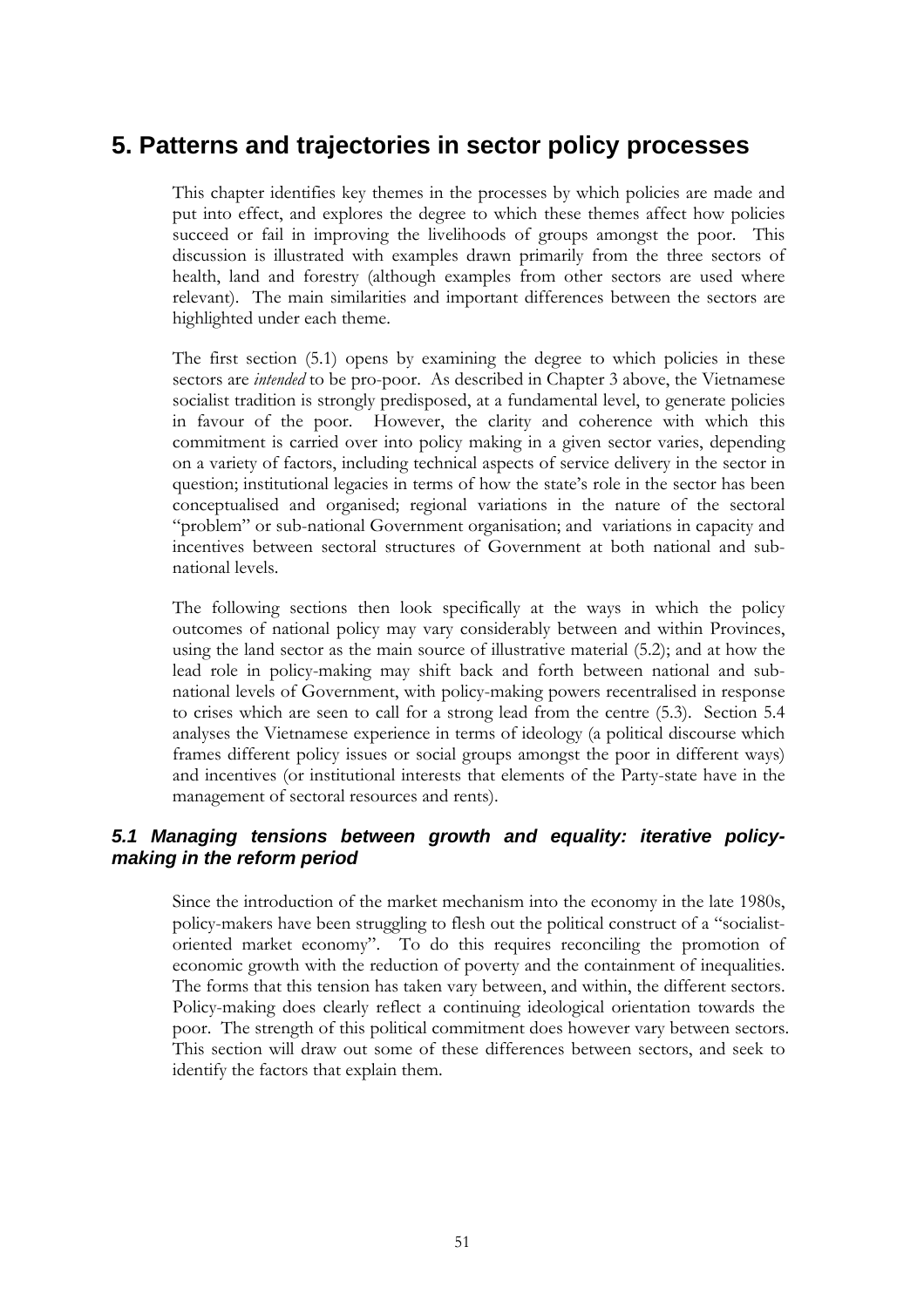# 5. Patterns and trajectories in sector policy processes

This chapter identifies key themes in the processes by which policies are made and put into effect, and explores the degree to which these themes affect how policies succeed or fail in improving the livelihoods of groups amongst the poor. This discussion is illustrated with examples drawn primarily from the three sectors of health, land and forestry (although examples from other sectors are used where relevant). The main similarities and important differences between the sectors are highlighted under each theme.

The first section (5.1) opens by examining the degree to which policies in these sectors are *intended* to be pro-poor. As described in Chapter 3 above, the Vietnamese socialist tradition is strongly predisposed, at a fundamental level, to generate policies in favour of the poor. However, the clarity and coherence with which this commitment is carried over into policy making in a given sector varies, depending on a variety of factors, including technical aspects of service delivery in the sector in question; institutional legacies in terms of how the state's role in the sector has been conceptualised and organised; regional variations in the nature of the sectoral "problem" or sub-national Government organisation; and variations in capacity and incentives between sectoral structures of Government at both national and sub-national levels.

The following sections then look specifically at the ways in which the policy outcomes of national policy may vary considerably between and within Provinces, using the land sector as the main source of illustrative material (5.2); and at how the lead role in policy-making may shift back and forth between national and sub-national levels of Government, with policy-making powers recentralised in response to crises which are seen to call for a strong lead from the centre (5.3). Section 5.4 analyses the Vietnamese experience in terms of ideology (a political discourse which frames different policy issues or social groups amongst the poor in different ways) and incentives (or institutional interests that elements of the Party-state have in the management of sectoral resources and rents).

## *5.1 Managing tensions between growth and equality: iterative policy-making in the reform period*

Since the introduction of the market mechanism into the economy in the late 1980s, policy-makers have been struggling to flesh out the political construct of a "socialist-oriented market economy". To do this requires reconciling the promotion of economic growth with the reduction of poverty and the containment of inequalities. The forms that this tension has taken vary between, and within, the different sectors. Policy-making does clearly reflect a continuing ideological orientation towards the poor. The strength of this political commitment does however vary between sectors. This section will draw out some of these differences between sectors, and seek to identify the factors that explain them.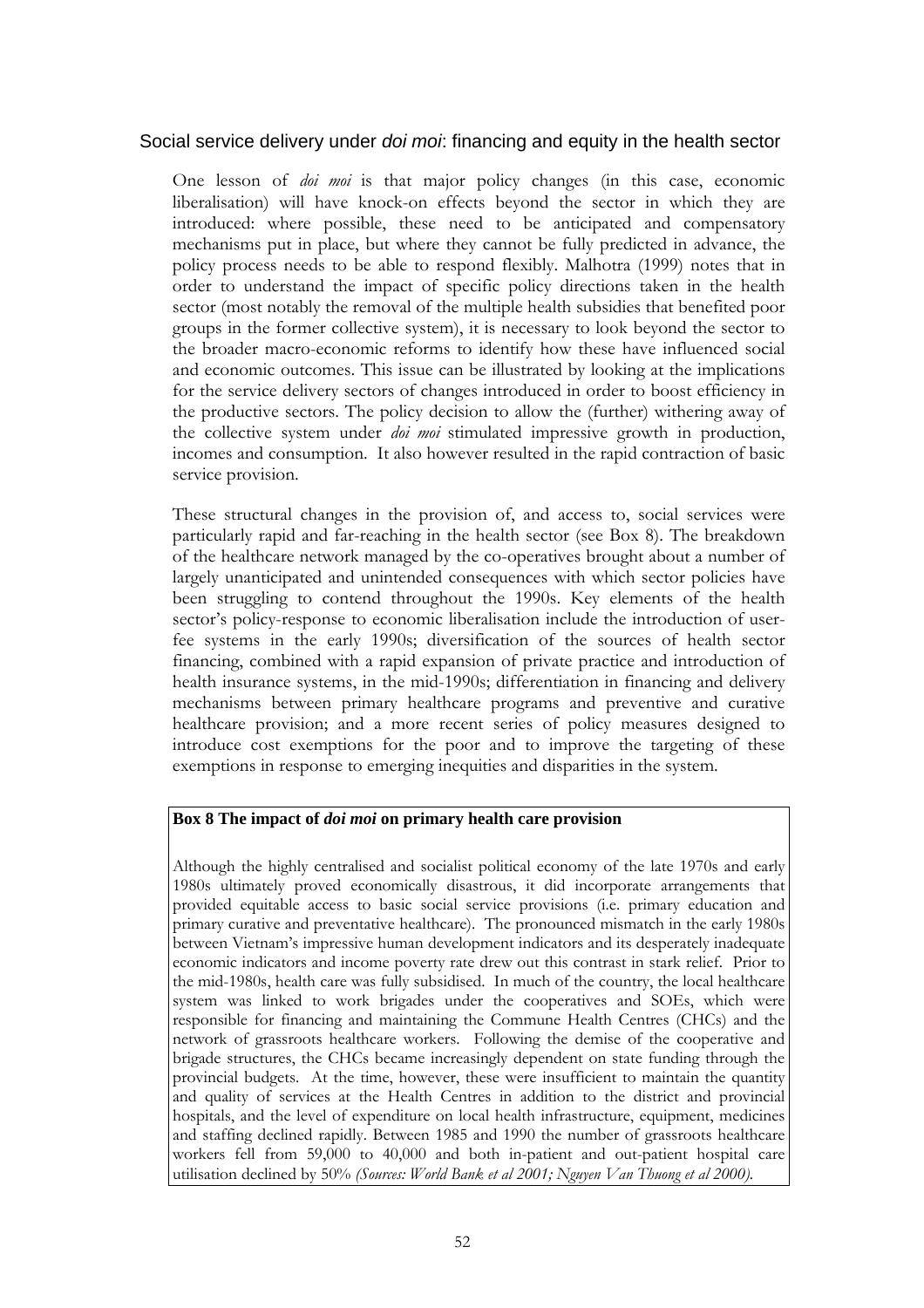## Social service delivery under *doi moi*: financing and equity in the health sector

One lesson of *doi moi* is that major policy changes (in this case, economic liberalisation) will have knock-on effects beyond the sector in which they are introduced: where possible, these need to be anticipated and compensatory mechanisms put in place, but where they cannot be fully predicted in advance, the policy process needs to be able to respond flexibly. Malhotra (1999) notes that in order to understand the impact of specific policy directions taken in the health sector (most notably the removal of the multiple health subsidies that benefited poor groups in the former collective system), it is necessary to look beyond the sector to the broader macro-economic reforms to identify how these have influenced social and economic outcomes. This issue can be illustrated by looking at the implications for the service delivery sectors of changes introduced in order to boost efficiency in the productive sectors. The policy decision to allow the (further) withering away of the collective system under *doi moi* stimulated impressive growth in production, incomes and consumption. It also however resulted in the rapid contraction of basic service provision.

These structural changes in the provision of, and access to, social services were particularly rapid and far-reaching in the health sector (see Box 8). The breakdown of the healthcare network managed by the co-operatives brought about a number of largely unanticipated and unintended consequences with which sector policies have been struggling to contend throughout the 1990s. Key elements of the health sector's policy-response to economic liberalisation include the introduction of user-fee systems in the early 1990s; diversification of the sources of health sector financing, combined with a rapid expansion of private practice and introduction of health insurance systems, in the mid-1990s; differentiation in financing and delivery mechanisms between primary healthcare programs and preventive and curative healthcare provision; and a more recent series of policy measures designed to introduce cost exemptions for the poor and to improve the targeting of these exemptions in response to emerging inequities and disparities in the system.

**Box 8 The impact of *doi moi* on primary health care provision**

Although the highly centralised and socialist political economy of the late 1970s and early 1980s ultimately proved economically disastrous, it did incorporate arrangements that provided equitable access to basic social service provisions (i.e. primary education and primary curative and preventative healthcare). The pronounced mismatch in the early 1980s between Vietnam's impressive human development indicators and its desperately inadequate economic indicators and income poverty rate drew out this contrast in stark relief. Prior to the mid-1980s, health care was fully subsidised. In much of the country, the local healthcare system was linked to work brigades under the cooperatives and SOEs, which were responsible for financing and maintaining the Commune Health Centres (CHCs) and the network of grassroots healthcare workers. Following the demise of the cooperative and brigade structures, the CHCs became increasingly dependent on state funding through the provincial budgets. At the time, however, these were insufficient to maintain the quantity and quality of services at the Health Centres in addition to the district and provincial hospitals, and the level of expenditure on local health infrastructure, equipment, medicines and staffing declined rapidly. Between 1985 and 1990 the number of grassroots healthcare workers fell from 59,000 to 40,000 and both in-patient and out-patient hospital care utilisation declined by 50% *(Sources: World Bank et al 2001; Nguyen Van Thuong et al 2000).*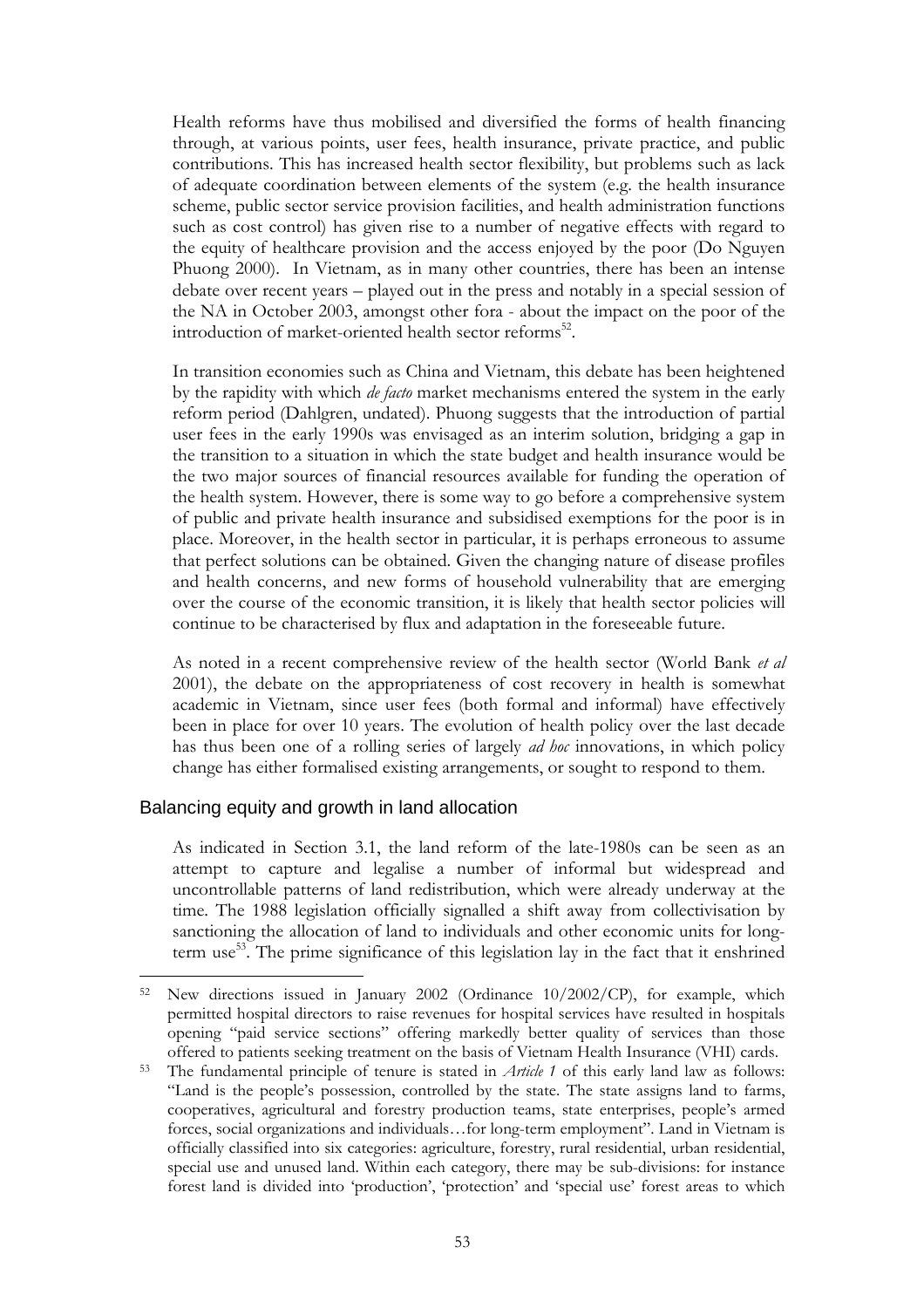Health reforms have thus mobilised and diversified the forms of health financing through, at various points, user fees, health insurance, private practice, and public contributions. This has increased health sector flexibility, but problems such as lack of adequate coordination between elements of the system (e.g. the health insurance scheme, public sector service provision facilities, and health administration functions such as cost control) has given rise to a number of negative effects with regard to the equity of healthcare provision and the access enjoyed by the poor (Do Nguyen Phuong 2000). In Vietnam, as in many other countries, there has been an intense debate over recent years – played out in the press and notably in a special session of the NA in October 2003, amongst other fora - about the impact on the poor of the introduction of market-oriented health sector reforms[52].

In transition economies such as China and Vietnam, this debate has been heightened by the rapidity with which *de facto* market mechanisms entered the system in the early reform period (Dahlgren, undated). Phuong suggests that the introduction of partial user fees in the early 1990s was envisaged as an interim solution, bridging a gap in the transition to a situation in which the state budget and health insurance would be the two major sources of financial resources available for funding the operation of the health system. However, there is some way to go before a comprehensive system of public and private health insurance and subsidised exemptions for the poor is in place. Moreover, in the health sector in particular, it is perhaps erroneous to assume that perfect solutions can be obtained. Given the changing nature of disease profiles and health concerns, and new forms of household vulnerability that are emerging over the course of the economic transition, it is likely that health sector policies will continue to be characterised by flux and adaptation in the foreseeable future.

As noted in a recent comprehensive review of the health sector (World Bank *et al* 2001), the debate on the appropriateness of cost recovery in health is somewhat academic in Vietnam, since user fees (both formal and informal) have effectively been in place for over 10 years. The evolution of health policy over the last decade has thus been one of a rolling series of largely *ad hoc* innovations, in which policy change has either formalised existing arrangements, or sought to respond to them.

### Balancing equity and growth in land allocation

As indicated in Section 3.1, the land reform of the late-1980s can be seen as an attempt to capture and legalise a number of informal but widespread and uncontrollable patterns of land redistribution, which were already underway at the time. The 1988 legislation officially signalled a shift away from collectivisation by sanctioning the allocation of land to individuals and other economic units for long-term use[53]. The prime significance of this legislation lay in the fact that it enshrined

---

[52] New directions issued in January 2002 (Ordinance 10/2002/CP), for example, which permitted hospital directors to raise revenues for hospital services have resulted in hospitals opening "paid service sections" offering markedly better quality of services than those offered to patients seeking treatment on the basis of Vietnam Health Insurance (VHI) cards.

[53] The fundamental principle of tenure is stated in *Article 1* of this early land law as follows: "Land is the people's possession, controlled by the state. The state assigns land to farms, cooperatives, agricultural and forestry production teams, state enterprises, people's armed forces, social organizations and individuals…for long-term employment". Land in Vietnam is officially classified into six categories: agriculture, forestry, rural residential, urban residential, special use and unused land. Within each category, there may be sub-divisions: for instance forest land is divided into 'production', 'protection' and 'special use' forest areas to which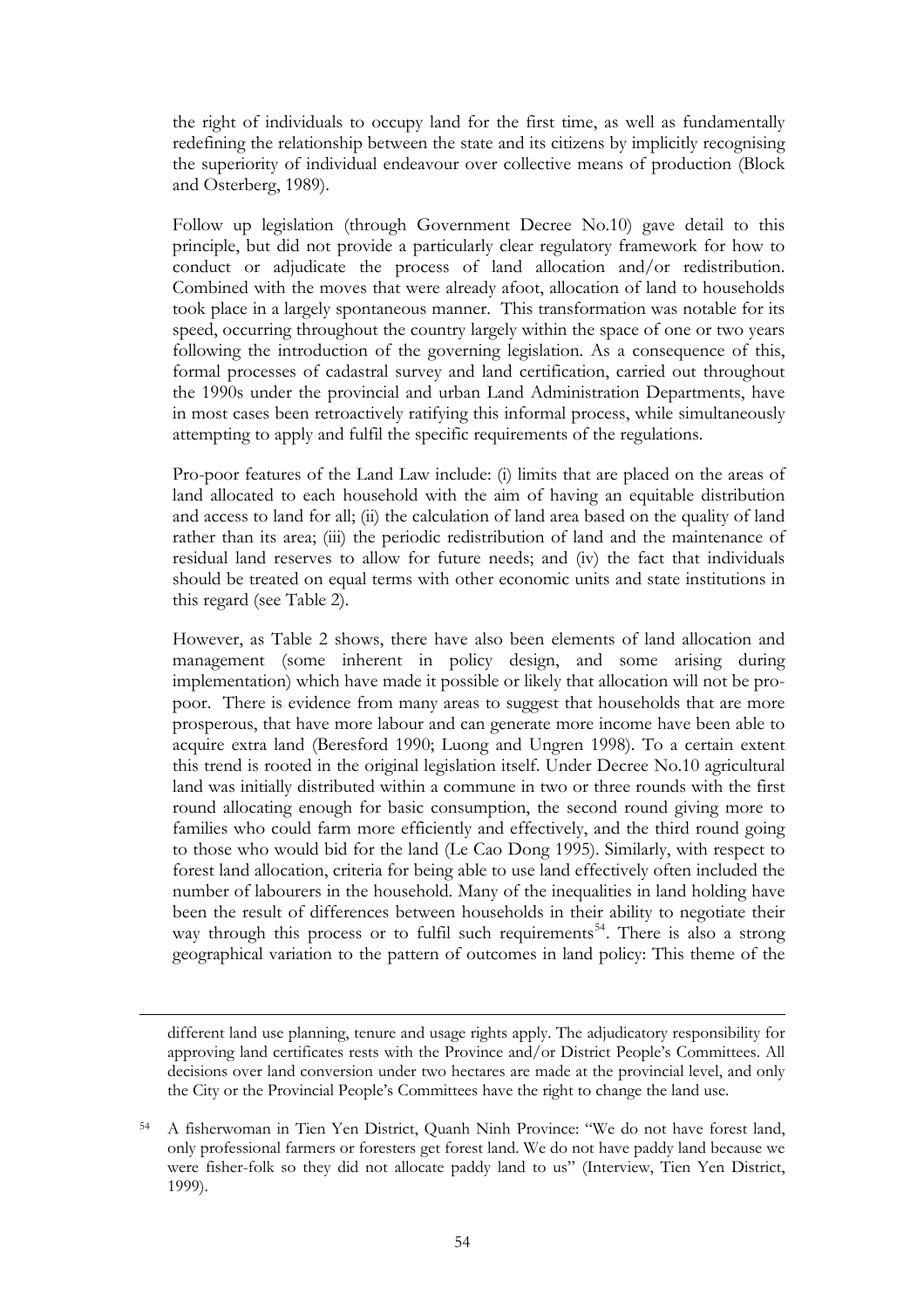the right of individuals to occupy land for the first time, as well as fundamentally redefining the relationship between the state and its citizens by implicitly recognising the superiority of individual endeavour over collective means of production (Block and Osterberg, 1989).

Follow up legislation (through Government Decree No.10) gave detail to this principle, but did not provide a particularly clear regulatory framework for how to conduct or adjudicate the process of land allocation and/or redistribution. Combined with the moves that were already afoot, allocation of land to households took place in a largely spontaneous manner. This transformation was notable for its speed, occurring throughout the country largely within the space of one or two years following the introduction of the governing legislation. As a consequence of this, formal processes of cadastral survey and land certification, carried out throughout the 1990s under the provincial and urban Land Administration Departments, have in most cases been retroactively ratifying this informal process, while simultaneously attempting to apply and fulfil the specific requirements of the regulations.

Pro-poor features of the Land Law include: (i) limits that are placed on the areas of land allocated to each household with the aim of having an equitable distribution and access to land for all; (ii) the calculation of land area based on the quality of land rather than its area; (iii) the periodic redistribution of land and the maintenance of residual land reserves to allow for future needs; and (iv) the fact that individuals should be treated on equal terms with other economic units and state institutions in this regard (see Table 2).

However, as Table 2 shows, there have also been elements of land allocation and management (some inherent in policy design, and some arising during implementation) which have made it possible or likely that allocation will not be pro-poor. There is evidence from many areas to suggest that households that are more prosperous, that have more labour and can generate more income have been able to acquire extra land (Beresford 1990; Luong and Ungren 1998). To a certain extent this trend is rooted in the original legislation itself. Under Decree No.10 agricultural land was initially distributed within a commune in two or three rounds with the first round allocating enough for basic consumption, the second round giving more to families who could farm more efficiently and effectively, and the third round going to those who would bid for the land (Le Cao Dong 1995). Similarly, with respect to forest land allocation, criteria for being able to use land effectively often included the number of labourers in the household. Many of the inequalities in land holding have been the result of differences between households in their ability to negotiate their way through this process or to fulfil such requirements[54]. There is also a strong geographical variation to the pattern of outcomes in land policy: This theme of the

---

different land use planning, tenure and usage rights apply. The adjudicatory responsibility for approving land certificates rests with the Province and/or District People's Committees. All decisions over land conversion under two hectares are made at the provincial level, and only the City or the Provincial People's Committees have the right to change the land use.

[54] A fisherwoman in Tien Yen District, Quanh Ninh Province: "We do not have forest land, only professional farmers or foresters get forest land. We do not have paddy land because we were fisher-folk so they did not allocate paddy land to us" (Interview, Tien Yen District, 1999).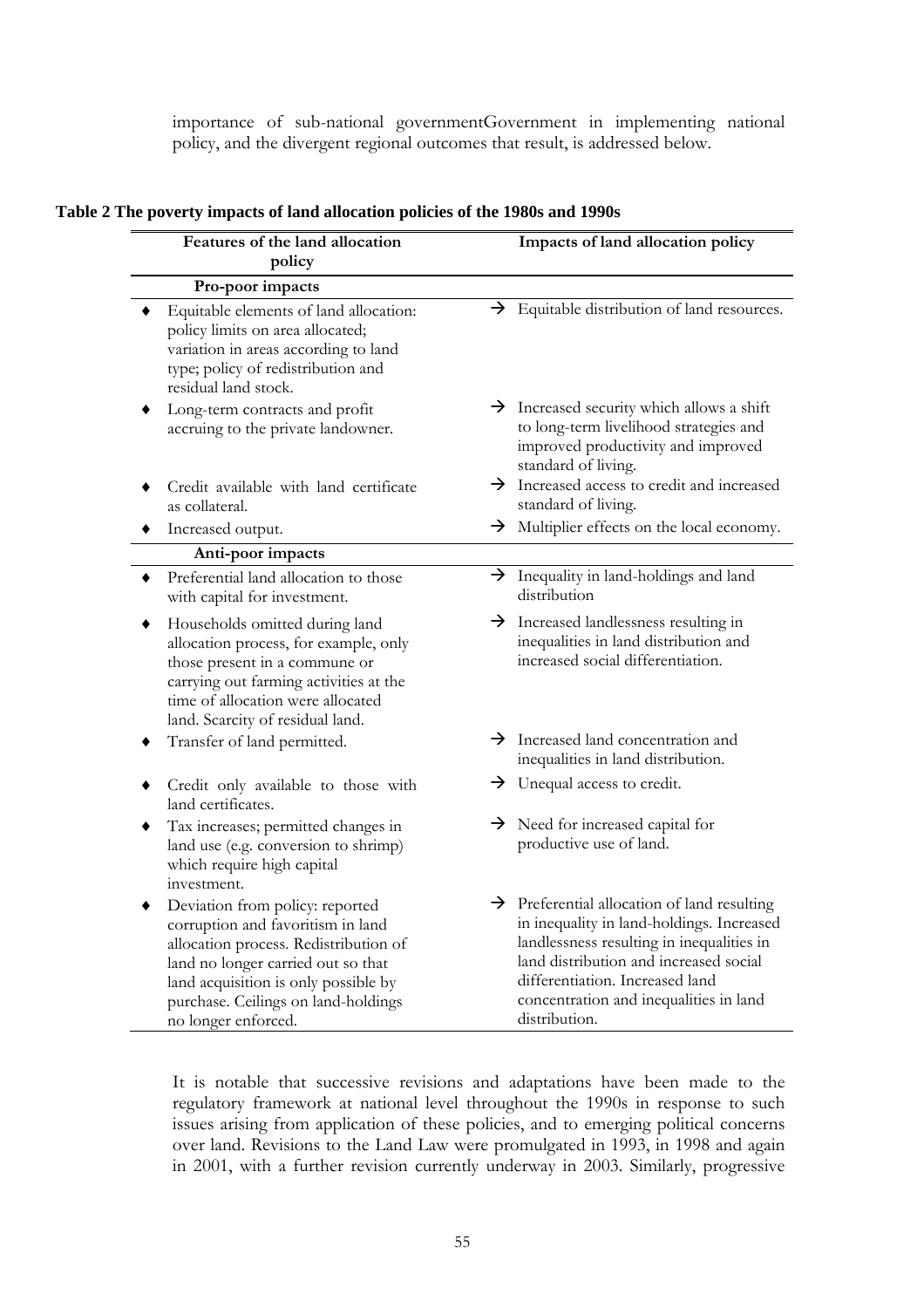importance of sub-national governmentGovernment in implementing national policy, and the divergent regional outcomes that result, is addressed below.

**Table 2 The poverty impacts of land allocation policies of the 1980s and 1990s**

| Features of the land allocation policy | Impacts of land allocation policy |
|---|---|
| **Pro-poor impacts** | |
| ♦ Equitable elements of land allocation: policy limits on area allocated; variation in areas according to land type; policy of redistribution and residual land stock. | → Equitable distribution of land resources. |
| ♦ Long-term contracts and profit accruing to the private landowner. | → Increased security which allows a shift to long-term livelihood strategies and improved productivity and improved standard of living. |
| ♦ Credit available with land certificate as collateral. | → Increased access to credit and increased standard of living. |
| ♦ Increased output. | → Multiplier effects on the local economy. |
| **Anti-poor impacts** | |
| ♦ Preferential land allocation to those with capital for investment. | → Inequality in land-holdings and land distribution |
| ♦ Households omitted during land allocation process, for example, only those present in a commune or carrying out farming activities at the time of allocation were allocated land. Scarcity of residual land. | → Increased landlessness resulting in inequalities in land distribution and increased social differentiation. |
| ♦ Transfer of land permitted. | → Increased land concentration and inequalities in land distribution. |
| ♦ Credit only available to those with land certificates. | → Unequal access to credit. |
| ♦ Tax increases; permitted changes in land use (e.g. conversion to shrimp) which require high capital investment. | → Need for increased capital for productive use of land. |
| ♦ Deviation from policy: reported corruption and favoritism in land allocation process. Redistribution of land no longer carried out so that land acquisition is only possible by purchase. Ceilings on land-holdings no longer enforced. | → Preferential allocation of land resulting in inequality in land-holdings. Increased landlessness resulting in inequalities in land distribution and increased social differentiation. Increased land concentration and inequalities in land distribution. |

It is notable that successive revisions and adaptations have been made to the regulatory framework at national level throughout the 1990s in response to such issues arising from application of these policies, and to emerging political concerns over land. Revisions to the Land Law were promulgated in 1993, in 1998 and again in 2001, with a further revision currently underway in 2003. Similarly, progressive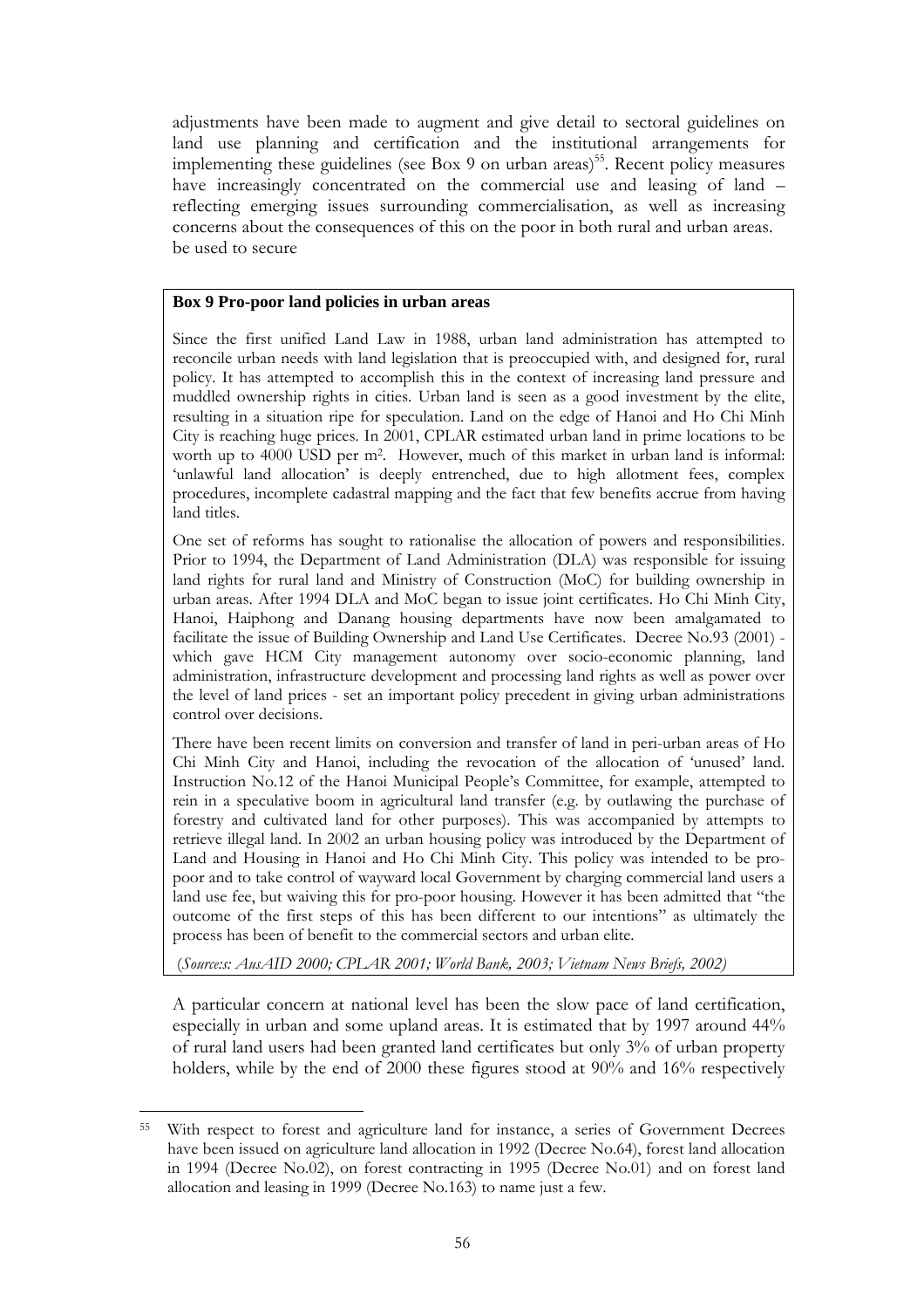adjustments have been made to augment and give detail to sectoral guidelines on land use planning and certification and the institutional arrangements for implementing these guidelines (see Box 9 on urban areas)[55]. Recent policy measures have increasingly concentrated on the commercial use and leasing of land – reflecting emerging issues surrounding commercialisation, as well as increasing concerns about the consequences of this on the poor in both rural and urban areas. be used to secure

**Box 9 Pro-poor land policies in urban areas**

Since the first unified Land Law in 1988, urban land administration has attempted to reconcile urban needs with land legislation that is preoccupied with, and designed for, rural policy. It has attempted to accomplish this in the context of increasing land pressure and muddled ownership rights in cities. Urban land is seen as a good investment by the elite, resulting in a situation ripe for speculation. Land on the edge of Hanoi and Ho Chi Minh City is reaching huge prices. In 2001, CPLAR estimated urban land in prime locations to be worth up to 4000 USD per $m^2$. However, much of this market in urban land is informal: 'unlawful land allocation' is deeply entrenched, due to high allotment fees, complex procedures, incomplete cadastral mapping and the fact that few benefits accrue from having land titles.

One set of reforms has sought to rationalise the allocation of powers and responsibilities. Prior to 1994, the Department of Land Administration (DLA) was responsible for issuing land rights for rural land and Ministry of Construction (MoC) for building ownership in urban areas. After 1994 DLA and MoC began to issue joint certificates. Ho Chi Minh City, Hanoi, Haiphong and Danang housing departments have now been amalgamated to facilitate the issue of Building Ownership and Land Use Certificates. Decree No.93 (2001) - which gave HCM City management autonomy over socio-economic planning, land administration, infrastructure development and processing land rights as well as power over the level of land prices - set an important policy precedent in giving urban administrations control over decisions.

There have been recent limits on conversion and transfer of land in peri-urban areas of Ho Chi Minh City and Hanoi, including the revocation of the allocation of 'unused' land. Instruction No.12 of the Hanoi Municipal People's Committee, for example, attempted to rein in a speculative boom in agricultural land transfer (e.g. by outlawing the purchase of forestry and cultivated land for other purposes). This was accompanied by attempts to retrieve illegal land. In 2002 an urban housing policy was introduced by the Department of Land and Housing in Hanoi and Ho Chi Minh City. This policy was intended to be pro-poor and to take control of wayward local Government by charging commercial land users a land use fee, but waiving this for pro-poor housing. However it has been admitted that "the outcome of the first steps of this has been different to our intentions" as ultimately the process has been of benefit to the commercial sectors and urban elite.

(*Sources: AusAID 2000; CPLAR 2001; World Bank, 2003; Vietnam News Briefs, 2002)*

A particular concern at national level has been the slow pace of land certification, especially in urban and some upland areas. It is estimated that by 1997 around 44% of rural land users had been granted land certificates but only 3% of urban property holders, while by the end of 2000 these figures stood at 90% and 16% respectively

---

[55] With respect to forest and agriculture land for instance, a series of Government Decrees have been issued on agriculture land allocation in 1992 (Decree No.64), forest land allocation in 1994 (Decree No.02), on forest contracting in 1995 (Decree No.01) and on forest land allocation and leasing in 1999 (Decree No.163) to name just a few.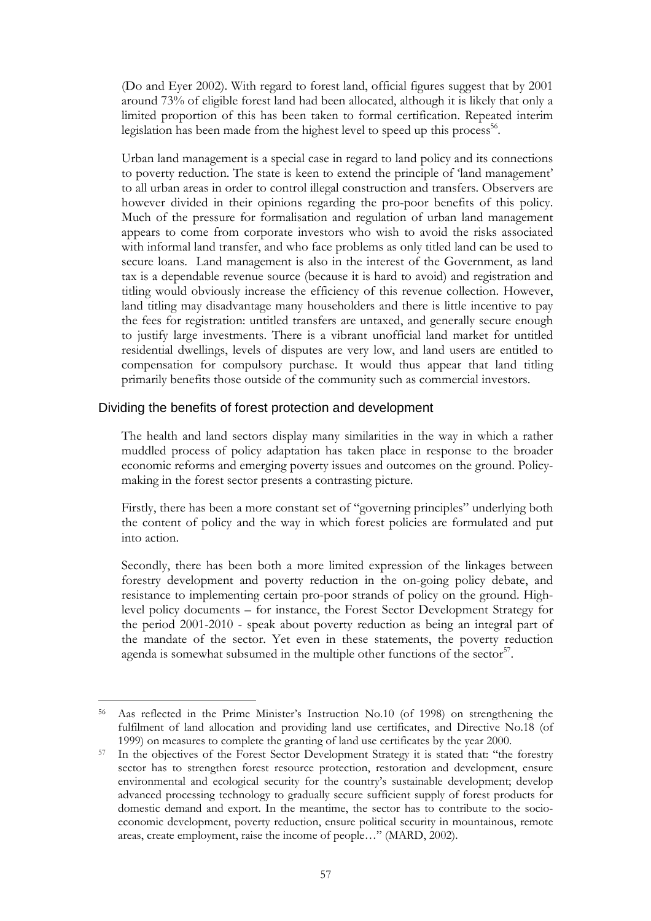(Do and Eyer 2002). With regard to forest land, official figures suggest that by 2001 around 73% of eligible forest land had been allocated, although it is likely that only a limited proportion of this has been taken to formal certification. Repeated interim legislation has been made from the highest level to speed up this process[56].

Urban land management is a special case in regard to land policy and its connections to poverty reduction. The state is keen to extend the principle of 'land management' to all urban areas in order to control illegal construction and transfers. Observers are however divided in their opinions regarding the pro-poor benefits of this policy. Much of the pressure for formalisation and regulation of urban land management appears to come from corporate investors who wish to avoid the risks associated with informal land transfer, and who face problems as only titled land can be used to secure loans. Land management is also in the interest of the Government, as land tax is a dependable revenue source (because it is hard to avoid) and registration and titling would obviously increase the efficiency of this revenue collection. However, land titling may disadvantage many householders and there is little incentive to pay the fees for registration: untitled transfers are untaxed, and generally secure enough to justify large investments. There is a vibrant unofficial land market for untitled residential dwellings, levels of disputes are very low, and land users are entitled to compensation for compulsory purchase. It would thus appear that land titling primarily benefits those outside of the community such as commercial investors.

## Dividing the benefits of forest protection and development

The health and land sectors display many similarities in the way in which a rather muddled process of policy adaptation has taken place in response to the broader economic reforms and emerging poverty issues and outcomes on the ground. Policy-making in the forest sector presents a contrasting picture.

Firstly, there has been a more constant set of "governing principles" underlying both the content of policy and the way in which forest policies are formulated and put into action.

Secondly, there has been both a more limited expression of the linkages between forestry development and poverty reduction in the on-going policy debate, and resistance to implementing certain pro-poor strands of policy on the ground. High-level policy documents – for instance, the Forest Sector Development Strategy for the period 2001-2010 - speak about poverty reduction as being an integral part of the mandate of the sector. Yet even in these statements, the poverty reduction agenda is somewhat subsumed in the multiple other functions of the sector[57].

---

[56] Aas reflected in the Prime Minister's Instruction No.10 (of 1998) on strengthening the fulfilment of land allocation and providing land use certificates, and Directive No.18 (of 1999) on measures to complete the granting of land use certificates by the year 2000.

[57] In the objectives of the Forest Sector Development Strategy it is stated that: "the forestry sector has to strengthen forest resource protection, restoration and development, ensure environmental and ecological security for the country's sustainable development; develop advanced processing technology to gradually secure sufficient supply of forest products for domestic demand and export. In the meantime, the sector has to contribute to the socio-economic development, poverty reduction, ensure political security in mountainous, remote areas, create employment, raise the income of people…" (MARD, 2002).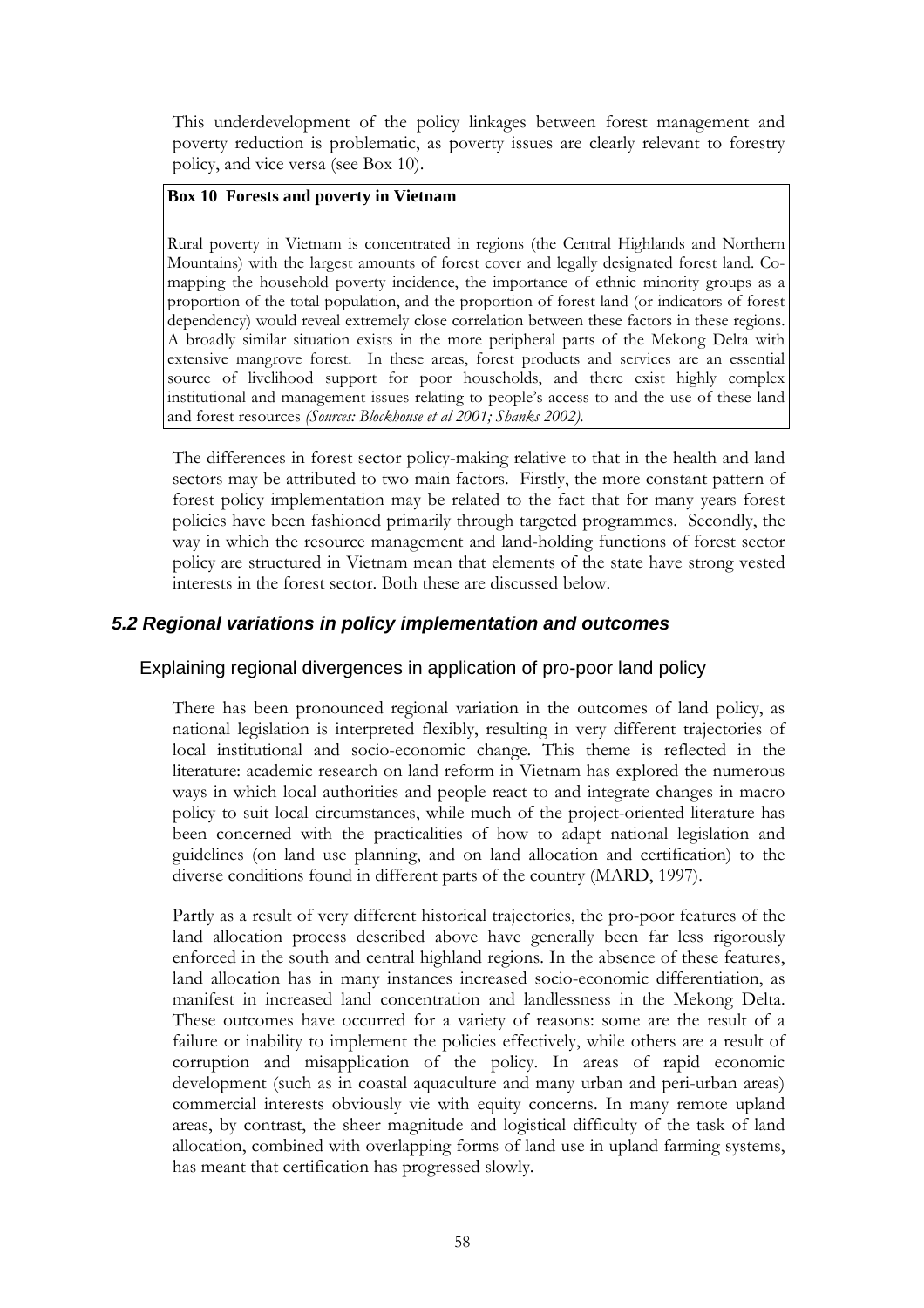This underdevelopment of the policy linkages between forest management and poverty reduction is problematic, as poverty issues are clearly relevant to forestry policy, and vice versa (see Box 10).

> **Box 10 Forests and poverty in Vietnam**
>
> Rural poverty in Vietnam is concentrated in regions (the Central Highlands and Northern Mountains) with the largest amounts of forest cover and legally designated forest land. Co-mapping the household poverty incidence, the importance of ethnic minority groups as a proportion of the total population, and the proportion of forest land (or indicators of forest dependency) would reveal extremely close correlation between these factors in these regions. A broadly similar situation exists in the more peripheral parts of the Mekong Delta with extensive mangrove forest. In these areas, forest products and services are an essential source of livelihood support for poor households, and there exist highly complex institutional and management issues relating to people's access to and the use of these land and forest resources *(Sources: Blockhouse et al 2001; Shanks 2002).*

The differences in forest sector policy-making relative to that in the health and land sectors may be attributed to two main factors. Firstly, the more constant pattern of forest policy implementation may be related to the fact that for many years forest policies have been fashioned primarily through targeted programmes. Secondly, the way in which the resource management and land-holding functions of forest sector policy are structured in Vietnam mean that elements of the state have strong vested interests in the forest sector. Both these are discussed below.

## 5.2 Regional variations in policy implementation and outcomes

### Explaining regional divergences in application of pro-poor land policy

There has been pronounced regional variation in the outcomes of land policy, as national legislation is interpreted flexibly, resulting in very different trajectories of local institutional and socio-economic change. This theme is reflected in the literature: academic research on land reform in Vietnam has explored the numerous ways in which local authorities and people react to and integrate changes in macro policy to suit local circumstances, while much of the project-oriented literature has been concerned with the practicalities of how to adapt national legislation and guidelines (on land use planning, and on land allocation and certification) to the diverse conditions found in different parts of the country (MARD, 1997).

Partly as a result of very different historical trajectories, the pro-poor features of the land allocation process described above have generally been far less rigorously enforced in the south and central highland regions. In the absence of these features, land allocation has in many instances increased socio-economic differentiation, as manifest in increased land concentration and landlessness in the Mekong Delta. These outcomes have occurred for a variety of reasons: some are the result of a failure or inability to implement the policies effectively, while others are a result of corruption and misapplication of the policy. In areas of rapid economic development (such as in coastal aquaculture and many urban and peri-urban areas) commercial interests obviously vie with equity concerns. In many remote upland areas, by contrast, the sheer magnitude and logistical difficulty of the task of land allocation, combined with overlapping forms of land use in upland farming systems, has meant that certification has progressed slowly.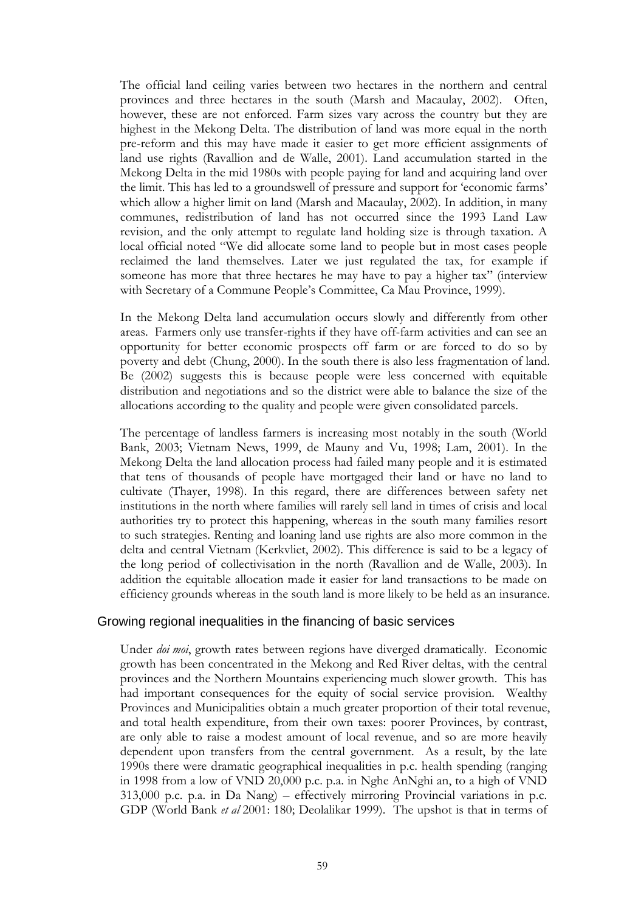The official land ceiling varies between two hectares in the northern and central provinces and three hectares in the south (Marsh and Macaulay, 2002). Often, however, these are not enforced. Farm sizes vary across the country but they are highest in the Mekong Delta. The distribution of land was more equal in the north pre-reform and this may have made it easier to get more efficient assignments of land use rights (Ravallion and de Walle, 2001). Land accumulation started in the Mekong Delta in the mid 1980s with people paying for land and acquiring land over the limit. This has led to a groundswell of pressure and support for 'economic farms' which allow a higher limit on land (Marsh and Macaulay, 2002). In addition, in many communes, redistribution of land has not occurred since the 1993 Land Law revision, and the only attempt to regulate land holding size is through taxation. A local official noted "We did allocate some land to people but in most cases people reclaimed the land themselves. Later we just regulated the tax, for example if someone has more that three hectares he may have to pay a higher tax" (interview with Secretary of a Commune People's Committee, Ca Mau Province, 1999).

In the Mekong Delta land accumulation occurs slowly and differently from other areas. Farmers only use transfer-rights if they have off-farm activities and can see an opportunity for better economic prospects off farm or are forced to do so by poverty and debt (Chung, 2000). In the south there is also less fragmentation of land. Be (2002) suggests this is because people were less concerned with equitable distribution and negotiations and so the district were able to balance the size of the allocations according to the quality and people were given consolidated parcels.

The percentage of landless farmers is increasing most notably in the south (World Bank, 2003; Vietnam News, 1999, de Mauny and Vu, 1998; Lam, 2001). In the Mekong Delta the land allocation process had failed many people and it is estimated that tens of thousands of people have mortgaged their land or have no land to cultivate (Thayer, 1998). In this regard, there are differences between safety net institutions in the north where families will rarely sell land in times of crisis and local authorities try to protect this happening, whereas in the south many families resort to such strategies. Renting and loaning land use rights are also more common in the delta and central Vietnam (Kerkvliet, 2002). This difference is said to be a legacy of the long period of collectivisation in the north (Ravallion and de Walle, 2003). In addition the equitable allocation made it easier for land transactions to be made on efficiency grounds whereas in the south land is more likely to be held as an insurance.

## Growing regional inequalities in the financing of basic services

Under *doi moi*, growth rates between regions have diverged dramatically. Economic growth has been concentrated in the Mekong and Red River deltas, with the central provinces and the Northern Mountains experiencing much slower growth. This has had important consequences for the equity of social service provision. Wealthy Provinces and Municipalities obtain a much greater proportion of their total revenue, and total health expenditure, from their own taxes: poorer Provinces, by contrast, are only able to raise a modest amount of local revenue, and so are more heavily dependent upon transfers from the central government. As a result, by the late 1990s there were dramatic geographical inequalities in p.c. health spending (ranging in 1998 from a low of VND 20,000 p.c. p.a. in Nghe AnNghi an, to a high of VND 313,000 p.c. p.a. in Da Nang) – effectively mirroring Provincial variations in p.c. GDP (World Bank *et al* 2001: 180; Deolalikar 1999). The upshot is that in terms of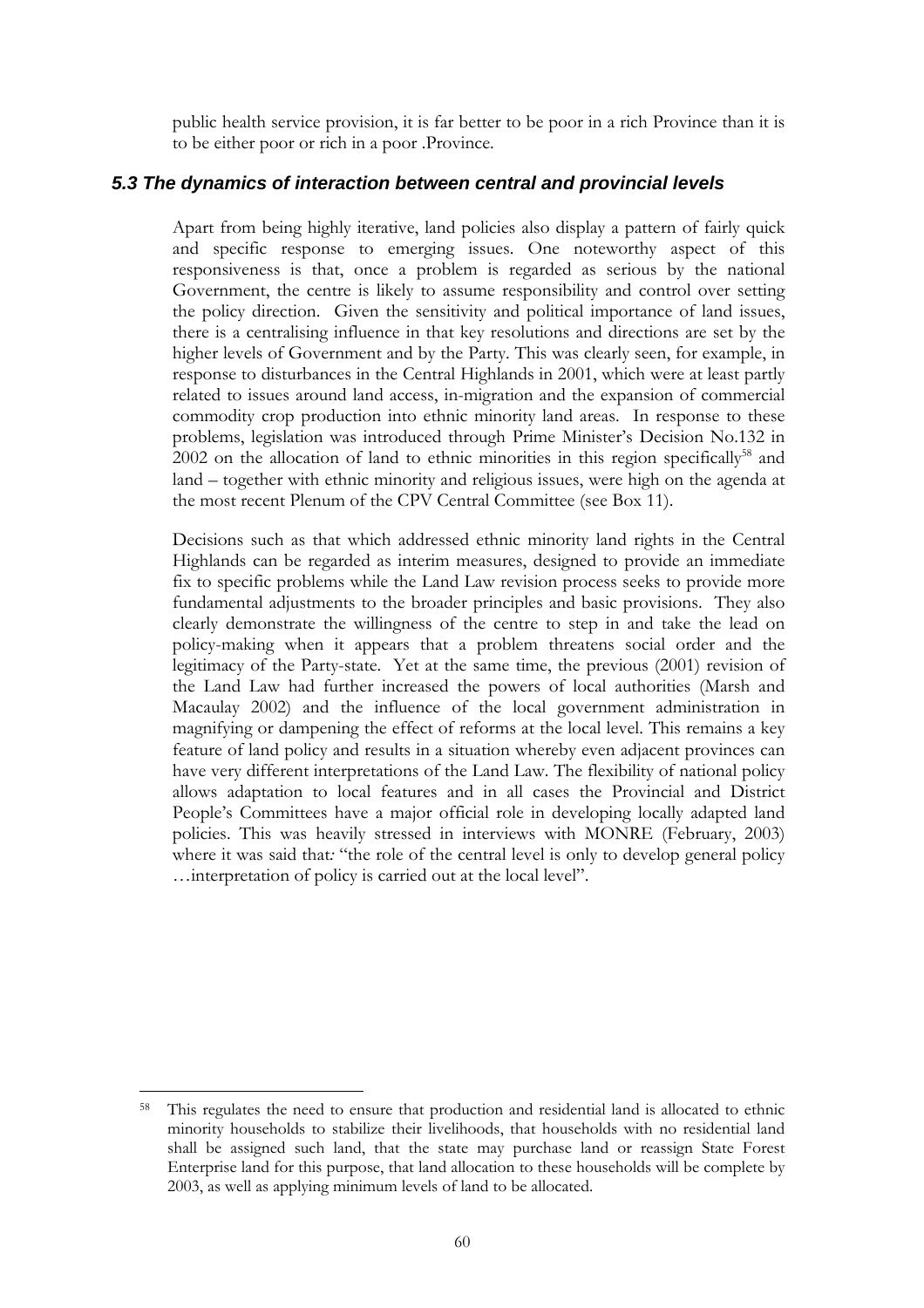public health service provision, it is far better to be poor in a rich Province than it is to be either poor or rich in a poor .Province.

### *5.3 The dynamics of interaction between central and provincial levels*

Apart from being highly iterative, land policies also display a pattern of fairly quick and specific response to emerging issues. One noteworthy aspect of this responsiveness is that, once a problem is regarded as serious by the national Government, the centre is likely to assume responsibility and control over setting the policy direction. Given the sensitivity and political importance of land issues, there is a centralising influence in that key resolutions and directions are set by the higher levels of Government and by the Party. This was clearly seen, for example, in response to disturbances in the Central Highlands in 2001, which were at least partly related to issues around land access, in-migration and the expansion of commercial commodity crop production into ethnic minority land areas. In response to these problems, legislation was introduced through Prime Minister's Decision No.132 in 2002 on the allocation of land to ethnic minorities in this region specifically[58] and land – together with ethnic minority and religious issues, were high on the agenda at the most recent Plenum of the CPV Central Committee (see Box 11).

Decisions such as that which addressed ethnic minority land rights in the Central Highlands can be regarded as interim measures, designed to provide an immediate fix to specific problems while the Land Law revision process seeks to provide more fundamental adjustments to the broader principles and basic provisions. They also clearly demonstrate the willingness of the centre to step in and take the lead on policy-making when it appears that a problem threatens social order and the legitimacy of the Party-state. Yet at the same time, the previous (2001) revision of the Land Law had further increased the powers of local authorities (Marsh and Macaulay 2002) and the influence of the local government administration in magnifying or dampening the effect of reforms at the local level. This remains a key feature of land policy and results in a situation whereby even adjacent provinces can have very different interpretations of the Land Law. The flexibility of national policy allows adaptation to local features and in all cases the Provincial and District People's Committees have a major official role in developing locally adapted land policies. This was heavily stressed in interviews with MONRE (February, 2003) where it was said that*:* "the role of the central level is only to develop general policy …interpretation of policy is carried out at the local level".

---

[58] This regulates the need to ensure that production and residential land is allocated to ethnic minority households to stabilize their livelihoods, that households with no residential land shall be assigned such land, that the state may purchase land or reassign State Forest Enterprise land for this purpose, that land allocation to these households will be complete by 2003, as well as applying minimum levels of land to be allocated.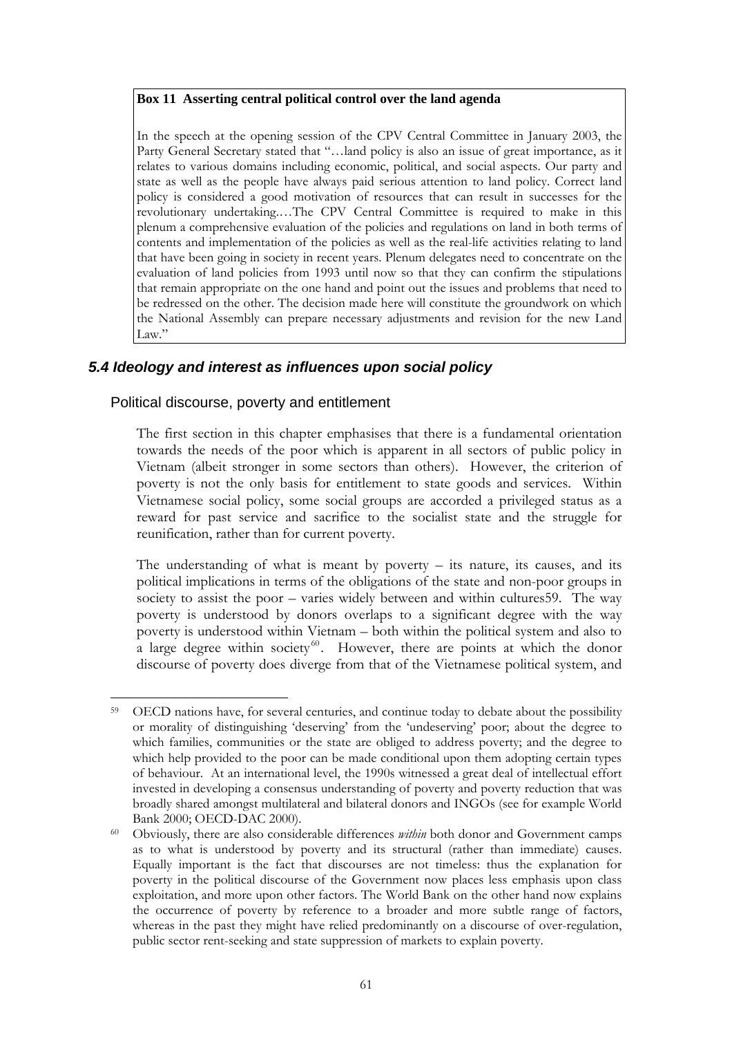**Box 11 Asserting central political control over the land agenda**

In the speech at the opening session of the CPV Central Committee in January 2003, the Party General Secretary stated that "…land policy is also an issue of great importance, as it relates to various domains including economic, political, and social aspects. Our party and state as well as the people have always paid serious attention to land policy. Correct land policy is considered a good motivation of resources that can result in successes for the revolutionary undertaking.…The CPV Central Committee is required to make in this plenum a comprehensive evaluation of the policies and regulations on land in both terms of contents and implementation of the policies as well as the real-life activities relating to land that have been going in society in recent years. Plenum delegates need to concentrate on the evaluation of land policies from 1993 until now so that they can confirm the stipulations that remain appropriate on the one hand and point out the issues and problems that need to be redressed on the other. The decision made here will constitute the groundwork on which the National Assembly can prepare necessary adjustments and revision for the new Land Law."

## *5.4 Ideology and interest as influences upon social policy*

### Political discourse, poverty and entitlement

The first section in this chapter emphasises that there is a fundamental orientation towards the needs of the poor which is apparent in all sectors of public policy in Vietnam (albeit stronger in some sectors than others). However, the criterion of poverty is not the only basis for entitlement to state goods and services. Within Vietnamese social policy, some social groups are accorded a privileged status as a reward for past service and sacrifice to the socialist state and the struggle for reunification, rather than for current poverty.

The understanding of what is meant by poverty – its nature, its causes, and its political implications in terms of the obligations of the state and non-poor groups in society to assist the poor – varies widely between and within cultures[59]. The way poverty is understood by donors overlaps to a significant degree with the way poverty is understood within Vietnam – both within the political system and also to a large degree within society[60]. However, there are points at which the donor discourse of poverty does diverge from that of the Vietnamese political system, and

[59] OECD nations have, for several centuries, and continue today to debate about the possibility or morality of distinguishing 'deserving' from the 'undeserving' poor; about the degree to which families, communities or the state are obliged to address poverty; and the degree to which help provided to the poor can be made conditional upon them adopting certain types of behaviour. At an international level, the 1990s witnessed a great deal of intellectual effort invested in developing a consensus understanding of poverty and poverty reduction that was broadly shared amongst multilateral and bilateral donors and INGOs (see for example World Bank 2000; OECD-DAC 2000).

[60] Obviously, there are also considerable differences *within* both donor and Government camps as to what is understood by poverty and its structural (rather than immediate) causes. Equally important is the fact that discourses are not timeless: thus the explanation for poverty in the political discourse of the Government now places less emphasis upon class exploitation, and more upon other factors. The World Bank on the other hand now explains the occurrence of poverty by reference to a broader and more subtle range of factors, whereas in the past they might have relied predominantly on a discourse of over-regulation, public sector rent-seeking and state suppression of markets to explain poverty.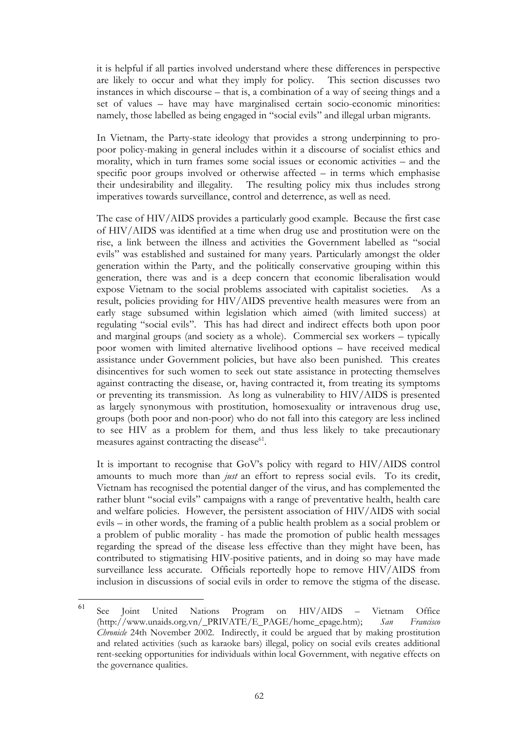it is helpful if all parties involved understand where these differences in perspective are likely to occur and what they imply for policy. This section discusses two instances in which discourse – that is, a combination of a way of seeing things and a set of values – have may have marginalised certain socio-economic minorities: namely, those labelled as being engaged in "social evils" and illegal urban migrants.

In Vietnam, the Party-state ideology that provides a strong underpinning to pro-poor policy-making in general includes within it a discourse of socialist ethics and morality, which in turn frames some social issues or economic activities – and the specific poor groups involved or otherwise affected – in terms which emphasise their undesirability and illegality. The resulting policy mix thus includes strong imperatives towards surveillance, control and deterrence, as well as need.

The case of HIV/AIDS provides a particularly good example. Because the first case of HIV/AIDS was identified at a time when drug use and prostitution were on the rise, a link between the illness and activities the Government labelled as "social evils" was established and sustained for many years. Particularly amongst the older generation within the Party, and the politically conservative grouping within this generation, there was and is a deep concern that economic liberalisation would expose Vietnam to the social problems associated with capitalist societies. As a result, policies providing for HIV/AIDS preventive health measures were from an early stage subsumed within legislation which aimed (with limited success) at regulating "social evils". This has had direct and indirect effects both upon poor and marginal groups (and society as a whole). Commercial sex workers – typically poor women with limited alternative livelihood options – have received medical assistance under Government policies, but have also been punished. This creates disincentives for such women to seek out state assistance in protecting themselves against contracting the disease, or, having contracted it, from treating its symptoms or preventing its transmission. As long as vulnerability to HIV/AIDS is presented as largely synonymous with prostitution, homosexuality or intravenous drug use, groups (both poor and non-poor) who do not fall into this category are less inclined to see HIV as a problem for them, and thus less likely to take precautionary measures against contracting the disease[61].

It is important to recognise that GoV's policy with regard to HIV/AIDS control amounts to much more than *just* an effort to repress social evils. To its credit, Vietnam has recognised the potential danger of the virus, and has complemented the rather blunt "social evils" campaigns with a range of preventative health, health care and welfare policies. However, the persistent association of HIV/AIDS with social evils – in other words, the framing of a public health problem as a social problem or a problem of public morality - has made the promotion of public health messages regarding the spread of the disease less effective than they might have been, has contributed to stigmatising HIV-positive patients, and in doing so may have made surveillance less accurate. Officials reportedly hope to remove HIV/AIDS from inclusion in discussions of social evils in order to remove the stigma of the disease.

---

[61] See Joint United Nations Program on HIV/AIDS – Vietnam Office (http://www.unaids.org.vn/_PRIVATE/E_PAGE/home_epage.htm); *San Francisco Chronicle* 24th November 2002. Indirectly, it could be argued that by making prostitution and related activities (such as karaoke bars) illegal, policy on social evils creates additional rent-seeking opportunities for individuals within local Government, with negative effects on the governance qualities.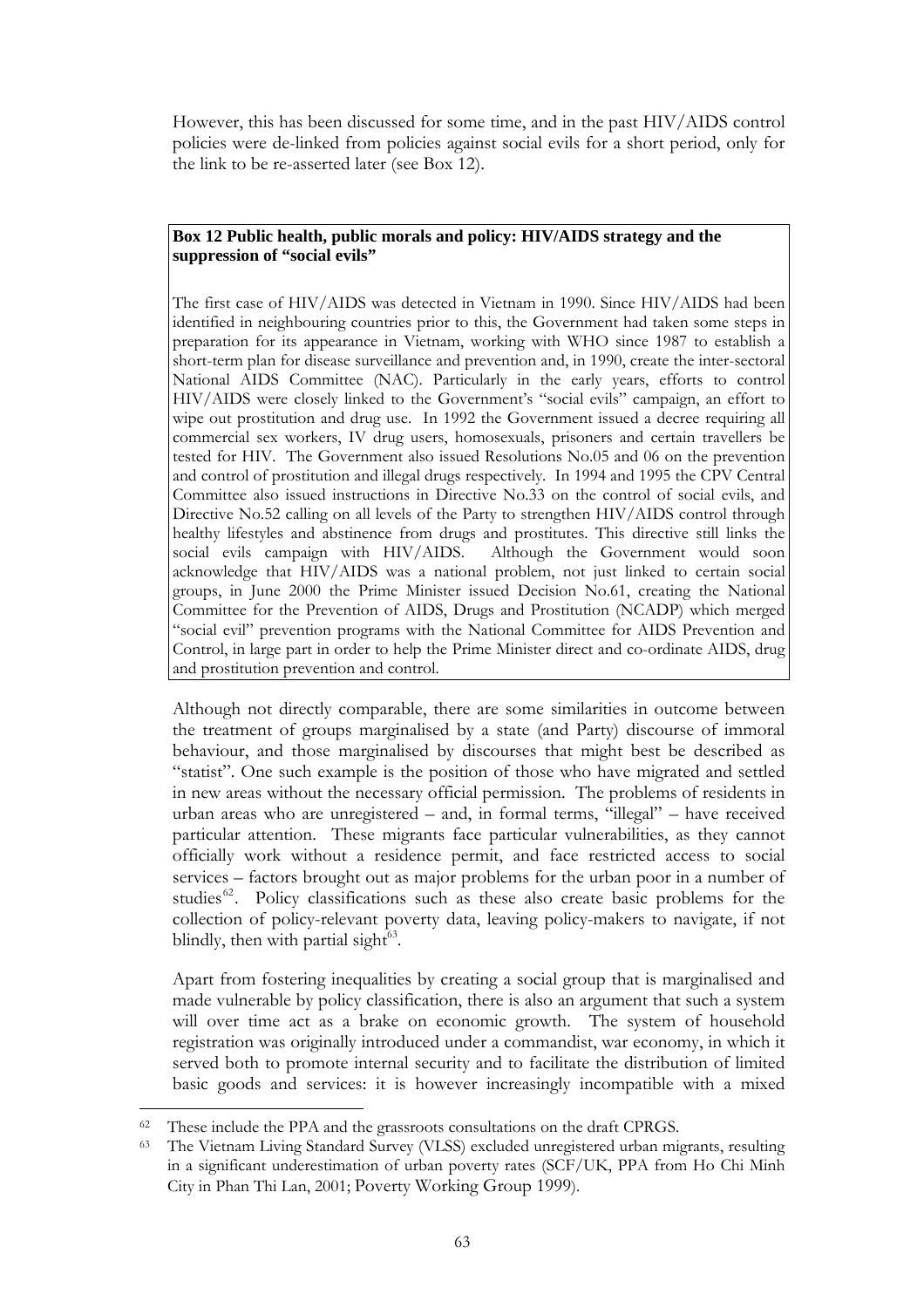However, this has been discussed for some time, and in the past HIV/AIDS control policies were de-linked from policies against social evils for a short period, only for the link to be re-asserted later (see Box 12).

**Box 12 Public health, public morals and policy: HIV/AIDS strategy and the suppression of "social evils"**

The first case of HIV/AIDS was detected in Vietnam in 1990. Since HIV/AIDS had been identified in neighbouring countries prior to this, the Government had taken some steps in preparation for its appearance in Vietnam, working with WHO since 1987 to establish a short-term plan for disease surveillance and prevention and, in 1990, create the inter-sectoral National AIDS Committee (NAC). Particularly in the early years, efforts to control HIV/AIDS were closely linked to the Government's "social evils" campaign, an effort to wipe out prostitution and drug use. In 1992 the Government issued a decree requiring all commercial sex workers, IV drug users, homosexuals, prisoners and certain travellers be tested for HIV. The Government also issued Resolutions No.05 and 06 on the prevention and control of prostitution and illegal drugs respectively. In 1994 and 1995 the CPV Central Committee also issued instructions in Directive No.33 on the control of social evils, and Directive No.52 calling on all levels of the Party to strengthen HIV/AIDS control through healthy lifestyles and abstinence from drugs and prostitutes. This directive still links the social evils campaign with HIV/AIDS. Although the Government would soon acknowledge that HIV/AIDS was a national problem, not just linked to certain social groups, in June 2000 the Prime Minister issued Decision No.61, creating the National Committee for the Prevention of AIDS, Drugs and Prostitution (NCADP) which merged "social evil" prevention programs with the National Committee for AIDS Prevention and Control, in large part in order to help the Prime Minister direct and co-ordinate AIDS, drug and prostitution prevention and control.

Although not directly comparable, there are some similarities in outcome between the treatment of groups marginalised by a state (and Party) discourse of immoral behaviour, and those marginalised by discourses that might best be described as "statist". One such example is the position of those who have migrated and settled in new areas without the necessary official permission. The problems of residents in urban areas who are unregistered – and, in formal terms, "illegal" – have received particular attention. These migrants face particular vulnerabilities, as they cannot officially work without a residence permit, and face restricted access to social services – factors brought out as major problems for the urban poor in a number of studies[62]. Policy classifications such as these also create basic problems for the collection of policy-relevant poverty data, leaving policy-makers to navigate, if not blindly, then with partial sight[63].

Apart from fostering inequalities by creating a social group that is marginalised and made vulnerable by policy classification, there is also an argument that such a system will over time act as a brake on economic growth. The system of household registration was originally introduced under a commandist, war economy, in which it served both to promote internal security and to facilitate the distribution of limited basic goods and services: it is however increasingly incompatible with a mixed

[62] These include the PPA and the grassroots consultations on the draft CPRGS.

[63] The Vietnam Living Standard Survey (VLSS) excluded unregistered urban migrants, resulting in a significant underestimation of urban poverty rates (SCF/UK, PPA from Ho Chi Minh City in Phan Thi Lan, 2001; Poverty Working Group 1999).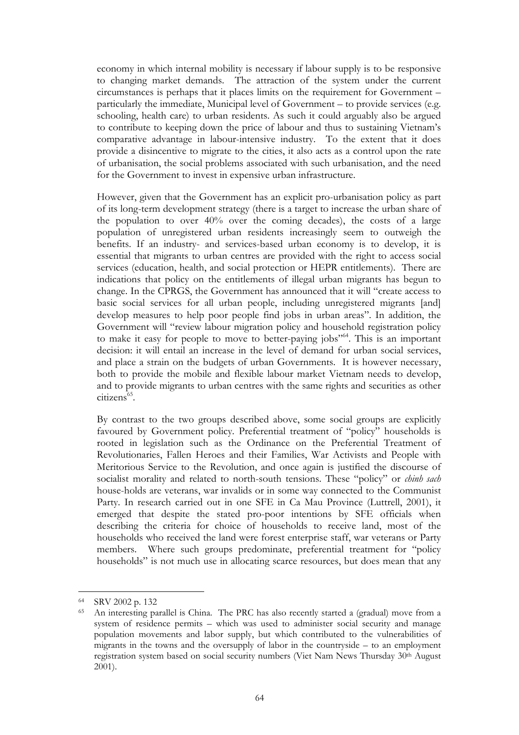economy in which internal mobility is necessary if labour supply is to be responsive to changing market demands. The attraction of the system under the current circumstances is perhaps that it places limits on the requirement for Government – particularly the immediate, Municipal level of Government – to provide services (e.g. schooling, health care) to urban residents. As such it could arguably also be argued to contribute to keeping down the price of labour and thus to sustaining Vietnam's comparative advantage in labour-intensive industry. To the extent that it does provide a disincentive to migrate to the cities, it also acts as a control upon the rate of urbanisation, the social problems associated with such urbanisation, and the need for the Government to invest in expensive urban infrastructure.

However, given that the Government has an explicit pro-urbanisation policy as part of its long-term development strategy (there is a target to increase the urban share of the population to over 40% over the coming decades), the costs of a large population of unregistered urban residents increasingly seem to outweigh the benefits. If an industry- and services-based urban economy is to develop, it is essential that migrants to urban centres are provided with the right to access social services (education, health, and social protection or HEPR entitlements). There are indications that policy on the entitlements of illegal urban migrants has begun to change. In the CPRGS, the Government has announced that it will "create access to basic social services for all urban people, including unregistered migrants [and] develop measures to help poor people find jobs in urban areas". In addition, the Government will "review labour migration policy and household registration policy to make it easy for people to move to better-paying jobs"[64]. This is an important decision: it will entail an increase in the level of demand for urban social services, and place a strain on the budgets of urban Governments. It is however necessary, both to provide the mobile and flexible labour market Vietnam needs to develop, and to provide migrants to urban centres with the same rights and securities as other citizens[65].

By contrast to the two groups described above, some social groups are explicitly favoured by Government policy. Preferential treatment of "policy" households is rooted in legislation such as the Ordinance on the Preferential Treatment of Revolutionaries, Fallen Heroes and their Families, War Activists and People with Meritorious Service to the Revolution, and once again is justified the discourse of socialist morality and related to north-south tensions. These "policy" or *chinh sach* house-holds are veterans, war invalids or in some way connected to the Communist Party. In research carried out in one SFE in Ca Mau Province (Luttrell, 2001), it emerged that despite the stated pro-poor intentions by SFE officials when describing the criteria for choice of households to receive land, most of the households who received the land were forest enterprise staff, war veterans or Party members. Where such groups predominate, preferential treatment for "policy households" is not much use in allocating scarce resources, but does mean that any

---

[64] SRV 2002 p. 132

[65] An interesting parallel is China. The PRC has also recently started a (gradual) move from a system of residence permits – which was used to administer social security and manage population movements and labor supply, but which contributed to the vulnerabilities of migrants in the towns and the oversupply of labor in the countryside – to an employment registration system based on social security numbers (Viet Nam News Thursday 30th August 2001).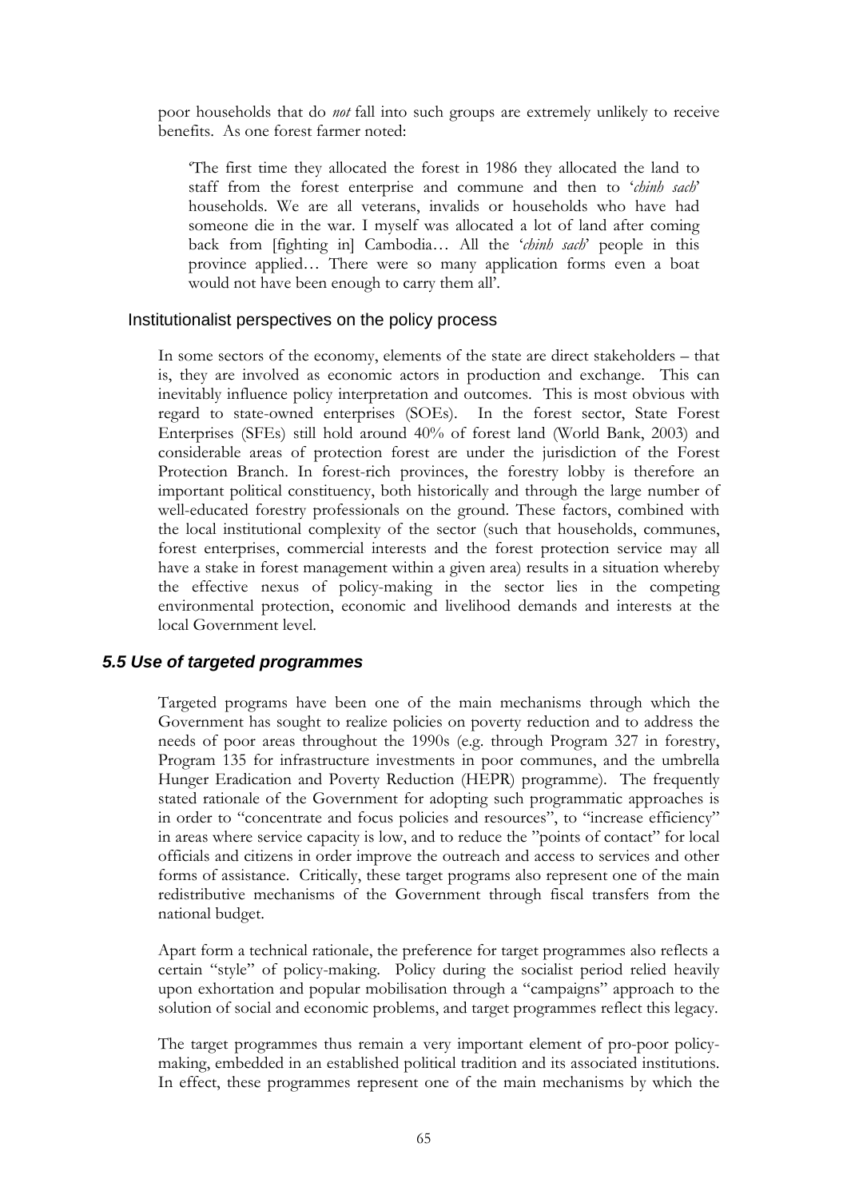poor households that do *not* fall into such groups are extremely unlikely to receive benefits. As one forest farmer noted:

> 'The first time they allocated the forest in 1986 they allocated the land to staff from the forest enterprise and commune and then to '*chinh sach*' households. We are all veterans, invalids or households who have had someone die in the war. I myself was allocated a lot of land after coming back from [fighting in] Cambodia… All the '*chinh sach*' people in this province applied… There were so many application forms even a boat would not have been enough to carry them all'.

#### Institutionalist perspectives on the policy process

In some sectors of the economy, elements of the state are direct stakeholders – that is, they are involved as economic actors in production and exchange. This can inevitably influence policy interpretation and outcomes. This is most obvious with regard to state-owned enterprises (SOEs). In the forest sector, State Forest Enterprises (SFEs) still hold around 40% of forest land (World Bank, 2003) and considerable areas of protection forest are under the jurisdiction of the Forest Protection Branch. In forest-rich provinces, the forestry lobby is therefore an important political constituency, both historically and through the large number of well-educated forestry professionals on the ground. These factors, combined with the local institutional complexity of the sector (such that households, communes, forest enterprises, commercial interests and the forest protection service may all have a stake in forest management within a given area) results in a situation whereby the effective nexus of policy-making in the sector lies in the competing environmental protection, economic and livelihood demands and interests at the local Government level.

### *5.5 Use of targeted programmes*

Targeted programs have been one of the main mechanisms through which the Government has sought to realize policies on poverty reduction and to address the needs of poor areas throughout the 1990s (e.g. through Program 327 in forestry, Program 135 for infrastructure investments in poor communes, and the umbrella Hunger Eradication and Poverty Reduction (HEPR) programme). The frequently stated rationale of the Government for adopting such programmatic approaches is in order to "concentrate and focus policies and resources", to "increase efficiency" in areas where service capacity is low, and to reduce the "points of contact" for local officials and citizens in order improve the outreach and access to services and other forms of assistance. Critically, these target programs also represent one of the main redistributive mechanisms of the Government through fiscal transfers from the national budget.

Apart form a technical rationale, the preference for target programmes also reflects a certain "style" of policy-making. Policy during the socialist period relied heavily upon exhortation and popular mobilisation through a "campaigns" approach to the solution of social and economic problems, and target programmes reflect this legacy.

The target programmes thus remain a very important element of pro-poor policy-making, embedded in an established political tradition and its associated institutions. In effect, these programmes represent one of the main mechanisms by which the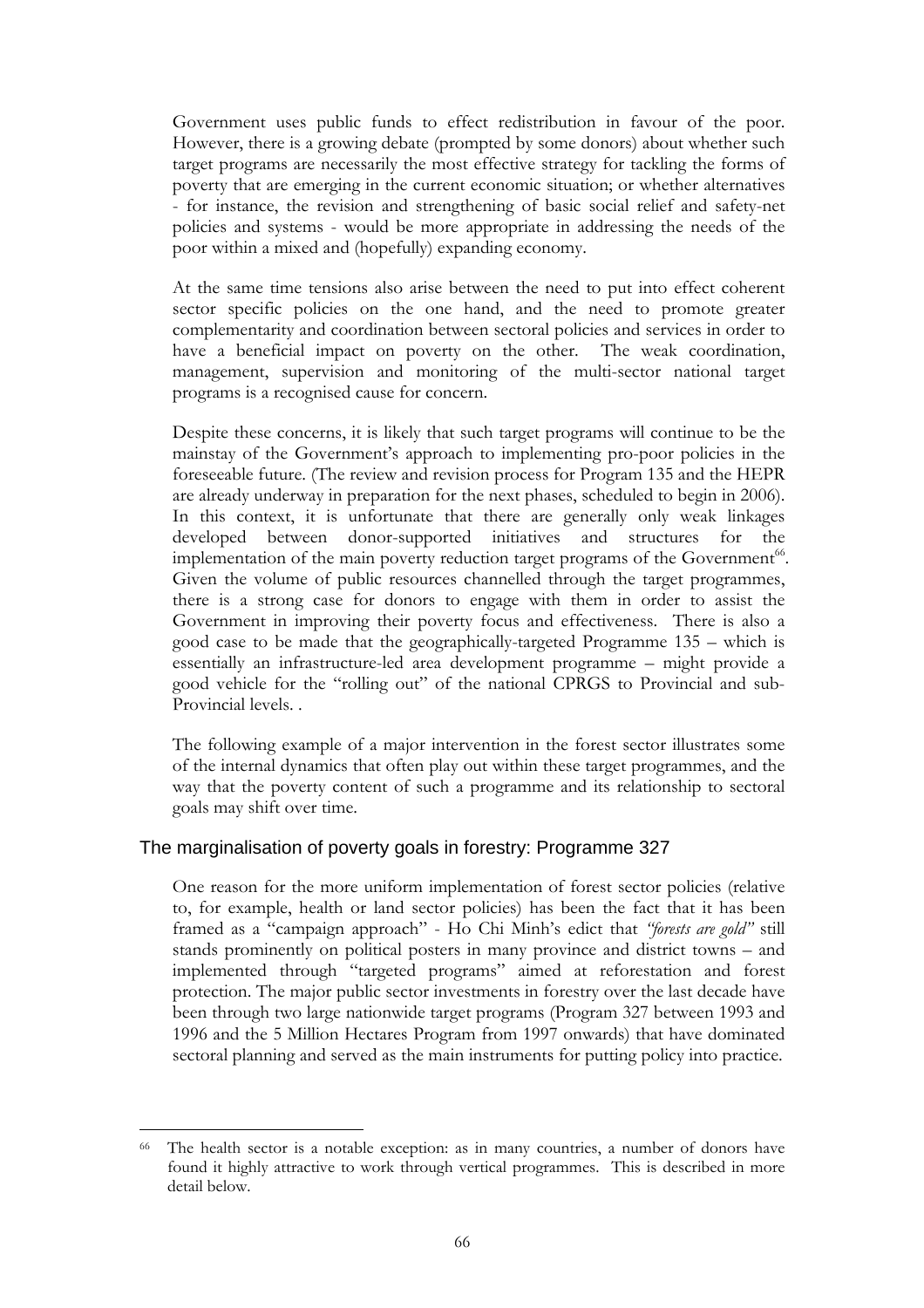Government uses public funds to effect redistribution in favour of the poor. However, there is a growing debate (prompted by some donors) about whether such target programs are necessarily the most effective strategy for tackling the forms of poverty that are emerging in the current economic situation; or whether alternatives - for instance, the revision and strengthening of basic social relief and safety-net policies and systems - would be more appropriate in addressing the needs of the poor within a mixed and (hopefully) expanding economy.

At the same time tensions also arise between the need to put into effect coherent sector specific policies on the one hand, and the need to promote greater complementarity and coordination between sectoral policies and services in order to have a beneficial impact on poverty on the other. The weak coordination, management, supervision and monitoring of the multi-sector national target programs is a recognised cause for concern.

Despite these concerns, it is likely that such target programs will continue to be the mainstay of the Government's approach to implementing pro-poor policies in the foreseeable future. (The review and revision process for Program 135 and the HEPR are already underway in preparation for the next phases, scheduled to begin in 2006). In this context, it is unfortunate that there are generally only weak linkages developed between donor-supported initiatives and structures for the implementation of the main poverty reduction target programs of the Government[66]. Given the volume of public resources channelled through the target programmes, there is a strong case for donors to engage with them in order to assist the Government in improving their poverty focus and effectiveness. There is also a good case to be made that the geographically-targeted Programme 135 – which is essentially an infrastructure-led area development programme – might provide a good vehicle for the "rolling out" of the national CPRGS to Provincial and sub-Provincial levels. .

The following example of a major intervention in the forest sector illustrates some of the internal dynamics that often play out within these target programmes, and the way that the poverty content of such a programme and its relationship to sectoral goals may shift over time.

### The marginalisation of poverty goals in forestry: Programme 327

One reason for the more uniform implementation of forest sector policies (relative to, for example, health or land sector policies) has been the fact that it has been framed as a "campaign approach" - Ho Chi Minh's edict that *"forests are gold"* still stands prominently on political posters in many province and district towns – and implemented through "targeted programs" aimed at reforestation and forest protection. The major public sector investments in forestry over the last decade have been through two large nationwide target programs (Program 327 between 1993 and 1996 and the 5 Million Hectares Program from 1997 onwards) that have dominated sectoral planning and served as the main instruments for putting policy into practice.

---

[66] The health sector is a notable exception: as in many countries, a number of donors have found it highly attractive to work through vertical programmes. This is described in more detail below.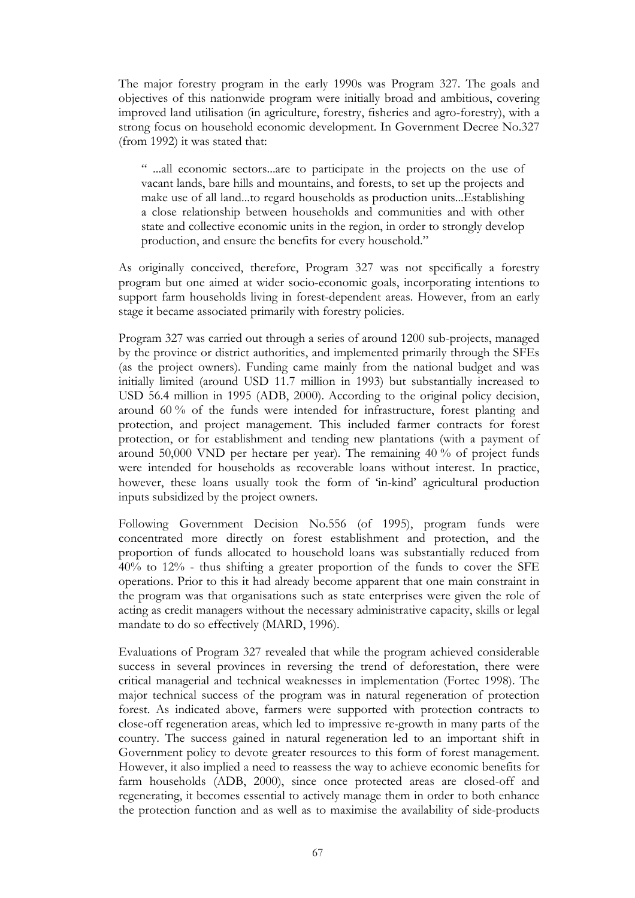The major forestry program in the early 1990s was Program 327. The goals and objectives of this nationwide program were initially broad and ambitious, covering improved land utilisation (in agriculture, forestry, fisheries and agro-forestry), with a strong focus on household economic development. In Government Decree No.327 (from 1992) it was stated that:

> " ...all economic sectors...are to participate in the projects on the use of vacant lands, bare hills and mountains, and forests, to set up the projects and make use of all land...to regard households as production units...Establishing a close relationship between households and communities and with other state and collective economic units in the region, in order to strongly develop production, and ensure the benefits for every household."

As originally conceived, therefore, Program 327 was not specifically a forestry program but one aimed at wider socio-economic goals, incorporating intentions to support farm households living in forest-dependent areas. However, from an early stage it became associated primarily with forestry policies.

Program 327 was carried out through a series of around 1200 sub-projects, managed by the province or district authorities, and implemented primarily through the SFEs (as the project owners). Funding came mainly from the national budget and was initially limited (around USD 11.7 million in 1993) but substantially increased to USD 56.4 million in 1995 (ADB, 2000). According to the original policy decision, around 60 % of the funds were intended for infrastructure, forest planting and protection, and project management. This included farmer contracts for forest protection, or for establishment and tending new plantations (with a payment of around 50,000 VND per hectare per year). The remaining 40 % of project funds were intended for households as recoverable loans without interest. In practice, however, these loans usually took the form of 'in-kind' agricultural production inputs subsidized by the project owners.

Following Government Decision No.556 (of 1995), program funds were concentrated more directly on forest establishment and protection, and the proportion of funds allocated to household loans was substantially reduced from 40% to 12% - thus shifting a greater proportion of the funds to cover the SFE operations. Prior to this it had already become apparent that one main constraint in the program was that organisations such as state enterprises were given the role of acting as credit managers without the necessary administrative capacity, skills or legal mandate to do so effectively (MARD, 1996).

Evaluations of Program 327 revealed that while the program achieved considerable success in several provinces in reversing the trend of deforestation, there were critical managerial and technical weaknesses in implementation (Fortec 1998). The major technical success of the program was in natural regeneration of protection forest. As indicated above, farmers were supported with protection contracts to close-off regeneration areas, which led to impressive re-growth in many parts of the country. The success gained in natural regeneration led to an important shift in Government policy to devote greater resources to this form of forest management. However, it also implied a need to reassess the way to achieve economic benefits for farm households (ADB, 2000), since once protected areas are closed-off and regenerating, it becomes essential to actively manage them in order to both enhance the protection function and as well as to maximise the availability of side-products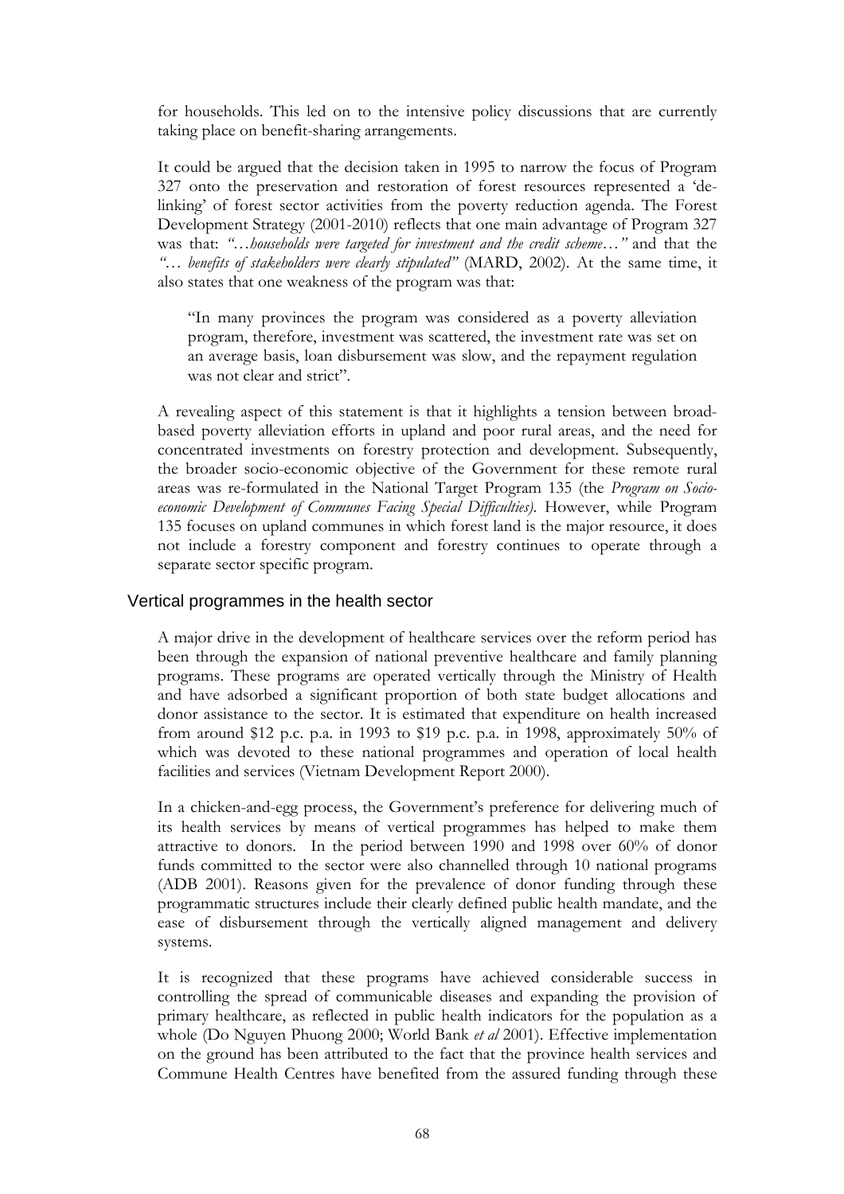for households. This led on to the intensive policy discussions that are currently taking place on benefit-sharing arrangements.

It could be argued that the decision taken in 1995 to narrow the focus of Program 327 onto the preservation and restoration of forest resources represented a 'de-linking' of forest sector activities from the poverty reduction agenda. The Forest Development Strategy (2001-2010) reflects that one main advantage of Program 327 was that: *"…households were targeted for investment and the credit scheme…"* and that the *"… benefits of stakeholders were clearly stipulated"* (MARD, 2002). At the same time, it also states that one weakness of the program was that:

> "In many provinces the program was considered as a poverty alleviation program, therefore, investment was scattered, the investment rate was set on an average basis, loan disbursement was slow, and the repayment regulation was not clear and strict".

A revealing aspect of this statement is that it highlights a tension between broad-based poverty alleviation efforts in upland and poor rural areas, and the need for concentrated investments on forestry protection and development. Subsequently, the broader socio-economic objective of the Government for these remote rural areas was re-formulated in the National Target Program 135 (the *Program on Socio-economic Development of Communes Facing Special Difficulties).* However, while Program 135 focuses on upland communes in which forest land is the major resource, it does not include a forestry component and forestry continues to operate through a separate sector specific program.

## Vertical programmes in the health sector

A major drive in the development of healthcare services over the reform period has been through the expansion of national preventive healthcare and family planning programs. These programs are operated vertically through the Ministry of Health and have adsorbed a significant proportion of both state budget allocations and donor assistance to the sector. It is estimated that expenditure on health increased from around $12 p.c. p.a. in 1993 to $19 p.c. p.a. in 1998, approximately 50% of which was devoted to these national programmes and operation of local health facilities and services (Vietnam Development Report 2000).

In a chicken-and-egg process, the Government's preference for delivering much of its health services by means of vertical programmes has helped to make them attractive to donors. In the period between 1990 and 1998 over 60% of donor funds committed to the sector were also channelled through 10 national programs (ADB 2001). Reasons given for the prevalence of donor funding through these programmatic structures include their clearly defined public health mandate, and the ease of disbursement through the vertically aligned management and delivery systems.

It is recognized that these programs have achieved considerable success in controlling the spread of communicable diseases and expanding the provision of primary healthcare, as reflected in public health indicators for the population as a whole (Do Nguyen Phuong 2000; World Bank *et al* 2001). Effective implementation on the ground has been attributed to the fact that the province health services and Commune Health Centres have benefited from the assured funding through these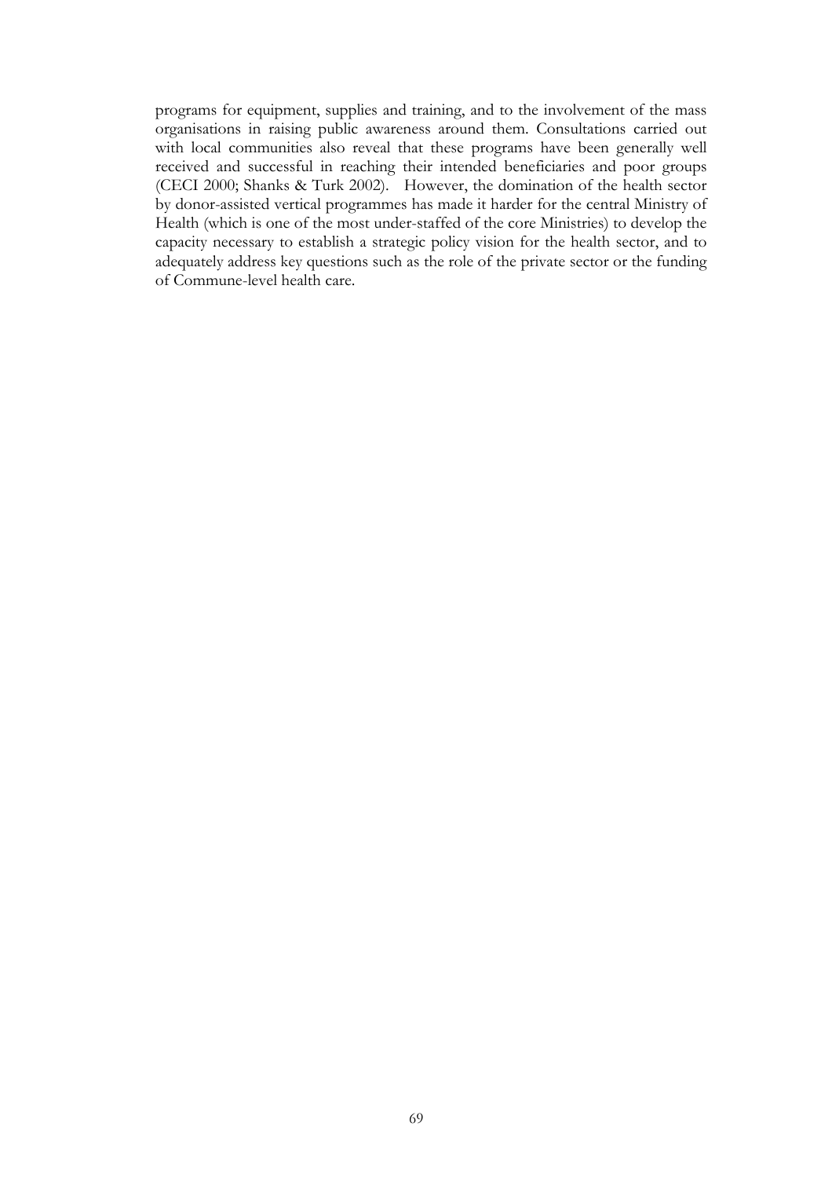programs for equipment, supplies and training, and to the involvement of the mass organisations in raising public awareness around them. Consultations carried out with local communities also reveal that these programs have been generally well received and successful in reaching their intended beneficiaries and poor groups (CECI 2000; Shanks & Turk 2002). However, the domination of the health sector by donor-assisted vertical programmes has made it harder for the central Ministry of Health (which is one of the most under-staffed of the core Ministries) to develop the capacity necessary to establish a strategic policy vision for the health sector, and to adequately address key questions such as the role of the private sector or the funding of Commune-level health care.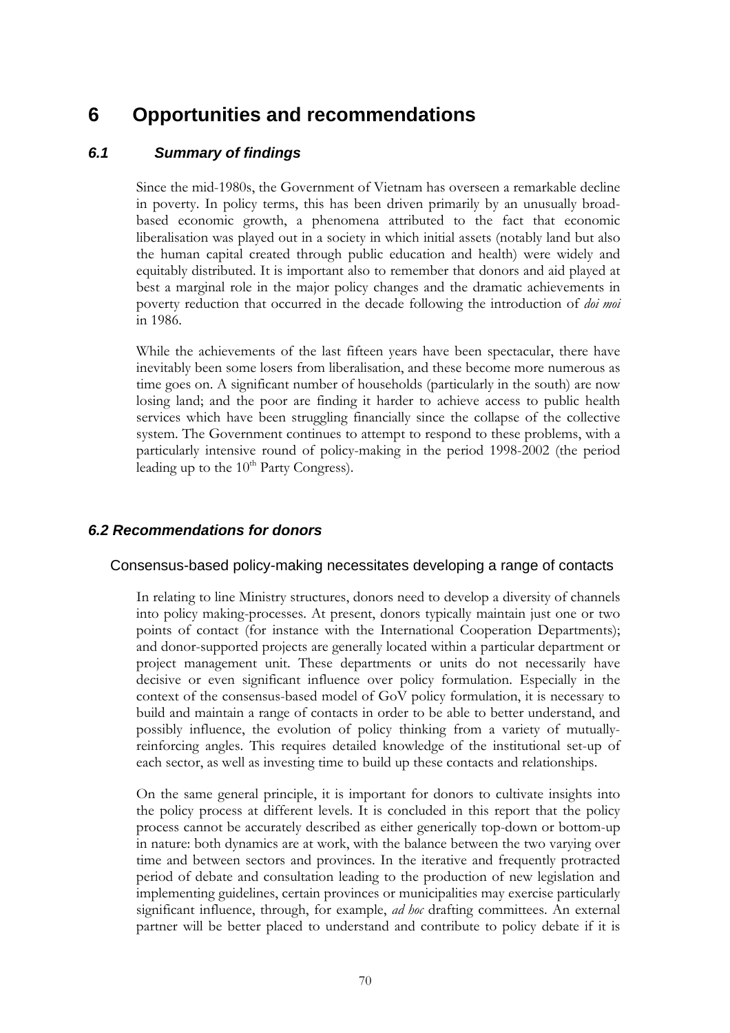# 6 Opportunities and recommendations

## 6.1 Summary of findings

Since the mid-1980s, the Government of Vietnam has overseen a remarkable decline in poverty. In policy terms, this has been driven primarily by an unusually broad-based economic growth, a phenomena attributed to the fact that economic liberalisation was played out in a society in which initial assets (notably land but also the human capital created through public education and health) were widely and equitably distributed. It is important also to remember that donors and aid played at best a marginal role in the major policy changes and the dramatic achievements in poverty reduction that occurred in the decade following the introduction of *doi moi* in 1986.

While the achievements of the last fifteen years have been spectacular, there have inevitably been some losers from liberalisation, and these become more numerous as time goes on. A significant number of households (particularly in the south) are now losing land; and the poor are finding it harder to achieve access to public health services which have been struggling financially since the collapse of the collective system. The Government continues to attempt to respond to these problems, with a particularly intensive round of policy-making in the period 1998-2002 (the period leading up to the 10th Party Congress).

## 6.2 Recommendations for donors

### Consensus-based policy-making necessitates developing a range of contacts

In relating to line Ministry structures, donors need to develop a diversity of channels into policy making-processes. At present, donors typically maintain just one or two points of contact (for instance with the International Cooperation Departments); and donor-supported projects are generally located within a particular department or project management unit. These departments or units do not necessarily have decisive or even significant influence over policy formulation. Especially in the context of the consensus-based model of GoV policy formulation, it is necessary to build and maintain a range of contacts in order to be able to better understand, and possibly influence, the evolution of policy thinking from a variety of mutually-reinforcing angles. This requires detailed knowledge of the institutional set-up of each sector, as well as investing time to build up these contacts and relationships.

On the same general principle, it is important for donors to cultivate insights into the policy process at different levels. It is concluded in this report that the policy process cannot be accurately described as either generically top-down or bottom-up in nature: both dynamics are at work, with the balance between the two varying over time and between sectors and provinces. In the iterative and frequently protracted period of debate and consultation leading to the production of new legislation and implementing guidelines, certain provinces or municipalities may exercise particularly significant influence, through, for example, *ad hoc* drafting committees. An external partner will be better placed to understand and contribute to policy debate if it is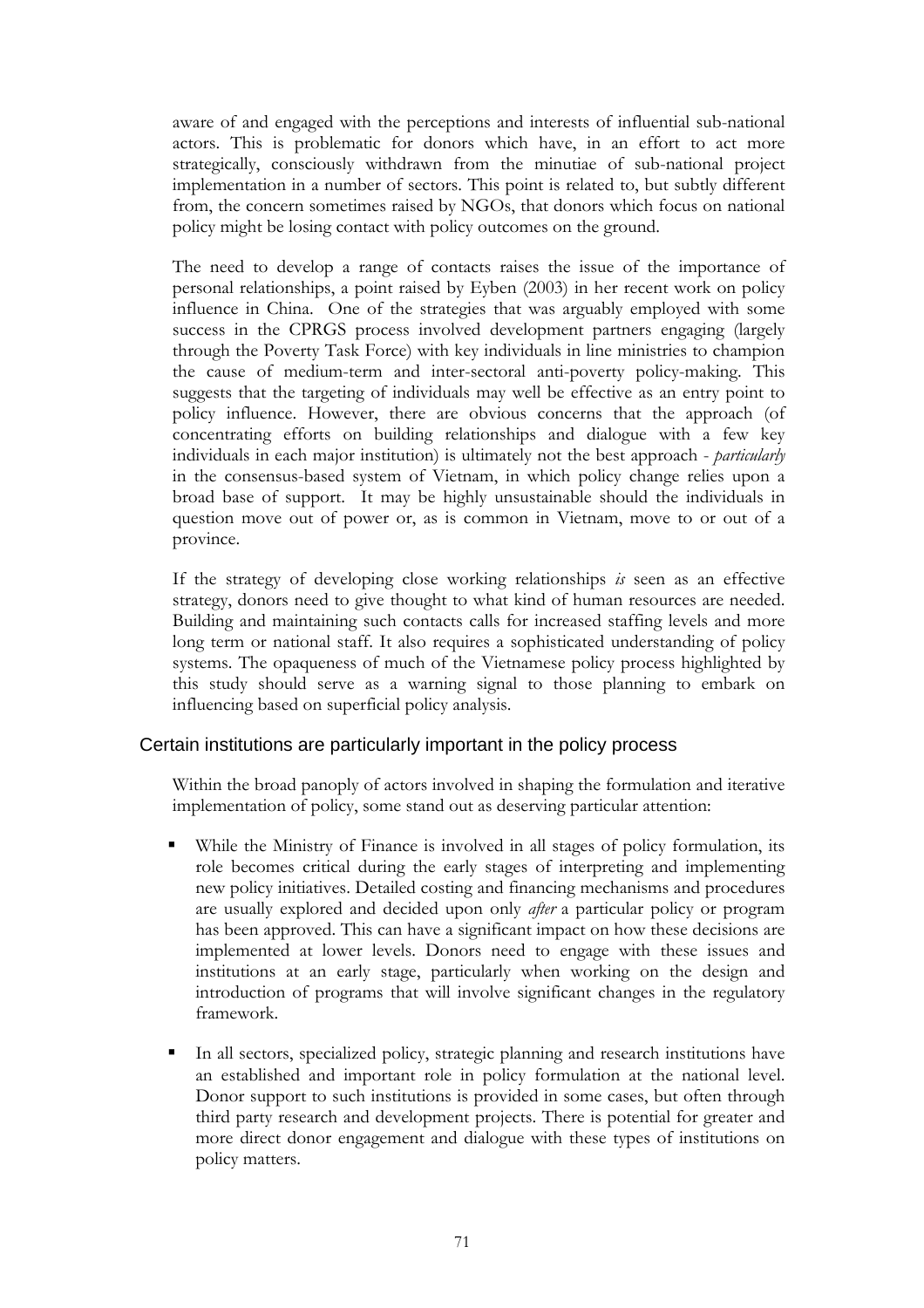aware of and engaged with the perceptions and interests of influential sub-national actors. This is problematic for donors which have, in an effort to act more strategically, consciously withdrawn from the minutiae of sub-national project implementation in a number of sectors. This point is related to, but subtly different from, the concern sometimes raised by NGOs, that donors which focus on national policy might be losing contact with policy outcomes on the ground.

The need to develop a range of contacts raises the issue of the importance of personal relationships, a point raised by Eyben (2003) in her recent work on policy influence in China. One of the strategies that was arguably employed with some success in the CPRGS process involved development partners engaging (largely through the Poverty Task Force) with key individuals in line ministries to champion the cause of medium-term and inter-sectoral anti-poverty policy-making. This suggests that the targeting of individuals may well be effective as an entry point to policy influence. However, there are obvious concerns that the approach (of concentrating efforts on building relationships and dialogue with a few key individuals in each major institution) is ultimately not the best approach - *particularly* in the consensus-based system of Vietnam, in which policy change relies upon a broad base of support. It may be highly unsustainable should the individuals in question move out of power or, as is common in Vietnam, move to or out of a province.

If the strategy of developing close working relationships *is* seen as an effective strategy, donors need to give thought to what kind of human resources are needed. Building and maintaining such contacts calls for increased staffing levels and more long term or national staff. It also requires a sophisticated understanding of policy systems. The opaqueness of much of the Vietnamese policy process highlighted by this study should serve as a warning signal to those planning to embark on influencing based on superficial policy analysis.

### Certain institutions are particularly important in the policy process

Within the broad panoply of actors involved in shaping the formulation and iterative implementation of policy, some stand out as deserving particular attention:

- While the Ministry of Finance is involved in all stages of policy formulation, its role becomes critical during the early stages of interpreting and implementing new policy initiatives. Detailed costing and financing mechanisms and procedures are usually explored and decided upon only *after* a particular policy or program has been approved. This can have a significant impact on how these decisions are implemented at lower levels. Donors need to engage with these issues and institutions at an early stage, particularly when working on the design and introduction of programs that will involve significant changes in the regulatory framework.

- In all sectors, specialized policy, strategic planning and research institutions have an established and important role in policy formulation at the national level. Donor support to such institutions is provided in some cases, but often through third party research and development projects. There is potential for greater and more direct donor engagement and dialogue with these types of institutions on policy matters.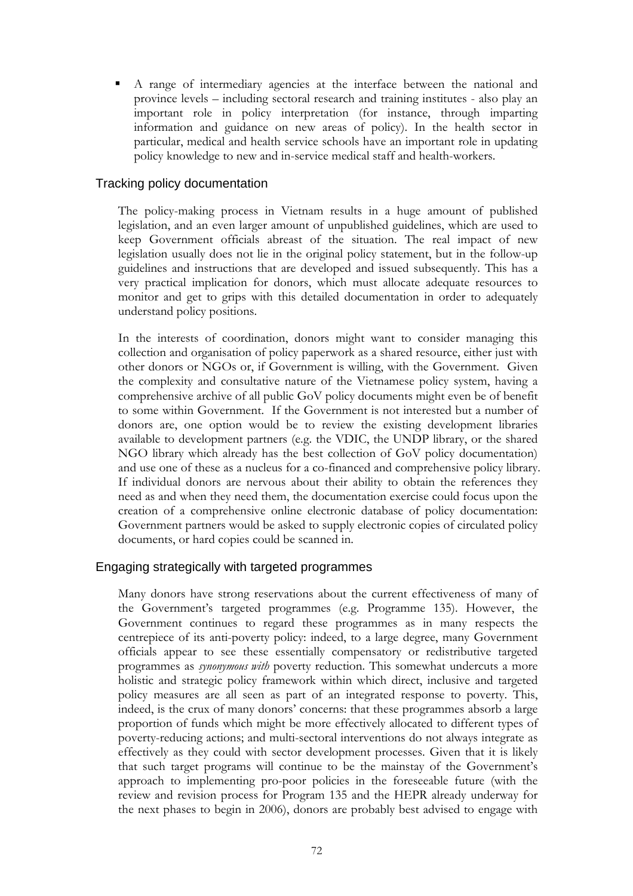- A range of intermediary agencies at the interface between the national and province levels – including sectoral research and training institutes - also play an important role in policy interpretation (for instance, through imparting information and guidance on new areas of policy). In the health sector in particular, medical and health service schools have an important role in updating policy knowledge to new and in-service medical staff and health-workers.

### Tracking policy documentation

The policy-making process in Vietnam results in a huge amount of published legislation, and an even larger amount of unpublished guidelines, which are used to keep Government officials abreast of the situation. The real impact of new legislation usually does not lie in the original policy statement, but in the follow-up guidelines and instructions that are developed and issued subsequently. This has a very practical implication for donors, which must allocate adequate resources to monitor and get to grips with this detailed documentation in order to adequately understand policy positions.

In the interests of coordination, donors might want to consider managing this collection and organisation of policy paperwork as a shared resource, either just with other donors or NGOs or, if Government is willing, with the Government. Given the complexity and consultative nature of the Vietnamese policy system, having a comprehensive archive of all public GoV policy documents might even be of benefit to some within Government. If the Government is not interested but a number of donors are, one option would be to review the existing development libraries available to development partners (e.g. the VDIC, the UNDP library, or the shared NGO library which already has the best collection of GoV policy documentation) and use one of these as a nucleus for a co-financed and comprehensive policy library. If individual donors are nervous about their ability to obtain the references they need as and when they need them, the documentation exercise could focus upon the creation of a comprehensive online electronic database of policy documentation: Government partners would be asked to supply electronic copies of circulated policy documents, or hard copies could be scanned in.

### Engaging strategically with targeted programmes

Many donors have strong reservations about the current effectiveness of many of the Government's targeted programmes (e.g. Programme 135). However, the Government continues to regard these programmes as in many respects the centrepiece of its anti-poverty policy: indeed, to a large degree, many Government officials appear to see these essentially compensatory or redistributive targeted programmes as *synonymous with* poverty reduction. This somewhat undercuts a more holistic and strategic policy framework within which direct, inclusive and targeted policy measures are all seen as part of an integrated response to poverty. This, indeed, is the crux of many donors' concerns: that these programmes absorb a large proportion of funds which might be more effectively allocated to different types of poverty-reducing actions; and multi-sectoral interventions do not always integrate as effectively as they could with sector development processes. Given that it is likely that such target programs will continue to be the mainstay of the Government's approach to implementing pro-poor policies in the foreseeable future (with the review and revision process for Program 135 and the HEPR already underway for the next phases to begin in 2006), donors are probably best advised to engage with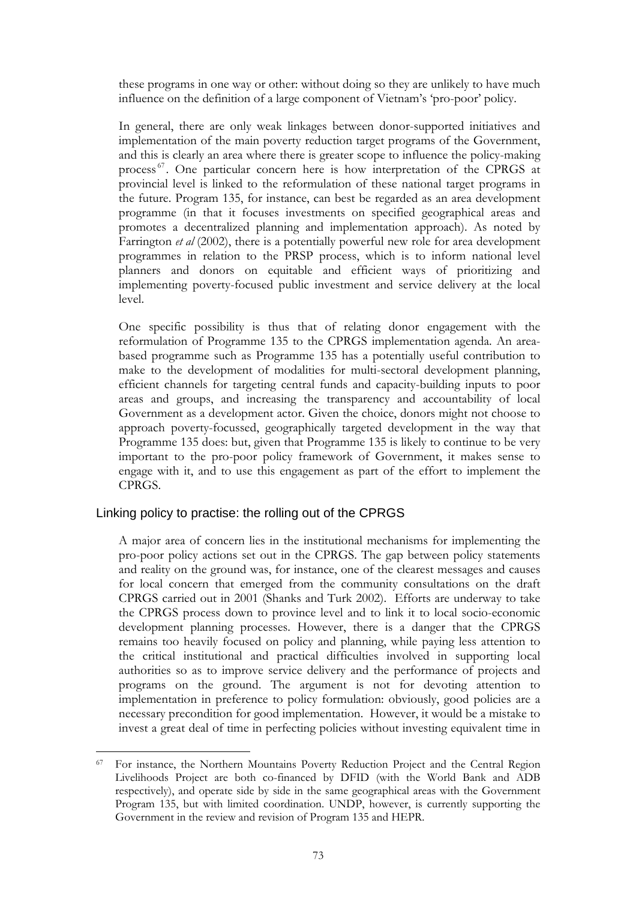these programs in one way or other: without doing so they are unlikely to have much influence on the definition of a large component of Vietnam's 'pro-poor' policy.

In general, there are only weak linkages between donor-supported initiatives and implementation of the main poverty reduction target programs of the Government, and this is clearly an area where there is greater scope to influence the policy-making process[67]. One particular concern here is how interpretation of the CPRGS at provincial level is linked to the reformulation of these national target programs in the future. Program 135, for instance, can best be regarded as an area development programme (in that it focuses investments on specified geographical areas and promotes a decentralized planning and implementation approach). As noted by Farrington *et al* (2002), there is a potentially powerful new role for area development programmes in relation to the PRSP process, which is to inform national level planners and donors on equitable and efficient ways of prioritizing and implementing poverty-focused public investment and service delivery at the local level.

One specific possibility is thus that of relating donor engagement with the reformulation of Programme 135 to the CPRGS implementation agenda. An area-based programme such as Programme 135 has a potentially useful contribution to make to the development of modalities for multi-sectoral development planning, efficient channels for targeting central funds and capacity-building inputs to poor areas and groups, and increasing the transparency and accountability of local Government as a development actor. Given the choice, donors might not choose to approach poverty-focussed, geographically targeted development in the way that Programme 135 does: but, given that Programme 135 is likely to continue to be very important to the pro-poor policy framework of Government, it makes sense to engage with it, and to use this engagement as part of the effort to implement the CPRGS.

## Linking policy to practise: the rolling out of the CPRGS

A major area of concern lies in the institutional mechanisms for implementing the pro-poor policy actions set out in the CPRGS. The gap between policy statements and reality on the ground was, for instance, one of the clearest messages and causes for local concern that emerged from the community consultations on the draft CPRGS carried out in 2001 (Shanks and Turk 2002). Efforts are underway to take the CPRGS process down to province level and to link it to local socio-economic development planning processes. However, there is a danger that the CPRGS remains too heavily focused on policy and planning, while paying less attention to the critical institutional and practical difficulties involved in supporting local authorities so as to improve service delivery and the performance of projects and programs on the ground. The argument is not for devoting attention to implementation in preference to policy formulation: obviously, good policies are a necessary precondition for good implementation. However, it would be a mistake to invest a great deal of time in perfecting policies without investing equivalent time in

---

[67] For instance, the Northern Mountains Poverty Reduction Project and the Central Region Livelihoods Project are both co-financed by DFID (with the World Bank and ADB respectively), and operate side by side in the same geographical areas with the Government Program 135, but with limited coordination. UNDP, however, is currently supporting the Government in the review and revision of Program 135 and HEPR.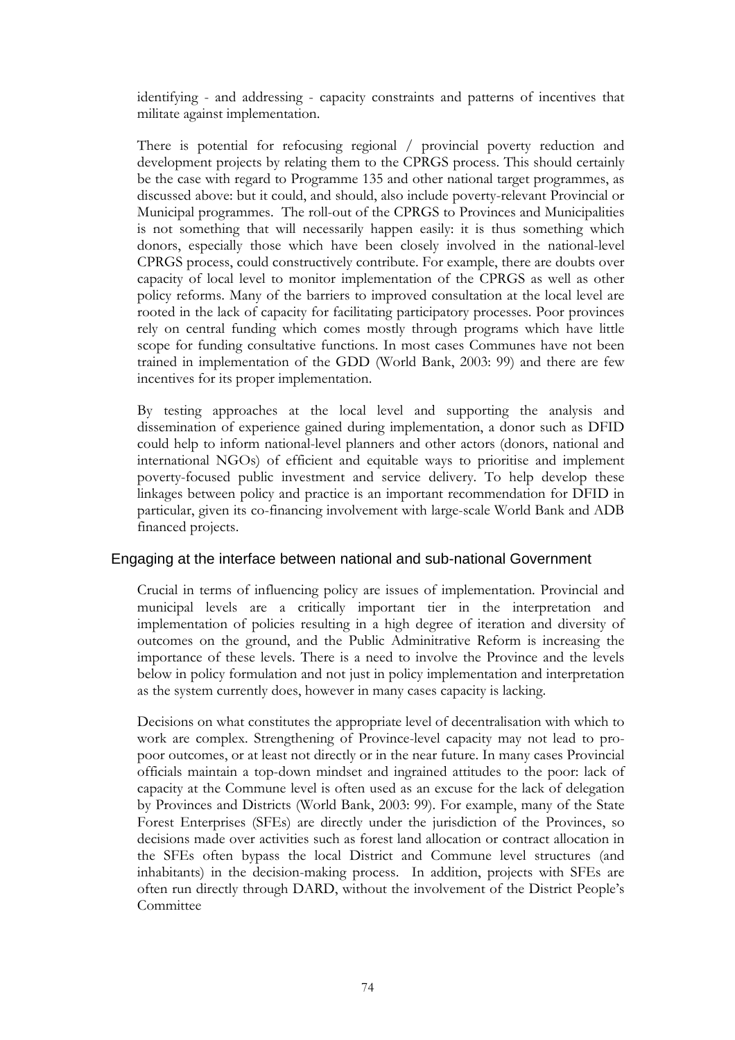identifying - and addressing - capacity constraints and patterns of incentives that militate against implementation.

There is potential for refocusing regional / provincial poverty reduction and development projects by relating them to the CPRGS process. This should certainly be the case with regard to Programme 135 and other national target programmes, as discussed above: but it could, and should, also include poverty-relevant Provincial or Municipal programmes. The roll-out of the CPRGS to Provinces and Municipalities is not something that will necessarily happen easily: it is thus something which donors, especially those which have been closely involved in the national-level CPRGS process, could constructively contribute. For example, there are doubts over capacity of local level to monitor implementation of the CPRGS as well as other policy reforms. Many of the barriers to improved consultation at the local level are rooted in the lack of capacity for facilitating participatory processes. Poor provinces rely on central funding which comes mostly through programs which have little scope for funding consultative functions. In most cases Communes have not been trained in implementation of the GDD (World Bank, 2003: 99) and there are few incentives for its proper implementation.

By testing approaches at the local level and supporting the analysis and dissemination of experience gained during implementation, a donor such as DFID could help to inform national-level planners and other actors (donors, national and international NGOs) of efficient and equitable ways to prioritise and implement poverty-focused public investment and service delivery. To help develop these linkages between policy and practice is an important recommendation for DFID in particular, given its co-financing involvement with large-scale World Bank and ADB financed projects.

## Engaging at the interface between national and sub-national Government

Crucial in terms of influencing policy are issues of implementation. Provincial and municipal levels are a critically important tier in the interpretation and implementation of policies resulting in a high degree of iteration and diversity of outcomes on the ground, and the Public Adminitrative Reform is increasing the importance of these levels. There is a need to involve the Province and the levels below in policy formulation and not just in policy implementation and interpretation as the system currently does, however in many cases capacity is lacking.

Decisions on what constitutes the appropriate level of decentralisation with which to work are complex. Strengthening of Province-level capacity may not lead to pro-poor outcomes, or at least not directly or in the near future. In many cases Provincial officials maintain a top-down mindset and ingrained attitudes to the poor: lack of capacity at the Commune level is often used as an excuse for the lack of delegation by Provinces and Districts (World Bank, 2003: 99). For example, many of the State Forest Enterprises (SFEs) are directly under the jurisdiction of the Provinces, so decisions made over activities such as forest land allocation or contract allocation in the SFEs often bypass the local District and Commune level structures (and inhabitants) in the decision-making process. In addition, projects with SFEs are often run directly through DARD, without the involvement of the District People's Committee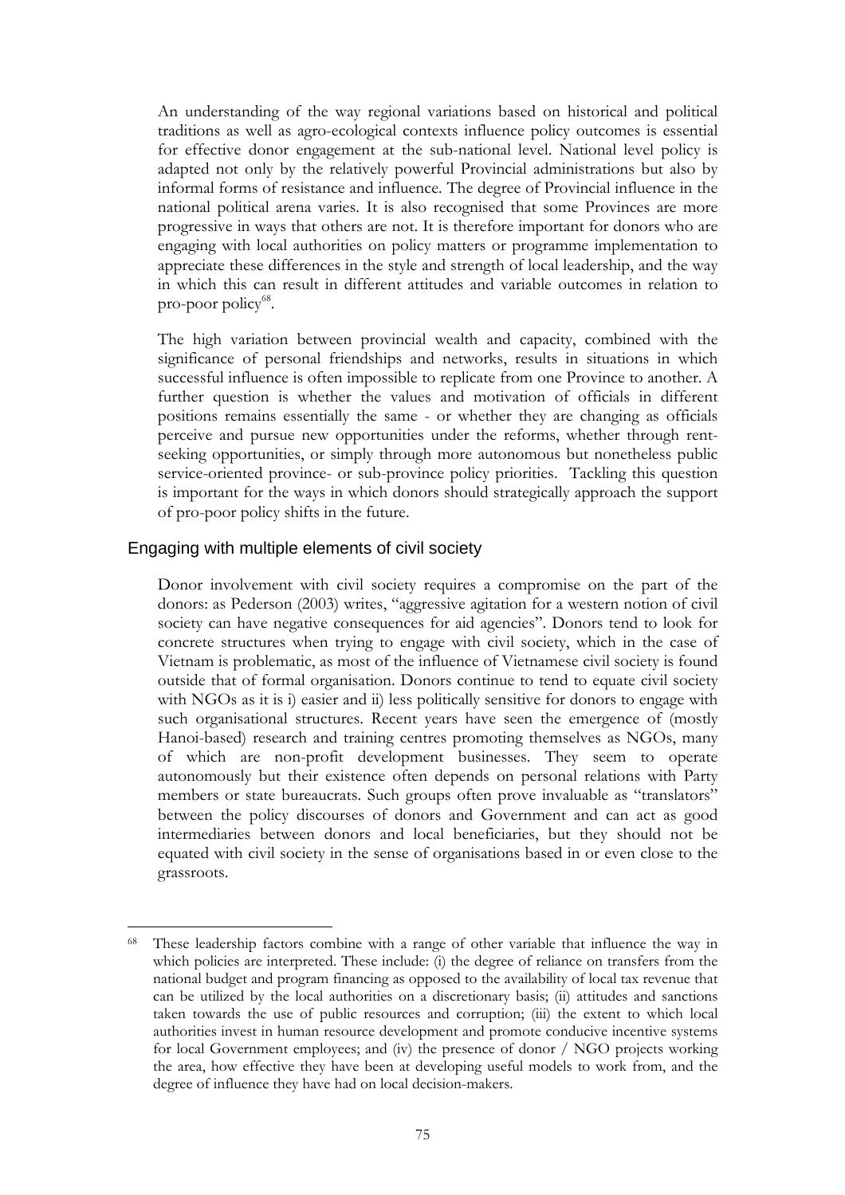An understanding of the way regional variations based on historical and political traditions as well as agro-ecological contexts influence policy outcomes is essential for effective donor engagement at the sub-national level. National level policy is adapted not only by the relatively powerful Provincial administrations but also by informal forms of resistance and influence. The degree of Provincial influence in the national political arena varies. It is also recognised that some Provinces are more progressive in ways that others are not. It is therefore important for donors who are engaging with local authorities on policy matters or programme implementation to appreciate these differences in the style and strength of local leadership, and the way in which this can result in different attitudes and variable outcomes in relation to pro-poor policy[68].

The high variation between provincial wealth and capacity, combined with the significance of personal friendships and networks, results in situations in which successful influence is often impossible to replicate from one Province to another. A further question is whether the values and motivation of officials in different positions remains essentially the same - or whether they are changing as officials perceive and pursue new opportunities under the reforms, whether through rent-seeking opportunities, or simply through more autonomous but nonetheless public service-oriented province- or sub-province policy priorities. Tackling this question is important for the ways in which donors should strategically approach the support of pro-poor policy shifts in the future.

### Engaging with multiple elements of civil society

Donor involvement with civil society requires a compromise on the part of the donors: as Pederson (2003) writes, "aggressive agitation for a western notion of civil society can have negative consequences for aid agencies". Donors tend to look for concrete structures when trying to engage with civil society, which in the case of Vietnam is problematic, as most of the influence of Vietnamese civil society is found outside that of formal organisation. Donors continue to tend to equate civil society with NGOs as it is i) easier and ii) less politically sensitive for donors to engage with such organisational structures. Recent years have seen the emergence of (mostly Hanoi-based) research and training centres promoting themselves as NGOs, many of which are non-profit development businesses. They seem to operate autonomously but their existence often depends on personal relations with Party members or state bureaucrats. Such groups often prove invaluable as "translators" between the policy discourses of donors and Government and can act as good intermediaries between donors and local beneficiaries, but they should not be equated with civil society in the sense of organisations based in or even close to the grassroots.

---

[68] These leadership factors combine with a range of other variable that influence the way in which policies are interpreted. These include: (i) the degree of reliance on transfers from the national budget and program financing as opposed to the availability of local tax revenue that can be utilized by the local authorities on a discretionary basis; (ii) attitudes and sanctions taken towards the use of public resources and corruption; (iii) the extent to which local authorities invest in human resource development and promote conducive incentive systems for local Government employees; and (iv) the presence of donor / NGO projects working the area, how effective they have been at developing useful models to work from, and the degree of influence they have had on local decision-makers.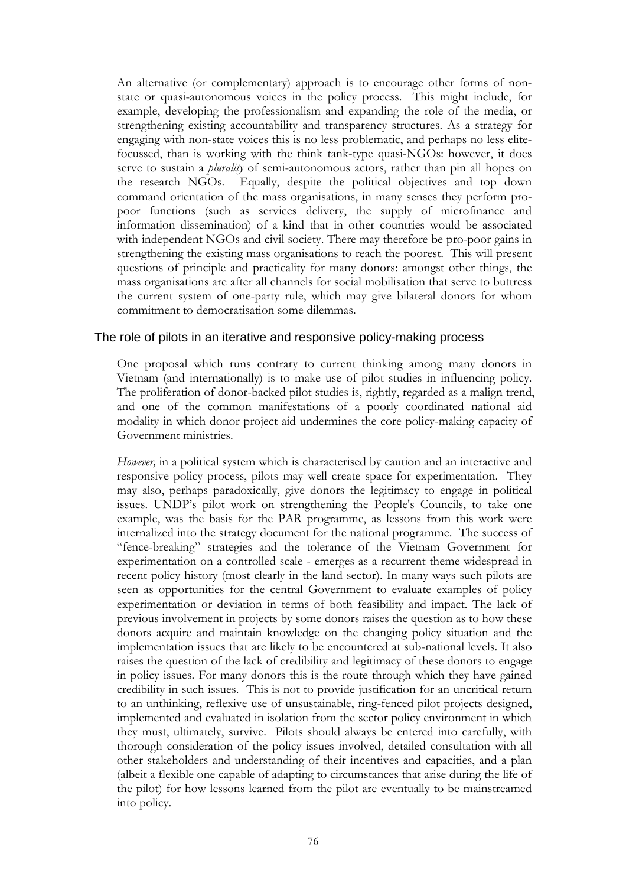An alternative (or complementary) approach is to encourage other forms of non-state or quasi-autonomous voices in the policy process. This might include, for example, developing the professionalism and expanding the role of the media, or strengthening existing accountability and transparency structures. As a strategy for engaging with non-state voices this is no less problematic, and perhaps no less elite-focussed, than is working with the think tank-type quasi-NGOs: however, it does serve to sustain a *plurality* of semi-autonomous actors, rather than pin all hopes on the research NGOs. Equally, despite the political objectives and top down command orientation of the mass organisations, in many senses they perform pro-poor functions (such as services delivery, the supply of microfinance and information dissemination) of a kind that in other countries would be associated with independent NGOs and civil society. There may therefore be pro-poor gains in strengthening the existing mass organisations to reach the poorest. This will present questions of principle and practicality for many donors: amongst other things, the mass organisations are after all channels for social mobilisation that serve to buttress the current system of one-party rule, which may give bilateral donors for whom commitment to democratisation some dilemmas.

### The role of pilots in an iterative and responsive policy-making process

One proposal which runs contrary to current thinking among many donors in Vietnam (and internationally) is to make use of pilot studies in influencing policy. The proliferation of donor-backed pilot studies is, rightly, regarded as a malign trend, and one of the common manifestations of a poorly coordinated national aid modality in which donor project aid undermines the core policy-making capacity of Government ministries.

*However,* in a political system which is characterised by caution and an interactive and responsive policy process, pilots may well create space for experimentation. They may also, perhaps paradoxically, give donors the legitimacy to engage in political issues. UNDP's pilot work on strengthening the People's Councils, to take one example, was the basis for the PAR programme, as lessons from this work were internalized into the strategy document for the national programme. The success of "fence-breaking" strategies and the tolerance of the Vietnam Government for experimentation on a controlled scale - emerges as a recurrent theme widespread in recent policy history (most clearly in the land sector). In many ways such pilots are seen as opportunities for the central Government to evaluate examples of policy experimentation or deviation in terms of both feasibility and impact. The lack of previous involvement in projects by some donors raises the question as to how these donors acquire and maintain knowledge on the changing policy situation and the implementation issues that are likely to be encountered at sub-national levels. It also raises the question of the lack of credibility and legitimacy of these donors to engage in policy issues. For many donors this is the route through which they have gained credibility in such issues. This is not to provide justification for an uncritical return to an unthinking, reflexive use of unsustainable, ring-fenced pilot projects designed, implemented and evaluated in isolation from the sector policy environment in which they must, ultimately, survive. Pilots should always be entered into carefully, with thorough consideration of the policy issues involved, detailed consultation with all other stakeholders and understanding of their incentives and capacities, and a plan (albeit a flexible one capable of adapting to circumstances that arise during the life of the pilot) for how lessons learned from the pilot are eventually to be mainstreamed into policy.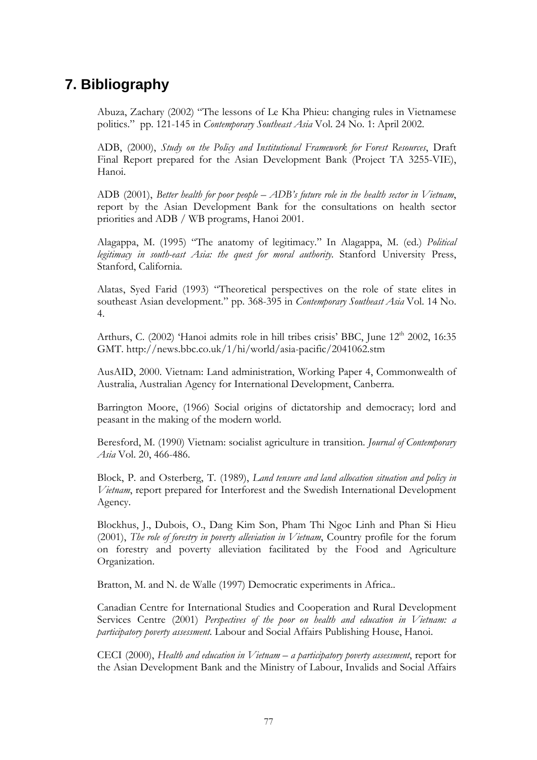# 7. Bibliography

Abuza, Zachary (2002) "The lessons of Le Kha Phieu: changing rules in Vietnamese politics." pp. 121-145 in *Contemporary Southeast Asia* Vol. 24 No. 1: April 2002.

ADB, (2000), *Study on the Policy and Institutional Framework for Forest Resources*, Draft Final Report prepared for the Asian Development Bank (Project TA 3255-VIE), Hanoi.

ADB (2001), *Better health for poor people – ADB's future role in the health sector in Vietnam*, report by the Asian Development Bank for the consultations on health sector priorities and ADB / WB programs, Hanoi 2001.

Alagappa, M. (1995) "The anatomy of legitimacy." In Alagappa, M. (ed.) *Political legitimacy in south-east Asia: the quest for moral authority.* Stanford University Press, Stanford, California.

Alatas, Syed Farid (1993) "Theoretical perspectives on the role of state elites in southeast Asian development." pp. 368-395 in *Contemporary Southeast Asia* Vol. 14 No. 4.

Arthurs, C. (2002) 'Hanoi admits role in hill tribes crisis' BBC, June 12th 2002, 16:35 GMT. http://news.bbc.co.uk/1/hi/world/asia-pacific/2041062.stm

AusAID, 2000. Vietnam: Land administration, Working Paper 4, Commonwealth of Australia, Australian Agency for International Development, Canberra.

Barrington Moore, (1966) Social origins of dictatorship and democracy; lord and peasant in the making of the modern world.

Beresford, M. (1990) Vietnam: socialist agriculture in transition. *Journal of Contemporary Asia* Vol. 20, 466-486.

Block, P. and Osterberg, T. (1989), *Land tensure and land allocation situation and policy in Vietnam*, report prepared for Interforest and the Swedish International Development Agency.

Blockhus, J., Dubois, O., Dang Kim Son, Pham Thi Ngoc Linh and Phan Si Hieu (2001), *The role of forestry in poverty alleviation in Vietnam*, Country profile for the forum on forestry and poverty alleviation facilitated by the Food and Agriculture Organization.

Bratton, M. and N. de Walle (1997) Democratic experiments in Africa..

Canadian Centre for International Studies and Cooperation and Rural Development Services Centre (2001) *Perspectives of the poor on health and education in Vietnam: a participatory poverty assessment.* Labour and Social Affairs Publishing House, Hanoi.

CECI (2000), *Health and education in Vietnam – a participatory poverty assessment*, report for the Asian Development Bank and the Ministry of Labour, Invalids and Social Affairs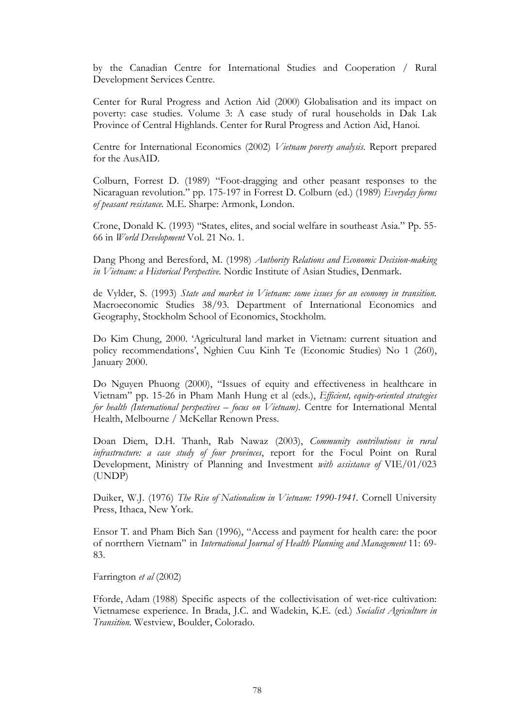by the Canadian Centre for International Studies and Cooperation / Rural Development Services Centre.

Center for Rural Progress and Action Aid (2000) Globalisation and its impact on poverty: case studies. Volume 3: A case study of rural households in Dak Lak Province of Central Highlands. Center for Rural Progress and Action Aid, Hanoi.

Centre for International Economics (2002) *Vietnam poverty analysis*. Report prepared for the AusAID.

Colburn, Forrest D. (1989) "Foot-dragging and other peasant responses to the Nicaraguan revolution." pp. 175-197 in Forrest D. Colburn (ed.) (1989) *Everyday forms of peasant resistance.* M.E. Sharpe: Armonk, London.

Crone, Donald K. (1993) "States, elites, and social welfare in southeast Asia." Pp. 55-66 in *World Development* Vol. 21 No. 1.

Dang Phong and Beresford, M. (1998) *Authority Relations and Economic Decision-making in Vietnam: a Historical Perspective.* Nordic Institute of Asian Studies, Denmark.

de Vylder, S. (1993) *State and market in Vietnam: some issues for an economy in transition.* Macroeconomic Studies 38/93. Department of International Economics and Geography, Stockholm School of Economics, Stockholm.

Do Kim Chung, 2000. 'Agricultural land market in Vietnam: current situation and policy recommendations', Nghien Cuu Kinh Te (Economic Studies) No 1 (260), January 2000.

Do Nguyen Phuong (2000), "Issues of equity and effectiveness in healthcare in Vietnam" pp. 15-26 in Pham Manh Hung et al (eds.), *Efficient, equity-oriented strategies for health (International perspectives – focus on Vietnam).* Centre for International Mental Health, Melbourne / McKellar Renown Press.

Doan Diem, D.H. Thanh, Rab Nawaz (2003), *Community contributions in rural infrastructure: a case study of four provinces*, report for the Focul Point on Rural Development, Ministry of Planning and Investment *with assistance of* VIE/01/023 (UNDP)

Duiker, W.J. (1976) *The Rise of Nationalism in Vietnam: 1990-1941.* Cornell University Press, Ithaca, New York.

Ensor T. and Pham Bich San (1996), "Access and payment for health care: the poor of norrthern Vietnam" in *International Journal of Health Planning and Management* 11: 69-83.

Farrington *et al* (2002)

Fforde, Adam (1988) Specific aspects of the collectivisation of wet-rice cultivation: Vietnamese experience. In Brada, J.C. and Wadekin, K.E. (ed.) *Socialist Agriculture in Transition.* Westview, Boulder, Colorado.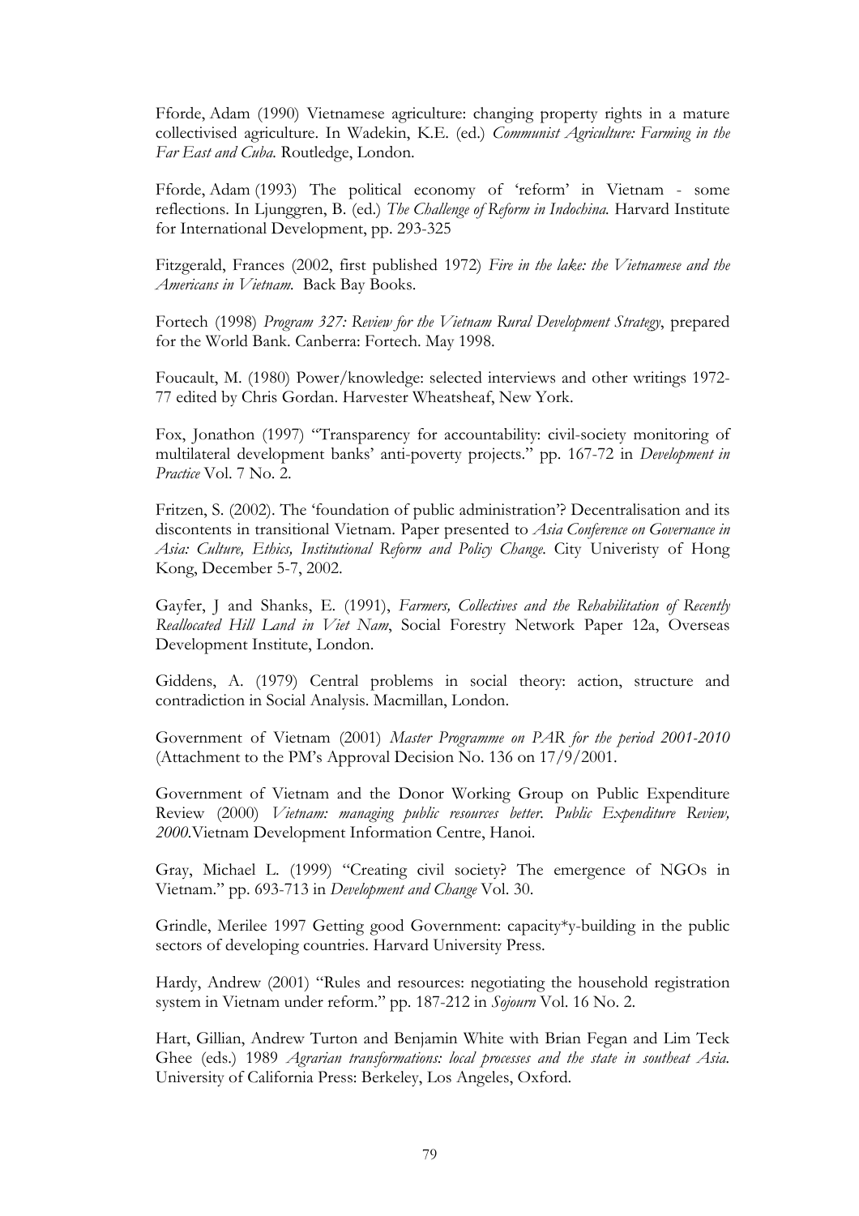Fforde, Adam (1990) Vietnamese agriculture: changing property rights in a mature collectivised agriculture. In Wadekin, K.E. (ed.) *Communist Agriculture: Farming in the Far East and Cuba.* Routledge, London.

Fforde, Adam (1993) The political economy of 'reform' in Vietnam - some reflections. In Ljunggren, B. (ed.) *The Challenge of Reform in Indochina.* Harvard Institute for International Development, pp. 293-325

Fitzgerald, Frances (2002, first published 1972) *Fire in the lake: the Vietnamese and the Americans in Vietnam.* Back Bay Books.

Fortech (1998) *Program 327: Review for the Vietnam Rural Development Strategy*, prepared for the World Bank. Canberra: Fortech. May 1998.

Foucault, M. (1980) Power/knowledge: selected interviews and other writings 1972-77 edited by Chris Gordan. Harvester Wheatsheaf, New York.

Fox, Jonathon (1997) "Transparency for accountability: civil-society monitoring of multilateral development banks' anti-poverty projects." pp. 167-72 in *Development in Practice* Vol. 7 No. 2.

Fritzen, S. (2002). The 'foundation of public administration'? Decentralisation and its discontents in transitional Vietnam. Paper presented to *Asia Conference on Governance in Asia: Culture, Ethics, Institutional Reform and Policy Change.* City Univeristy of Hong Kong, December 5-7, 2002.

Gayfer, J and Shanks, E. (1991), *Farmers, Collectives and the Rehabilitation of Recently Reallocated Hill Land in Viet Nam*, Social Forestry Network Paper 12a, Overseas Development Institute, London.

Giddens, A. (1979) Central problems in social theory: action, structure and contradiction in Social Analysis. Macmillan, London.

Government of Vietnam (2001) *Master Programme on PAR for the period 2001-2010* (Attachment to the PM's Approval Decision No. 136 on 17/9/2001.

Government of Vietnam and the Donor Working Group on Public Expenditure Review (2000) *Vietnam: managing public resources better. Public Expenditure Review, 2000.*Vietnam Development Information Centre, Hanoi.

Gray, Michael L. (1999) "Creating civil society? The emergence of NGOs in Vietnam." pp. 693-713 in *Development and Change* Vol. 30.

Grindle, Merilee 1997 Getting good Government: capacity*y-building in the public sectors of developing countries. Harvard University Press.

Hardy, Andrew (2001) "Rules and resources: negotiating the household registration system in Vietnam under reform." pp. 187-212 in *Sojourn* Vol. 16 No. 2.

Hart, Gillian, Andrew Turton and Benjamin White with Brian Fegan and Lim Teck Ghee (eds.) 1989 *Agrarian transformations: local processes and the state in southeat Asia.* University of California Press: Berkeley, Los Angeles, Oxford.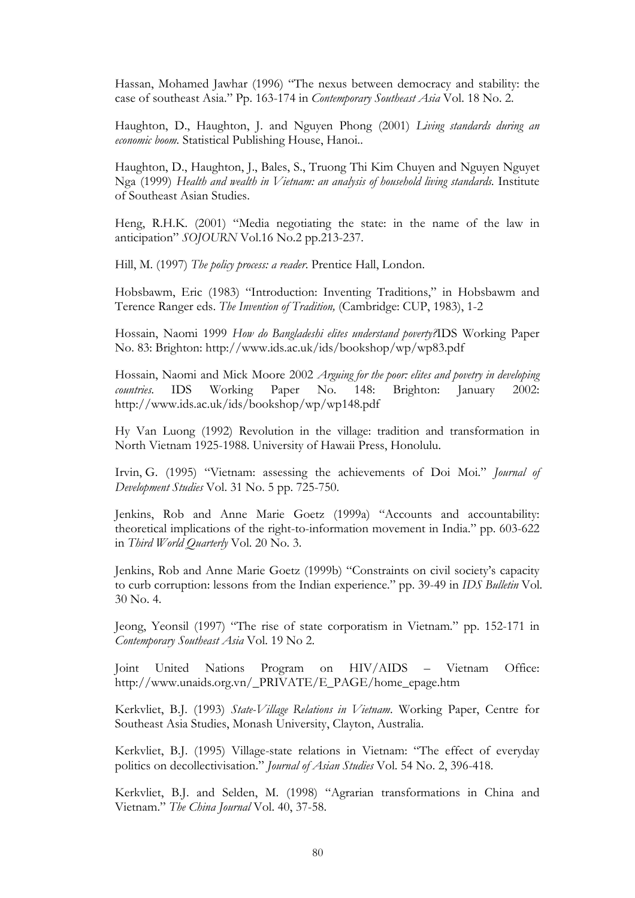Hassan, Mohamed Jawhar (1996) "The nexus between democracy and stability: the case of southeast Asia." Pp. 163-174 in *Contemporary Southeast Asia* Vol. 18 No. 2.

Haughton, D., Haughton, J. and Nguyen Phong (2001) *Living standards during an economic boom.* Statistical Publishing House, Hanoi..

Haughton, D., Haughton, J., Bales, S., Truong Thi Kim Chuyen and Nguyen Nguyet Nga (1999) *Health and wealth in Vietnam: an analysis of household living standards.* Institute of Southeast Asian Studies.

Heng, R.H.K. (2001) "Media negotiating the state: in the name of the law in anticipation" *SOJOURN* Vol.16 No.2 pp.213-237.

Hill, M. (1997) *The policy process: a reader*. Prentice Hall, London.

Hobsbawm, Eric (1983) "Introduction: Inventing Traditions," in Hobsbawm and Terence Ranger eds. *The Invention of Tradition,* (Cambridge: CUP, 1983), 1-2

Hossain, Naomi 1999 *How do Bangladeshi elites understand poverty?*IDS Working Paper No. 83: Brighton: http://www.ids.ac.uk/ids/bookshop/wp/wp83.pdf

Hossain, Naomi and Mick Moore 2002 *Arguing for the poor: elites and povetry in developing countries.* IDS Working Paper No. 148: Brighton: January 2002: http://www.ids.ac.uk/ids/bookshop/wp/wp148.pdf

Hy Van Luong (1992) Revolution in the village: tradition and transformation in North Vietnam 1925-1988. University of Hawaii Press, Honolulu.

Irvin, G. (1995) "Vietnam: assessing the achievements of Doi Moi." *Journal of Development Studies* Vol. 31 No. 5 pp. 725-750.

Jenkins, Rob and Anne Marie Goetz (1999a) "Accounts and accountability: theoretical implications of the right-to-information movement in India." pp. 603-622 in *Third World Quarterly* Vol. 20 No. 3.

Jenkins, Rob and Anne Marie Goetz (1999b) "Constraints on civil society's capacity to curb corruption: lessons from the Indian experience." pp. 39-49 in *IDS Bulletin* Vol. 30 No. 4.

Jeong, Yeonsil (1997) "The rise of state corporatism in Vietnam." pp. 152-171 in *Contemporary Southeast Asia* Vol. 19 No 2.

Joint United Nations Program on HIV/AIDS – Vietnam Office: http://www.unaids.org.vn/_PRIVATE/E_PAGE/home_epage.htm

Kerkvliet, B.J. (1993) *State-Village Relations in Vietnam*. Working Paper, Centre for Southeast Asia Studies, Monash University, Clayton, Australia.

Kerkvliet, B.J. (1995) Village-state relations in Vietnam: "The effect of everyday politics on decollectivisation." *Journal of Asian Studies* Vol. 54 No. 2, 396-418.

Kerkvliet, B.J. and Selden, M. (1998) "Agrarian transformations in China and Vietnam." *The China Journal* Vol. 40, 37-58.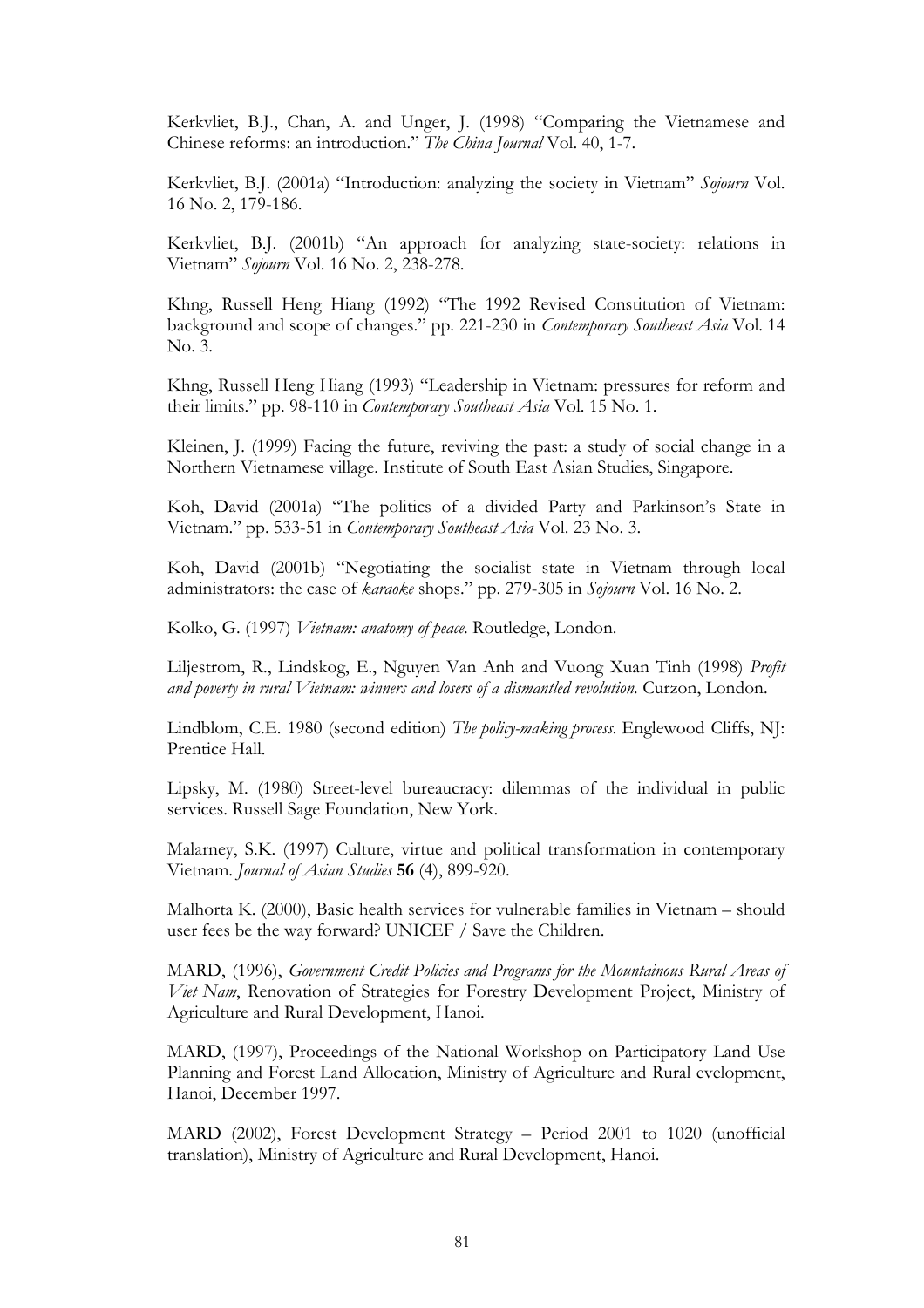Kerkvliet, B.J., Chan, A. and Unger, J. (1998) "Comparing the Vietnamese and Chinese reforms: an introduction." *The China Journal* Vol. 40, 1-7.

Kerkvliet, B.J. (2001a) "Introduction: analyzing the society in Vietnam" *Sojourn* Vol. 16 No. 2, 179-186.

Kerkvliet, B.J. (2001b) "An approach for analyzing state-society: relations in Vietnam" *Sojourn* Vol. 16 No. 2, 238-278.

Khng, Russell Heng Hiang (1992) "The 1992 Revised Constitution of Vietnam: background and scope of changes." pp. 221-230 in *Contemporary Southeast Asia* Vol. 14 No. 3.

Khng, Russell Heng Hiang (1993) "Leadership in Vietnam: pressures for reform and their limits." pp. 98-110 in *Contemporary Southeast Asia* Vol. 15 No. 1.

Kleinen, J. (1999) Facing the future, reviving the past: a study of social change in a Northern Vietnamese village. Institute of South East Asian Studies, Singapore.

Koh, David (2001a) "The politics of a divided Party and Parkinson's State in Vietnam." pp. 533-51 in *Contemporary Southeast Asia* Vol. 23 No. 3.

Koh, David (2001b) "Negotiating the socialist state in Vietnam through local administrators: the case of *karaoke* shops." pp. 279-305 in *Sojourn* Vol. 16 No. 2.

Kolko, G. (1997) *Vietnam: anatomy of peace.* Routledge, London.

Liljestrom, R., Lindskog, E., Nguyen Van Anh and Vuong Xuan Tinh (1998) *Profit and poverty in rural Vietnam: winners and losers of a dismantled revolution.* Curzon, London.

Lindblom, C.E. 1980 (second edition) *The policy-making process.* Englewood Cliffs, NJ: Prentice Hall.

Lipsky, M. (1980) Street-level bureaucracy: dilemmas of the individual in public services. Russell Sage Foundation, New York.

Malarney, S.K. (1997) Culture, virtue and political transformation in contemporary Vietnam. *Journal of Asian Studies* **56** (4), 899-920.

Malhorta K. (2000), Basic health services for vulnerable families in Vietnam – should user fees be the way forward? UNICEF / Save the Children.

MARD, (1996), *Government Credit Policies and Programs for the Mountainous Rural Areas of Viet Nam*, Renovation of Strategies for Forestry Development Project, Ministry of Agriculture and Rural Development, Hanoi.

MARD, (1997), Proceedings of the National Workshop on Participatory Land Use Planning and Forest Land Allocation, Ministry of Agriculture and Rural evelopment, Hanoi, December 1997.

MARD (2002), Forest Development Strategy – Period 2001 to 1020 (unofficial translation), Ministry of Agriculture and Rural Development, Hanoi.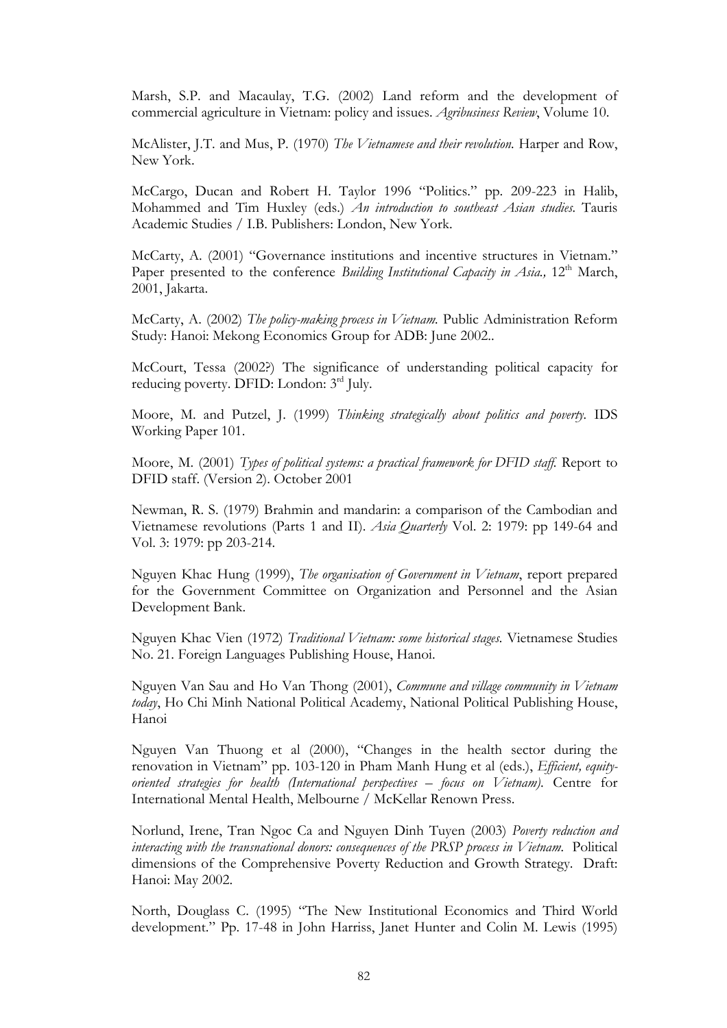Marsh, S.P. and Macaulay, T.G. (2002) Land reform and the development of commercial agriculture in Vietnam: policy and issues. *Agribusiness Review*, Volume 10.

McAlister, J.T. and Mus, P. (1970) *The Vietnamese and their revolution.* Harper and Row, New York.

McCargo, Ducan and Robert H. Taylor 1996 "Politics." pp. 209-223 in Halib, Mohammed and Tim Huxley (eds.) *An introduction to southeast Asian studies.* Tauris Academic Studies / I.B. Publishers: London, New York.

McCarty, A. (2001) "Governance institutions and incentive structures in Vietnam." Paper presented to the conference *Building Institutional Capacity in Asia.,* 12th March, 2001, Jakarta.

McCarty, A. (2002) *The policy-making process in Vietnam.* Public Administration Reform Study: Hanoi: Mekong Economics Group for ADB: June 2002..

McCourt, Tessa (2002?) The significance of understanding political capacity for reducing poverty. DFID: London: 3rd July.

Moore, M. and Putzel, J. (1999) *Thinking strategically about politics and poverty.* IDS Working Paper 101.

Moore, M. (2001) *Types of political systems: a practical framework for DFID staff.* Report to DFID staff. (Version 2). October 2001

Newman, R. S. (1979) Brahmin and mandarin: a comparison of the Cambodian and Vietnamese revolutions (Parts 1 and II). *Asia Quarterly* Vol. 2: 1979: pp 149-64 and Vol. 3: 1979: pp 203-214.

Nguyen Khac Hung (1999), *The organisation of Government in Vietnam*, report prepared for the Government Committee on Organization and Personnel and the Asian Development Bank.

Nguyen Khac Vien (1972) *Traditional Vietnam: some historical stages.* Vietnamese Studies No. 21. Foreign Languages Publishing House, Hanoi.

Nguyen Van Sau and Ho Van Thong (2001), *Commune and village community in Vietnam today*, Ho Chi Minh National Political Academy, National Political Publishing House, Hanoi

Nguyen Van Thuong et al (2000), "Changes in the health sector during the renovation in Vietnam" pp. 103-120 in Pham Manh Hung et al (eds.), *Efficient, equity-oriented strategies for health (International perspectives – focus on Vietnam).* Centre for International Mental Health, Melbourne / McKellar Renown Press.

Norlund, Irene, Tran Ngoc Ca and Nguyen Dinh Tuyen (2003) *Poverty reduction and interacting with the transnational donors: consequences of the PRSP process in Vietnam.* Political dimensions of the Comprehensive Poverty Reduction and Growth Strategy. Draft: Hanoi: May 2002.

North, Douglass C. (1995) "The New Institutional Economics and Third World development." Pp. 17-48 in John Harriss, Janet Hunter and Colin M. Lewis (1995)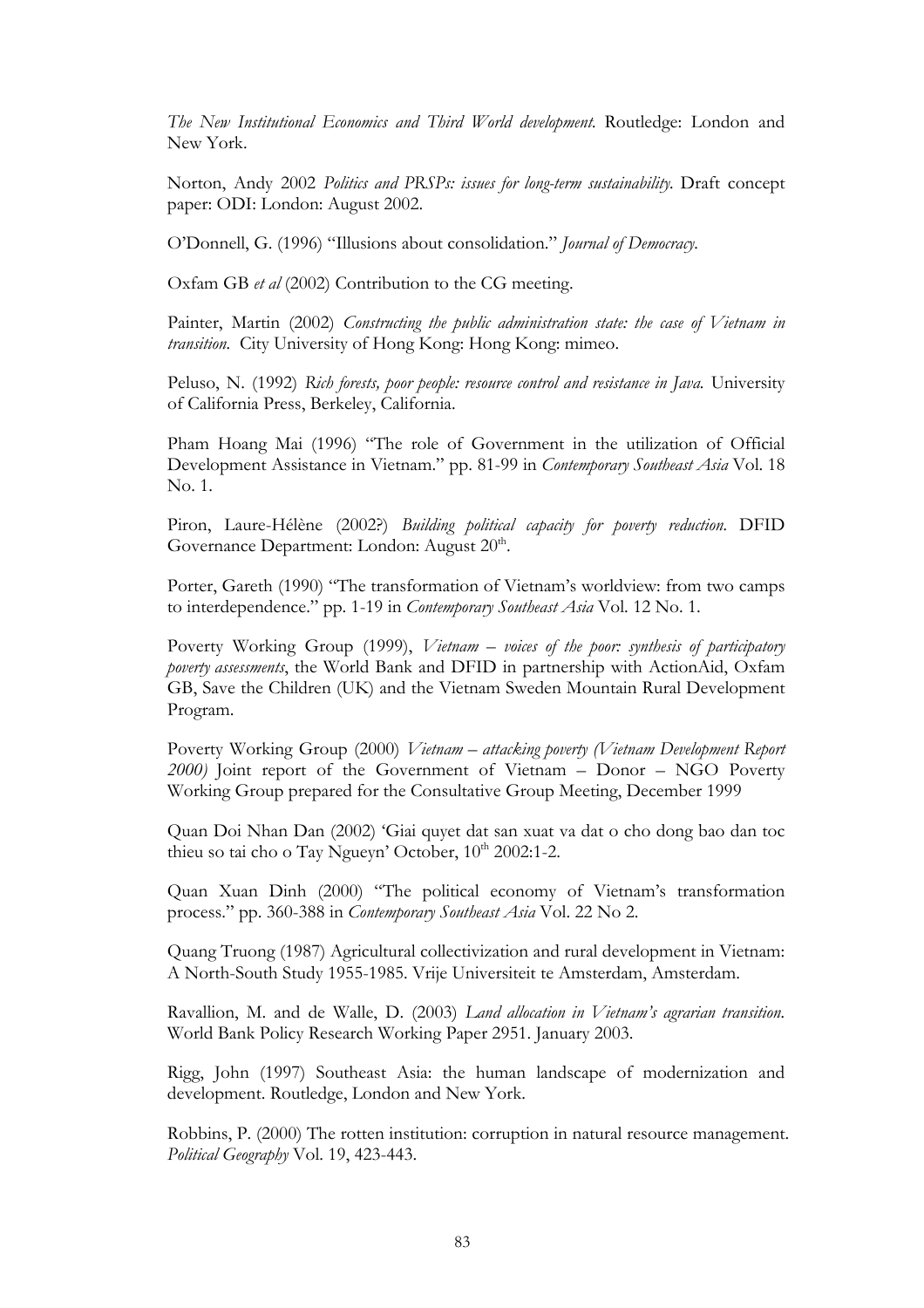*The New Institutional Economics and Third World development*. Routledge: London and New York.

Norton, Andy 2002 *Politics and PRSPs: issues for long-term sustainability*. Draft concept paper: ODI: London: August 2002.

O'Donnell, G. (1996) "Illusions about consolidation." *Journal of Democracy*.

Oxfam GB *et al* (2002) Contribution to the CG meeting.

Painter, Martin (2002) *Constructing the public administration state: the case of Vietnam in transition*. City University of Hong Kong: Hong Kong: mimeo.

Peluso, N. (1992) *Rich forests, poor people: resource control and resistance in Java.* University of California Press, Berkeley, California.

Pham Hoang Mai (1996) "The role of Government in the utilization of Official Development Assistance in Vietnam." pp. 81-99 in *Contemporary Southeast Asia* Vol. 18 No. 1.

Piron, Laure-Hélène (2002?) *Building political capacity for poverty reduction*. DFID Governance Department: London: August 20th.

Porter, Gareth (1990) "The transformation of Vietnam's worldview: from two camps to interdependence." pp. 1-19 in *Contemporary Southeast Asia* Vol. 12 No. 1.

Poverty Working Group (1999), *Vietnam – voices of the poor: synthesis of participatory poverty assessments*, the World Bank and DFID in partnership with ActionAid, Oxfam GB, Save the Children (UK) and the Vietnam Sweden Mountain Rural Development Program.

Poverty Working Group (2000) *Vietnam – attacking poverty (Vietnam Development Report 2000)* Joint report of the Government of Vietnam – Donor – NGO Poverty Working Group prepared for the Consultative Group Meeting, December 1999

Quan Doi Nhan Dan (2002) 'Giai quyet dat san xuat va dat o cho dong bao dan toc thieu so tai cho o Tay Ngueyn' October, 10th 2002:1-2.

Quan Xuan Dinh (2000) "The political economy of Vietnam's transformation process." pp. 360-388 in *Contemporary Southeast Asia* Vol. 22 No 2.

Quang Truong (1987) Agricultural collectivization and rural development in Vietnam: A North-South Study 1955-1985. Vrije Universiteit te Amsterdam, Amsterdam.

Ravallion, M. and de Walle, D. (2003) *Land allocation in Vietnam's agrarian transition*. World Bank Policy Research Working Paper 2951. January 2003.

Rigg, John (1997) Southeast Asia: the human landscape of modernization and development. Routledge, London and New York.

Robbins, P. (2000) The rotten institution: corruption in natural resource management. *Political Geography* Vol. 19, 423-443.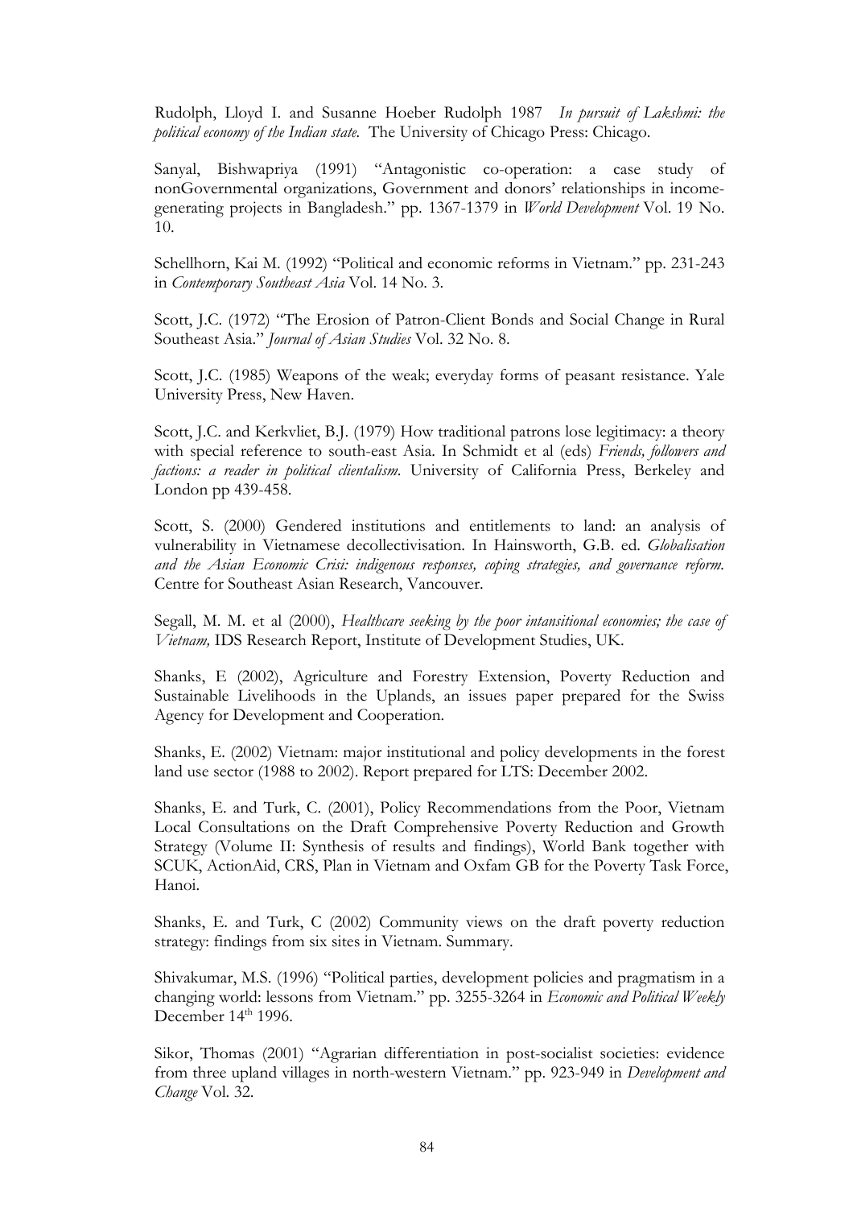Rudolph, Lloyd I. and Susanne Hoeber Rudolph 1987 *In pursuit of Lakshmi: the political economy of the Indian state.* The University of Chicago Press: Chicago.

Sanyal, Bishwapriya (1991) "Antagonistic co-operation: a case study of nonGovernmental organizations, Government and donors' relationships in income-generating projects in Bangladesh." pp. 1367-1379 in *World Development* Vol. 19 No. 10.

Schellhorn, Kai M. (1992) "Political and economic reforms in Vietnam." pp. 231-243 in *Contemporary Southeast Asia* Vol. 14 No. 3.

Scott, J.C. (1972) "The Erosion of Patron-Client Bonds and Social Change in Rural Southeast Asia." *Journal of Asian Studies* Vol. 32 No. 8.

Scott, J.C. (1985) Weapons of the weak; everyday forms of peasant resistance. Yale University Press, New Haven.

Scott, J.C. and Kerkvliet, B.J. (1979) How traditional patrons lose legitimacy: a theory with special reference to south-east Asia. In Schmidt et al (eds) *Friends, followers and factions: a reader in political clientalism.* University of California Press, Berkeley and London pp 439-458.

Scott, S. (2000) Gendered institutions and entitlements to land: an analysis of vulnerability in Vietnamese decollectivisation. In Hainsworth, G.B. ed. *Globalisation and the Asian Economic Crisi: indigenous responses, coping strategies, and governance reform.* Centre for Southeast Asian Research, Vancouver.

Segall, M. M. et al (2000), *Healthcare seeking by the poor intansitional economies; the case of Vietnam,* IDS Research Report, Institute of Development Studies, UK.

Shanks, E (2002), Agriculture and Forestry Extension, Poverty Reduction and Sustainable Livelihoods in the Uplands, an issues paper prepared for the Swiss Agency for Development and Cooperation.

Shanks, E. (2002) Vietnam: major institutional and policy developments in the forest land use sector (1988 to 2002). Report prepared for LTS: December 2002.

Shanks, E. and Turk, C. (2001), Policy Recommendations from the Poor, Vietnam Local Consultations on the Draft Comprehensive Poverty Reduction and Growth Strategy (Volume II: Synthesis of results and findings), World Bank together with SCUK, ActionAid, CRS, Plan in Vietnam and Oxfam GB for the Poverty Task Force, Hanoi.

Shanks, E. and Turk, C (2002) Community views on the draft poverty reduction strategy: findings from six sites in Vietnam. Summary.

Shivakumar, M.S. (1996) "Political parties, development policies and pragmatism in a changing world: lessons from Vietnam." pp. 3255-3264 in *Economic and Political Weekly* December 14th 1996.

Sikor, Thomas (2001) "Agrarian differentiation in post-socialist societies: evidence from three upland villages in north-western Vietnam." pp. 923-949 in *Development and Change* Vol. 32.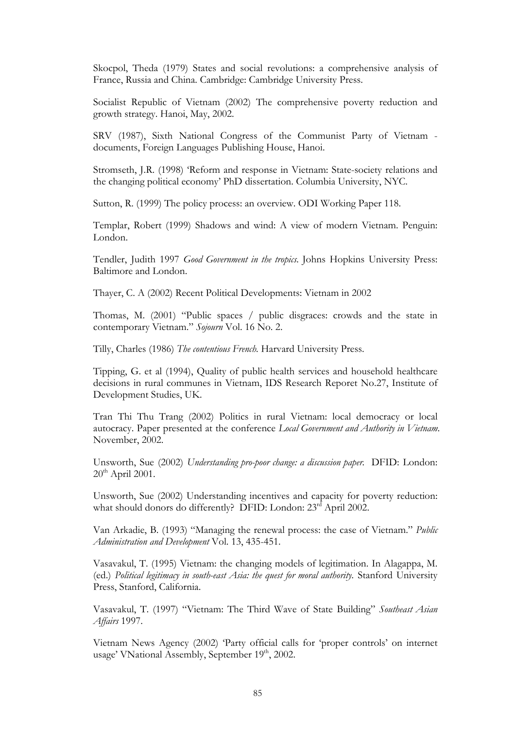Skocpol, Theda (1979) States and social revolutions: a comprehensive analysis of France, Russia and China. Cambridge: Cambridge University Press.

Socialist Republic of Vietnam (2002) The comprehensive poverty reduction and growth strategy. Hanoi, May, 2002.

SRV (1987), Sixth National Congress of the Communist Party of Vietnam - documents, Foreign Languages Publishing House, Hanoi.

Stromseth, J.R. (1998) 'Reform and response in Vietnam: State-society relations and the changing political economy' PhD dissertation. Columbia University, NYC.

Sutton, R. (1999) The policy process: an overview. ODI Working Paper 118.

Templar, Robert (1999) Shadows and wind: A view of modern Vietnam. Penguin: London.

Tendler, Judith 1997 *Good Government in the tropics*. Johns Hopkins University Press: Baltimore and London.

Thayer, C. A (2002) Recent Political Developments: Vietnam in 2002

Thomas, M. (2001) "Public spaces / public disgraces: crowds and the state in contemporary Vietnam." *Sojourn* Vol. 16 No. 2.

Tilly, Charles (1986) *The contentious French.* Harvard University Press.

Tipping, G. et al (1994), Quality of public health services and household healthcare decisions in rural communes in Vietnam, IDS Research Reporet No.27, Institute of Development Studies, UK.

Tran Thi Thu Trang (2002) Politics in rural Vietnam: local democracy or local autocracy. Paper presented at the conference *Local Government and Authority in Vietnam*. November, 2002.

Unsworth, Sue (2002) *Understanding pro-poor change: a discussion paper.* DFID: London: 20th April 2001.

Unsworth, Sue (2002) Understanding incentives and capacity for poverty reduction: what should donors do differently? DFID: London: 23rd April 2002.

Van Arkadie, B. (1993) "Managing the renewal process: the case of Vietnam." *Public Administration and Development* Vol. 13, 435-451.

Vasavakul, T. (1995) Vietnam: the changing models of legitimation. In Alagappa, M. (ed.) *Political legitimacy in south-east Asia: the quest for moral authority.* Stanford University Press, Stanford, California.

Vasavakul, T. (1997) "Vietnam: The Third Wave of State Building" *Southeast Asian Affairs* 1997.

Vietnam News Agency (2002) 'Party official calls for 'proper controls' on internet usage' VNational Assembly, September 19th, 2002.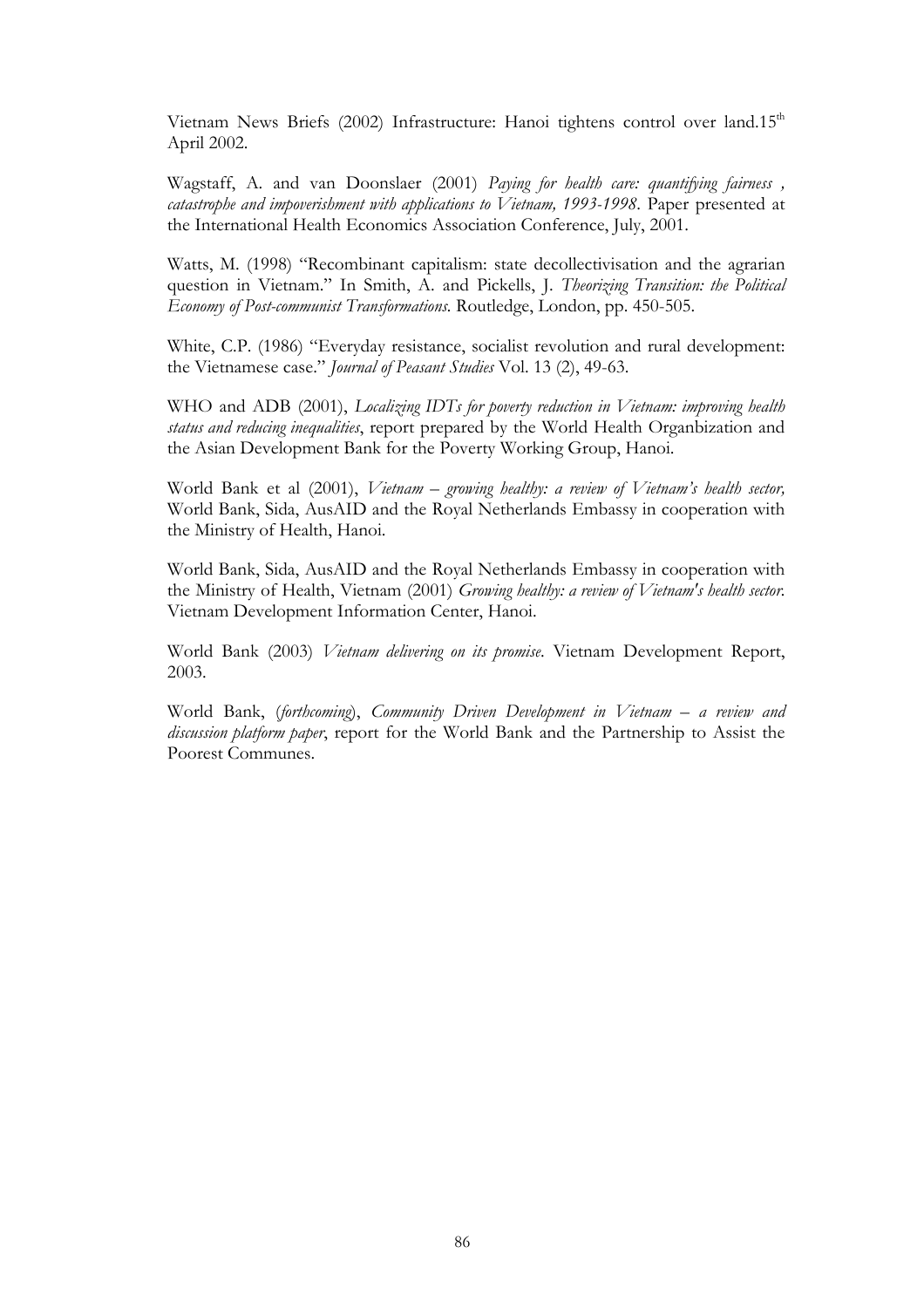Vietnam News Briefs (2002) Infrastructure: Hanoi tightens control over land.15th April 2002.

Wagstaff, A. and van Doonslaer (2001) *Paying for health care: quantifying fairness , catastrophe and impoverishment with applications to Vietnam, 1993-1998*. Paper presented at the International Health Economics Association Conference, July, 2001.

Watts, M. (1998) "Recombinant capitalism: state decollectivisation and the agrarian question in Vietnam." In Smith, A. and Pickells, J. *Theorizing Transition: the Political Economy of Post-communist Transformations.* Routledge, London, pp. 450-505.

White, C.P. (1986) "Everyday resistance, socialist revolution and rural development: the Vietnamese case." *Journal of Peasant Studies* Vol. 13 (2), 49-63.

WHO and ADB (2001), *Localizing IDTs for poverty reduction in Vietnam: improving health status and reducing inequalities*, report prepared by the World Health Organbization and the Asian Development Bank for the Poverty Working Group, Hanoi.

World Bank et al (2001), *Vietnam – growing healthy: a review of Vietnam's health sector,* World Bank, Sida, AusAID and the Royal Netherlands Embassy in cooperation with the Ministry of Health, Hanoi.

World Bank, Sida, AusAID and the Royal Netherlands Embassy in cooperation with the Ministry of Health, Vietnam (2001) *Growing healthy: a review of Vietnam's health sector.* Vietnam Development Information Center, Hanoi.

World Bank (2003) *Vietnam delivering on its promise*. Vietnam Development Report, 2003.

World Bank, (*forthcoming*), *Community Driven Development in Vietnam – a review and discussion platform paper*, report for the World Bank and the Partnership to Assist the Poorest Communes.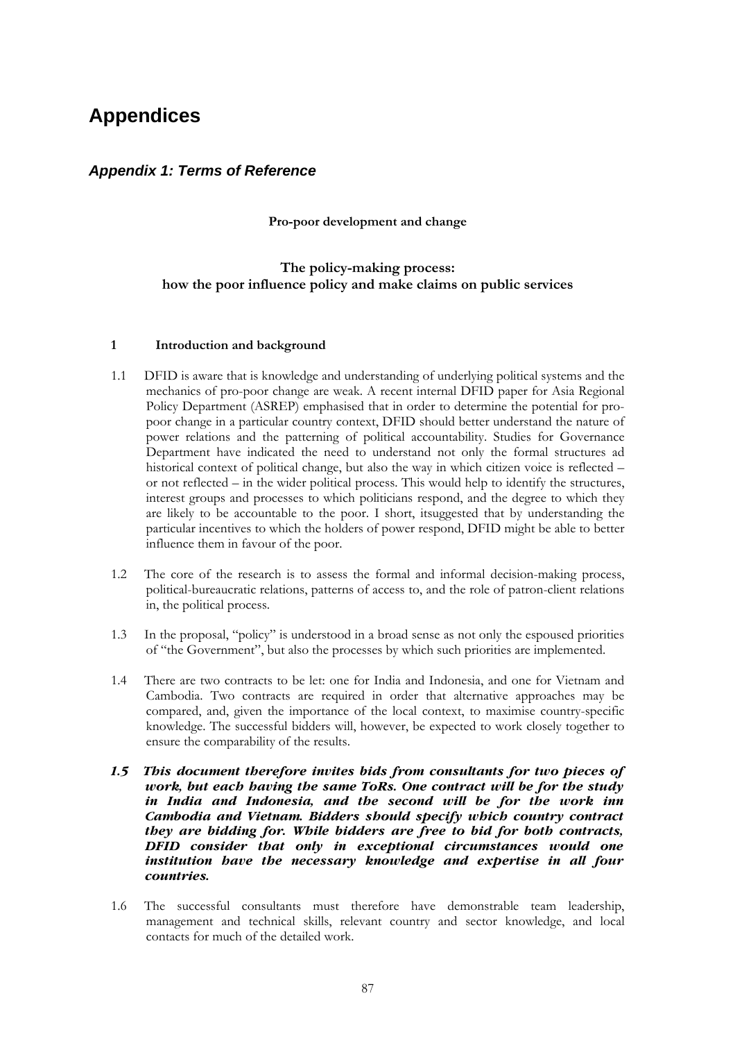# Appendices

## *Appendix 1: Terms of Reference*

**Pro-poor development and change**

### The policy-making process: how the poor influence policy and make claims on public services

**1 Introduction and background**

1.1 DFID is aware that is knowledge and understanding of underlying political systems and the mechanics of pro-poor change are weak. A recent internal DFID paper for Asia Regional Policy Department (ASREP) emphasised that in order to determine the potential for pro-poor change in a particular country context, DFID should better understand the nature of power relations and the patterning of political accountability. Studies for Governance Department have indicated the need to understand not only the formal structures ad historical context of political change, but also the way in which citizen voice is reflected – or not reflected – in the wider political process. This would help to identify the structures, interest groups and processes to which politicians respond, and the degree to which they are likely to be accountable to the poor. I short, itsuggested that by understanding the particular incentives to which the holders of power respond, DFID might be able to better influence them in favour of the poor.

1.2 The core of the research is to assess the formal and informal decision-making process, political-bureaucratic relations, patterns of access to, and the role of patron-client relations in, the political process.

1.3 In the proposal, "policy" is understood in a broad sense as not only the espoused priorities of "the Government", but also the processes by which such priorities are implemented.

1.4 There are two contracts to be let: one for India and Indonesia, and one for Vietnam and Cambodia. Two contracts are required in order that alternative approaches may be compared, and, given the importance of the local context, to maximise country-specific knowledge. The successful bidders will, however, be expected to work closely together to ensure the comparability of the results.

***1.5 This document therefore invites bids from consultants for two pieces of work, but each having the same ToRs. One contract will be for the study in India and Indonesia, and the second will be for the work inn Cambodia and Vietnam. Bidders should specify which country contract they are bidding for. While bidders are free to bid for both contracts, DFID consider that only in exceptional circumstances would one institution have the necessary knowledge and expertise in all four countries.***

1.6 The successful consultants must therefore have demonstrable team leadership, management and technical skills, relevant country and sector knowledge, and local contacts for much of the detailed work.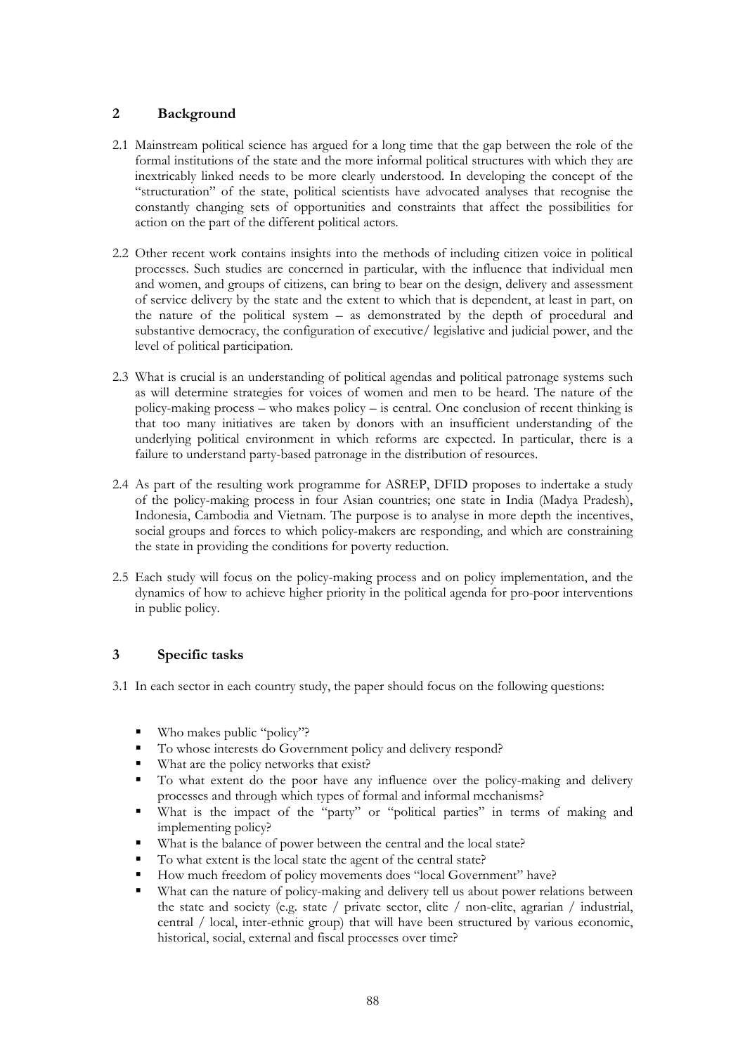## 2 Background

2.1 Mainstream political science has argued for a long time that the gap between the role of the formal institutions of the state and the more informal political structures with which they are inextricably linked needs to be more clearly understood. In developing the concept of the "structuration" of the state, political scientists have advocated analyses that recognise the constantly changing sets of opportunities and constraints that affect the possibilities for action on the part of the different political actors.

2.2 Other recent work contains insights into the methods of including citizen voice in political processes. Such studies are concerned in particular, with the influence that individual men and women, and groups of citizens, can bring to bear on the design, delivery and assessment of service delivery by the state and the extent to which that is dependent, at least in part, on the nature of the political system – as demonstrated by the depth of procedural and substantive democracy, the configuration of executive/ legislative and judicial power, and the level of political participation.

2.3 What is crucial is an understanding of political agendas and political patronage systems such as will determine strategies for voices of women and men to be heard. The nature of the policy-making process – who makes policy – is central. One conclusion of recent thinking is that too many initiatives are taken by donors with an insufficient understanding of the underlying political environment in which reforms are expected. In particular, there is a failure to understand party-based patronage in the distribution of resources.

2.4 As part of the resulting work programme for ASREP, DFID proposes to indertake a study of the policy-making process in four Asian countries; one state in India (Madya Pradesh), Indonesia, Cambodia and Vietnam. The purpose is to analyse in more depth the incentives, social groups and forces to which policy-makers are responding, and which are constraining the state in providing the conditions for poverty reduction.

2.5 Each study will focus on the policy-making process and on policy implementation, and the dynamics of how to achieve higher priority in the political agenda for pro-poor interventions in public policy.

## 3 Specific tasks

3.1 In each sector in each country study, the paper should focus on the following questions:

- Who makes public "policy"?
- To whose interests do Government policy and delivery respond?
- What are the policy networks that exist?
- To what extent do the poor have any influence over the policy-making and delivery processes and through which types of formal and informal mechanisms?
- What is the impact of the "party" or "political parties" in terms of making and implementing policy?
- What is the balance of power between the central and the local state?
- To what extent is the local state the agent of the central state?
- How much freedom of policy movements does "local Government" have?
- What can the nature of policy-making and delivery tell us about power relations between the state and society (e.g. state / private sector, elite / non-elite, agrarian / industrial, central / local, inter-ethnic group) that will have been structured by various economic, historical, social, external and fiscal processes over time?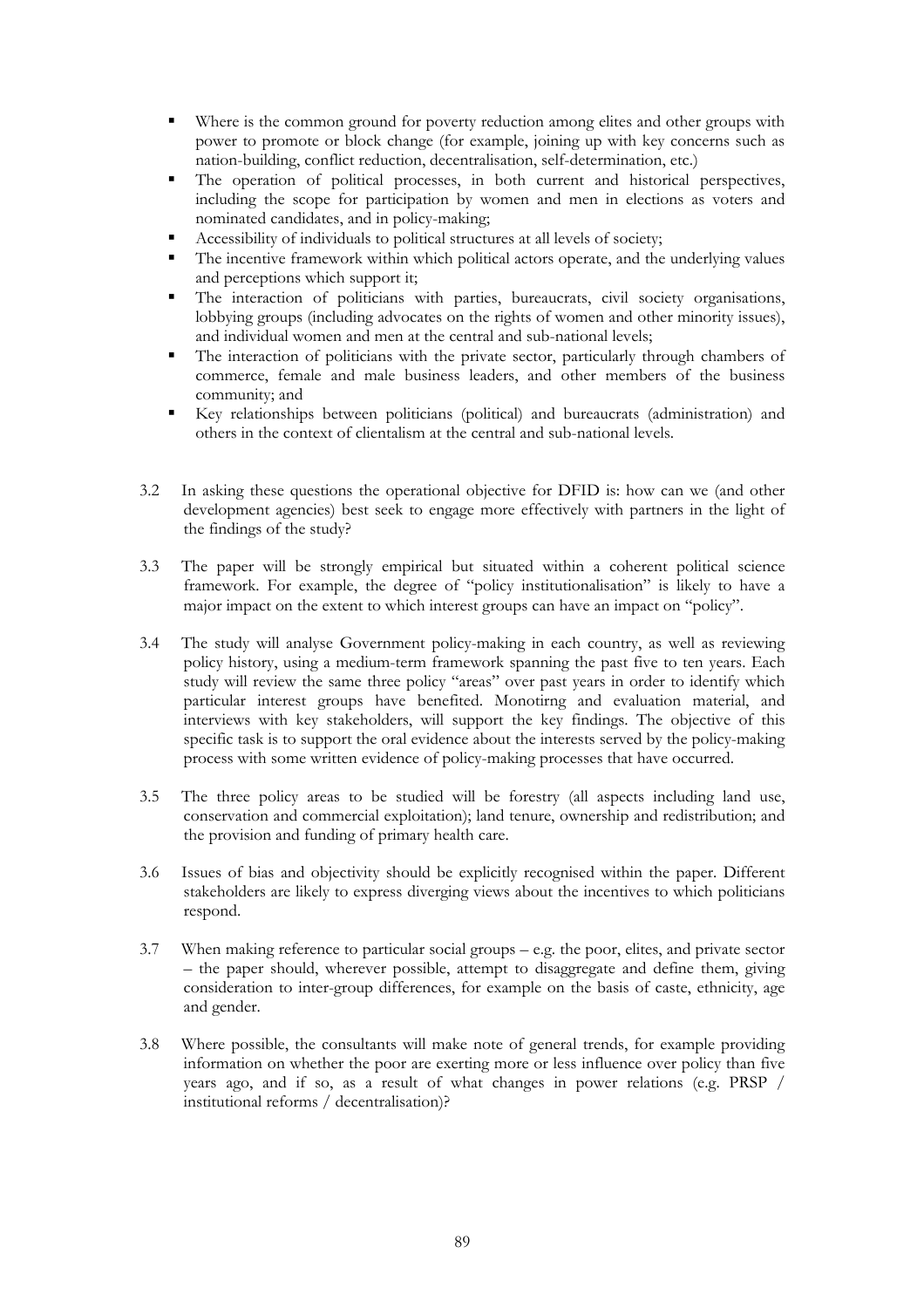- Where is the common ground for poverty reduction among elites and other groups with power to promote or block change (for example, joining up with key concerns such as nation-building, conflict reduction, decentralisation, self-determination, etc.)
- The operation of political processes, in both current and historical perspectives, including the scope for participation by women and men in elections as voters and nominated candidates, and in policy-making;
- Accessibility of individuals to political structures at all levels of society;
- The incentive framework within which political actors operate, and the underlying values and perceptions which support it;
- The interaction of politicians with parties, bureaucrats, civil society organisations, lobbying groups (including advocates on the rights of women and other minority issues), and individual women and men at the central and sub-national levels;
- The interaction of politicians with the private sector, particularly through chambers of commerce, female and male business leaders, and other members of the business community; and
- Key relationships between politicians (political) and bureaucrats (administration) and others in the context of clientalism at the central and sub-national levels.

3.2 In asking these questions the operational objective for DFID is: how can we (and other development agencies) best seek to engage more effectively with partners in the light of the findings of the study?

3.3 The paper will be strongly empirical but situated within a coherent political science framework. For example, the degree of "policy institutionalisation" is likely to have a major impact on the extent to which interest groups can have an impact on "policy".

3.4 The study will analyse Government policy-making in each country, as well as reviewing policy history, using a medium-term framework spanning the past five to ten years. Each study will review the same three policy "areas" over past years in order to identify which particular interest groups have benefited. Monotirng and evaluation material, and interviews with key stakeholders, will support the key findings. The objective of this specific task is to support the oral evidence about the interests served by the policy-making process with some written evidence of policy-making processes that have occurred.

3.5 The three policy areas to be studied will be forestry (all aspects including land use, conservation and commercial exploitation); land tenure, ownership and redistribution; and the provision and funding of primary health care.

3.6 Issues of bias and objectivity should be explicitly recognised within the paper. Different stakeholders are likely to express diverging views about the incentives to which politicians respond.

3.7 When making reference to particular social groups – e.g. the poor, elites, and private sector – the paper should, wherever possible, attempt to disaggregate and define them, giving consideration to inter-group differences, for example on the basis of caste, ethnicity, age and gender.

3.8 Where possible, the consultants will make note of general trends, for example providing information on whether the poor are exerting more or less influence over policy than five years ago, and if so, as a result of what changes in power relations (e.g. PRSP / institutional reforms / decentralisation)?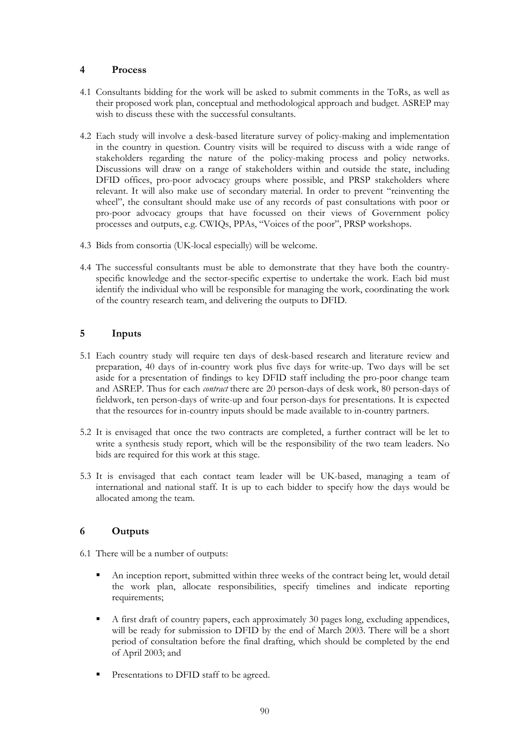## 4 Process

4.1 Consultants bidding for the work will be asked to submit comments in the ToRs, as well as their proposed work plan, conceptual and methodological approach and budget. ASREP may wish to discuss these with the successful consultants.

4.2 Each study will involve a desk-based literature survey of policy-making and implementation in the country in question. Country visits will be required to discuss with a wide range of stakeholders regarding the nature of the policy-making process and policy networks. Discussions will draw on a range of stakeholders within and outside the state, including DFID offices, pro-poor advocacy groups where possible, and PRSP stakeholders where relevant. It will also make use of secondary material. In order to prevent "reinventing the wheel", the consultant should make use of any records of past consultations with poor or pro-poor advocacy groups that have focussed on their views of Government policy processes and outputs, e.g. CWIQs, PPAs, "Voices of the poor", PRSP workshops.

4.3 Bids from consortia (UK-local especially) will be welcome.

4.4 The successful consultants must be able to demonstrate that they have both the country-specific knowledge and the sector-specific expertise to undertake the work. Each bid must identify the individual who will be responsible for managing the work, coordinating the work of the country research team, and delivering the outputs to DFID.

## 5 Inputs

5.1 Each country study will require ten days of desk-based research and literature review and preparation, 40 days of in-country work plus five days for write-up. Two days will be set aside for a presentation of findings to key DFID staff including the pro-poor change team and ASREP. Thus for each *contract* there are 20 person-days of desk work, 80 person-days of fieldwork, ten person-days of write-up and four person-days for presentations. It is expected that the resources for in-country inputs should be made available to in-country partners.

5.2 It is envisaged that once the two contracts are completed, a further contract will be let to write a synthesis study report, which will be the responsibility of the two team leaders. No bids are required for this work at this stage.

5.3 It is envisaged that each contact team leader will be UK-based, managing a team of international and national staff. It is up to each bidder to specify how the days would be allocated among the team.

## 6 Outputs

6.1 There will be a number of outputs:

- An inception report, submitted within three weeks of the contract being let, would detail the work plan, allocate responsibilities, specify timelines and indicate reporting requirements;
- A first draft of country papers, each approximately 30 pages long, excluding appendices, will be ready for submission to DFID by the end of March 2003. There will be a short period of consultation before the final drafting, which should be completed by the end of April 2003; and
- Presentations to DFID staff to be agreed.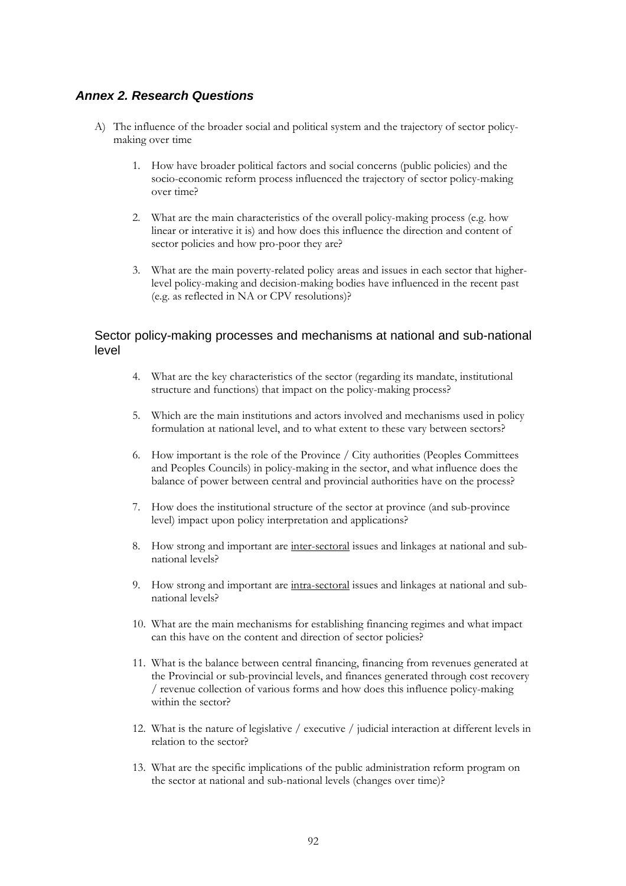## *Annex 2. Research Questions*

A) The influence of the broader social and political system and the trajectory of sector policy-making over time

1. How have broader political factors and social concerns (public policies) and the socio-economic reform process influenced the trajectory of sector policy-making over time?

2. What are the main characteristics of the overall policy-making process (e.g. how linear or interative it is) and how does this influence the direction and content of sector policies and how pro-poor they are?

3. What are the main poverty-related policy areas and issues in each sector that higher-level policy-making and decision-making bodies have influenced in the recent past (e.g. as reflected in NA or CPV resolutions)?

### Sector policy-making processes and mechanisms at national and sub-national level

4. What are the key characteristics of the sector (regarding its mandate, institutional structure and functions) that impact on the policy-making process?

5. Which are the main institutions and actors involved and mechanisms used in policy formulation at national level, and to what extent to these vary between sectors?

6. How important is the role of the Province / City authorities (Peoples Committees and Peoples Councils) in policy-making in the sector, and what influence does the balance of power between central and provincial authorities have on the process?

7. How does the institutional structure of the sector at province (and sub-province level) impact upon policy interpretation and applications?

8. How strong and important are <u>inter-sectoral</u> issues and linkages at national and sub-national levels?

9. How strong and important are <u>intra-sectoral</u> issues and linkages at national and sub-national levels?

10. What are the main mechanisms for establishing financing regimes and what impact can this have on the content and direction of sector policies?

11. What is the balance between central financing, financing from revenues generated at the Provincial or sub-provincial levels, and finances generated through cost recovery / revenue collection of various forms and how does this influence policy-making within the sector?

12. What is the nature of legislative / executive / judicial interaction at different levels in relation to the sector?

13. What are the specific implications of the public administration reform program on the sector at national and sub-national levels (changes over time)?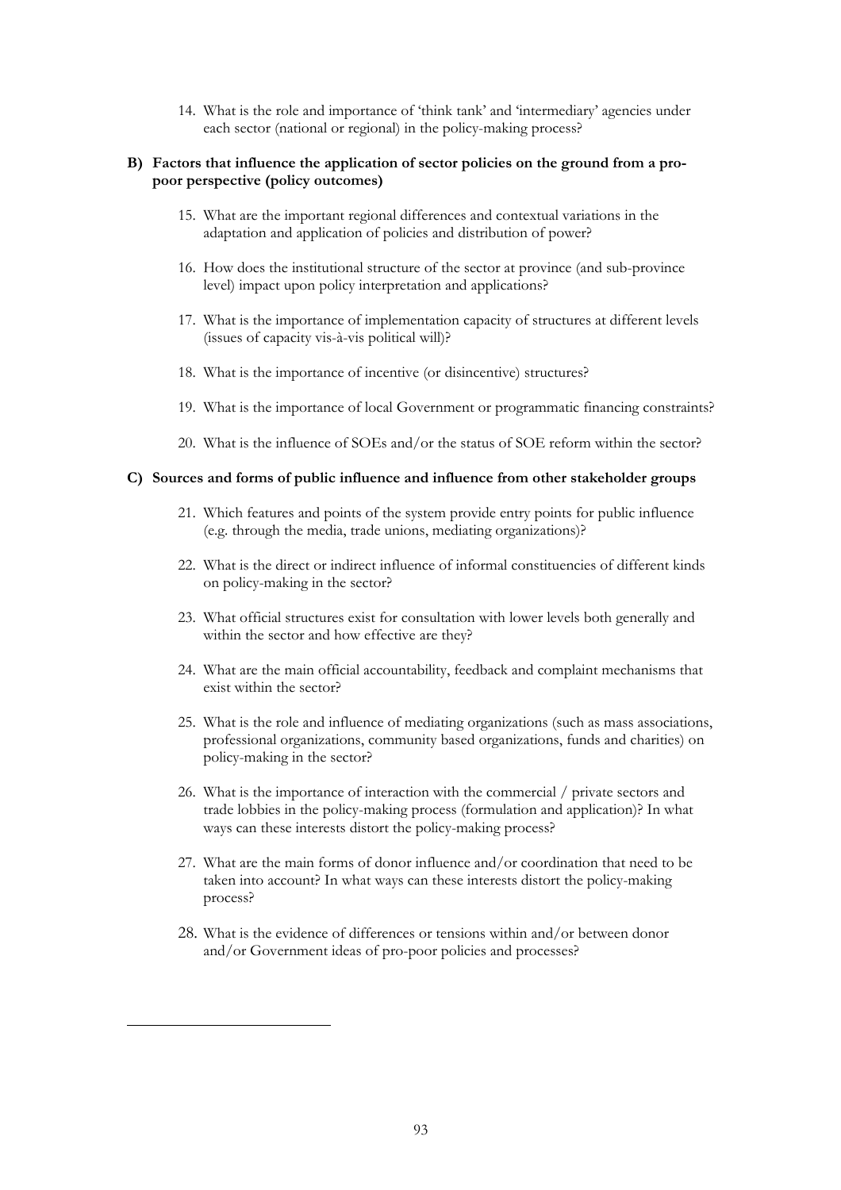14. What is the role and importance of 'think tank' and 'intermediary' agencies under each sector (national or regional) in the policy-making process?

**B) Factors that influence the application of sector policies on the ground from a pro-poor perspective (policy outcomes)**

15. What are the important regional differences and contextual variations in the adaptation and application of policies and distribution of power?

16. How does the institutional structure of the sector at province (and sub-province level) impact upon policy interpretation and applications?

17. What is the importance of implementation capacity of structures at different levels (issues of capacity vis-à-vis political will)?

18. What is the importance of incentive (or disincentive) structures?

19. What is the importance of local Government or programmatic financing constraints?

20. What is the influence of SOEs and/or the status of SOE reform within the sector?

**C) Sources and forms of public influence and influence from other stakeholder groups**

21. Which features and points of the system provide entry points for public influence (e.g. through the media, trade unions, mediating organizations)?

22. What is the direct or indirect influence of informal constituencies of different kinds on policy-making in the sector?

23. What official structures exist for consultation with lower levels both generally and within the sector and how effective are they?

24. What are the main official accountability, feedback and complaint mechanisms that exist within the sector?

25. What is the role and influence of mediating organizations (such as mass associations, professional organizations, community based organizations, funds and charities) on policy-making in the sector?

26. What is the importance of interaction with the commercial / private sectors and trade lobbies in the policy-making process (formulation and application)? In what ways can these interests distort the policy-making process?

27. What are the main forms of donor influence and/or coordination that need to be taken into account? In what ways can these interests distort the policy-making process?

28. What is the evidence of differences or tensions within and/or between donor and/or Government ideas of pro-poor policies and processes?